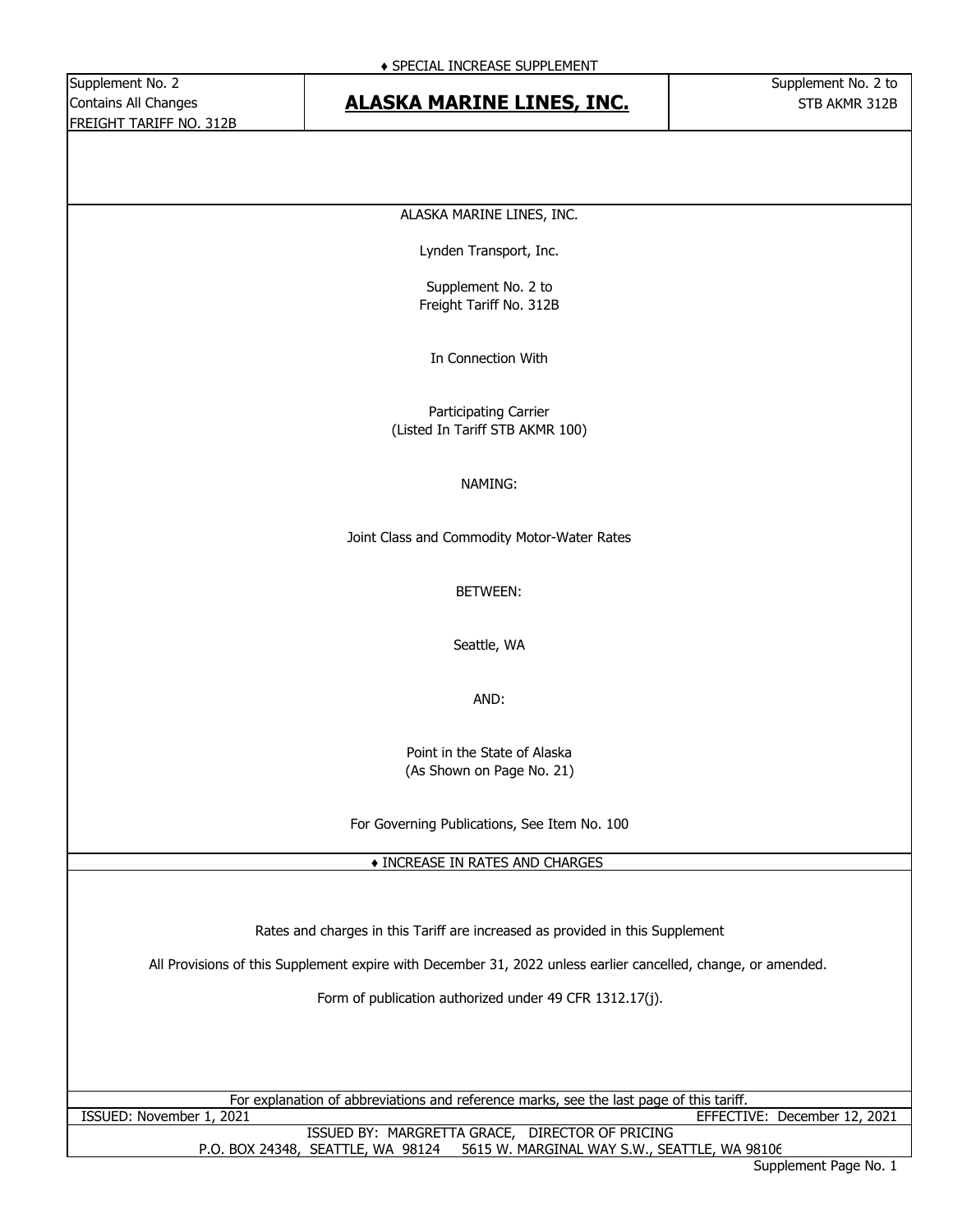♦ SPECIAL INCREASE SUPPLEMENT

| Supplement No. 2<br>Contains All Changes<br>FREIGHT TARIFF NO. 312B | **ALASKA MARINE LINES, INC.** | Supplement No. 2 to<br>STB AKMR 312B |
|---|---|---|

ALASKA MARINE LINES, INC.

Lynden Transport, Inc.

Supplement No. 2 to
Freight Tariff No. 312B

In Connection With

Participating Carrier
(Listed In Tariff STB AKMR 100)

NAMING:

Joint Class and Commodity Motor-Water Rates

BETWEEN:

Seattle, WA

AND:

Point in the State of Alaska
(As Shown on Page No. 21)

For Governing Publications, See Item No. 100

♦ INCREASE IN RATES AND CHARGES

Rates and charges in this Tariff are increased as provided in this Supplement

All Provisions of this Supplement expire with December 31, 2022 unless earlier cancelled, change, or amended.

Form of publication authorized under 49 CFR 1312.17(j).

For explanation of abbreviations and reference marks, see the last page of this tariff.

ISSUED: November 1, 2021 — EFFECTIVE: December 12, 2021

ISSUED BY: MARGRETTA GRACE, DIRECTOR OF PRICING
P.O. BOX 24348, SEATTLE, WA 98124 5615 W. MARGINAL WAY S.W., SEATTLE, WA 98106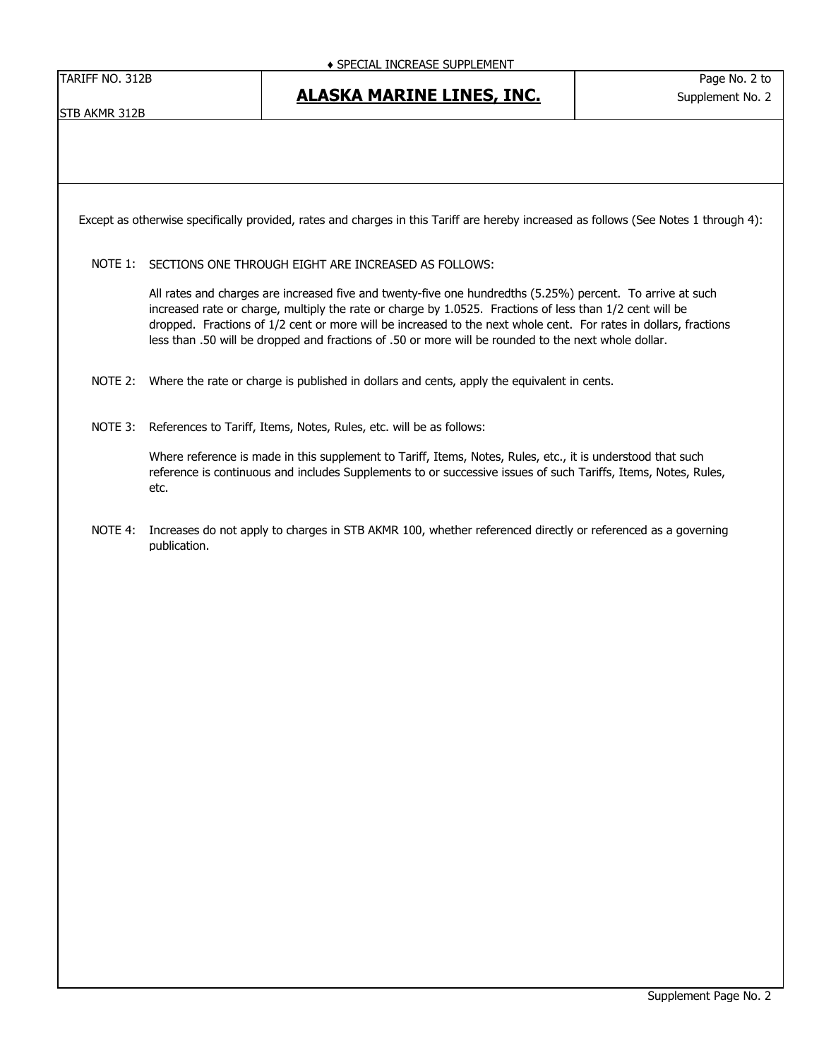♦ SPECIAL INCREASE SUPPLEMENT

| TARIFF NO. 312B<br>STB AKMR 312B | **ALASKA MARINE LINES, INC.** | Page No. 2 to<br>Supplement No. 2 |
| --- | --- | --- |

Except as otherwise specifically provided, rates and charges in this Tariff are hereby increased as follows (See Notes 1 through 4):

NOTE 1: SECTIONS ONE THROUGH EIGHT ARE INCREASED AS FOLLOWS:

All rates and charges are increased five and twenty-five one hundredths (5.25%) percent. To arrive at such increased rate or charge, multiply the rate or charge by 1.0525. Fractions of less than 1/2 cent will be dropped. Fractions of 1/2 cent or more will be increased to the next whole cent. For rates in dollars, fractions less than .50 will be dropped and fractions of .50 or more will be rounded to the next whole dollar.

NOTE 2: Where the rate or charge is published in dollars and cents, apply the equivalent in cents.

NOTE 3: References to Tariff, Items, Notes, Rules, etc. will be as follows:

Where reference is made in this supplement to Tariff, Items, Notes, Rules, etc., it is understood that such reference is continuous and includes Supplements to or successive issues of such Tariffs, Items, Notes, Rules, etc.

NOTE 4: Increases do not apply to charges in STB AKMR 100, whether referenced directly or referenced as a governing publication.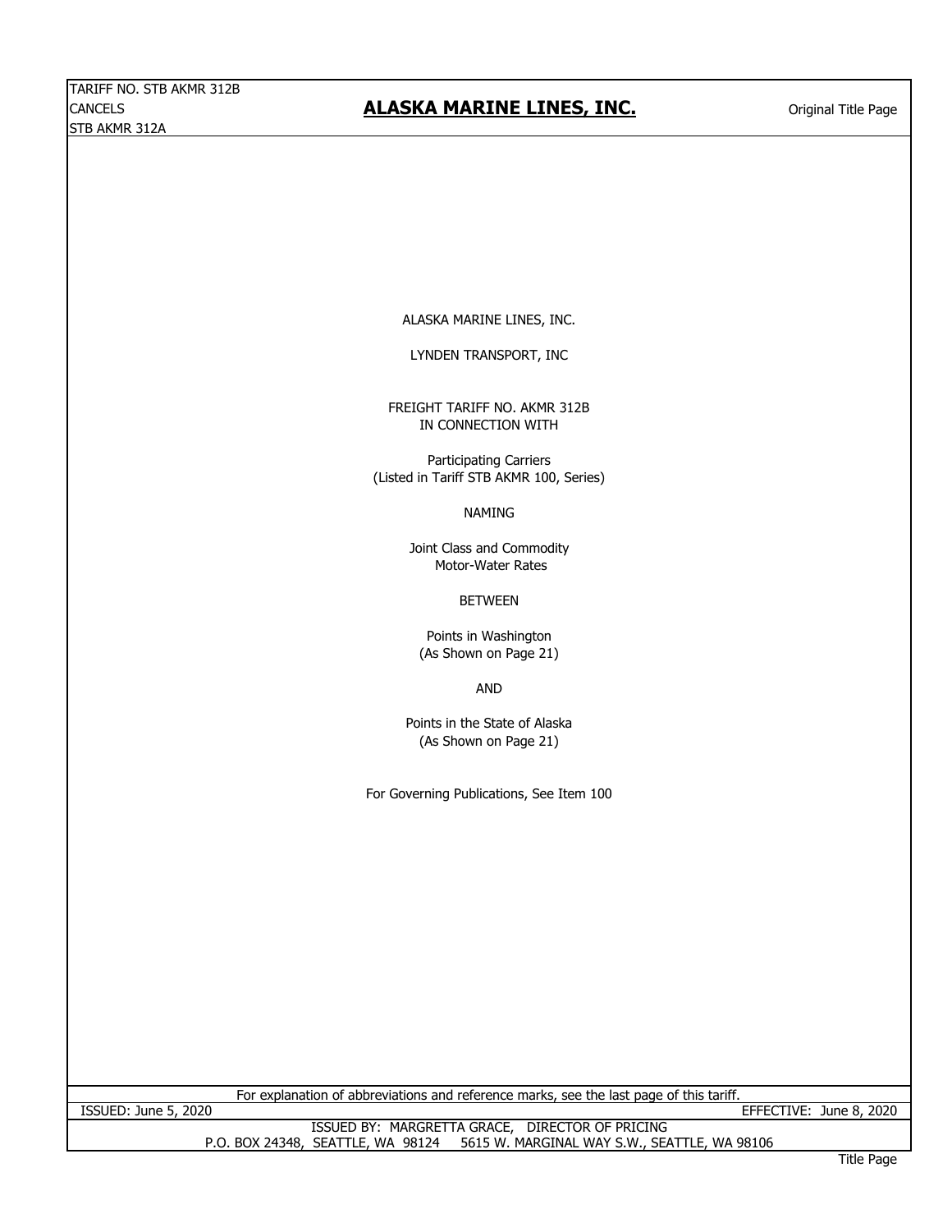TARIFF NO. STB AKMR 312B
CANCELS
STB AKMR 312A

# ALASKA MARINE LINES, INC.

Original Title Page

ALASKA MARINE LINES, INC.

LYNDEN TRANSPORT, INC

FREIGHT TARIFF NO. AKMR 312B
IN CONNECTION WITH

Participating Carriers
(Listed in Tariff STB AKMR 100, Series)

NAMING

Joint Class and Commodity
Motor-Water Rates

BETWEEN

Points in Washington
(As Shown on Page 21)

AND

Points in the State of Alaska
(As Shown on Page 21)

For Governing Publications, See Item 100

For explanation of abbreviations and reference marks, see the last page of this tariff.

ISSUED: June 5, 2020

EFFECTIVE: June 8, 2020

ISSUED BY: MARGRETTA GRACE, DIRECTOR OF PRICING
P.O. BOX 24348, SEATTLE, WA 98124 5615 W. MARGINAL WAY S.W., SEATTLE, WA 98106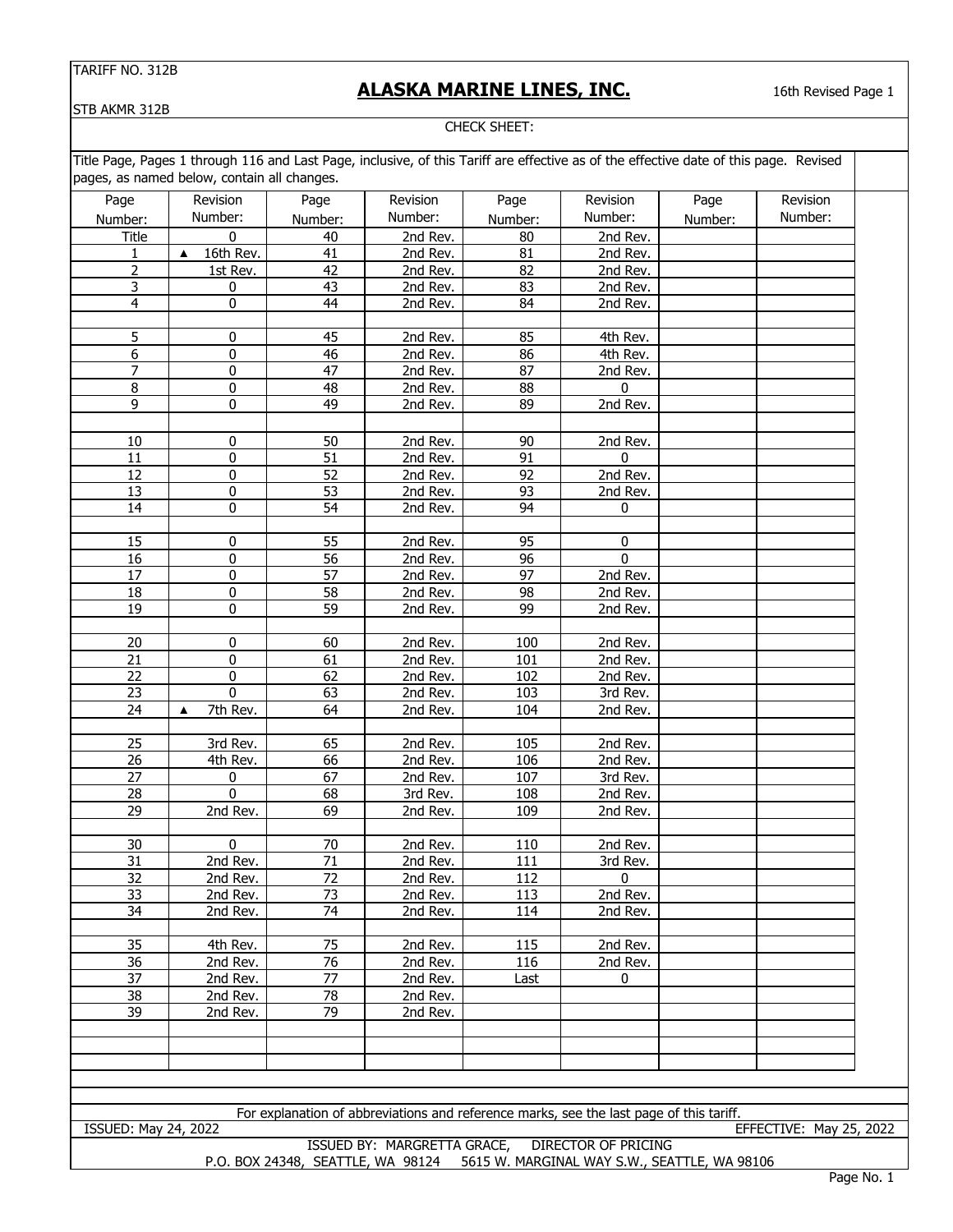TARIFF NO. 312B

STB AKMR 312B

# ALASKA MARINE LINES, INC.

16th Revised Page 1

CHECK SHEET:

Title Page, Pages 1 through 116 and Last Page, inclusive, of this Tariff are effective as of the effective date of this page. Revised pages, as named below, contain all changes.

| Page Number: | Revision Number: | Page Number: | Revision Number: | Page Number: | Revision Number: | Page Number: | Revision Number: |
|---|---|---|---|---|---|---|---|
| Title | 0 | 40 | 2nd Rev. | 80 | 2nd Rev. | | |
| 1 | ▲ 16th Rev. | 41 | 2nd Rev. | 81 | 2nd Rev. | | |
| 2 | 1st Rev. | 42 | 2nd Rev. | 82 | 2nd Rev. | | |
| 3 | 0 | 43 | 2nd Rev. | 83 | 2nd Rev. | | |
| 4 | 0 | 44 | 2nd Rev. | 84 | 2nd Rev. | | |
| 5 | 0 | 45 | 2nd Rev. | 85 | 4th Rev. | | |
| 6 | 0 | 46 | 2nd Rev. | 86 | 4th Rev. | | |
| 7 | 0 | 47 | 2nd Rev. | 87 | 2nd Rev. | | |
| 8 | 0 | 48 | 2nd Rev. | 88 | 0 | | |
| 9 | 0 | 49 | 2nd Rev. | 89 | 2nd Rev. | | |
| 10 | 0 | 50 | 2nd Rev. | 90 | 2nd Rev. | | |
| 11 | 0 | 51 | 2nd Rev. | 91 | 0 | | |
| 12 | 0 | 52 | 2nd Rev. | 92 | 2nd Rev. | | |
| 13 | 0 | 53 | 2nd Rev. | 93 | 2nd Rev. | | |
| 14 | 0 | 54 | 2nd Rev. | 94 | 0 | | |
| 15 | 0 | 55 | 2nd Rev. | 95 | 0 | | |
| 16 | 0 | 56 | 2nd Rev. | 96 | 0 | | |
| 17 | 0 | 57 | 2nd Rev. | 97 | 2nd Rev. | | |
| 18 | 0 | 58 | 2nd Rev. | 98 | 2nd Rev. | | |
| 19 | 0 | 59 | 2nd Rev. | 99 | 2nd Rev. | | |
| 20 | 0 | 60 | 2nd Rev. | 100 | 2nd Rev. | | |
| 21 | 0 | 61 | 2nd Rev. | 101 | 2nd Rev. | | |
| 22 | 0 | 62 | 2nd Rev. | 102 | 2nd Rev. | | |
| 23 | 0 | 63 | 2nd Rev. | 103 | 3rd Rev. | | |
| 24 | ▲ 7th Rev. | 64 | 2nd Rev. | 104 | 2nd Rev. | | |
| 25 | 3rd Rev. | 65 | 2nd Rev. | 105 | 2nd Rev. | | |
| 26 | 4th Rev. | 66 | 2nd Rev. | 106 | 2nd Rev. | | |
| 27 | 0 | 67 | 2nd Rev. | 107 | 3rd Rev. | | |
| 28 | 0 | 68 | 3rd Rev. | 108 | 2nd Rev. | | |
| 29 | 2nd Rev. | 69 | 2nd Rev. | 109 | 2nd Rev. | | |
| 30 | 0 | 70 | 2nd Rev. | 110 | 2nd Rev. | | |
| 31 | 2nd Rev. | 71 | 2nd Rev. | 111 | 3rd Rev. | | |
| 32 | 2nd Rev. | 72 | 2nd Rev. | 112 | 0 | | |
| 33 | 2nd Rev. | 73 | 2nd Rev. | 113 | 2nd Rev. | | |
| 34 | 2nd Rev. | 74 | 2nd Rev. | 114 | 2nd Rev. | | |
| 35 | 4th Rev. | 75 | 2nd Rev. | 115 | 2nd Rev. | | |
| 36 | 2nd Rev. | 76 | 2nd Rev. | 116 | 2nd Rev. | | |
| 37 | 2nd Rev. | 77 | 2nd Rev. | Last | 0 | | |
| 38 | 2nd Rev. | 78 | 2nd Rev. | | | | |
| 39 | 2nd Rev. | 79 | 2nd Rev. | | | | |

For explanation of abbreviations and reference marks, see the last page of this tariff.

ISSUED: May 24, 2022 EFFECTIVE: May 25, 2022

ISSUED BY: MARGRETTA GRACE, DIRECTOR OF PRICING

P.O. BOX 24348, SEATTLE, WA 98124 5615 W. MARGINAL WAY S.W., SEATTLE, WA 98106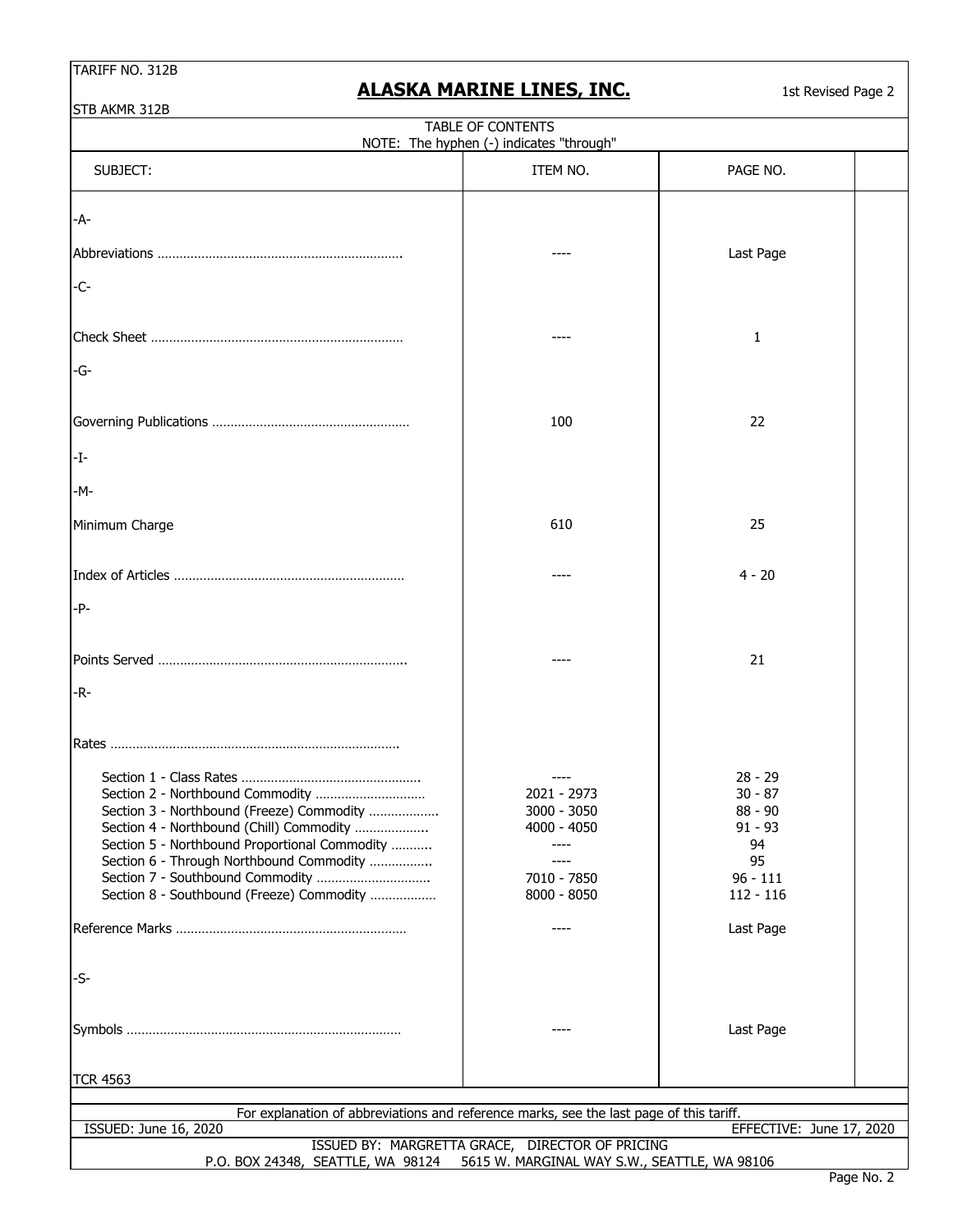TARIFF NO. 312B

STB AKMR 312B

# ALASKA MARINE LINES, INC.

1st Revised Page 2

## TABLE OF CONTENTS

NOTE: The hyphen (-) indicates "through"

| SUBJECT: | ITEM NO. | PAGE NO. |
|---|---|---|
| -A- | | |
| Abbreviations ........ | ---- | Last Page |
| -C- | | |
| Check Sheet ........ | ---- | 1 |
| -G- | | |
| Governing Publications ........ | 100 | 22 |
| -I- | | |
| -M- | | |
| Minimum Charge | 610 | 25 |
| Index of Articles ........ | ---- | 4 - 20 |
| -P- | | |
| Points Served ........ | ---- | 21 |
| -R- | | |
| Rates ........ | | |
| Section 1 - Class Rates ........ | ---- | 28 - 29 |
| Section 2 - Northbound Commodity ........ | 2021 - 2973 | 30 - 87 |
| Section 3 - Northbound (Freeze) Commodity ........ | 3000 - 3050 | 88 - 90 |
| Section 4 - Northbound (Chill) Commodity ........ | 4000 - 4050 | 91 - 93 |
| Section 5 - Northbound Proportional Commodity ........ | ---- | 94 |
| Section 6 - Through Northbound Commodity ........ | ---- | 95 |
| Section 7 - Southbound Commodity ........ | 7010 - 7850 | 96 - 111 |
| Section 8 - Southbound (Freeze) Commodity ........ | 8000 - 8050 | 112 - 116 |
| Reference Marks ........ | ---- | Last Page |
| -S- | | |
| Symbols ........ | ---- | Last Page |

TCR 4563

For explanation of abbreviations and reference marks, see the last page of this tariff.

ISSUED: June 16, 2020 EFFECTIVE: June 17, 2020

ISSUED BY: MARGRETTA GRACE, DIRECTOR OF PRICING

P.O. BOX 24348, SEATTLE, WA 98124 5615 W. MARGINAL WAY S.W., SEATTLE, WA 98106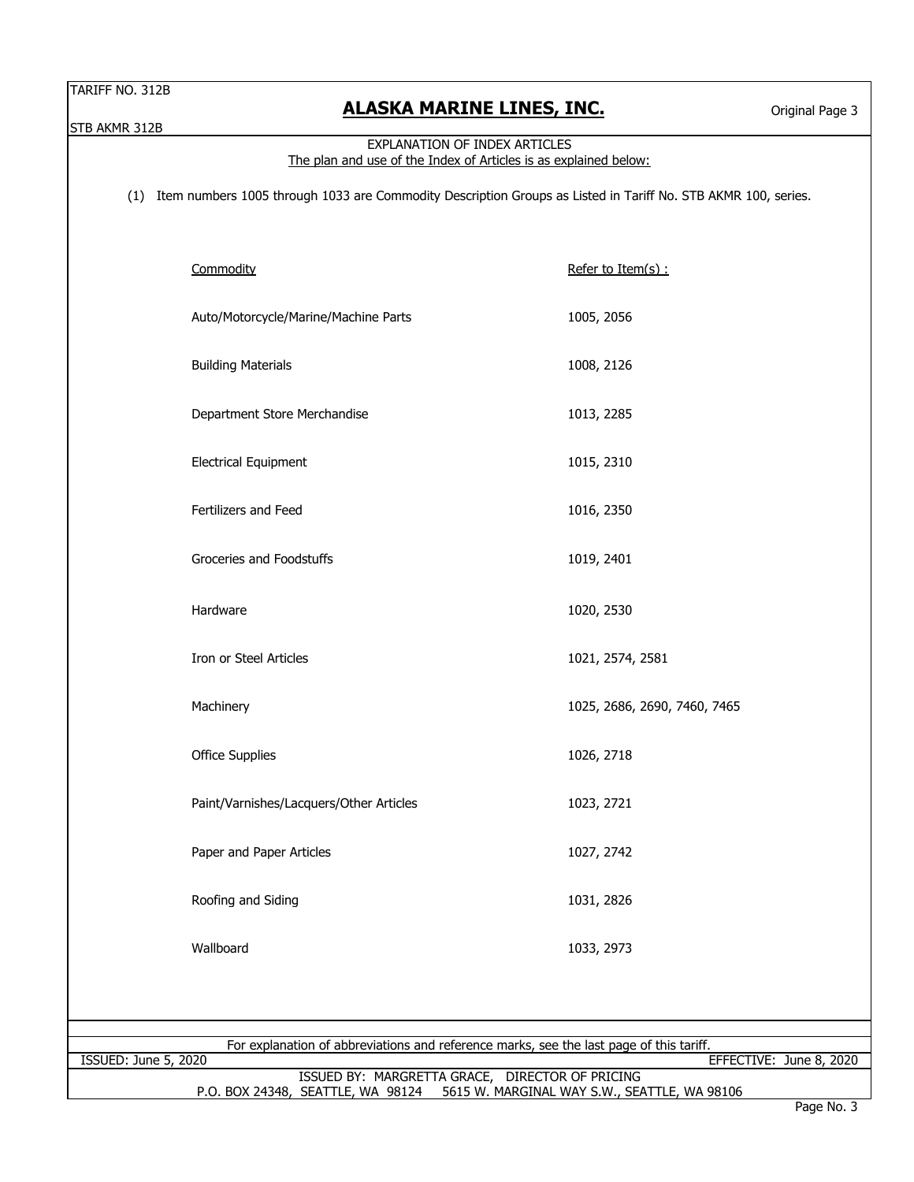## EXPLANATION OF INDEX ARTICLES

The plan and use of the Index of Articles is as explained below:

(1) Item numbers 1005 through 1033 are Commodity Description Groups as Listed in Tariff No. STB AKMR 100, series.

| Commodity | Refer to Item(s) : |
|---|---|
| Auto/Motorcycle/Marine/Machine Parts | 1005, 2056 |
| Building Materials | 1008, 2126 |
| Department Store Merchandise | 1013, 2285 |
| Electrical Equipment | 1015, 2310 |
| Fertilizers and Feed | 1016, 2350 |
| Groceries and Foodstuffs | 1019, 2401 |
| Hardware | 1020, 2530 |
| Iron or Steel Articles | 1021, 2574, 2581 |
| Machinery | 1025, 2686, 2690, 7460, 7465 |
| Office Supplies | 1026, 2718 |
| Paint/Varnishes/Lacquers/Other Articles | 1023, 2721 |
| Paper and Paper Articles | 1027, 2742 |
| Roofing and Siding | 1031, 2826 |
| Wallboard | 1033, 2973 |

For explanation of abbreviations and reference marks, see the last page of this tariff.

ISSUED: June 5, 2020 EFFECTIVE: June 8, 2020

ISSUED BY: MARGRETTA GRACE, DIRECTOR OF PRICING

P.O. BOX 24348, SEATTLE, WA 98124 5615 W. MARGINAL WAY S.W., SEATTLE, WA 98106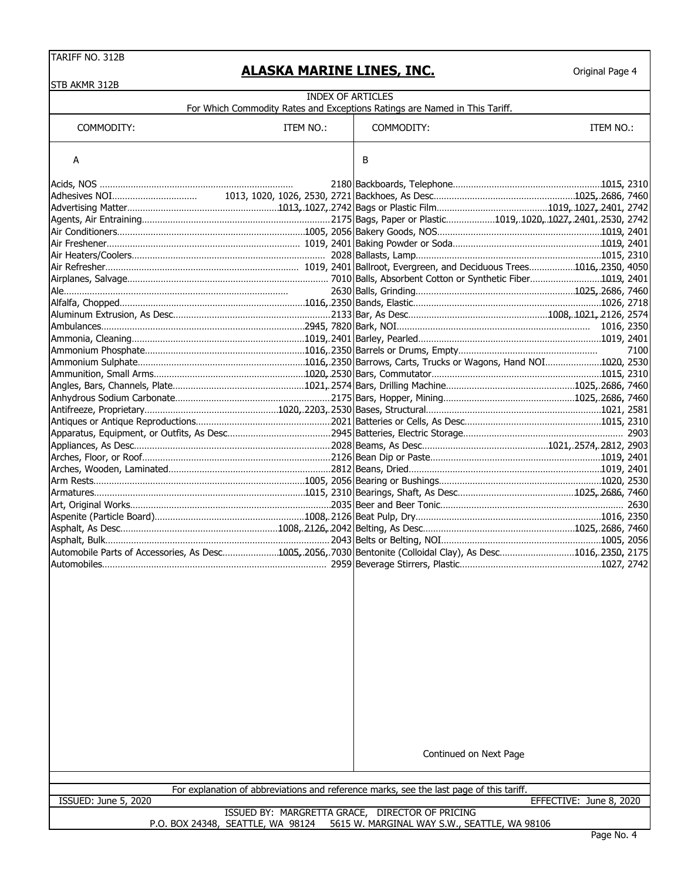TARIFF NO. 312B

STB AKMR 312B

# ALASKA MARINE LINES, INC.

Original Page 4

## INDEX OF ARTICLES

For Which Commodity Rates and Exceptions Ratings are Named in This Tariff.

| COMMODITY: | ITEM NO.: | COMMODITY: | ITEM NO.: |
|---|---|---|---|
| A | | B | |
| Acids, NOS | 2180 | Backboards, Telephone | 1015, 2310 |
| Adhesives NOI | 1013, 1020, 1026, 2530, 2721 | Backhoes, As Desc. | 1025, 2686, 7460 |
| Advertising Matter | 1013, 1027, 2742 | Bags or Plastic Film | 1019, 1027, 2401, 2742 |
| Agents, Air Entraining | 2175 | Bags, Paper or Plastic | 1019, 1020, 1027, 2401, 2530, 2742 |
| Air Conditioners | 1005, 2056 | Bakery Goods, NOS | 1019, 2401 |
| Air Freshener | 1019, 2401 | Baking Powder or Soda | 1019, 2401 |
| Air Heaters/Coolers | 2028 | Ballasts, Lamp | 1015, 2310 |
| Air Refresher | 1019, 2401 | Ballroot, Evergreen, and Deciduous Trees | 1016, 2350, 4050 |
| Airplanes, Salvage | 7010 | Balls, Absorbent Cotton or Synthetic Fiber | 1019, 2401 |
| Ale | 2630 | Balls, Grinding | 1025, 2686, 7460 |
| Alfalfa, Chopped | 1016, 2350 | Bands, Elastic | 1026, 2718 |
| Aluminum Extrusion, As Desc. | 2133 | Bar, As Desc. | 1008, 1021, 2126, 2574 |
| Ambulances | 2945, 7820 | Bark, NOI | 1016, 2350 |
| Ammonia, Cleaning | 1019, 2401 | Barley, Pearled | 1019, 2401 |
| Ammonium Phosphate | 1016, 2350 | Barrels or Drums, Empty | 7100 |
| Ammonium Sulphate | 1016, 2350 | Barrows, Carts, Trucks or Wagons, Hand NOI | 1020, 2530 |
| Ammunition, Small Arms | 1020, 2530 | Bars, Commutator | 1015, 2310 |
| Angles, Bars, Channels, Plate | 1021, 2574 | Bars, Drilling Machine | 1025, 2686, 7460 |
| Anhydrous Sodium Carbonate | 2175 | Bars, Hopper, Mining | 1025, 2686, 7460 |
| Antifreeze, Proprietary | 1020, 2203, 2530 | Bases, Structural | 1021, 2581 |
| Antiques or Antique Reproductions | 2021 | Batteries or Cells, As Desc. | 1015, 2310 |
| Apparatus, Equipment, or Outfits, As Desc. | 2945 | Batteries, Electric Storage | 2903 |
| Appliances, As Desc. | 2028 | Beams, As Desc. | 1021, 2574, 2812, 2903 |
| Arches, Floor, or Roof | 2126 | Bean Dip or Paste | 1019, 2401 |
| Arches, Wooden, Laminated | 2812 | Beans, Dried | 1019, 2401 |
| Arm Rests | 1005, 2056 | Bearing or Bushings | 1020, 2530 |
| Armatures | 1015, 2310 | Bearings, Shaft, As Desc. | 1025, 2686, 7460 |
| Art, Original Works | 2035 | Beer and Beer Tonic | 2630 |
| Aspenite (Particle Board) | 1008, 2126 | Beat Pulp, Dry | 1016, 2350 |
| Asphalt, As Desc. | 1008, 2126, 2042 | Belting, As Desc. | 1025, 2686, 7460 |
| Asphalt, Bulk | 2043 | Belts or Belting, NOI | 1005, 2056 |
| Automobile Parts of Accessories, As Desc. | 1005, 2056, 7030 | Bentonite (Colloidal Clay), As Desc. | 1016, 2350, 2175 |
| Automobiles | 2959 | Beverage Stirrers, Plastic | 1027, 2742 |

Continued on Next Page

For explanation of abbreviations and reference marks, see the last page of this tariff.

ISSUED: June 5, 2020 EFFECTIVE: June 8, 2020

ISSUED BY: MARGRETTA GRACE, DIRECTOR OF PRICING

P.O. BOX 24348, SEATTLE, WA 98124 5615 W. MARGINAL WAY S.W., SEATTLE, WA 98106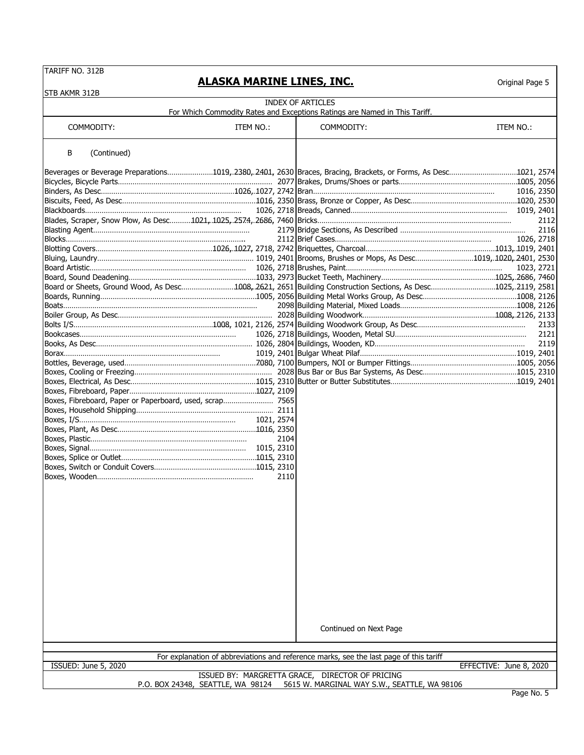TARIFF NO. 312B
STB AKMR 312B

## ALASKA MARINE LINES, INC.

Original Page 5

### INDEX OF ARTICLES

For Which Commodity Rates and Exceptions Ratings are Named in This Tariff.

B (Continued)

| COMMODITY: | ITEM NO.: |
|---|---|
| Beverages or Beverage Preparations | 1019, 2380, 2401, 2630 |
| Bicycles, Bicycle Parts | 2077 |
| Binders, As Desc | 1026, 1027, 2742 |
| Biscuits, Feed, As Desc | 1016, 2350 |
| Blackboards | 1026, 2718 |
| Blades, Scraper, Snow Plow, As Desc | 1021, 1025, 2574, 2686, 7460 |
| Blasting Agent | 2179 |
| Blocks | 2112 |
| Blotting Covers | 1026, 1027, 2718, 2742 |
| Bluing, Laundry | 1019, 2401 |
| Board Artistic | 1026, 2718 |
| Board, Sound Deadening | 1033, 2973 |
| Board or Sheets, Ground Wood, As Desc | 1008, 2621, 2651 |
| Boards, Running | 1005, 2056 |
| Boats | 2098 |
| Boiler Group, As Desc | 2028 |
| Bolts I/S | 1008, 1021, 2126, 2574 |
| Bookcases | 1026, 2718 |
| Books, As Desc | 1026, 2804 |
| Borax | 1019, 2401 |
| Bottles, Beverage, used | 7080, 7100 |
| Boxes, Cooling or Freezing | 2028 |
| Boxes, Electrical, As Desc | 1015, 2310 |
| Boxes, Fibreboard, Paper | 1027, 2109 |
| Boxes, Fibreboard, Paper or Paperboard, used, scrap | 7565 |
| Boxes, Household Shipping | 2111 |
| Boxes, I/S | 1021, 2574 |
| Boxes, Plant, As Desc | 1016, 2350 |
| Boxes, Plastic | 2104 |
| Boxes, Signal | 1015, 2310 |
| Boxes, Splice or Outlet | 1015, 2310 |
| Boxes, Switch or Conduit Covers | 1015, 2310 |
| Boxes, Wooden | 2110 |
| Braces, Bracing, Brackets, or Forms, As Desc | 1021, 2574 |
| Brakes, Drums/Shoes or parts | 1005, 2056 |
| Bran | 1016, 2350 |
| Brass, Bronze or Copper, As Desc | 1020, 2530 |
| Breads, Canned | 1019, 2401 |
| Bricks | 2112 |
| Bridge Sections, As Described | 2116 |
| Brief Cases | 1026, 2718 |
| Briquettes, Charcoal | 1013, 1019, 2401 |
| Brooms, Brushes or Mops, As Desc | 1019, 1020, 2401, 2530 |
| Brushes, Paint | 1023, 2721 |
| Bucket Teeth, Machinery | 1025, 2686, 7460 |
| Building Construction Sections, As Desc | 1025, 2119, 2581 |
| Building Metal Works Group, As Desc | 1008, 2126 |
| Building Material, Mixed Loads | 1008, 2126 |
| Building Woodwork | 1008, 2126, 2133 |
| Building Woodwork Group, As Desc | 2133 |
| Buildings, Wooden, Metal SU | 2121 |
| Buildings, Wooden, KD | 2119 |
| Bulgar Wheat Pilaf | 1019, 2401 |
| Bumpers, NOI or Bumper Fittings | 1005, 2056 |
| Bus Bar or Bus Bar Systems, As Desc | 1015, 2310 |
| Butter or Butter Substitutes | 1019, 2401 |

Continued on Next Page

For explanation of abbreviations and reference marks, see the last page of this tariff

ISSUED: June 5, 2020 EFFECTIVE: June 8, 2020

ISSUED BY: MARGRETTA GRACE, DIRECTOR OF PRICING
P.O. BOX 24348, SEATTLE, WA 98124 5615 W. MARGINAL WAY S.W., SEATTLE, WA 98106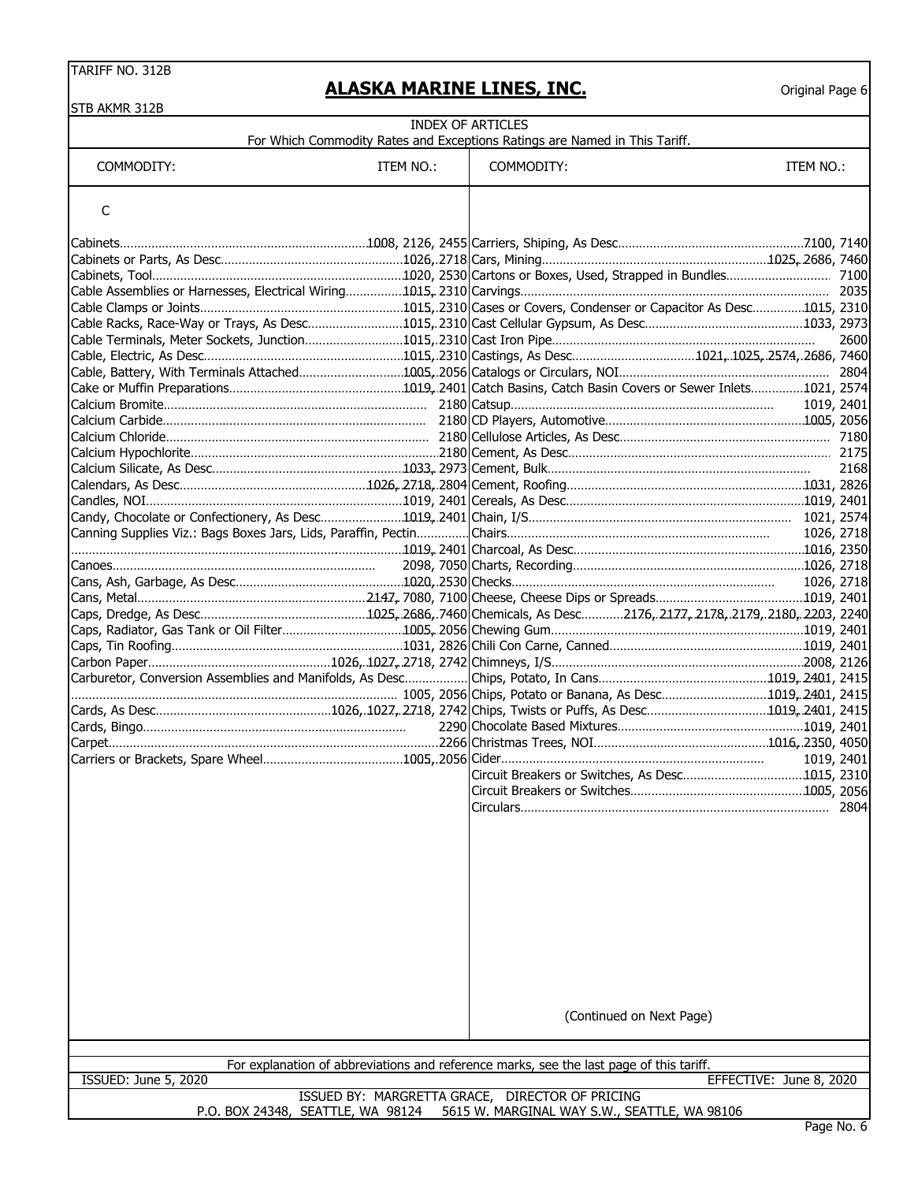TARIFF NO. 312B

STB AKMR 312B

## ALASKA MARINE LINES, INC.

Original Page 6

### INDEX OF ARTICLES

For Which Commodity Rates and Exceptions Ratings are Named in This Tariff.

| COMMODITY: | ITEM NO.: |
|---|---|
| **C** | |
| Cabinets | 1008, 2126, 2455 |
| Cabinets or Parts, As Desc. | 1026, 2718 |
| Cabinets, Tool | 1020, 2530 |
| Cable Assemblies or Harnesses, Electrical Wiring | 1015, 2310 |
| Cable Clamps or Joints | 1015, 2310 |
| Cable Racks, Race-Way or Trays, As Desc. | 1015, 2310 |
| Cable Terminals, Meter Sockets, Junction | 1015, 2310 |
| Cable, Electric, As Desc. | 1015, 2310 |
| Cable, Battery, With Terminals Attached | 1005, 2056 |
| Cake or Muffin Preparations | 1019, 2401 |
| Calcium Bromite | 2180 |
| Calcium Carbide | 2180 |
| Calcium Chloride | 2180 |
| Calcium Hypochlorite | 2180 |
| Calcium Silicate, As Desc. | 1033, 2973 |
| Calendars, As Desc. | 1026, 2718, 2804 |
| Candles, NOI | 1019, 2401 |
| Candy, Chocolate or Confectionery, As Desc. | 1019, 2401 |
| Canning Supplies Viz.: Bags Boxes Jars, Lids, Paraffin, Pectin | 1019, 2401 |
| Canoes | 2098, 7050 |
| Cans, Ash, Garbage, As Desc. | 1020, 2530 |
| Cans, Metal | 2147, 7080, 7100 |
| Caps, Dredge, As Desc. | 1025, 2686, 7460 |
| Caps, Radiator, Gas Tank or Oil Filter | 1005, 2056 |
| Caps, Tin Roofing | 1031, 2826 |
| Carbon Paper | 1026, 1027, 2718, 2742 |
| Carburetor, Conversion Assemblies and Manifolds, As Desc. | 1005, 2056 |
| Cards, As Desc. | 1026, 1027, 2718, 2742 |
| Cards, Bingo | 2290 |
| Carpet | 2266 |
| Carriers or Brackets, Spare Wheel | 1005, 2056 |
| Carriers, Shiping, As Desc. | 7100, 7140 |
| Cars, Mining | 1025, 2686, 7460 |
| Cartons or Boxes, Used, Strapped in Bundles | 7100 |
| Carvings | 2035 |
| Cases or Covers, Condenser or Capacitor As Desc. | 1015, 2310 |
| Cast Cellular Gypsum, As Desc. | 1033, 2973 |
| Cast Iron Pipe | 2600 |
| Castings, As Desc. | 1021, 1025, 2574, 2686, 7460 |
| Catalogs or Circulars, NOI | 2804 |
| Catch Basins, Catch Basin Covers or Sewer Inlets | 1021, 2574 |
| Catsup | 1019, 2401 |
| CD Players, Automotive | 1005, 2056 |
| Cellulose Articles, As Desc. | 7180 |
| Cement, As Desc. | 2175 |
| Cement, Bulk | 2168 |
| Cement, Roofing | 1031, 2826 |
| Cereals, As Desc. | 1019, 2401 |
| Chain, I/S | 1021, 2574 |
| Chairs | 1026, 2718 |
| Charcoal, As Desc. | 1016, 2350 |
| Charts, Recording | 1026, 2718 |
| Checks | 1026, 2718 |
| Cheese, Cheese Dips or Spreads | 1019, 2401 |
| Chemicals, As Desc. | 2176, 2177, 2178, 2179, 2180, 2203, 2240 |
| Chewing Gum | 1019, 2401 |
| Chili Con Carne, Canned | 1019, 2401 |
| Chimneys, I/S | 2008, 2126 |
| Chips, Potato, In Cans | 1019, 2401, 2415 |
| Chips, Potato or Banana, As Desc. | 1019, 2401, 2415 |
| Chips, Twists or Puffs, As Desc. | 1019, 2401, 2415 |
| Chocolate Based Mixtures | 1019, 2401 |
| Christmas Trees, NOI | 1016, 2350, 4050 |
| Cider | 1019, 2401 |
| Circuit Breakers or Switches, As Desc. | 1015, 2310 |
| Circuit Breakers or Switches | 1005, 2056 |
| Circulars | 2804 |

(Continued on Next Page)

For explanation of abbreviations and reference marks, see the last page of this tariff.

ISSUED: June 5, 2020 — EFFECTIVE: June 8, 2020

ISSUED BY: MARGRETTA GRACE, DIRECTOR OF PRICING
P.O. BOX 24348, SEATTLE, WA 98124 5615 W. MARGINAL WAY S.W., SEATTLE, WA 98106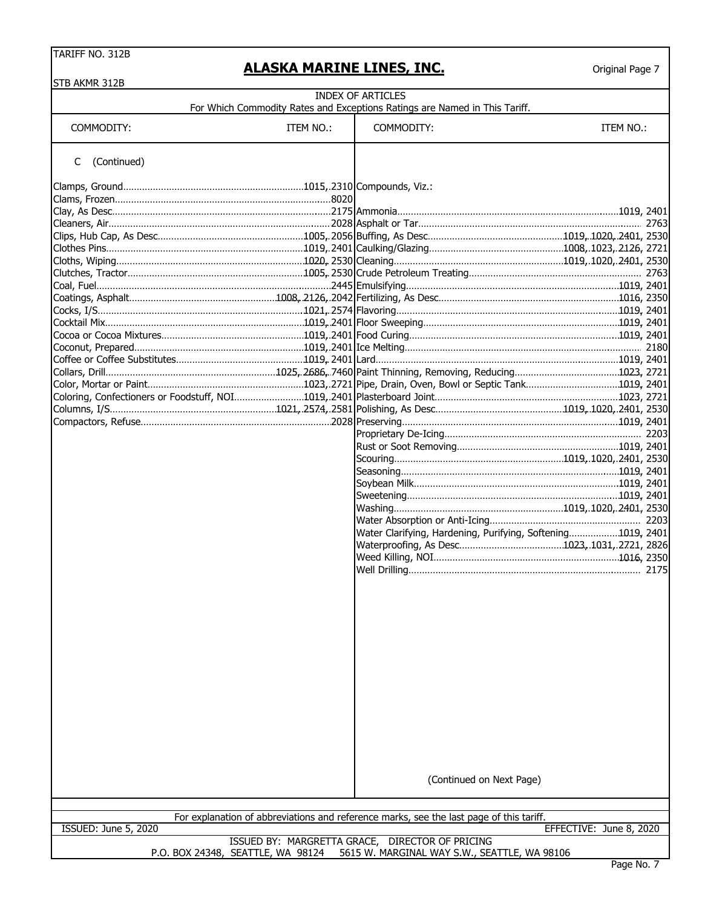# ALASKA MARINE LINES, INC.

TARIFF NO. 312B
STB AKMR 312B

Original Page 7

INDEX OF ARTICLES
For Which Commodity Rates and Exceptions Ratings are Named in This Tariff.

| COMMODITY: | ITEM NO.: |
|---|---|
| **C (Continued)** | |
| Clamps, Ground | 1015, 2310 |
| Clams, Frozen | 8020 |
| Clay, As Desc. | 2175 |
| Cleaners, Air | 2028 |
| Clips, Hub Cap, As Desc. | 1005, 2056 |
| Clothes Pins | 1019, 2401 |
| Cloths, Wiping | 1020, 2530 |
| Clutches, Tractor | 1005, 2530 |
| Coal, Fuel | 2445 |
| Coatings, Asphalt | 1008, 2126, 2042 |
| Cocks, I/S | 1021, 2574 |
| Cocktail Mix | 1019, 2401 |
| Cocoa or Cocoa Mixtures | 1019, 2401 |
| Coconut, Prepared | 1019, 2401 |
| Coffee or Coffee Substitutes | 1019, 2401 |
| Collars, Drill | 1025, 2686, 7460 |
| Color, Mortar or Paint | 1023, 2721 |
| Coloring, Confectioners or Foodstuff, NOI | 1019, 2401 |
| Columns, I/S | 1021, 2574, 2581 |
| Compactors, Refuse | 2028 |
| Compounds, Viz.: | |
| Ammonia | 1019, 2401 |
| Asphalt or Tar | 2763 |
| Buffing, As Desc. | 1019, 1020, 2401, 2530 |
| Caulking/Glazing | 1008, 1023, 2126, 2721 |
| Cleaning | 1019, 1020, 2401, 2530 |
| Crude Petroleum Treating | 2763 |
| Emulsifying | 1019, 2401 |
| Fertilizing, As Desc. | 1016, 2350 |
| Flavoring | 1019, 2401 |
| Floor Sweeping | 1019, 2401 |
| Food Curing | 1019, 2401 |
| Ice Melting | 2180 |
| Lard | 1019, 2401 |
| Paint Thinning, Removing, Reducing | 1023, 2721 |
| Pipe, Drain, Oven, Bowl or Septic Tank | 1019, 2401 |
| Plasterboard Joint | 1023, 2721 |
| Polishing, As Desc. | 1019, 1020, 2401, 2530 |
| Preserving | 1019, 2401 |
| Proprietary De-Icing | 2203 |
| Rust or Soot Removing | 1019, 2401 |
| Scouring | 1019, 1020, 2401, 2530 |
| Seasoning | 1019, 2401 |
| Soybean Milk | 1019, 2401 |
| Sweetening | 1019, 2401 |
| Washing | 1019, 1020, 2401, 2530 |
| Water Absorption or Anti-Icing | 2203 |
| Water Clarifying, Hardening, Purifying, Softening | 1019, 2401 |
| Waterproofing, As Desc. | 1023, 1031, 2721, 2826 |
| Weed Killing, NOI | 1016, 2350 |
| Well Drilling | 2175 |

(Continued on Next Page)

For explanation of abbreviations and reference marks, see the last page of this tariff.

ISSUED: June 5, 2020 | EFFECTIVE: June 8, 2020

ISSUED BY: MARGRETTA GRACE, DIRECTOR OF PRICING
P.O. BOX 24348, SEATTLE, WA 98124 5615 W. MARGINAL WAY S.W., SEATTLE, WA 98106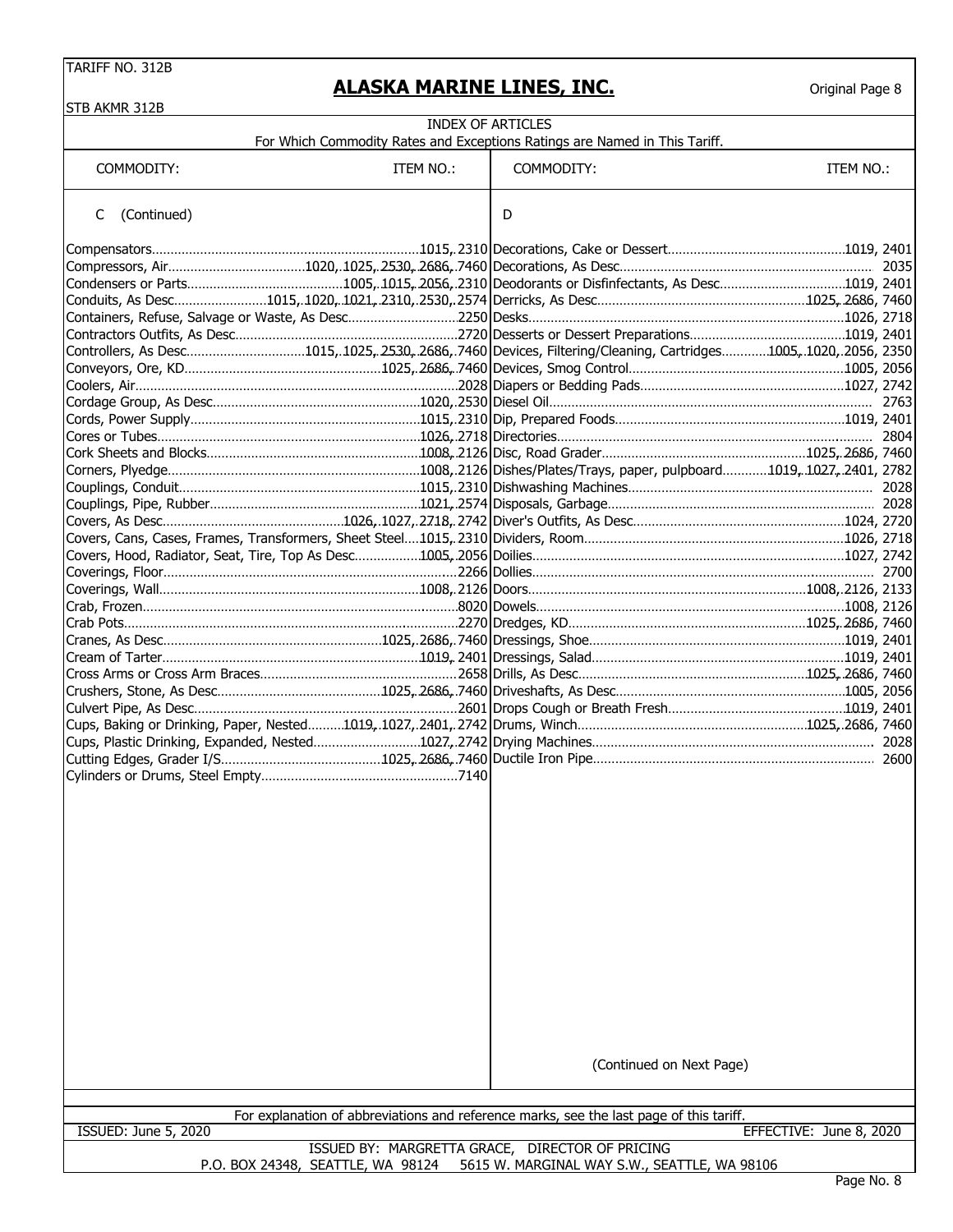TARIFF NO. 312B

STB AKMR 312B

# ALASKA MARINE LINES, INC.

Original Page 8

## INDEX OF ARTICLES

For Which Commodity Rates and Exceptions Ratings are Named in This Tariff.

| COMMODITY: | ITEM NO.: | COMMODITY: | ITEM NO.: |
|---|---|---|---|
| C (Continued) | | D | |
| Compensators | 1015, 2310 | Decorations, Cake or Dessert | 1019, 2401 |
| Compressors, Air | 1020, 1025, 2530, 2686, 7460 | Decorations, As Desc. | 2035 |
| Condensers or Parts | 1005, 1015, 2056, 2310 | Deodorants or Disfinfectants, As Desc. | 1019, 2401 |
| Conduits, As Desc. | 1015, 1020, 1021, 2310, 2530, 2574 | Derricks, As Desc. | 1025, 2686, 7460 |
| Containers, Refuse, Salvage or Waste, As Desc. | 2250 | Desks | 1026, 2718 |
| Contractors Outfits, As Desc. | 2720 | Desserts or Dessert Preparations | 1019, 2401 |
| Controllers, As Desc. | 1015, 1025, 2530, 2686, 7460 | Devices, Filtering/Cleaning, Cartridges | 1005, 1020, 2056, 2350 |
| Conveyors, Ore, KD | 1025, 2686, 7460 | Devices, Smog Control | 1005, 2056 |
| Coolers, Air | 2028 | Diapers or Bedding Pads | 1027, 2742 |
| Cordage Group, As Desc. | 1020, 2530 | Diesel Oil | 2763 |
| Cords, Power Supply | 1015, 2310 | Dip, Prepared Foods | 1019, 2401 |
| Cores or Tubes | 1026, 2718 | Directories | 2804 |
| Cork Sheets and Blocks | 1008, 2126 | Disc, Road Grader | 1025, 2686, 7460 |
| Corners, Plyedge | 1008, 2126 | Dishes/Plates/Trays, paper, pulpboard | 1019, 1027, 2401, 2782 |
| Couplings, Conduit | 1015, 2310 | Dishwashing Machines | 2028 |
| Couplings, Pipe, Rubber | 1021, 2574 | Disposals, Garbage | 2028 |
| Covers, As Desc. | 1026, 1027, 2718, 2742 | Diver's Outfits, As Desc. | 1024, 2720 |
| Covers, Cans, Cases, Frames, Transformers, Sheet Steel | 1015, 2310 | Dividers, Room | 1026, 2718 |
| Covers, Hood, Radiator, Seat, Tire, Top As Desc. | 1005, 2056 | Doilies | 1027, 2742 |
| Coverings, Floor | 2266 | Dollies | 2700 |
| Coverings, Wall | 1008, 2126 | Doors | 1008, 2126, 2133 |
| Crab, Frozen | 8020 | Dowels | 1008, 2126 |
| Crab Pots | 2270 | Dredges, KD | 1025, 2686, 7460 |
| Cranes, As Desc. | 1025, 2686, 7460 | Dressings, Shoe | 1019, 2401 |
| Cream of Tarter | 1019, 2401 | Dressings, Salad | 1019, 2401 |
| Cross Arms or Cross Arm Braces | 2658 | Drills, As Desc. | 1025, 2686, 7460 |
| Crushers, Stone, As Desc. | 1025, 2686, 7460 | Driveshafts, As Desc. | 1005, 2056 |
| Culvert Pipe, As Desc. | 2601 | Drops Cough or Breath Fresh | 1019, 2401 |
| Cups, Baking or Drinking, Paper, Nested | 1019, 1027, 2401, 2742 | Drums, Winch | 1025, 2686, 7460 |
| Cups, Plastic Drinking, Expanded, Nested | 1027, 2742 | Drying Machines | 2028 |
| Cutting Edges, Grader I/S | 1025, 2686, 7460 | Ductile Iron Pipe | 2600 |
| Cylinders or Drums, Steel Empty | 7140 | | |

(Continued on Next Page)

For explanation of abbreviations and reference marks, see the last page of this tariff.

ISSUED: June 5, 2020 EFFECTIVE: June 8, 2020

ISSUED BY: MARGRETTA GRACE, DIRECTOR OF PRICING

P.O. BOX 24348, SEATTLE, WA 98124 5615 W. MARGINAL WAY S.W., SEATTLE, WA 98106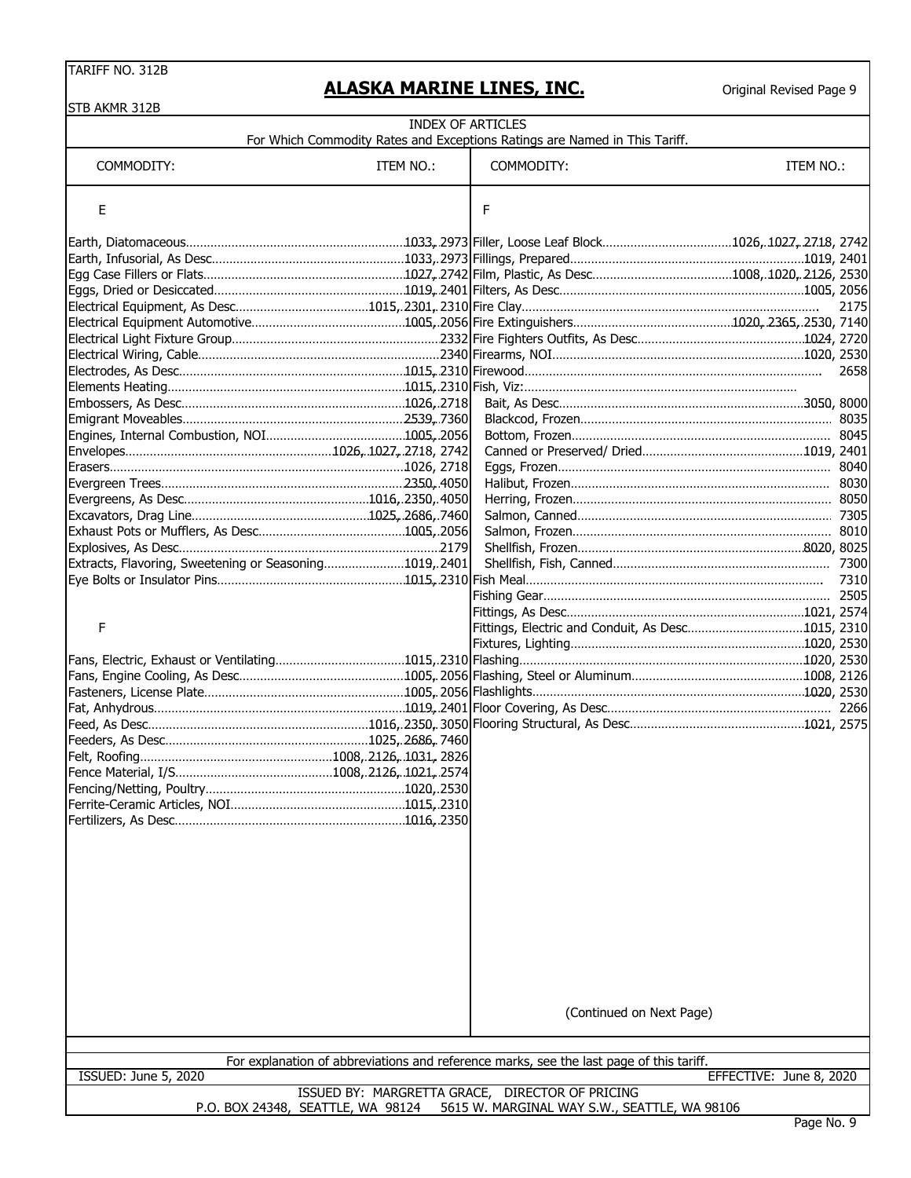TARIFF NO. 312B

STB AKMR 312B

# ALASKA MARINE LINES, INC.

Original Revised Page 9

## INDEX OF ARTICLES

For Which Commodity Rates and Exceptions Ratings are Named in This Tariff.

| COMMODITY: | ITEM NO.: |
|---|---|
| **E** | |
| Earth, Diatomaceous | 1033, 2973 |
| Earth, Infusorial, As Desc | 1033, 2973 |
| Egg Case Fillers or Flats | 1027, 2742 |
| Eggs, Dried or Desiccated | 1019, 2401 |
| Electrical Equipment, As Desc | 1015, 2301, 2310 |
| Electrical Equipment Automotive | 1005, 2056 |
| Electrical Light Fixture Group | 2332 |
| Electrical Wiring, Cable | 2340 |
| Electrodes, As Desc | 1015, 2310 |
| Elements Heating | 1015, 2310 |
| Embossers, As Desc | 1026, 2718 |
| Emigrant Moveables | 2539, 7360 |
| Engines, Internal Combustion, NOI | 1005, 2056 |
| Envelopes | 1026, 1027, 2718, 2742 |
| Erasers | 1026, 2718 |
| Evergreen Trees | 2350, 4050 |
| Evergreens, As Desc | 1016, 2350, 4050 |
| Excavators, Drag Line | 1025, 2686, 7460 |
| Exhaust Pots or Mufflers, As Desc | 1005, 2056 |
| Explosives, As Desc | 2179 |
| Extracts, Flavoring, Sweetening or Seasoning | 1019, 2401 |
| Eye Bolts or Insulator Pins | 1015, 2310 |
| **F** | |
| Fans, Electric, Exhaust or Ventilating | 1015, 2310 |
| Fans, Engine Cooling, As Desc | 1005, 2056 |
| Fasteners, License Plate | 1005, 2056 |
| Fat, Anhydrous | 1019, 2401 |
| Feed, As Desc | 1016, 2350, 3050 |
| Feeders, As Desc | 1025, 2686, 7460 |
| Felt, Roofing | 1008, 2126, 1031, 2826 |
| Fence Material, I/S | 1008, 2126, 1021, 2574 |
| Fencing/Netting, Poultry | 1020, 2530 |
| Ferrite-Ceramic Articles, NOI | 1015, 2310 |
| Fertilizers, As Desc | 1016, 2350 |
| Filler, Loose Leaf Block | 1026, 1027, 2718, 2742 |
| Fillings, Prepared | 1019, 2401 |
| Film, Plastic, As Desc | 1008, 1020, 2126, 2530 |
| Filters, As Desc | 1005, 2056 |
| Fire Clay | 2175 |
| Fire Extinguishers | 1020, 2365, 2530, 7140 |
| Fire Fighters Outfits, As Desc | 1024, 2720 |
| Firearms, NOI | 1020, 2530 |
| Firewood | 2658 |
| Fish, Viz: | |
| Bait, As Desc | 3050, 8000 |
| Blackcod, Frozen | 8035 |
| Bottom, Frozen | 8045 |
| Canned or Preserved/ Dried | 1019, 2401 |
| Eggs, Frozen | 8040 |
| Halibut, Frozen | 8030 |
| Herring, Frozen | 8050 |
| Salmon, Canned | 7305 |
| Salmon, Frozen | 8010 |
| Shellfish, Frozen | 8020, 8025 |
| Shellfish, Fish, Canned | 7300 |
| Fish Meal | 7310 |
| Fishing Gear | 2505 |
| Fittings, As Desc | 1021, 2574 |
| Fittings, Electric and Conduit, As Desc | 1015, 2310 |
| Fixtures, Lighting | 1020, 2530 |
| Flashing | 1020, 2530 |
| Flashing, Steel or Aluminum | 1008, 2126 |
| Flashlights | 1020, 2530 |
| Floor Covering, As Desc | 2266 |
| Flooring Structural, As Desc | 1021, 2575 |

(Continued on Next Page)

For explanation of abbreviations and reference marks, see the last page of this tariff.

ISSUED: June 5, 2020 EFFECTIVE: June 8, 2020

ISSUED BY: MARGRETTA GRACE, DIRECTOR OF PRICING
P.O. BOX 24348, SEATTLE, WA 98124 5615 W. MARGINAL WAY S.W., SEATTLE, WA 98106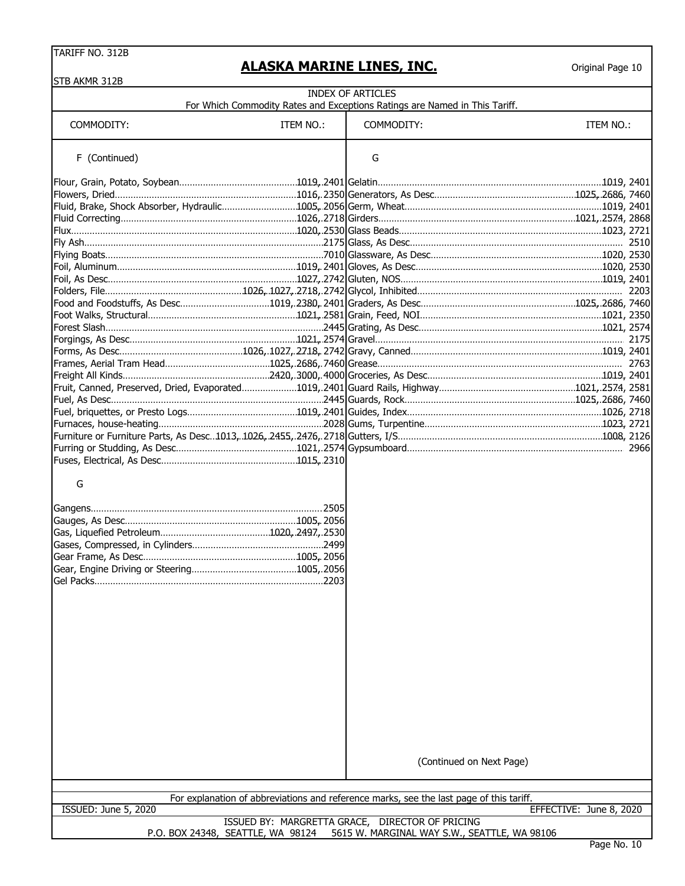TARIFF NO. 312B

STB AKMR 312B

# ALASKA MARINE LINES, INC.

Original Page 10

## INDEX OF ARTICLES

For Which Commodity Rates and Exceptions Ratings are Named in This Tariff.

| COMMODITY: | ITEM NO.: |
|---|---|
| **F (Continued)** | |
| Flour, Grain, Potato, Soybean | 1019, 2401 |
| Flowers, Dried | 1016, 2350 |
| Fluid, Brake, Shock Absorber, Hydraulic | 1005, 2056 |
| Fluid Correcting | 1026, 2718 |
| Flux | 1020, 2530 |
| Fly Ash | 2175 |
| Flying Boats | 7010 |
| Foil, Aluminum | 1019, 2401 |
| Foil, As Desc | 1027, 2742 |
| Folders, File | 1026, 1027, 2718, 2742 |
| Food and Foodstuffs, As Desc | 1019, 2380, 2401 |
| Foot Walks, Structural | 1021, 2581 |
| Forest Slash | 2445 |
| Forgings, As Desc | 1021, 2574 |
| Forms, As Desc | 1026, 1027, 2718, 2742 |
| Frames, Aerial Tram Head | 1025, 2686, 7460 |
| Freight All Kinds | 2420, 3000, 4000 |
| Fruit, Canned, Preserved, Dried, Evaporated | 1019, 2401 |
| Fuel, As Desc | 2445 |
| Fuel, briquettes, or Presto Logs | 1019, 2401 |
| Furnaces, house-heating | 2028 |
| Furniture or Furniture Parts, As Desc | 1013, 1026, 2455, 2476, 2718 |
| Furring or Studding, As Desc | 1021, 2574 |
| Fuses, Electrical, As Desc | 1015, 2310 |
| **G** | |
| Gangens | 2505 |
| Gauges, As Desc | 1005, 2056 |
| Gas, Liquefied Petroleum | 1020, 2497, 2530 |
| Gases, Compressed, in Cylinders | 2499 |
| Gear Frame, As Desc | 1005, 2056 |
| Gear, Engine Driving or Steering | 1005, 2056 |
| Gel Packs | 2203 |
| Gelatin | 1019, 2401 |
| Generators, As Desc | 1025, 2686, 7460 |
| Germ, Wheat | 1019, 2401 |
| Girders | 1021, 2574, 2868 |
| Glass Beads | 1023, 2721 |
| Glass, As Desc | 2510 |
| Glassware, As Desc | 1020, 2530 |
| Gloves, As Desc | 1020, 2530 |
| Gluten, NOS | 1019, 2401 |
| Glycol, Inhibited | 2203 |
| Graders, As Desc | 1025, 2686, 7460 |
| Grain, Feed, NOI | 1021, 2350 |
| Grating, As Desc | 1021, 2574 |
| Gravel | 2175 |
| Gravy, Canned | 1019, 2401 |
| Grease | 2763 |
| Groceries, As Desc | 1019, 2401 |
| Guard Rails, Highway | 1021, 2574, 2581 |
| Guards, Rock | 1025, 2686, 7460 |
| Guides, Index | 1026, 2718 |
| Gums, Turpentine | 1023, 2721 |
| Gutters, I/S | 1008, 2126 |
| Gypsumboard | 2966 |

(Continued on Next Page)

For explanation of abbreviations and reference marks, see the last page of this tariff.

ISSUED: June 5, 2020 — EFFECTIVE: June 8, 2020

ISSUED BY: MARGRETTA GRACE, DIRECTOR OF PRICING
P.O. BOX 24348, SEATTLE, WA 98124 5615 W. MARGINAL WAY S.W., SEATTLE, WA 98106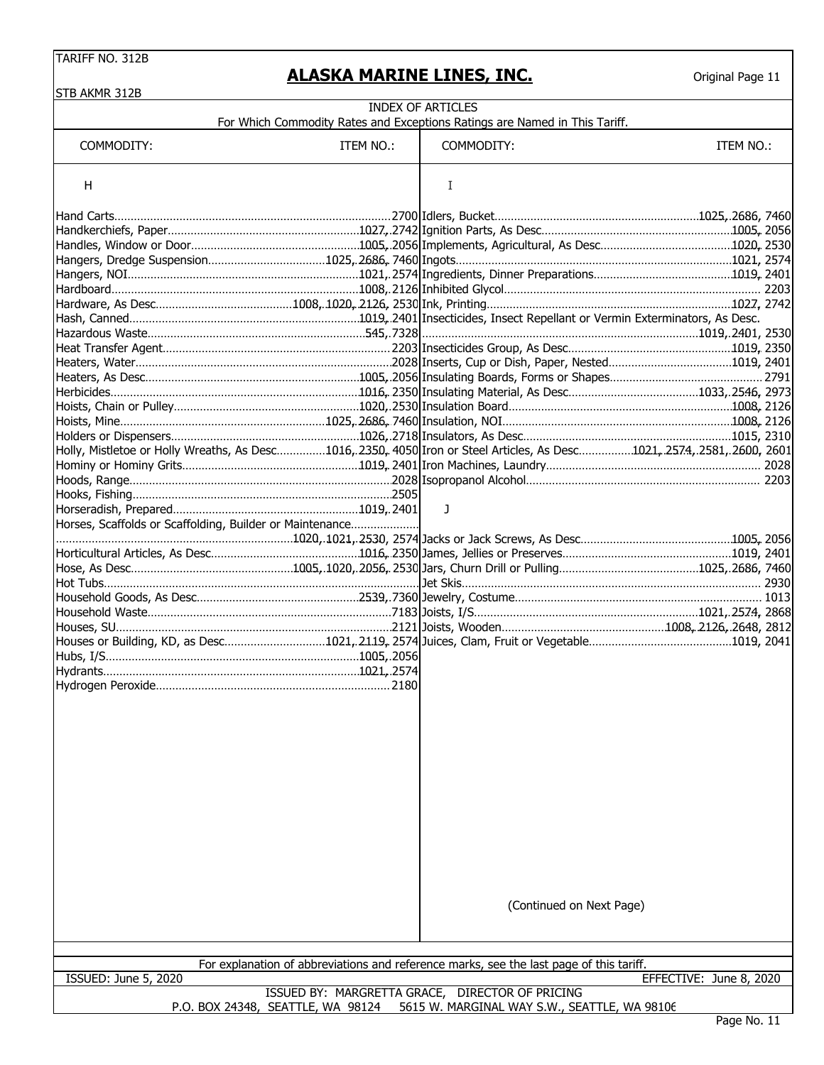TARIFF NO. 312B

STB AKMR 312B

# ALASKA MARINE LINES, INC.

Original Page 11

## INDEX OF ARTICLES

For Which Commodity Rates and Exceptions Ratings are Named in This Tariff.

| COMMODITY: | ITEM NO.: |
|---|---|
| **H** | |
| Hand Carts | 2700 |
| Handkerchiefs, Paper | 1027, 2742 |
| Handles, Window or Door | 1005, 2056 |
| Hangers, Dredge Suspension | 1025, 2686, 7460 |
| Hangers, NOI | 1021, 2574 |
| Hardboard | 1008, 2126 |
| Hardware, As Desc | 1008, 1020, 2126, 2530 |
| Hash, Canned | 1019, 2401 |
| Hazardous Waste | 545, 7328 |
| Heat Transfer Agent | 2203 |
| Heaters, Water | 2028 |
| Heaters, As Desc | 1005, 2056 |
| Herbicides | 1016, 2350 |
| Hoists, Chain or Pulley | 1020, 2530 |
| Hoists, Mine | 1025, 2686, 7460 |
| Holders or Dispensers | 1026, 2718 |
| Holly, Mistletoe or Holly Wreaths, As Desc | 1016, 2350, 4050 |
| Hominy or Hominy Grits | 1019, 2401 |
| Hoods, Range | 2028 |
| Hooks, Fishing | 2505 |
| Horseradish, Prepared | 1019, 2401 |
| Horses, Scaffolds or Scaffolding, Builder or Maintenance | 1020, 1021, 2530, 2574 |
| Horticultural Articles, As Desc | 1016, 2350 |
| Hose, As Desc | 1005, 1020, 2056, 2530 |
| Hot Tubs | 2930 |
| Household Goods, As Desc | 2539, 7360 |
| Household Waste | 7183 |
| Houses, SU | 2121 |
| Houses or Building, KD, as Desc | 1021, 2119, 2574 |
| Hubs, I/S | 1005, 2056 |
| Hydrants | 1021, 2574 |
| Hydrogen Peroxide | 2180 |
| **I** | |
| Idlers, Bucket | 1025, 2686, 7460 |
| Ignition Parts, As Desc | 1005, 2056 |
| Implements, Agricultural, As Desc | 1020, 2530 |
| Ingots | 1021, 2574 |
| Ingredients, Dinner Preparations | 1019, 2401 |
| Inhibited Glycol | 2203 |
| Ink, Printing | 1027, 2742 |
| Insecticides, Insect Repellant or Vermin Exterminators, As Desc. | 1019, 2401, 2530 |
| Insecticides Group, As Desc | 1019, 2350 |
| Inserts, Cup or Dish, Paper, Nested | 1019, 2401 |
| Insulating Boards, Forms or Shapes | 2791 |
| Insulating Material, As Desc | 1033, 2546, 2973 |
| Insulation Board | 1008, 2126 |
| Insulation, NOI | 1008, 2126 |
| Insulators, As Desc | 1015, 2310 |
| Iron or Steel Articles, As Desc | 1021, 2574, 2581, 2600, 2601 |
| Iron Machines, Laundry | 2028 |
| Isopropanol Alcohol | 2203 |
| **J** | |
| Jacks or Jack Screws, As Desc | 1005, 2056 |
| James, Jellies or Preserves | 1019, 2401 |
| Jars, Churn Drill or Pulling | 1025, 2686, 7460 |
| Jet Skis | 2930 |
| Jewelry, Costume | 1013 |
| Joists, I/S | 1021, 2574, 2868 |
| Joists, Wooden | 1008, 2126, 2648, 2812 |
| Juices, Clam, Fruit or Vegetable | 1019, 2041 |

(Continued on Next Page)

For explanation of abbreviations and reference marks, see the last page of this tariff.

ISSUED: June 5, 2020 EFFECTIVE: June 8, 2020

ISSUED BY: MARGRETTA GRACE, DIRECTOR OF PRICING

P.O. BOX 24348, SEATTLE, WA 98124 5615 W. MARGINAL WAY S.W., SEATTLE, WA 98106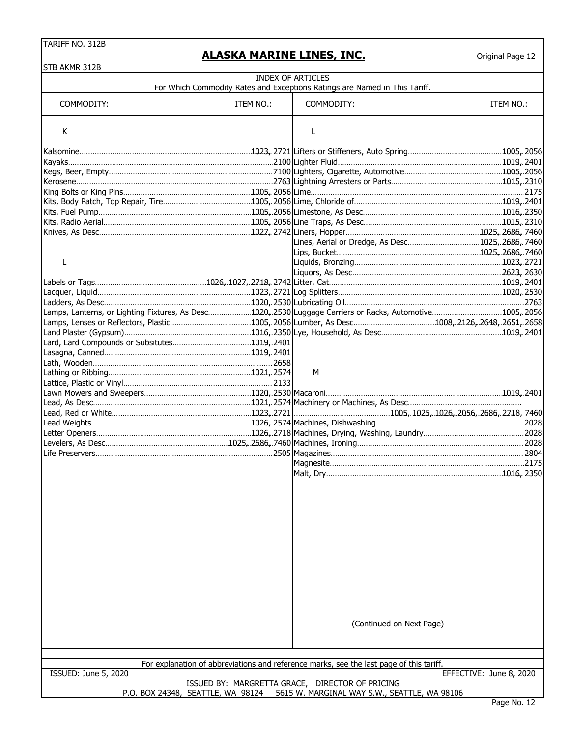TARIFF NO. 312B

# ALASKA MARINE LINES, INC.

Original Page 12

STB AKMR 312B

## INDEX OF ARTICLES

For Which Commodity Rates and Exceptions Ratings are Named in This Tariff.

| COMMODITY: | ITEM NO.: |
|---|---|
| **K** | |
| Kalsomine | 1023, 2721 |
| Kayaks | 2100 |
| Kegs, Beer, Empty | 7100 |
| Kerosene | 2763 |
| King Bolts or King Pins | 1005, 2056 |
| Kits, Body Patch, Top Repair, Tire | 1005, 2056 |
| Kits, Fuel Pump | 1005, 2056 |
| Kits, Radio Aerial | 1005, 2056 |
| Knives, As Desc. | 1027, 2742 |
| **L** | |
| Labels or Tags | 1026, 1027, 2718, 2742 |
| Lacquer, Liquid | 1023, 2721 |
| Ladders, As Desc. | 1020, 2530 |
| Lamps, Lanterns, or Lighting Fixtures, As Desc. | 1020, 2530 |
| Lamps, Lenses or Reflectors, Plastic | 1005, 2056 |
| Land Plaster (Gypsum) | 1016, 2350 |
| Lard, Lard Compounds or Subsitutes | 1019, 2401 |
| Lasagna, Canned | 1019, 2401 |
| Lath, Wooden | 2658 |
| Lathing or Ribbing | 1021, 2574 |
| Lattice, Plastic or Vinyl | 2133 |
| Lawn Mowers and Sweepers | 1020, 2530 |
| Lead, As Desc. | 1021, 2574 |
| Lead, Red or White | 1023, 2721 |
| Lead Weights | 1026, 2574 |
| Letter Openers | 1026, 2718 |
| Levelers, As Desc. | 1025, 2686, 7460 |
| Life Preservers | 2505 |
| Lifters or Stiffeners, Auto Spring | 1005, 2056 |
| Lighter Fluid | 1019, 2401 |
| Lighters, Cigarette, Automotive | 1005, 2056 |
| Lightning Arresters or Parts | 1015, 2310 |
| Lime | 2175 |
| Lime, Chloride of | 1019, 2401 |
| Limestone, As Desc. | 1016, 2350 |
| Line Traps, As Desc. | 1015, 2310 |
| Liners, Hopper | 1025, 2686, 7460 |
| Lines, Aerial or Dredge, As Desc. | 1025, 2686, 7460 |
| Lips, Bucket | 1025, 2686, 7460 |
| Liquids, Bronzing | 1023, 2721 |
| Liquors, As Desc. | 2623, 2630 |
| Litter, Cat | 1019, 2401 |
| Log Splitters | 1020, 2530 |
| Lubricating Oil | 2763 |
| Luggage Carriers or Racks, Automotive | 1005, 2056 |
| Lumber, As Desc. | 1008, 2126, 2648, 2651, 2658 |
| Lye, Household, As Desc. | 1019, 2401 |
| **M** | |
| Macaroni | 1019, 2401 |
| Machinery or Machines, As Desc. | 1005, 1025, 1026, 2056, 2686, 2718, 7460 |
| Machines, Dishwashing | 2028 |
| Machines, Drying, Washing, Laundry | 2028 |
| Machines, Ironing | 2028 |
| Magazines | 2804 |
| Magnesite | 2175 |
| Malt, Dry | 1016, 2350 |

(Continued on Next Page)

For explanation of abbreviations and reference marks, see the last page of this tariff.

ISSUED: June 5, 2020 | EFFECTIVE: June 8, 2020

ISSUED BY: MARGRETTA GRACE, DIRECTOR OF PRICING
P.O. BOX 24348, SEATTLE, WA 98124 5615 W. MARGINAL WAY S.W., SEATTLE, WA 98106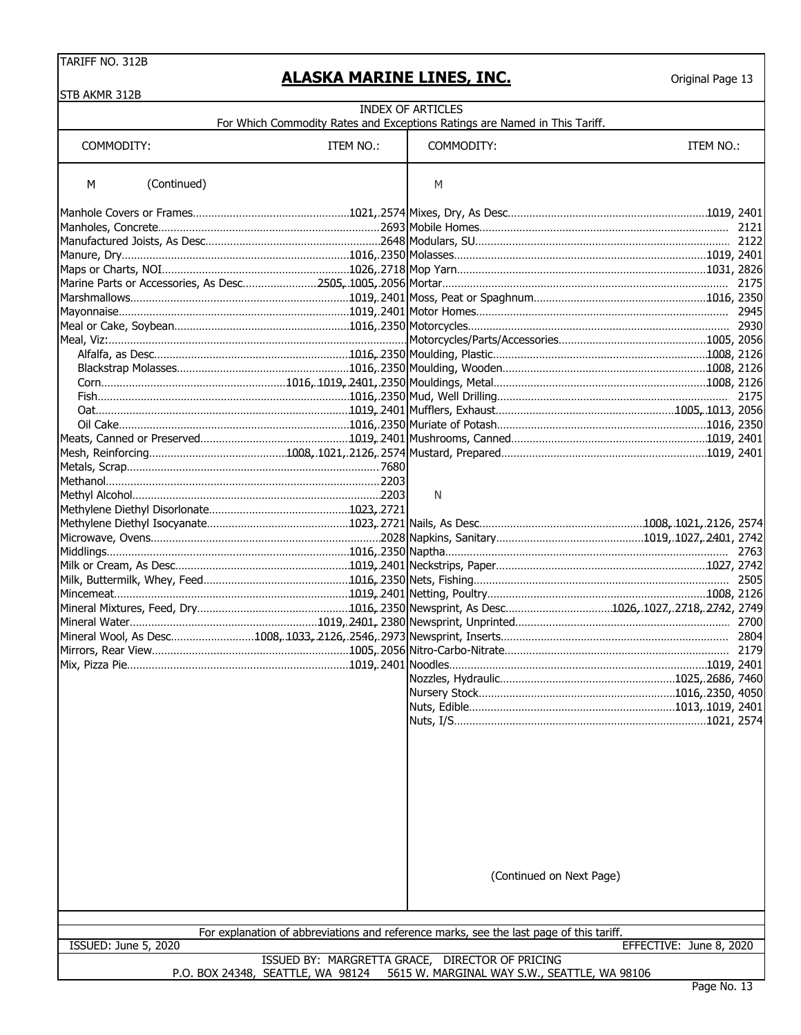## ALASKA MARINE LINES, INC.

TARIFF NO. 312B
STB AKMR 312B

Original Page 13

INDEX OF ARTICLES
For Which Commodity Rates and Exceptions Ratings are Named in This Tariff.

| COMMODITY: | ITEM NO.: |
|---|---|
| **M (Continued)** | |
| Manhole Covers or Frames | 1021, 2574 |
| Manholes, Concrete | 2693 |
| Manufactured Joists, As Desc | 2648 |
| Manure, Dry | 1016, 2350 |
| Maps or Charts, NOI | 1026, 2718 |
| Marine Parts or Accessories, As Desc | 2505, 1005, 2056 |
| Marshmallows | 1019, 2401 |
| Mayonnaise | 1019, 2401 |
| Meal or Cake, Soybean | 1016, 2350 |
| Meal, Viz: | |
| Alfalfa, as Desc | 1016, 2350 |
| Blackstrap Molasses | 1016, 2350 |
| Corn | 1016, 1019, 2401, 2350 |
| Fish | 1016, 2350 |
| Oat | 1019, 2401 |
| Oil Cake | 1016, 2350 |
| Meats, Canned or Preserved | 1019, 2401 |
| Mesh, Reinforcing | 1008, 1021, 2126, 2574 |
| Metals, Scrap | 7680 |
| Methanol | 2203 |
| Methyl Alcohol | 2203 |
| Methylene Diethyl Disorlonate | 1023, 2721 |
| Methylene Diethyl Isocyanate | 1023, 2721 |
| Microwave, Ovens | 2028 |
| Middlings | 1016, 2350 |
| Milk or Cream, As Desc | 1019, 2401 |
| Milk, Buttermilk, Whey, Feed | 1016, 2350 |
| Mincemeat | 1019, 2401 |
| Mineral Mixtures, Feed, Dry | 1016, 2350 |
| Mineral Water | 1019, 2401, 2380 |
| Mineral Wool, As Desc | 1008, 1033, 2126, 2546, 2973 |
| Mirrors, Rear View | 1005, 2056 |
| Mix, Pizza Pie | 1019, 2401 |
| **M** | |
| Mixes, Dry, As Desc | 1019, 2401 |
| Mobile Homes | 2121 |
| Modulars, SU | 2122 |
| Molasses | 1019, 2401 |
| Mop Yarn | 1031, 2826 |
| Mortar | 2175 |
| Moss, Peat or Spaghnum | 1016, 2350 |
| Motor Homes | 2945 |
| Motorcycles | 2930 |
| Motorcycles/Parts/Accessories | 1005, 2056 |
| Moulding, Plastic | 1008, 2126 |
| Moulding, Wooden | 1008, 2126 |
| Mouldings, Metal | 1008, 2126 |
| Mud, Well Drilling | 2175 |
| Mufflers, Exhaust | 1005, 1013, 2056 |
| Muriate of Potash | 1016, 2350 |
| Mushrooms, Canned | 1019, 2401 |
| Mustard, Prepared | 1019, 2401 |
| **N** | |
| Nails, As Desc | 1008, 1021, 2126, 2574 |
| Napkins, Sanitary | 1019, 1027, 2401, 2742 |
| Naptha | 2763 |
| Neckstrips, Paper | 1027, 2742 |
| Nets, Fishing | 2505 |
| Netting, Poultry | 1008, 2126 |
| Newsprint, As Desc | 1026, 1027, 2718, 2742, 2749 |
| Newsprint, Unprinted | 2700 |
| Newsprint, Inserts | 2804 |
| Nitro-Carbo-Nitrate | 2179 |
| Noodles | 1019, 2401 |
| Nozzles, Hydraulic | 1025, 2686, 7460 |
| Nursery Stock | 1016, 2350, 4050 |
| Nuts, Edible | 1013, 1019, 2401 |
| Nuts, I/S | 1021, 2574 |

(Continued on Next Page)

For explanation of abbreviations and reference marks, see the last page of this tariff.

ISSUED: June 5, 2020 — EFFECTIVE: June 8, 2020

ISSUED BY: MARGRETTA GRACE, DIRECTOR OF PRICING
P.O. BOX 24348, SEATTLE, WA 98124 — 5615 W. MARGINAL WAY S.W., SEATTLE, WA 98106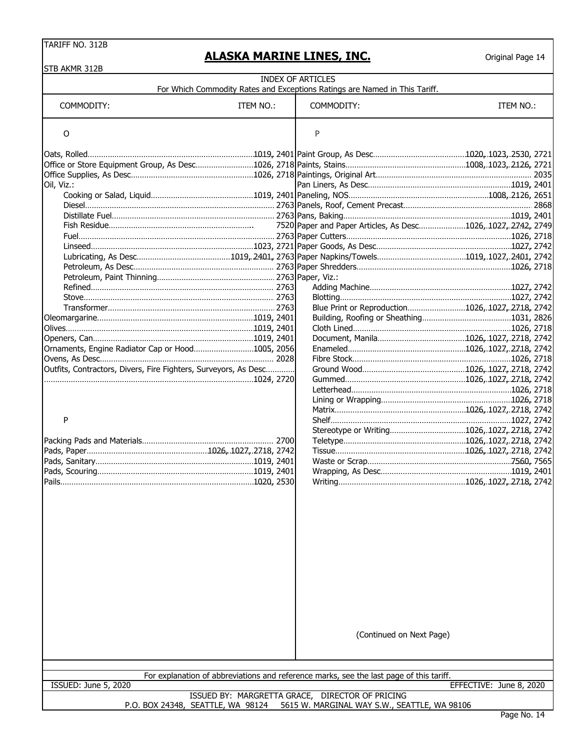TARIFF NO. 312B

# ALASKA MARINE LINES, INC.

Original Page 14

STB AKMR 312B

## INDEX OF ARTICLES

For Which Commodity Rates and Exceptions Ratings are Named in This Tariff.

| COMMODITY: | ITEM NO.: |
|---|---|
| **O** | |
| Oats, Rolled | 1019, 2401 |
| Office or Store Equipment Group, As Desc | 1026, 2718 |
| Office Supplies, As Desc | 1026, 2718 |
| Oil, Viz.: | |
| Cooking or Salad, Liquid | 1019, 2401 |
| Diesel | 2763 |
| Distillate Fuel | 2763 |
| Fish Residue | 7520 |
| Fuel | 2763 |
| Linseed | 1023, 2721 |
| Lubricating, As Desc | 1019, 2401, 2763 |
| Petroleum, As Desc | 2763 |
| Petroleum, Paint Thinning | 2763 |
| Refined | 2763 |
| Stove | 2763 |
| Transformer | 2763 |
| Oleomargarine | 1019, 2401 |
| Olives | 1019, 2401 |
| Openers, Can | 1019, 2401 |
| Ornaments, Engine Radiator Cap or Hood | 1005, 2056 |
| Ovens, As Desc | 2028 |
| Outfits, Contractors, Divers, Fire Fighters, Surveyors, As Desc | 1024, 2720 |
| **P** | |
| Packing Pads and Materials | 2700 |
| Pads, Paper | 1026, 1027, 2718, 2742 |
| Pads, Sanitary | 1019, 2401 |
| Pads, Scouring | 1019, 2401 |
| Pails | 1020, 2530 |
| Paint Group, As Desc | 1020, 1023, 2530, 2721 |
| Paints, Stains | 1008, 1023, 2126, 2721 |
| Paintings, Original Art | 2035 |
| Pan Liners, As Desc | 1019, 2401 |
| Paneling, NOS | 1008, 2126, 2651 |
| Panels, Roof, Cement Precast | 2868 |
| Pans, Baking | 1019, 2401 |
| Paper and Paper Articles, As Desc | 1026, 1027, 2742, 2749 |
| Paper Cutters | 1026, 2718 |
| Paper Goods, As Desc | 1027, 2742 |
| Paper Napkins/Towels | 1019, 1027, 2401, 2742 |
| Paper Shredders | 1026, 2718 |
| Paper, Viz.: | |
| Adding Machine | 1027, 2742 |
| Blotting | 1027, 2742 |
| Blue Print or Reproduction | 1026, 1027, 2718, 2742 |
| Building, Roofing or Sheathing | 1031, 2826 |
| Cloth Lined | 1026, 2718 |
| Document, Manila | 1026, 1027, 2718, 2742 |
| Enameled | 1026, 1027, 2718, 2742 |
| Fibre Stock | 1026, 2718 |
| Ground Wood | 1026, 1027, 2718, 2742 |
| Gummed | 1026, 1027, 2718, 2742 |
| Letterhead | 1026, 2718 |
| Lining or Wrapping | 1026, 2718 |
| Matrix | 1026, 1027, 2718, 2742 |
| Shelf | 1027, 2742 |
| Stereotype or Writing | 1026, 1027, 2718, 2742 |
| Teletype | 1026, 1027, 2718, 2742 |
| Tissue | 1026, 1027, 2718, 2742 |
| Waste or Scrap | 7560, 7565 |
| Wrapping, As Desc | 1019, 2401 |
| Writing | 1026, 1027, 2718, 2742 |

(Continued on Next Page)

For explanation of abbreviations and reference marks, see the last page of this tariff.

ISSUED: June 5, 2020 EFFECTIVE: June 8, 2020

ISSUED BY: MARGRETTA GRACE, DIRECTOR OF PRICING

P.O. BOX 24348, SEATTLE, WA 98124 5615 W. MARGINAL WAY S.W., SEATTLE, WA 98106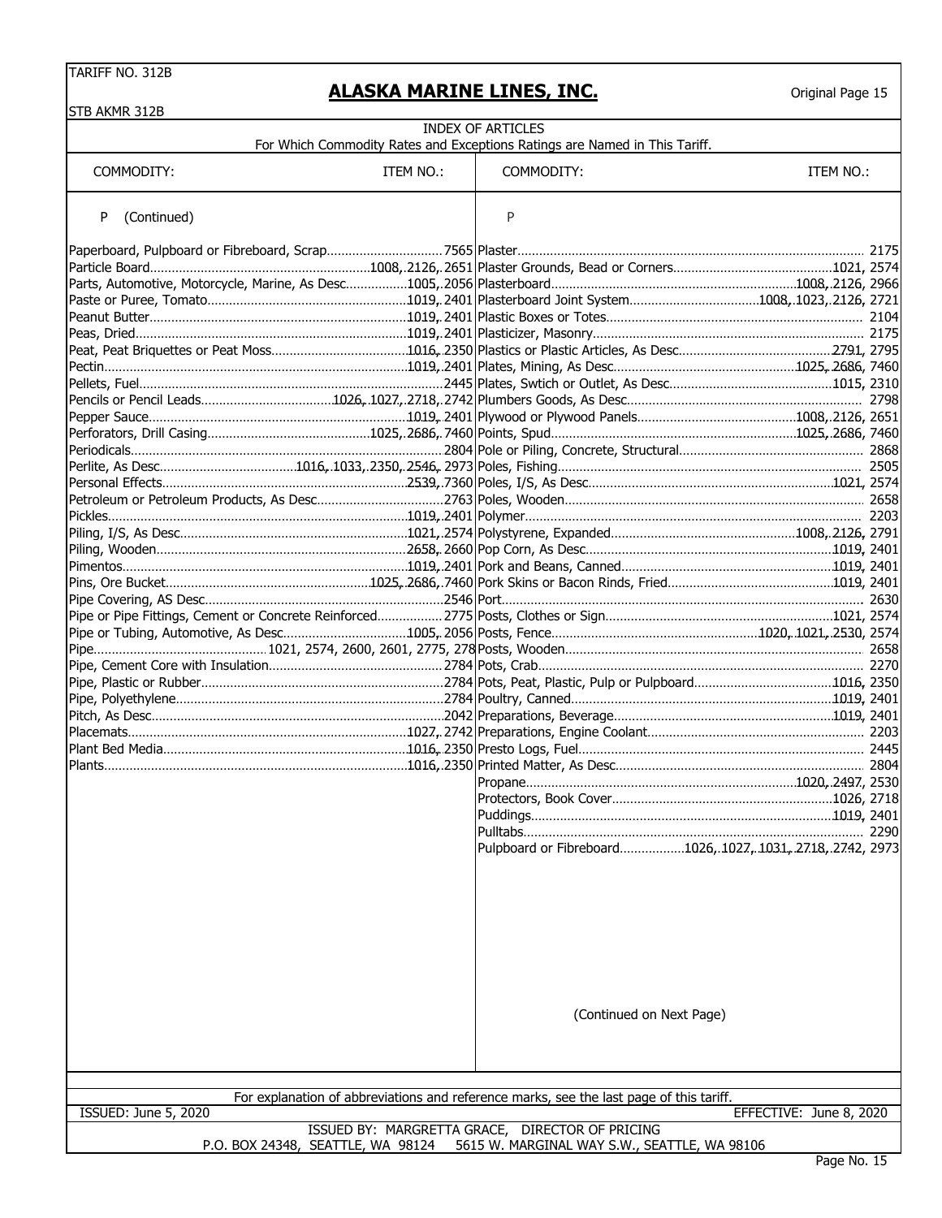TARIFF NO. 312B

STB AKMR 312B

# ALASKA MARINE LINES, INC.

Original Page 15

## INDEX OF ARTICLES

For Which Commodity Rates and Exceptions Ratings are Named in This Tariff.

| COMMODITY: | ITEM NO.: |
|---|---|
| **P (Continued)** | |
| Paperboard, Pulpboard or Fibreboard, Scrap | 7565 |
| Particle Board | 1008, 2126, 2651 |
| Parts, Automotive, Motorcycle, Marine, As Desc | 1005, 2056 |
| Paste or Puree, Tomato | 1019, 2401 |
| Peanut Butter | 1019, 2401 |
| Peas, Dried | 1019, 2401 |
| Peat, Peat Briquettes or Peat Moss | 1016, 2350 |
| Pectin | 1019, 2401 |
| Pellets, Fuel | 2445 |
| Pencils or Pencil Leads | 1026, 1027, 2718, 2742 |
| Pepper Sauce | 1019, 2401 |
| Perforators, Drill Casing | 1025, 2686, 7460 |
| Periodicals | 2804 |
| Perlite, As Desc | 1016, 1033, 2350, 2546, 2973 |
| Personal Effects | 2539, 7360 |
| Petroleum or Petroleum Products, As Desc | 2763 |
| Pickles | 1019, 2401 |
| Piling, I/S, As Desc | 1021, 2574 |
| Piling, Wooden | 2658, 2660 |
| Pimentos | 1019, 2401 |
| Pins, Ore Bucket | 1025, 2686, 7460 |
| Pipe Covering, AS Desc | 2546 |
| Pipe or Pipe Fittings, Cement or Concrete Reinforced | 2775 |
| Pipe or Tubing, Automotive, As Desc | 1005, 2056 |
| Pipe | 1021, 2574, 2600, 2601, 2775, 278 |
| Pipe, Cement Core with Insulation | 2784 |
| Pipe, Plastic or Rubber | 2784 |
| Pipe, Polyethylene | 2784 |
| Pitch, As Desc | 2042 |
| Placemats | 1027, 2742 |
| Plant Bed Media | 1016, 2350 |
| Plants | 1016, 2350 |
| **P** | |
| Plaster | 2175 |
| Plaster Grounds, Bead or Corners | 1021, 2574 |
| Plasterboard | 1008, 2126, 2966 |
| Plasterboard Joint System | 1008, 1023, 2126, 2721 |
| Plastic Boxes or Totes | 2104 |
| Plasticizer, Masonry | 2175 |
| Plastics or Plastic Articles, As Desc | 2791, 2795 |
| Plates, Mining, As Desc | 1025, 2686, 7460 |
| Plates, Swtich or Outlet, As Desc | 1015, 2310 |
| Plumbers Goods, As Desc | 2798 |
| Plywood or Plywood Panels | 1008, 2126, 2651 |
| Points, Spud | 1025, 2686, 7460 |
| Pole or Piling, Concrete, Structural | 2868 |
| Poles, Fishing | 2505 |
| Poles, I/S, As Desc | 1021, 2574 |
| Poles, Wooden | 2658 |
| Polymer | 2203 |
| Polystyrene, Expanded | 1008, 2126, 2791 |
| Pop Corn, As Desc | 1019, 2401 |
| Pork and Beans, Canned | 1019, 2401 |
| Pork Skins or Bacon Rinds, Fried | 1019, 2401 |
| Port | 2630 |
| Posts, Clothes or Sign | 1021, 2574 |
| Posts, Fence | 1020, 1021, 2530, 2574 |
| Posts, Wooden | 2658 |
| Pots, Crab | 2270 |
| Pots, Peat, Plastic, Pulp or Pulpboard | 1016, 2350 |
| Poultry, Canned | 1019, 2401 |
| Preparations, Beverage | 1019, 2401 |
| Preparations, Engine Coolant | 2203 |
| Presto Logs, Fuel | 2445 |
| Printed Matter, As Desc | 2804 |
| Propane | 1020, 2497, 2530 |
| Protectors, Book Cover | 1026, 2718 |
| Puddings | 1019, 2401 |
| Pulltabs | 2290 |
| Pulpboard or Fibreboard | 1026, 1027, 1031, 2718, 2742, 2973 |

(Continued on Next Page)

For explanation of abbreviations and reference marks, see the last page of this tariff.

ISSUED: June 5, 2020 — EFFECTIVE: June 8, 2020

ISSUED BY: MARGRETTA GRACE, DIRECTOR OF PRICING

P.O. BOX 24348, SEATTLE, WA 98124 — 5615 W. MARGINAL WAY S.W., SEATTLE, WA 98106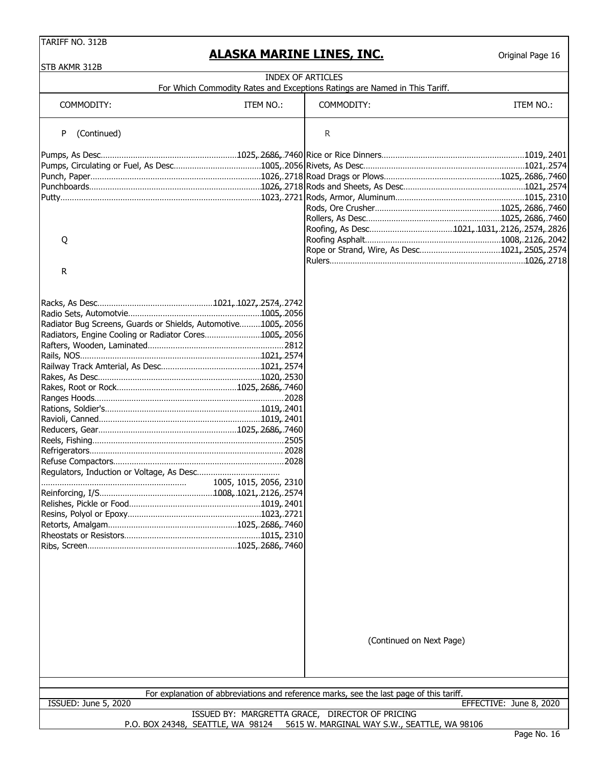## INDEX OF ARTICLES

For Which Commodity Rates and Exceptions Ratings are Named in This Tariff.

| COMMODITY: | ITEM NO.: |
|---|---|
| **P (Continued)** | |
| Pumps, As Desc | 1025, 2686, 7460 |
| Pumps, Circulating or Fuel, As Desc | 1005, 2056 |
| Punch, Paper | 1026, 2718 |
| Punchboards | 1026, 2718 |
| Putty | 1023, 2721 |
| **Q** | |
| **R** | |
| Racks, As Desc | 1021, 1027, 2574, 2742 |
| Radio Sets, Automotvie | 1005, 2056 |
| Radiator Bug Screens, Guards or Shields, Automotive | 1005, 2056 |
| Radiators, Engine Cooling or Radiator Cores | 1005, 2056 |
| Rafters, Wooden, Laminated | 2812 |
| Rails, NOS | 1021, 2574 |
| Railway Track Amterial, As Desc | 1021, 2574 |
| Rakes, As Desc | 1020, 2530 |
| Rakes, Root or Rock | 1025, 2686, 7460 |
| Ranges Hoods | 2028 |
| Rations, Soldier's | 1019, 2401 |
| Ravioli, Canned | 1019, 2401 |
| Reducers, Gear | 1025, 2686, 7460 |
| Reels, Fishing | 2505 |
| Refrigerators | 2028 |
| Refuse Compactors | 2028 |
| Regulators, Induction or Voltage, As Desc | 1005, 1015, 2056, 2310 |
| Reinforcing, I/S | 1008, 1021, 2126, 2574 |
| Relishes, Pickle or Food | 1019, 2401 |
| Resins, Polyol or Epoxy | 1023, 2721 |
| Retorts, Amalgam | 1025, 2686, 7460 |
| Rheostats or Resistors | 1015, 2310 |
| Ribs, Screen | 1025, 2686, 7460 |
| **R** | |
| Rice or Rice Dinners | 1019, 2401 |
| Rivets, As Desc | 1021, 2574 |
| Road Drags or Plows | 1025, 2686, 7460 |
| Rods and Sheets, As Desc | 1021, 2574 |
| Rods, Armor, Aluminum | 1015, 2310 |
| Rods, Ore Crusher | 1025, 2686, 7460 |
| Rollers, As Desc | 1025, 2686, 7460 |
| Roofing, As Desc | 1021, 1031, 2126, 2574, 2826 |
| Roofing Asphalt | 1008, 2126, 2042 |
| Rope or Strand, Wire, As Desc | 1021, 2505, 2574 |
| Rulers | 1026, 2718 |

(Continued on Next Page)

For explanation of abbreviations and reference marks, see the last page of this tariff.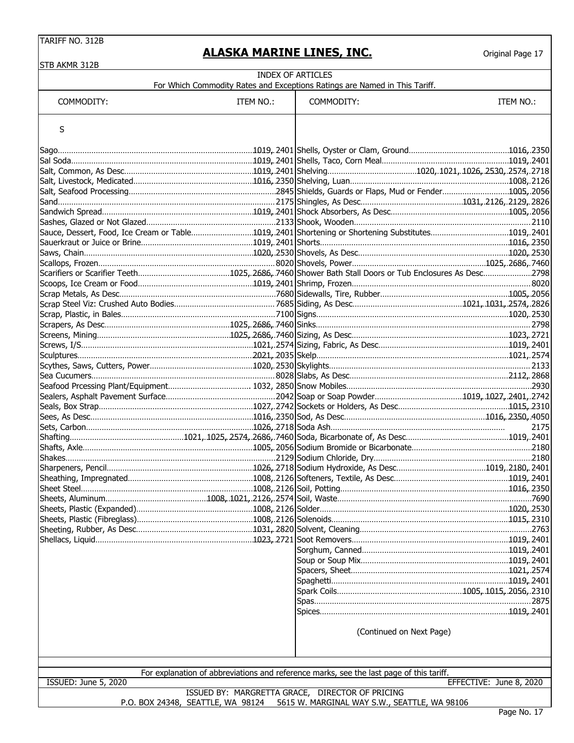# ALASKA MARINE LINES, INC.

TARIFF NO. 312B
STB AKMR 312B

Original Page 17

INDEX OF ARTICLES
For Which Commodity Rates and Exceptions Ratings are Named in This Tariff.

**S**

| COMMODITY: | ITEM NO.: |
|---|---|
| Sago | 1019, 2401 |
| Sal Soda | 1019, 2401 |
| Salt, Common, As Desc | 1019, 2401 |
| Salt, Livestock, Medicated | 1016, 2350 |
| Salt, Seafood Processing | 2845 |
| Sand | 2175 |
| Sandwich Spread | 1019, 2401 |
| Sashes, Glazed or Not Glazed | 2133 |
| Sauce, Dessert, Food, Ice Cream or Table | 1019, 2401 |
| Sauerkraut or Juice or Brine | 1019, 2401 |
| Saws, Chain | 1020, 2530 |
| Scallops, Frozen | 8020 |
| Scarifiers or Scarifier Teeth | 1025, 2686, 7460 |
| Scoops, Ice Cream or Food | 1019, 2401 |
| Scrap Metals, As Desc | 7680 |
| Scrap Steel Viz: Crushed Auto Bodies | 7685 |
| Scrap, Plastic, in Bales | 7100 |
| Scrapers, As Desc | 1025, 2686, 7460 |
| Screens, Mining | 1025, 2686, 7460 |
| Screws, I/S | 1021, 2574 |
| Sculptures | 2021, 2035 |
| Scythes, Saws, Cutters, Power | 1020, 2530 |
| Sea Cucumers | 8028 |
| Seafood Prcessing Plant/Equipment | 1032, 2850 |
| Sealers, Asphalt Pavement Surface | 2042 |
| Seals, Box Strap | 1027, 2742 |
| Sees, As Desc | 1016, 2350 |
| Sets, Carbon | 1026, 2718 |
| Shafting | 1021, 1025, 2574, 2686, 7460 |
| Shafts, Axle | 1005, 2056 |
| Shakes | 2129 |
| Sharpeners, Pencil | 1026, 2718 |
| Sheathing, Impregnated | 1008, 2126 |
| Sheet Steel | 1008, 2126 |
| Sheets, Aluminum | 1008, 1021, 2126, 2574 |
| Sheets, Plastic (Expanded) | 1008, 2126 |
| Sheets, Plastic (Fibreglass) | 1008, 2126 |
| Sheeting, Rubber, As Desc | 1031, 2820 |
| Shellacs, Liquid | 1023, 2721 |
| Shells, Oyster or Clam, Ground | 1016, 2350 |
| Shells, Taco, Corn Meal | 1019, 2401 |
| Shelving | 1020, 1021, 1026, 2530, 2574, 2718 |
| Shelving, Luan | 1008, 2126 |
| Shields, Guards or Flaps, Mud or Fender | 1005, 2056 |
| Shingles, As Desc | 1031, 2126, 2129, 2826 |
| Shock Absorbers, As Desc | 1005, 2056 |
| Shook, Wooden | 2110 |
| Shortening or Shortening Substitutes | 1019, 2401 |
| Shorts | 1016, 2350 |
| Shovels, As Desc | 1020, 2530 |
| Shovels, Power | 1025, 2686, 7460 |
| Shower Bath Stall Doors or Tub Enclosures As Desc | 2798 |
| Shrimp, Frozen | 8020 |
| Sidewalls, Tire, Rubber | 1005, 2056 |
| Siding, As Desc | 1021, 1031, 2574, 2826 |
| Signs | 1020, 2530 |
| Sinks | 2798 |
| Sizing, As Desc | 1023, 2721 |
| Sizing, Fabric, As Desc | 1019, 2401 |
| Skelp | 1021, 2574 |
| Skylights | 2133 |
| Slabs, As Desc | 2112, 2868 |
| Snow Mobiles | 2930 |
| Soap or Soap Powder | 1019, 1027, 2401, 2742 |
| Sockets or Holders, As Desc | 1015, 2310 |
| Sod, As Desc | 1016, 2350, 4050 |
| Soda Ash | 2175 |
| Soda, Bicarbonate of, As Desc | 1019, 2401 |
| Sodium Bromide or Bicarbonate | 2180 |
| Sodium Chloride, Dry | 2180 |
| Sodium Hydroxide, As Desc | 1019, 2180, 2401 |
| Softeners, Textile, As Desc | 1019, 2401 |
| Soil, Potting | 1016, 2350 |
| Soil, Waste | 7690 |
| Solder | 1020, 2530 |
| Solenoids | 1015, 2310 |
| Solvent, Cleaning | 2763 |
| Soot Removers | 1019, 2401 |
| Sorghum, Canned | 1019, 2401 |
| Soup or Soup Mix | 1019, 2401 |
| Spacers, Sheet | 1021, 2574 |
| Spaghetti | 1019, 2401 |
| Spark Coils | 1005, 1015, 2056, 2310 |
| Spas | 2875 |
| Spices | 1019, 2401 |

(Continued on Next Page)

For explanation of abbreviations and reference marks, see the last page of this tariff.

ISSUED: June 5, 2020 — EFFECTIVE: June 8, 2020

ISSUED BY: MARGRETTA GRACE, DIRECTOR OF PRICING
P.O. BOX 24348, SEATTLE, WA 98124 — 5615 W. MARGINAL WAY S.W., SEATTLE, WA 98106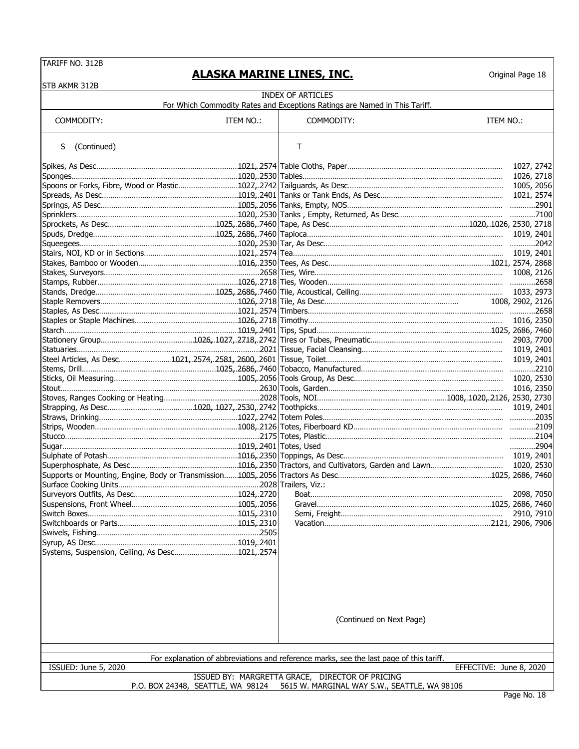# ALASKA MARINE LINES, INC.

TARIFF NO. 312B
STB AKMR 312B
Original Page 18

## INDEX OF ARTICLES

For Which Commodity Rates and Exceptions Ratings are Named in This Tariff.

| COMMODITY: | ITEM NO.: | COMMODITY: | ITEM NO.: |
|---|---|---|---|
| S (Continued) | | T | |
| Spikes, As Desc. | 1021, 2574 | Table Cloths, Paper | 1027, 2742 |
| Sponges | 1020, 2530 | Tables | 1026, 2718 |
| Spoons or Forks, Fibre, Wood or Plastic | 1027, 2742 | Tailguards, As Desc. | 1005, 2056 |
| Spreads, As Desc. | 1019, 2401 | Tanks or Tank Ends, As Desc. | 1021, 2574 |
| Springs, AS Desc. | 1005, 2056 | Tanks, Empty, NOS | 2901 |
| Sprinklers | 1020, 2530 | Tanks , Empty, Returned, As Desc. | 7100 |
| Sprockets, As Desc. | 1025, 2686, 7460 | Tape, As Desc. | 1020, 1026, 2530, 2718 |
| Spuds, Dredge | 1025, 2686, 7460 | Tapioca | 1019, 2401 |
| Squeegees | 1020, 2530 | Tar, As Desc. | 2042 |
| Stairs, NOI, KD or in Sections | 1021, 2574 | Tea | 1019, 2401 |
| Stakes, Bamboo or Wooden | 1016, 2350 | Tees, As Desc. | 1021, 2574, 2868 |
| Stakes, Surveyors | 2658 | Ties, Wire | 1008, 2126 |
| Stamps, Rubber | 1026, 2718 | Ties, Wooden | 2658 |
| Stands, Dredge | 1025, 2686, 7460 | Tile, Acoustical, Ceiling | 1033, 2973 |
| Staple Removers | 1026, 2718 | Tile, As Desc. | 1008, 2902, 2126 |
| Staples, As Desc. | 1021, 2574 | Timbers | 2658 |
| Staples or Staple Machines | 1026, 2718 | Timothy | 1016, 2350 |
| Starch | 1019, 2401 | Tips, Spud | 1025, 2686, 7460 |
| Stationery Group | 1026, 1027, 2718, 2742 | Tires or Tubes, Pneumatic | 2903, 7700 |
| Statuaries | 2021 | Tissue, Facial Cleansing | 1019, 2401 |
| Steel Articles, As Desc. | 1021, 2574, 2581, 2600, 2601 | Tissue, Toilet | 1019, 2401 |
| Stems, Drill | 1025, 2686, 7460 | Tobacco, Manufactured | 2210 |
| Sticks, Oil Measuring | 1005, 2056 | Tools Group, As Desc. | 1020, 2530 |
| Stout | 2630 | Tools, Garden | 1016, 2350 |
| Stoves, Ranges Cooking or Heating | 2028 | Tools, NOI | 1008, 1020, 2126, 2530, 2730 |
| Strapping, As Desc. | 1020, 1027, 2530, 2742 | Toothpicks | 1019, 2401 |
| Straws, Drinking | 1027, 2742 | Totem Poles | 2035 |
| Strips, Wooden | 1008, 2126 | Totes, Fiberboard KD | 2109 |
| Stucco | 2175 | Totes, Plastic | 2104 |
| Sugar | 1019, 2401 | Totes, Used | 2904 |
| Sulphate of Potash | 1016, 2350 | Toppings, As Desc. | 1019, 2401 |
| Superphosphate, As Desc. | 1016, 2350 | Tractors, and Cultivators, Garden and Lawn | 1020, 2530 |
| Supports or Mounting, Engine, Body or Transmission | 1005, 2056 | Tractors As Desc. | 1025, 2686, 7460 |
| Surface Cooking Units | 2028 | Trailers, Viz.: | |
| Surveyors Outfits, As Desc. | 1024, 2720 | Boat | 2098, 7050 |
| Suspensions, Front Wheel | 1005, 2056 | Gravel | 1025, 2686, 7460 |
| Switch Boxes | 1015, 2310 | Semi, Freight | 2910, 7910 |
| Switchboards or Parts | 1015, 2310 | Vacation | 2121, 2906, 7906 |
| Swivels, Fishing | 2505 | | |
| Syrup, AS Desc. | 1019, 2401 | | |
| Systems, Suspension, Ceiling, As Desc. | 1021, 2574 | | |

(Continued on Next Page)

For explanation of abbreviations and reference marks, see the last page of this tariff.

ISSUED: June 5, 2020 EFFECTIVE: June 8, 2020

ISSUED BY: MARGRETTA GRACE, DIRECTOR OF PRICING
P.O. BOX 24348, SEATTLE, WA 98124 5615 W. MARGINAL WAY S.W., SEATTLE, WA 98106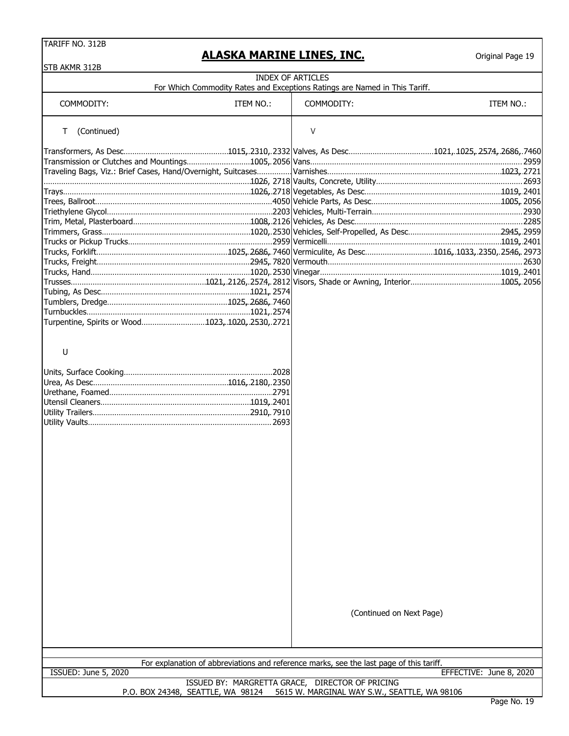TARIFF NO. 312B

STB AKMR 312B

# ALASKA MARINE LINES, INC.

Original Page 19

## INDEX OF ARTICLES

For Which Commodity Rates and Exceptions Ratings are Named in This Tariff.

| COMMODITY: | ITEM NO.: | COMMODITY: | ITEM NO.: |
|---|---|---|---|
| **T (Continued)** | | **V** | |
| Transformers, As Desc. | 1015, 2310, 2332 | Valves, As Desc. | 1021, 1025, 2574, 2686, 7460 |
| Transmission or Clutches and Mountings | 1005, 2056 | Vans | 2959 |
| Traveling Bags, Viz.: Brief Cases, Hand/Overnight, Suitcases | 1026, 2718 | Varnishes | 1023, 2721 |
| Trays | 1026, 2718 | Vaults, Concrete, Utility | 2693 |
| Trees, Ballroot | 4050 | Vegetables, As Desc. | 1019, 2401 |
| Triethylene Glycol | 2203 | Vehicle Parts, As Desc. | 1005, 2056 |
| Trim, Metal, Plasterboard | 1008, 2126 | Vehicles, Multi-Terrain | 2930 |
| Trimmers, Grass | 1020, 2530 | Vehicles, As Desc. | 2285 |
| Trucks or Pickup Trucks | 2959 | Vehicles, Self-Propelled, As Desc. | 2945, 2959 |
| Trucks, Forklift | 1025, 2686, 7460 | Vermicelli | 1019, 2401 |
| Trucks, Freight | 2945, 7820 | Vermiculite, As Desc. | 1016, 1033, 2350, 2546, 2973 |
| Trucks, Hand | 1020, 2530 | Vermouth | 2630 |
| Trusses | 1021, 2126, 2574, 2812 | Vinegar | 1019, 2401 |
| Tubing, As Desc. | 1021, 2574 | Visors, Shade or Awning, Interior | 1005, 2056 |
| Tumblers, Dredge | 1025, 2686, 7460 | | |
| Turnbuckles | 1021, 2574 | | |
| Turpentine, Spirits or Wood | 1023, 1020, 2530, 2721 | | |
| **U** | | | |
| Units, Surface Cooking | 2028 | | |
| Urea, As Desc. | 1016, 2180, 2350 | | |
| Urethane, Foamed | 2791 | | |
| Utensil Cleaners | 1019, 2401 | | |
| Utility Trailers | 2910, 7910 | | |
| Utility Vaults | 2693 | | |

(Continued on Next Page)

For explanation of abbreviations and reference marks, see the last page of this tariff.

ISSUED: June 5, 2020 EFFECTIVE: June 8, 2020

ISSUED BY: MARGRETTA GRACE, DIRECTOR OF PRICING

P.O. BOX 24348, SEATTLE, WA 98124 5615 W. MARGINAL WAY S.W., SEATTLE, WA 98106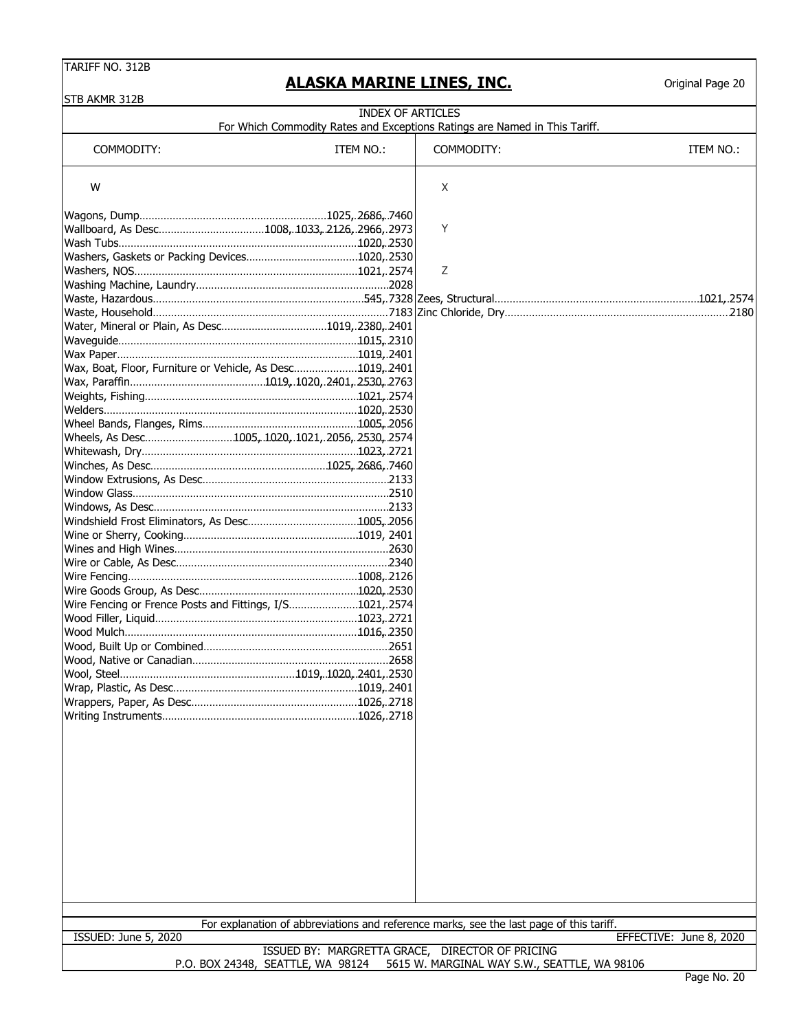## INDEX OF ARTICLES

For Which Commodity Rates and Exceptions Ratings are Named in This Tariff.

| COMMODITY: | ITEM NO.: |
|---|---|
| **W** | |
| Wagons, Dump | 1025, 2686, 7460 |
| Wallboard, As Desc | 1008, 1033, 2126, 2966, 2973 |
| Wash Tubs | 1020, 2530 |
| Washers, Gaskets or Packing Devices | 1020, 2530 |
| Washers, NOS | 1021, 2574 |
| Washing Machine, Laundry | 2028 |
| Waste, Hazardous | 545, 7328 |
| Waste, Household | 7183 |
| Water, Mineral or Plain, As Desc | 1019, 2380, 2401 |
| Waveguide | 1015, 2310 |
| Wax Paper | 1019, 2401 |
| Wax, Boat, Floor, Furniture or Vehicle, As Desc | 1019, 2401 |
| Wax, Paraffin | 1019, 1020, 2401, 2530, 2763 |
| Weights, Fishing | 1021, 2574 |
| Welders | 1020, 2530 |
| Wheel Bands, Flanges, Rims | 1005, 2056 |
| Wheels, As Desc | 1005, 1020, 1021, 2056, 2530, 2574 |
| Whitewash, Dry | 1023, 2721 |
| Winches, As Desc | 1025, 2686, 7460 |
| Window Extrusions, As Desc | 2133 |
| Window Glass | 2510 |
| Windows, As Desc | 2133 |
| Windshield Frost Eliminators, As Desc | 1005, 2056 |
| Wine or Sherry, Cooking | 1019, 2401 |
| Wines and High Wines | 2630 |
| Wire or Cable, As Desc | 2340 |
| Wire Fencing | 1008, 2126 |
| Wire Goods Group, As Desc | 1020, 2530 |
| Wire Fencing or Frence Posts and Fittings, I/S | 1021, 2574 |
| Wood Filler, Liquid | 1023, 2721 |
| Wood Mulch | 1016, 2350 |
| Wood, Built Up or Combined | 2651 |
| Wood, Native or Canadian | 2658 |
| Wool, Steel | 1019, 1020, 2401, 2530 |
| Wrap, Plastic, As Desc | 1019, 2401 |
| Wrappers, Paper, As Desc | 1026, 2718 |
| Writing Instruments | 1026, 2718 |
| **X** | |
| **Y** | |
| **Z** | |
| Zees, Structural | 1021, 2574 |
| Zinc Chloride, Dry | 2180 |

For explanation of abbreviations and reference marks, see the last page of this tariff.

ISSUED: June 5, 2020 EFFECTIVE: June 8, 2020

ISSUED BY: MARGRETTA GRACE, DIRECTOR OF PRICING
P.O. BOX 24348, SEATTLE, WA 98124 5615 W. MARGINAL WAY S.W., SEATTLE, WA 98106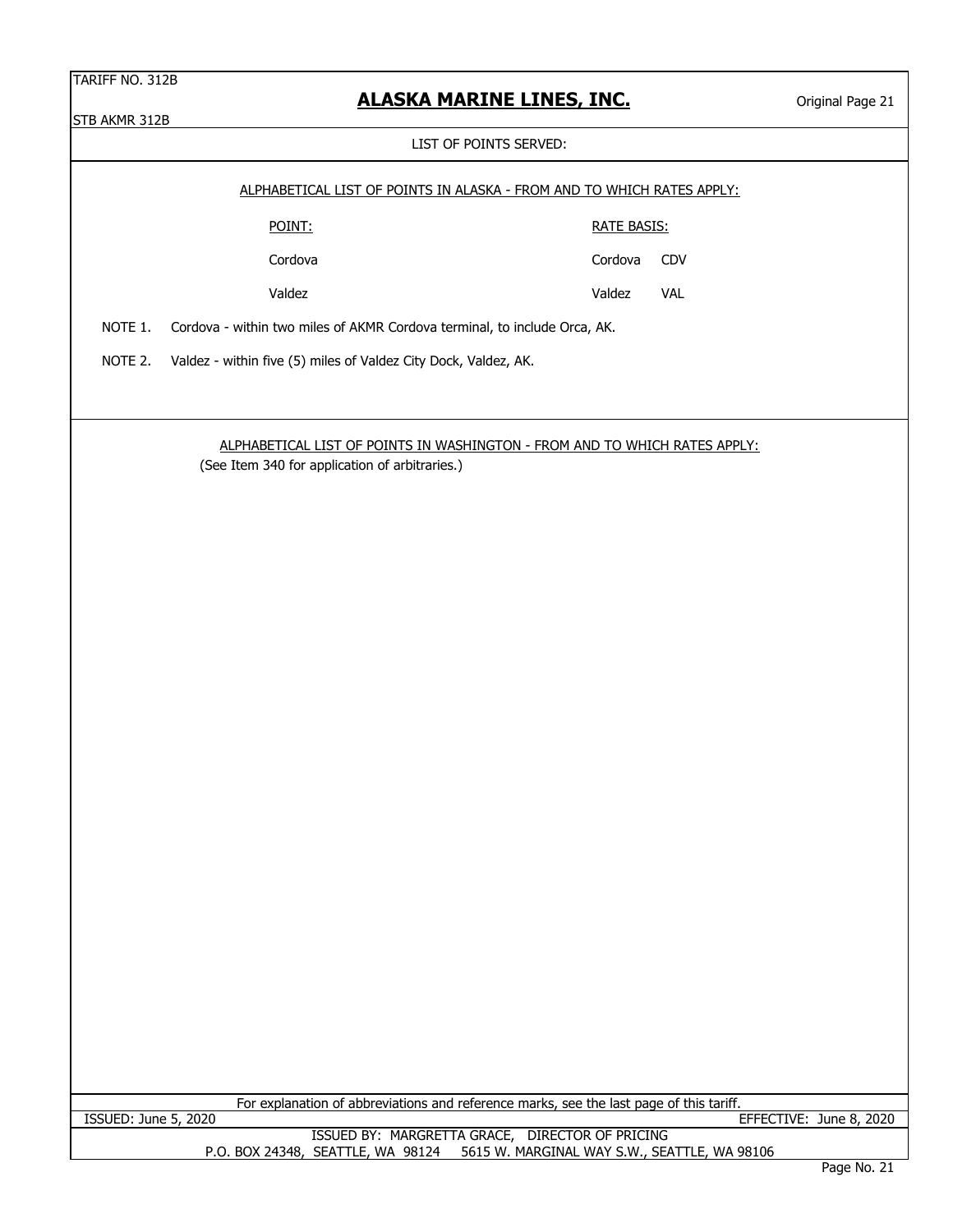## LIST OF POINTS SERVED:

### ALPHABETICAL LIST OF POINTS IN ALASKA - FROM AND TO WHICH RATES APPLY:

| POINT: | RATE BASIS: | |
|---|---|---|
| Cordova | Cordova | CDV |
| Valdez | Valdez | VAL |

NOTE 1. Cordova - within two miles of AKMR Cordova terminal, to include Orca, AK.

NOTE 2. Valdez - within five (5) miles of Valdez City Dock, Valdez, AK.

### ALPHABETICAL LIST OF POINTS IN WASHINGTON - FROM AND TO WHICH RATES APPLY:

(See Item 340 for application of arbitraries.)

For explanation of abbreviations and reference marks, see the last page of this tariff.

ISSUED: June 5, 2020 EFFECTIVE: June 8, 2020

ISSUED BY: MARGRETTA GRACE, DIRECTOR OF PRICING

P.O. BOX 24348, SEATTLE, WA 98124 5615 W. MARGINAL WAY S.W., SEATTLE, WA 98106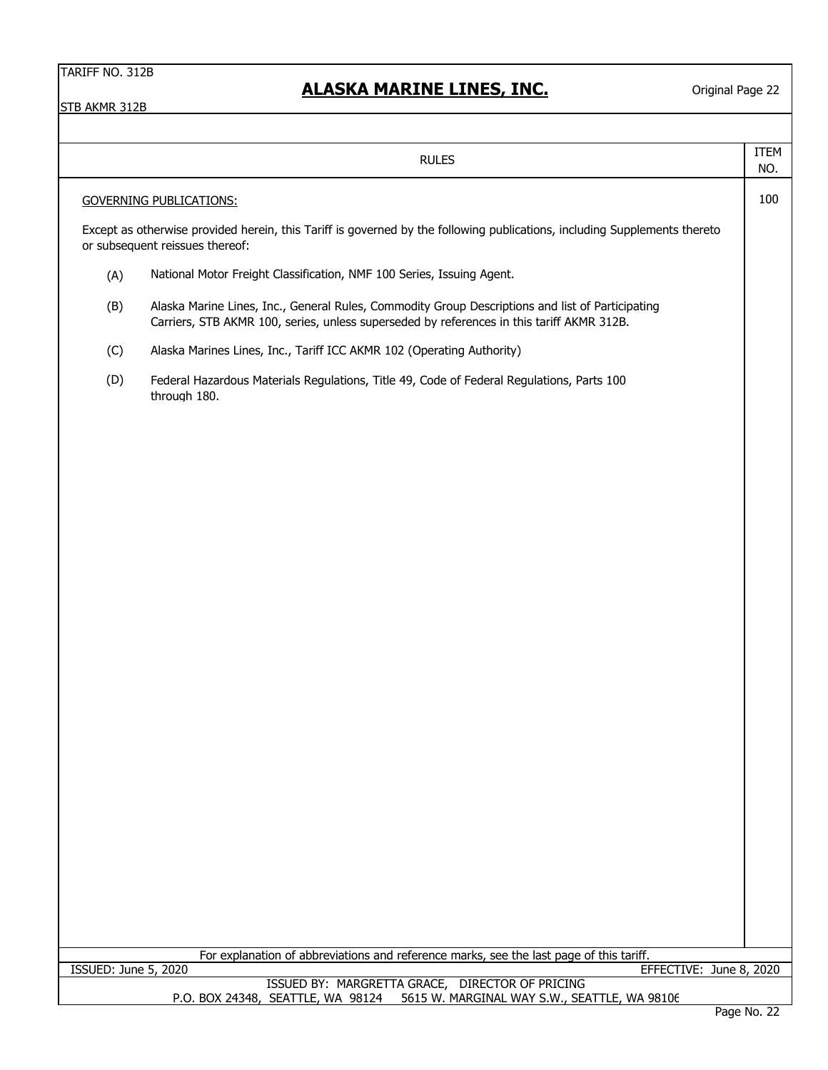RULES | ITEM NO.

## GOVERNING PUBLICATIONS:

ITEM 100

Except as otherwise provided herein, this Tariff is governed by the following publications, including Supplements thereto or subsequent reissues thereof:

(A) National Motor Freight Classification, NMF 100 Series, Issuing Agent.

(B) Alaska Marine Lines, Inc., General Rules, Commodity Group Descriptions and list of Participating Carriers, STB AKMR 100, series, unless superseded by references in this tariff AKMR 312B.

(C) Alaska Marines Lines, Inc., Tariff ICC AKMR 102 (Operating Authority)

(D) Federal Hazardous Materials Regulations, Title 49, Code of Federal Regulations, Parts 100 through 180.

For explanation of abbreviations and reference marks, see the last page of this tariff.

ISSUED: June 5, 2020 EFFECTIVE: June 8, 2020

ISSUED BY: MARGRETTA GRACE, DIRECTOR OF PRICING

P.O. BOX 24348, SEATTLE, WA 98124 5615 W. MARGINAL WAY S.W., SEATTLE, WA 98106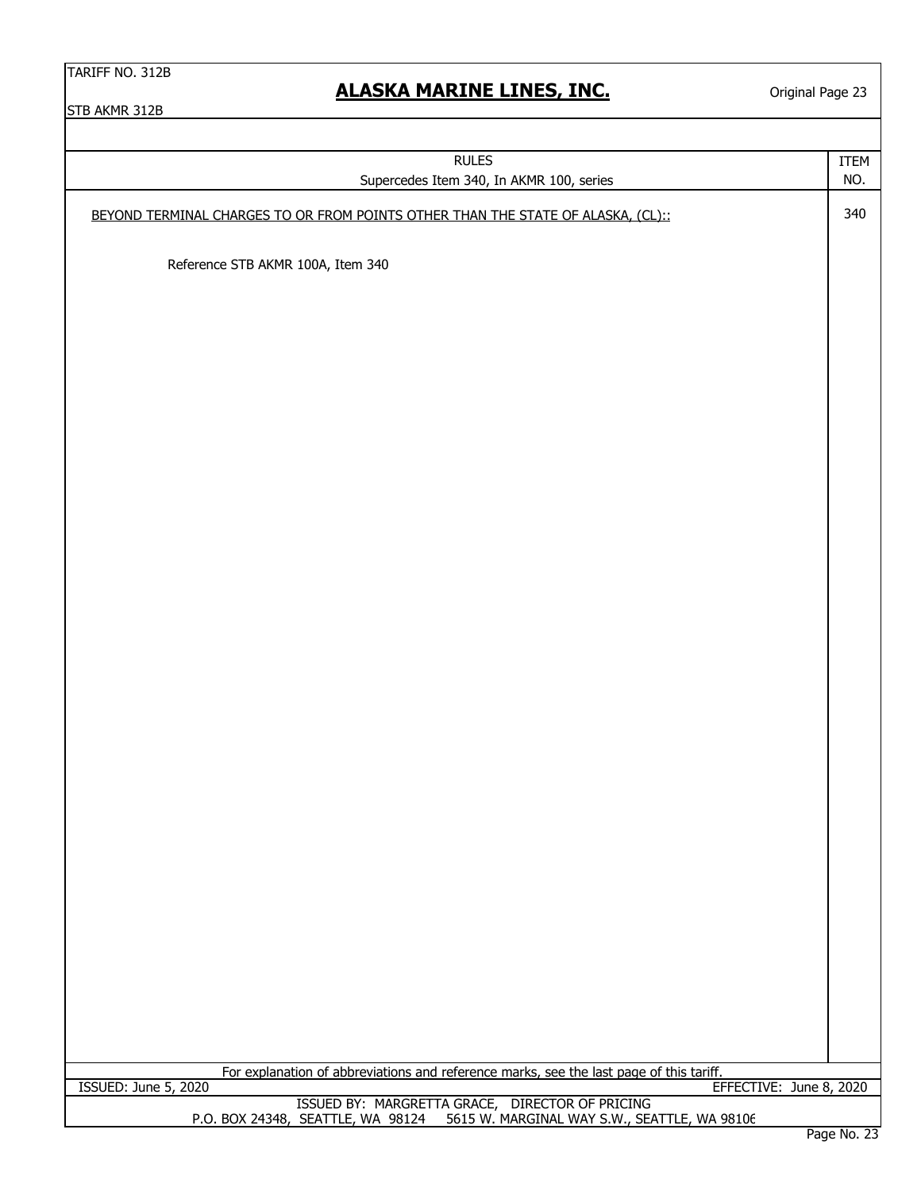| RULES<br>Supercedes Item 340, In AKMR 100, series | ITEM NO. |
|---|---|
| BEYOND TERMINAL CHARGES TO OR FROM POINTS OTHER THAN THE STATE OF ALASKA, (CL):: | 340 |
| Reference STB AKMR 100A, Item 340 | |

For explanation of abbreviations and reference marks, see the last page of this tariff.

ISSUED: June 5, 2020 EFFECTIVE: June 8, 2020

ISSUED BY: MARGRETTA GRACE, DIRECTOR OF PRICING
P.O. BOX 24348, SEATTLE, WA 98124 5615 W. MARGINAL WAY S.W., SEATTLE, WA 98106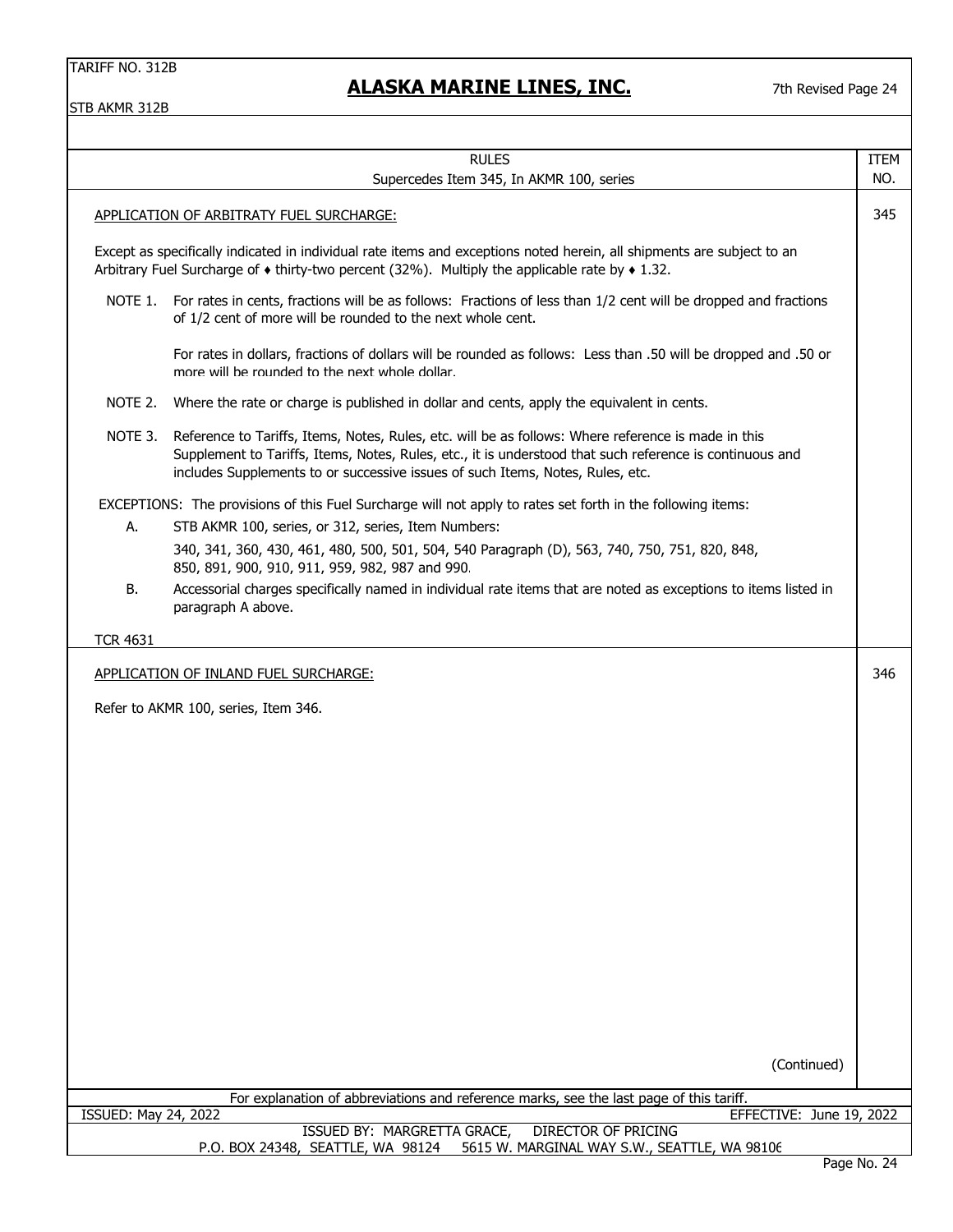TARIFF NO. 312B

STB AKMR 312B

## ALASKA MARINE LINES, INC.

7th Revised Page 24

RULES

Supercedes Item 345, In AKMR 100, series

ITEM NO. 345

APPLICATION OF ARBITRATY FUEL SURCHARGE:

Except as specifically indicated in individual rate items and exceptions noted herein, all shipments are subject to an Arbitrary Fuel Surcharge of ♦ thirty-two percent (32%). Multiply the applicable rate by ♦ 1.32.

NOTE 1. For rates in cents, fractions will be as follows: Fractions of less than 1/2 cent will be dropped and fractions of 1/2 cent of more will be rounded to the next whole cent.

For rates in dollars, fractions of dollars will be rounded as follows: Less than .50 will be dropped and .50 or more will be rounded to the next whole dollar.

NOTE 2. Where the rate or charge is published in dollar and cents, apply the equivalent in cents.

NOTE 3. Reference to Tariffs, Items, Notes, Rules, etc. will be as follows: Where reference is made in this Supplement to Tariffs, Items, Notes, Rules, etc., it is understood that such reference is continuous and includes Supplements to or successive issues of such Items, Notes, Rules, etc.

EXCEPTIONS: The provisions of this Fuel Surcharge will not apply to rates set forth in the following items:

A. STB AKMR 100, series, or 312, series, Item Numbers:

340, 341, 360, 430, 461, 480, 500, 501, 504, 540 Paragraph (D), 563, 740, 750, 751, 820, 848, 850, 891, 900, 910, 911, 959, 982, 987 and 990.

B. Accessorial charges specifically named in individual rate items that are noted as exceptions to items listed in paragraph A above.

TCR 4631

ITEM NO. 346

APPLICATION OF INLAND FUEL SURCHARGE:

Refer to AKMR 100, series, Item 346.

(Continued)

For explanation of abbreviations and reference marks, see the last page of this tariff.

ISSUED: May 24, 2022 EFFECTIVE: June 19, 2022

ISSUED BY: MARGRETTA GRACE, DIRECTOR OF PRICING

P.O. BOX 24348, SEATTLE, WA 98124 5615 W. MARGINAL WAY S.W., SEATTLE, WA 98106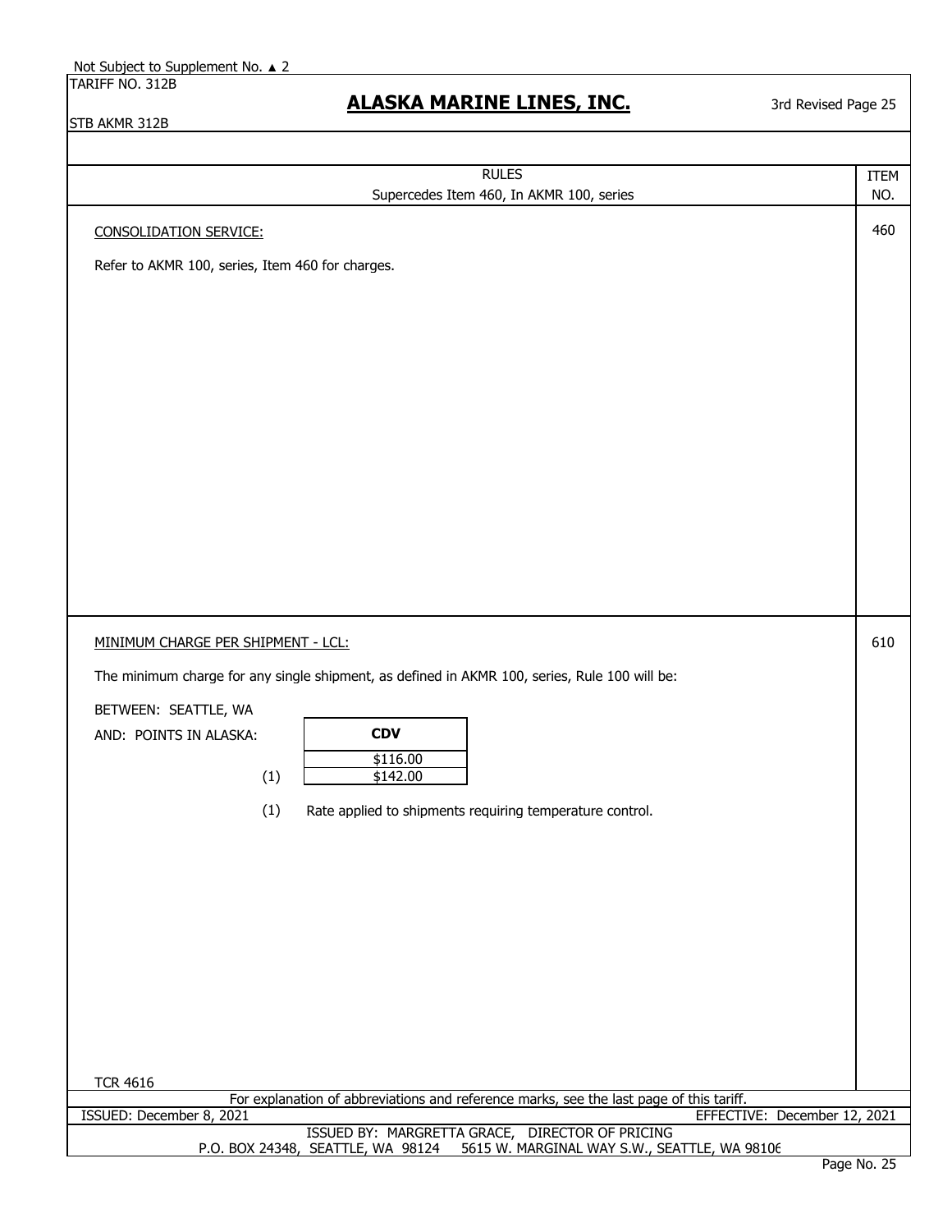Not Subject to Supplement No. ▲ 2

TARIFF NO. 312B

STB AKMR 312B

## ALASKA MARINE LINES, INC.

3rd Revised Page 25

| RULES<br>Supercedes Item 460, In AKMR 100, series | ITEM NO. |
|---|---|

### CONSOLIDATION SERVICE: — Item 460

Refer to AKMR 100, series, Item 460 for charges.

### MINIMUM CHARGE PER SHIPMENT - LCL: — Item 610

The minimum charge for any single shipment, as defined in AKMR 100, series, Rule 100 will be:

BETWEEN: SEATTLE, WA

AND: POINTS IN ALASKA:

| | CDV |
|---|---|
| | $116.00 |
| (1) | $142.00 |

(1) Rate applied to shipments requiring temperature control.

TCR 4616

For explanation of abbreviations and reference marks, see the last page of this tariff.

ISSUED: December 8, 2021 EFFECTIVE: December 12, 2021

ISSUED BY: MARGRETTA GRACE, DIRECTOR OF PRICING
P.O. BOX 24348, SEATTLE, WA 98124 5615 W. MARGINAL WAY S.W., SEATTLE, WA 98106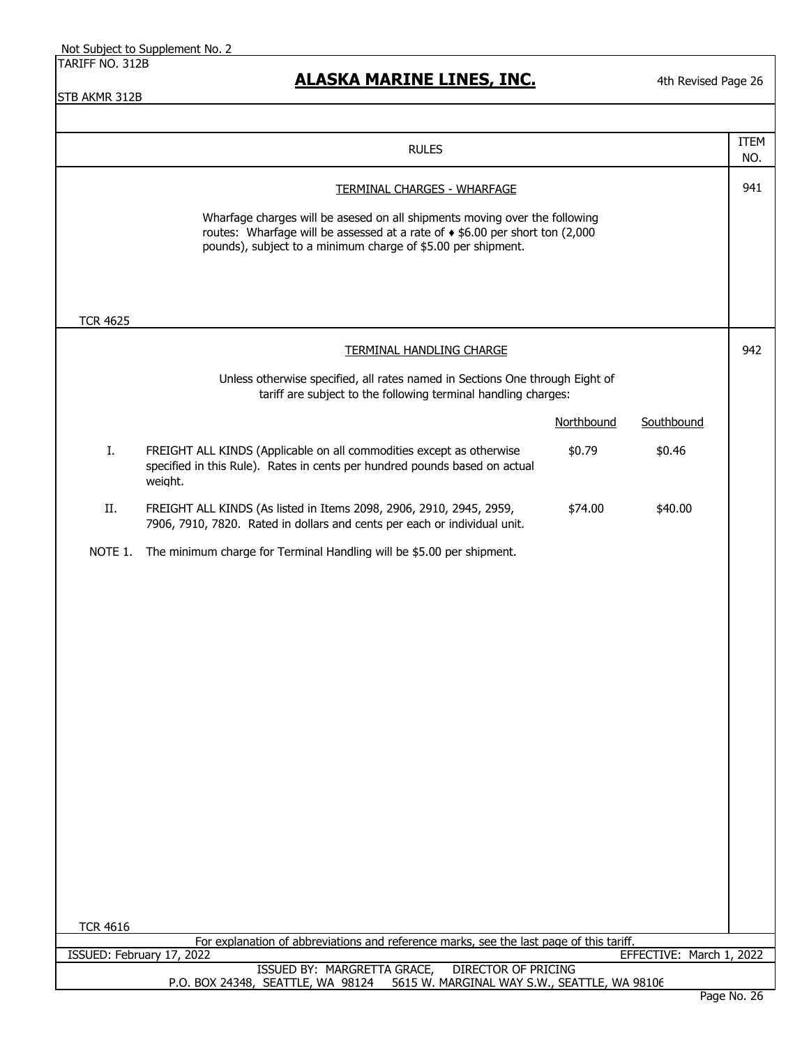Not Subject to Supplement No. 2

TARIFF NO. 312B

STB AKMR 312B

# ALASKA MARINE LINES, INC.

4th Revised Page 26

| RULES | ITEM NO. |
|---|---|

## TERMINAL CHARGES - WHARFAGE

**ITEM 941**

Wharfage charges will be asesed on all shipments moving over the following routes: Wharfage will be assessed at a rate of ♦ $6.00 per short ton (2,000 pounds), subject to a minimum charge of $5.00 per shipment.

TCR 4625

## TERMINAL HANDLING CHARGE

**ITEM 942**

Unless otherwise specified, all rates named in Sections One through Eight of tariff are subject to the following terminal handling charges:

| | | Northbound | Southbound |
|---|---|---|---|
| I. | FREIGHT ALL KINDS (Applicable on all commodities except as otherwise specified in this Rule). Rates in cents per hundred pounds based on actual weight. | $0.79 | $0.46 |
| II. | FREIGHT ALL KINDS (As listed in Items 2098, 2906, 2910, 2945, 2959, 7906, 7910, 7820. Rated in dollars and cents per each or individual unit. | $74.00 | $40.00 |

NOTE 1. The minimum charge for Terminal Handling will be $5.00 per shipment.

TCR 4616

For explanation of abbreviations and reference marks, see the last page of this tariff.

ISSUED: February 17, 2022 EFFECTIVE: March 1, 2022

ISSUED BY: MARGRETTA GRACE, DIRECTOR OF PRICING

P.O. BOX 24348, SEATTLE, WA 98124 5615 W. MARGINAL WAY S.W., SEATTLE, WA 98106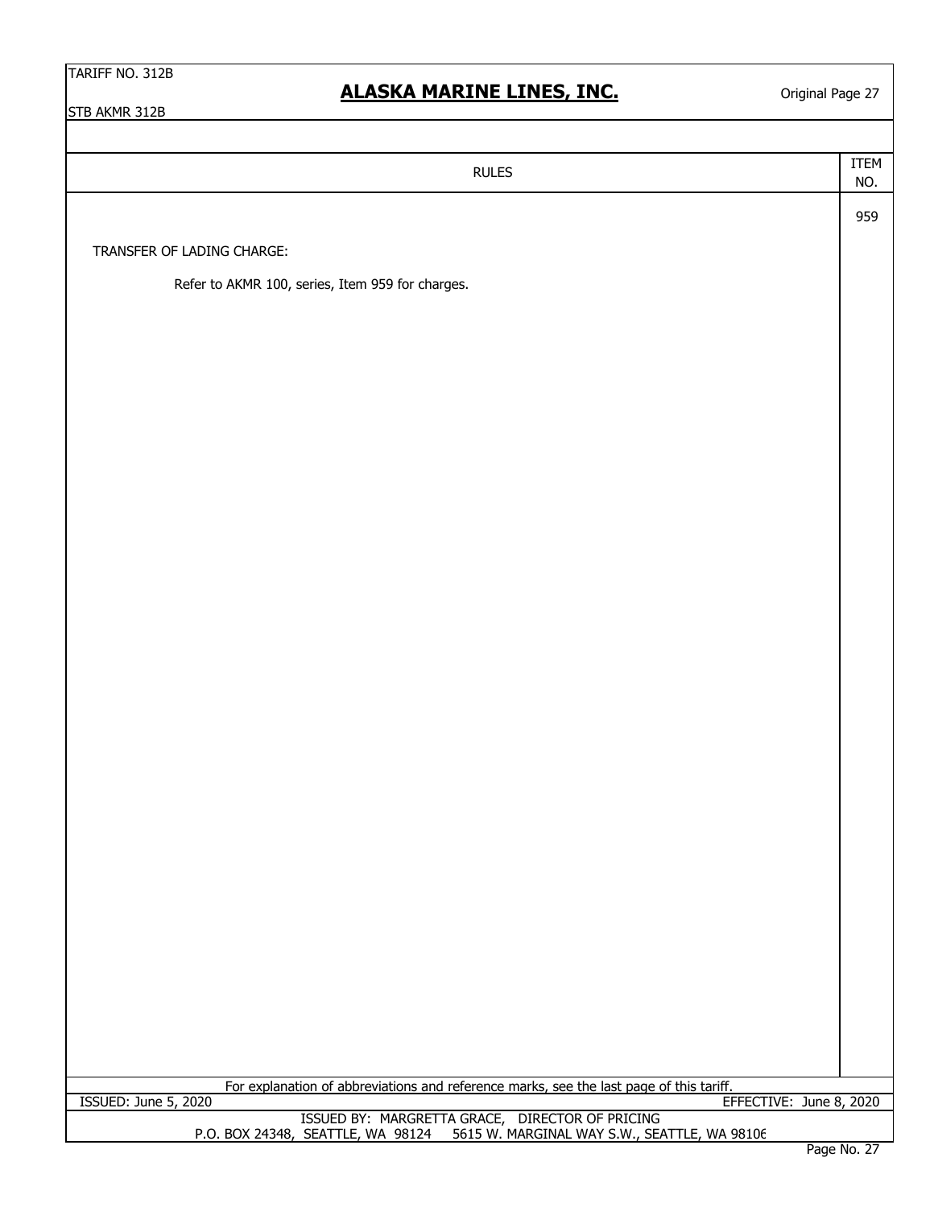| RULES | ITEM NO. |
|---|---|
| TRANSFER OF LADING CHARGE:<br><br>Refer to AKMR 100, series, Item 959 for charges. | 959 |

For explanation of abbreviations and reference marks, see the last page of this tariff.

ISSUED: June 5, 2020 EFFECTIVE: June 8, 2020

ISSUED BY: MARGRETTA GRACE, DIRECTOR OF PRICING
P.O. BOX 24348, SEATTLE, WA 98124 5615 W. MARGINAL WAY S.W., SEATTLE, WA 98106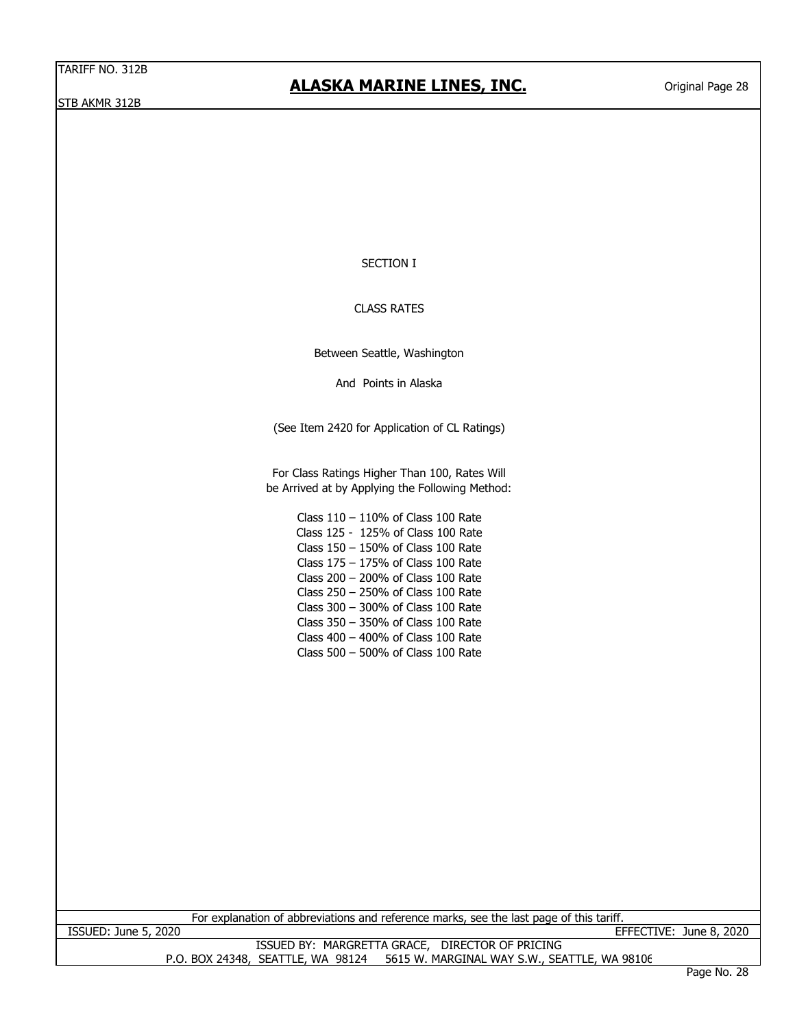# SECTION I

## CLASS RATES

Between Seattle, Washington

And Points in Alaska

(See Item 2420 for Application of CL Ratings)

For Class Ratings Higher Than 100, Rates Will be Arrived at by Applying the Following Method:

Class 110 – 110% of Class 100 Rate
Class 125 - 125% of Class 100 Rate
Class 150 – 150% of Class 100 Rate
Class 175 – 175% of Class 100 Rate
Class 200 – 200% of Class 100 Rate
Class 250 – 250% of Class 100 Rate
Class 300 – 300% of Class 100 Rate
Class 350 – 350% of Class 100 Rate
Class 400 – 400% of Class 100 Rate
Class 500 – 500% of Class 100 Rate

For explanation of abbreviations and reference marks, see the last page of this tariff.

ISSUED: June 5, 2020 EFFECTIVE: June 8, 2020

ISSUED BY: MARGRETTA GRACE, DIRECTOR OF PRICING
P.O. BOX 24348, SEATTLE, WA 98124 5615 W. MARGINAL WAY S.W., SEATTLE, WA 98106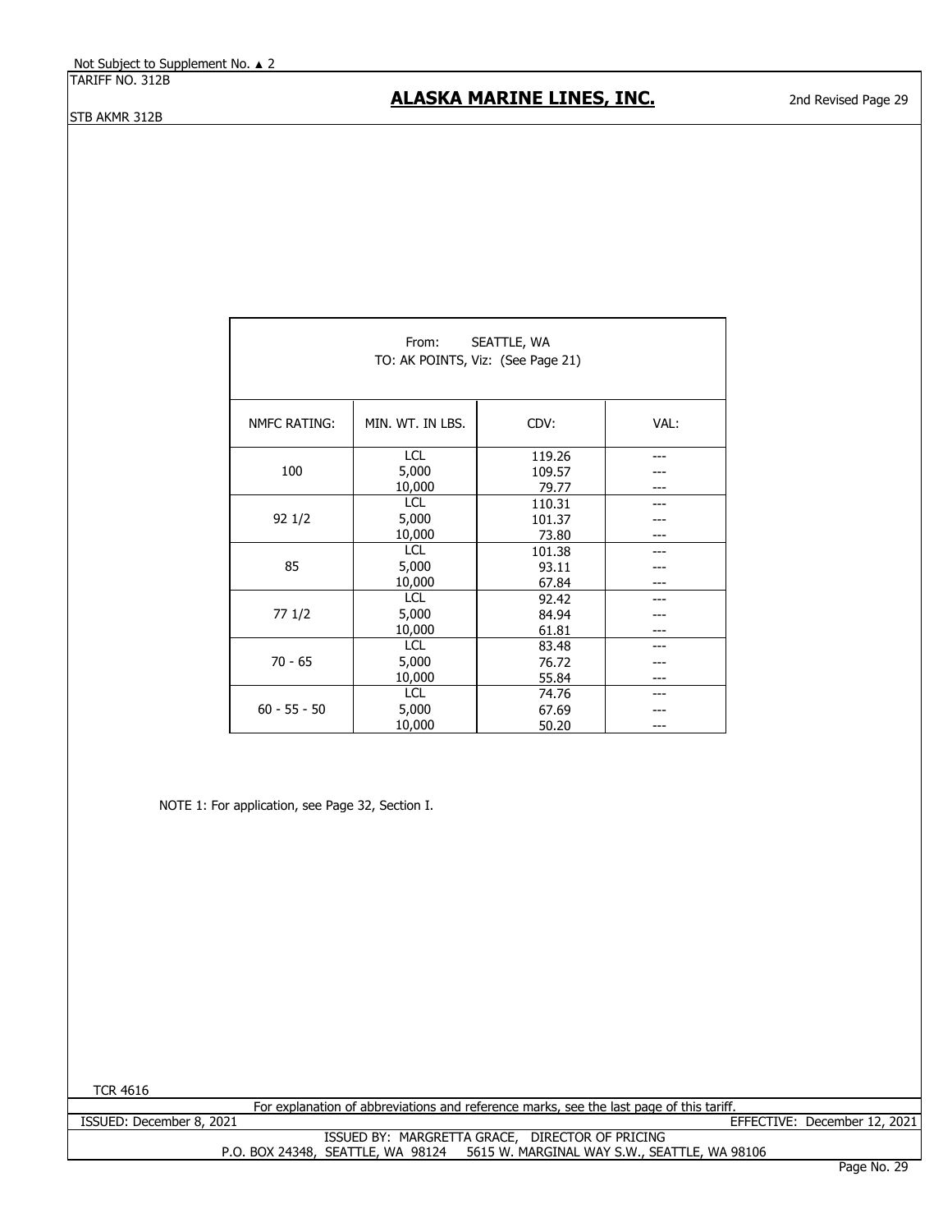Not Subject to Supplement No. ▲ 2

TARIFF NO. 312B

STB AKMR 312B

# ALASKA MARINE LINES, INC.

2nd Revised Page 29

| From: SEATTLE, WA<br>TO: AK POINTS, Viz: (See Page 21) | | | |
|---|---|---|---|
| NMFC RATING: | MIN. WT. IN LBS. | CDV: | VAL: |
| 100 | LCL | 119.26 | --- |
| | 5,000 | 109.57 | --- |
| | 10,000 | 79.77 | --- |
| 92 1/2 | LCL | 110.31 | --- |
| | 5,000 | 101.37 | --- |
| | 10,000 | 73.80 | --- |
| 85 | LCL | 101.38 | --- |
| | 5,000 | 93.11 | --- |
| | 10,000 | 67.84 | --- |
| 77 1/2 | LCL | 92.42 | --- |
| | 5,000 | 84.94 | --- |
| | 10,000 | 61.81 | --- |
| 70 - 65 | LCL | 83.48 | --- |
| | 5,000 | 76.72 | --- |
| | 10,000 | 55.84 | --- |
| 60 - 55 - 50 | LCL | 74.76 | --- |
| | 5,000 | 67.69 | --- |
| | 10,000 | 50.20 | --- |

NOTE 1: For application, see Page 32, Section I.

TCR 4616

For explanation of abbreviations and reference marks, see the last page of this tariff.

ISSUED: December 8, 2021 EFFECTIVE: December 12, 2021

ISSUED BY: MARGRETTA GRACE, DIRECTOR OF PRICING

P.O. BOX 24348, SEATTLE, WA 98124 5615 W. MARGINAL WAY S.W., SEATTLE, WA 98106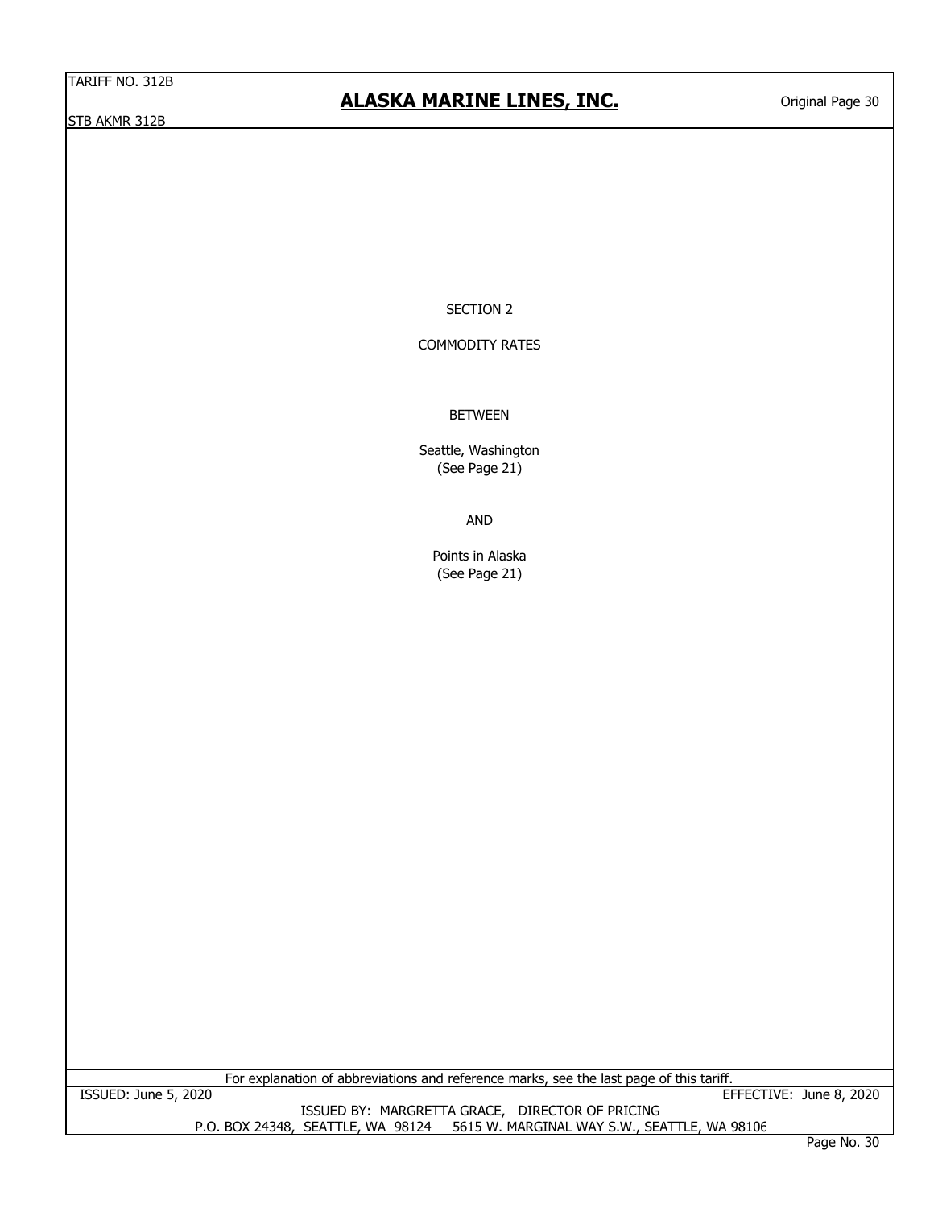# SECTION 2

## COMMODITY RATES

BETWEEN

Seattle, Washington
(See Page 21)

AND

Points in Alaska
(See Page 21)

For explanation of abbreviations and reference marks, see the last page of this tariff.

ISSUED: June 5, 2020 EFFECTIVE: June 8, 2020

ISSUED BY: MARGRETTA GRACE, DIRECTOR OF PRICING
P.O. BOX 24348, SEATTLE, WA 98124 5615 W. MARGINAL WAY S.W., SEATTLE, WA 98106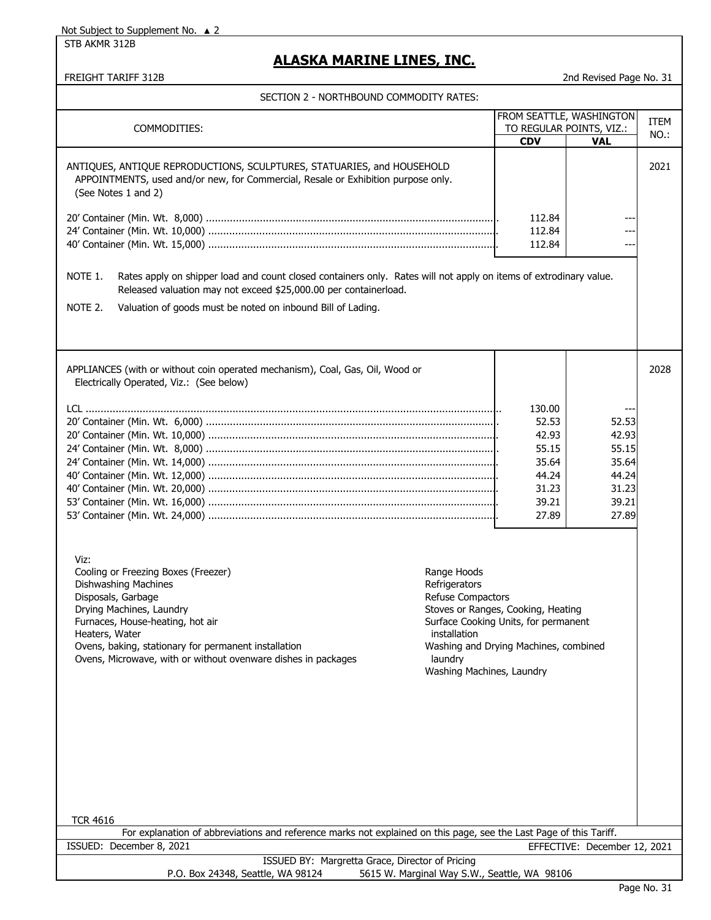Not Subject to Supplement No. ▲ 2

STB AKMR 312B

# ALASKA MARINE LINES, INC.

FREIGHT TARIFF 312B

2nd Revised Page No. 31

## SECTION 2 - NORTHBOUND COMMODITY RATES:

| COMMODITIES: | FROM SEATTLE, WASHINGTON TO REGULAR POINTS, VIZ.: | | ITEM NO.: |
|---|---|---|---|
| | **CDV** | **VAL** | |
| ANTIQUES, ANTIQUE REPRODUCTIONS, SCULPTURES, STATUARIES, and HOUSEHOLD APPOINTMENTS, used and/or new, for Commercial, Resale or Exhibition purpose only. (See Notes 1 and 2) | | | 2021 |
| 20' Container (Min. Wt. 8,000) | 112.84 | --- | |
| 24' Container (Min. Wt. 10,000) | 112.84 | --- | |
| 40' Container (Min. Wt. 15,000) | 112.84 | --- | |

NOTE 1. Rates apply on shipper load and count closed containers only. Rates will not apply on items of extrodinary value. Released valuation may not exceed $25,000.00 per containerload.

NOTE 2. Valuation of goods must be noted on inbound Bill of Lading.

| COMMODITIES: | CDV | VAL | ITEM NO.: |
|---|---|---|---|
| APPLIANCES (with or without coin operated mechanism), Coal, Gas, Oil, Wood or Electrically Operated, Viz.: (See below) | | | 2028 |
| LCL | 130.00 | --- | |
| 20' Container (Min. Wt. 6,000) | 52.53 | 52.53 | |
| 20' Container (Min. Wt. 10,000) | 42.93 | 42.93 | |
| 24' Container (Min. Wt. 8,000) | 55.15 | 55.15 | |
| 24' Container (Min. Wt. 14,000) | 35.64 | 35.64 | |
| 40' Container (Min. Wt. 12,000) | 44.24 | 44.24 | |
| 40' Container (Min. Wt. 20,000) | 31.23 | 31.23 | |
| 53' Container (Min. Wt. 16,000) | 39.21 | 39.21 | |
| 53' Container (Min. Wt. 24,000) | 27.89 | 27.89 | |

Viz:

- Cooling or Freezing Boxes (Freezer)
- Dishwashing Machines
- Disposals, Garbage
- Drying Machines, Laundry
- Furnaces, House-heating, hot air
- Heaters, Water
- Ovens, baking, stationary for permanent installation
- Ovens, Microwave, with or without ovenware dishes in packages
- Range Hoods
- Refrigerators
- Refuse Compactors
- Stoves or Ranges, Cooking, Heating
- Surface Cooking Units, for permanent installation
- Washing and Drying Machines, combined laundry
- Washing Machines, Laundry

TCR 4616

For explanation of abbreviations and reference marks not explained on this page, see the Last Page of this Tariff.

ISSUED: December 8, 2021 — EFFECTIVE: December 12, 2021

ISSUED BY: Margretta Grace, Director of Pricing
P.O. Box 24348, Seattle, WA 98124 — 5615 W. Marginal Way S.W., Seattle, WA 98106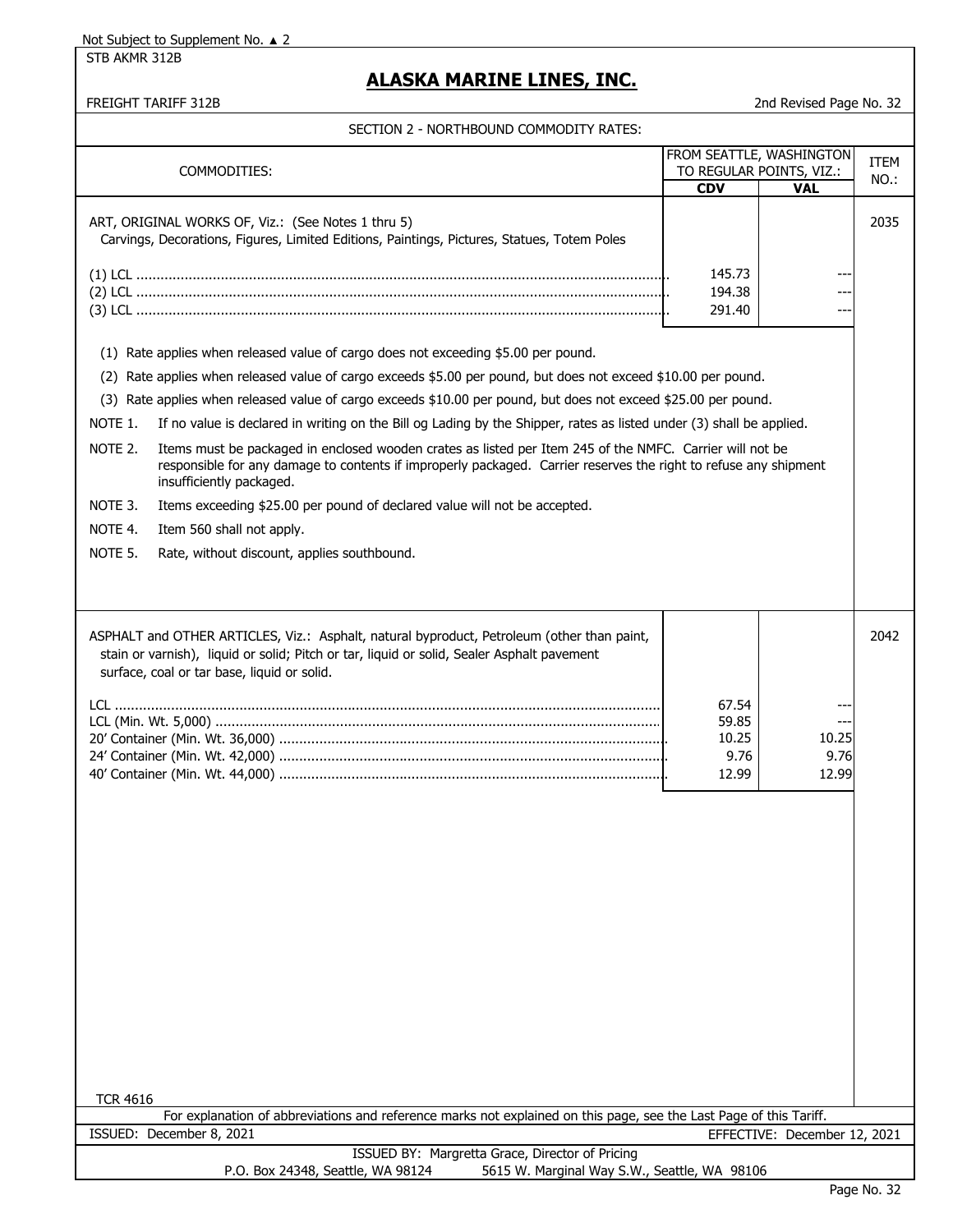Not Subject to Supplement No. ▲ 2

STB AKMR 312B

# ALASKA MARINE LINES, INC.

FREIGHT TARIFF 312B — 2nd Revised Page No. 32

## SECTION 2 - NORTHBOUND COMMODITY RATES:

| COMMODITIES: | FROM SEATTLE, WASHINGTON TO REGULAR POINTS, VIZ.: | | ITEM NO.: |
|---|---|---|---|
| | CDV | VAL | |
| ART, ORIGINAL WORKS OF, Viz.: (See Notes 1 thru 5) Carvings, Decorations, Figures, Limited Editions, Paintings, Pictures, Statues, Totem Poles | | | 2035 |
| (1) LCL | 145.73 | --- | |
| (2) LCL | 194.38 | --- | |
| (3) LCL | 291.40 | --- | |

(1) Rate applies when released value of cargo does not exceeding $5.00 per pound.

(2) Rate applies when released value of cargo exceeds $5.00 per pound, but does not exceed $10.00 per pound.

(3) Rate applies when released value of cargo exceeds $10.00 per pound, but does not exceed $25.00 per pound.

NOTE 1. If no value is declared in writing on the Bill og Lading by the Shipper, rates as listed under (3) shall be applied.

NOTE 2. Items must be packaged in enclosed wooden crates as listed per Item 245 of the NMFC. Carrier will not be responsible for any damage to contents if improperly packaged. Carrier reserves the right to refuse any shipment insufficiently packaged.

NOTE 3. Items exceeding $25.00 per pound of declared value will not be accepted.

NOTE 4. Item 560 shall not apply.

NOTE 5. Rate, without discount, applies southbound.

| COMMODITIES: | CDV | VAL | ITEM NO.: |
|---|---|---|---|
| ASPHALT and OTHER ARTICLES, Viz.: Asphalt, natural byproduct, Petroleum (other than paint, stain or varnish), liquid or solid; Pitch or tar, liquid or solid, Sealer Asphalt pavement surface, coal or tar base, liquid or solid. | | | 2042 |
| LCL | 67.54 | --- | |
| LCL (Min. Wt. 5,000) | 59.85 | --- | |
| 20' Container (Min. Wt. 36,000) | 10.25 | 10.25 | |
| 24' Container (Min. Wt. 42,000) | 9.76 | 9.76 | |
| 40' Container (Min. Wt. 44,000) | 12.99 | 12.99 | |

TCR 4616

For explanation of abbreviations and reference marks not explained on this page, see the Last Page of this Tariff.

ISSUED: December 8, 2021 — EFFECTIVE: December 12, 2021

ISSUED BY: Margretta Grace, Director of Pricing

P.O. Box 24348, Seattle, WA 98124 — 5615 W. Marginal Way S.W., Seattle, WA 98106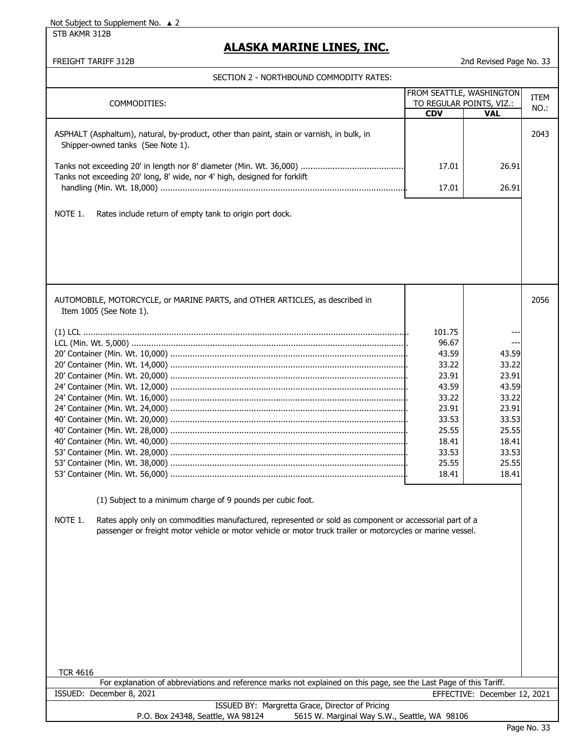Not Subject to Supplement No. ▲ 2

STB AKMR 312B

# ALASKA MARINE LINES, INC.

FREIGHT TARIFF 312B

2nd Revised Page No. 33

## SECTION 2 - NORTHBOUND COMMODITY RATES:

| COMMODITIES: | FROM SEATTLE, WASHINGTON TO REGULAR POINTS, VIZ.: | | ITEM NO.: |
|---|---|---|---|
| | **CDV** | **VAL** | |
| ASPHALT (Asphaltum), natural, by-product, other than paint, stain or varnish, in bulk, in Shipper-owned tanks (See Note 1). | | | 2043 |
| Tanks not exceeding 20' in length nor 8' diameter (Min. Wt. 36,000) | 17.01 | 26.91 | |
| Tanks not exceeding 20' long, 8' wide, nor 4' high, designed for forklift handling (Min. Wt. 18,000) | 17.01 | 26.91 | |

NOTE 1. Rates include return of empty tank to origin port dock.

| COMMODITIES: | CDV | VAL | ITEM NO.: |
|---|---|---|---|
| AUTOMOBILE, MOTORCYCLE, or MARINE PARTS, and OTHER ARTICLES, as described in Item 1005 (See Note 1). | | | 2056 |
| (1) LCL | 101.75 | --- | |
| LCL (Min. Wt. 5,000) | 96.67 | --- | |
| 20' Container (Min. Wt. 10,000) | 43.59 | 43.59 | |
| 20' Container (Min. Wt. 14,000) | 33.22 | 33.22 | |
| 20' Container (Min. Wt. 20,000) | 23.91 | 23.91 | |
| 24' Container (Min. Wt. 12,000) | 43.59 | 43.59 | |
| 24' Container (Min. Wt. 16,000) | 33.22 | 33.22 | |
| 24' Container (Min. Wt. 24,000) | 23.91 | 23.91 | |
| 40' Container (Min. Wt. 20,000) | 33.53 | 33.53 | |
| 40' Container (Min. Wt. 28,000) | 25.55 | 25.55 | |
| 40' Container (Min. Wt. 40,000) | 18.41 | 18.41 | |
| 53' Container (Min. Wt. 28,000) | 33.53 | 33.53 | |
| 53' Container (Min. Wt. 38,000) | 25.55 | 25.55 | |
| 53' Container (Min. Wt. 56,000) | 18.41 | 18.41 | |

(1) Subject to a minimum charge of 9 pounds per cubic foot.

NOTE 1. Rates apply only on commodities manufactured, represented or sold as component or accessorial part of a passenger or freight motor vehicle or motor vehicle or motor truck trailer or motorcycles or marine vessel.

TCR 4616

For explanation of abbreviations and reference marks not explained on this page, see the Last Page of this Tariff.

ISSUED: December 8, 2021 EFFECTIVE: December 12, 2021

ISSUED BY: Margretta Grace, Director of Pricing

P.O. Box 24348, Seattle, WA 98124 5615 W. Marginal Way S.W., Seattle, WA 98106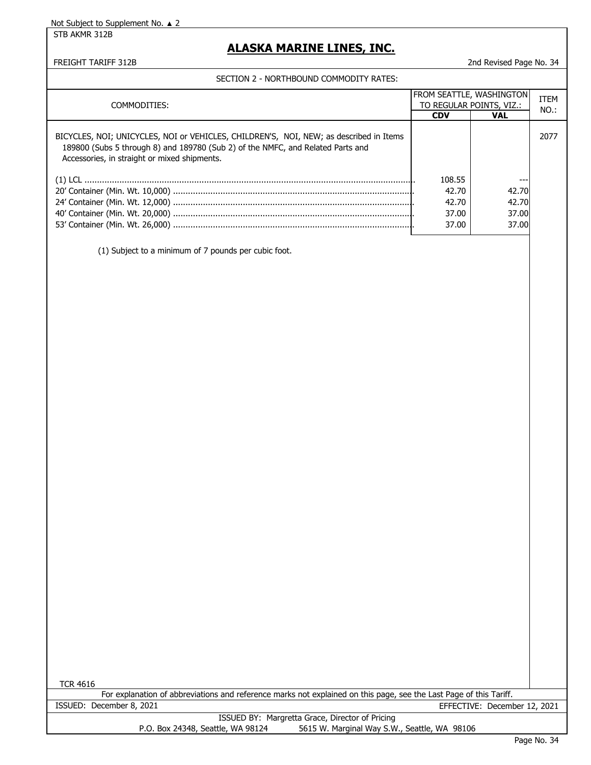Not Subject to Supplement No. ▲ 2

STB AKMR 312B

# ALASKA MARINE LINES, INC.

FREIGHT TARIFF 312B

2nd Revised Page No. 34

SECTION 2 - NORTHBOUND COMMODITY RATES:

| COMMODITIES: | FROM SEATTLE, WASHINGTON TO REGULAR POINTS, VIZ.: | | ITEM NO.: |
|---|---|---|---|
| | **CDV** | **VAL** | |
| BICYCLES, NOI; UNICYCLES, NOI or VEHICLES, CHILDREN'S, NOI, NEW; as described in Items 189800 (Subs 5 through 8) and 189780 (Sub 2) of the NMFC, and Related Parts and Accessories, in straight or mixed shipments. | | | 2077 |
| (1) LCL | 108.55 | --- | |
| 20' Container (Min. Wt. 10,000) | 42.70 | 42.70 | |
| 24' Container (Min. Wt. 12,000) | 42.70 | 42.70 | |
| 40' Container (Min. Wt. 20,000) | 37.00 | 37.00 | |
| 53' Container (Min. Wt. 26,000) | 37.00 | 37.00 | |

(1) Subject to a minimum of 7 pounds per cubic foot.

TCR 4616

For explanation of abbreviations and reference marks not explained on this page, see the Last Page of this Tariff.

ISSUED: December 8, 2021

EFFECTIVE: December 12, 2021

ISSUED BY: Margretta Grace, Director of Pricing

P.O. Box 24348, Seattle, WA 98124 5615 W. Marginal Way S.W., Seattle, WA 98106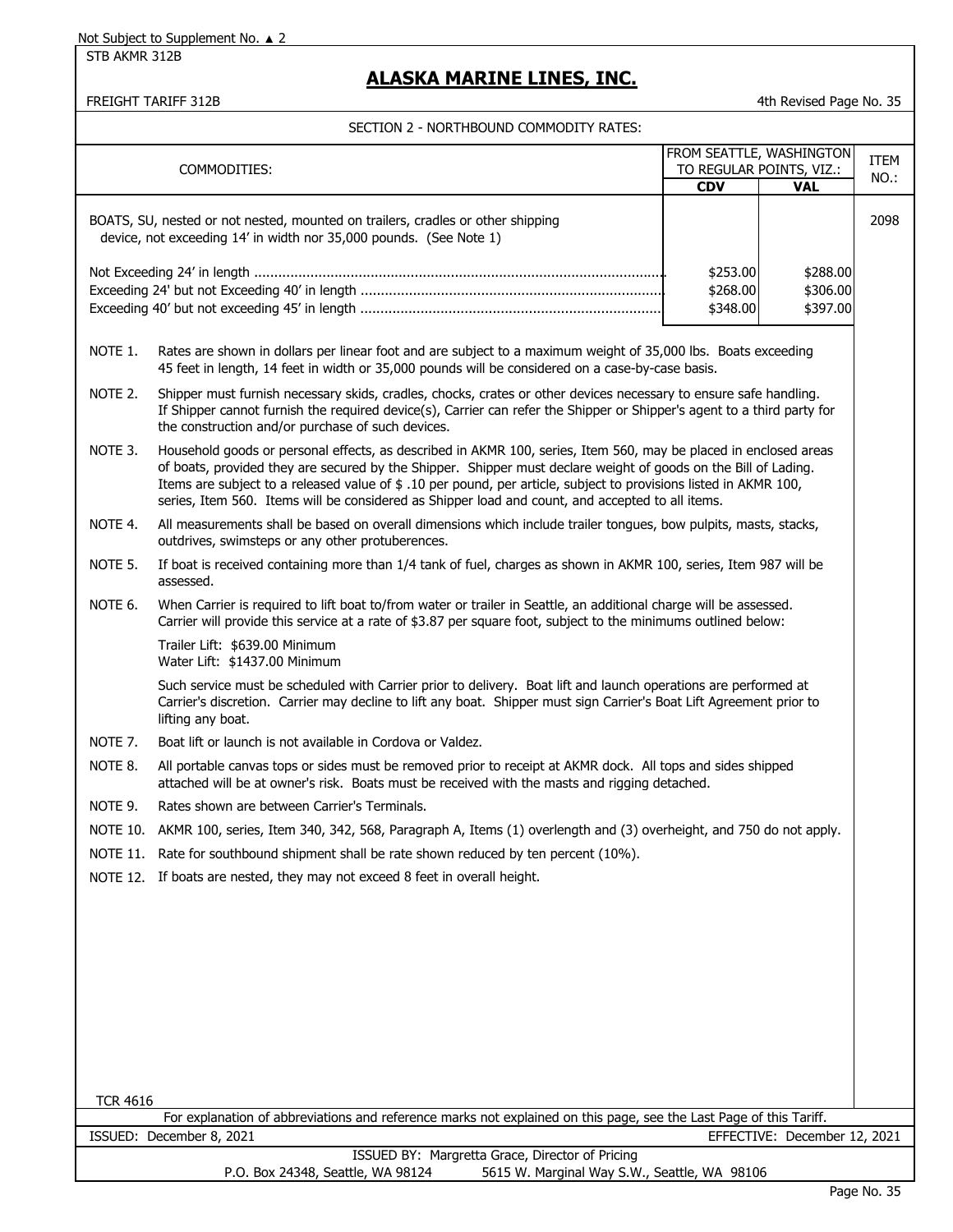Not Subject to Supplement No. ▲ 2

STB AKMR 312B

# ALASKA MARINE LINES, INC.

FREIGHT TARIFF 312B

4th Revised Page No. 35

## SECTION 2 - NORTHBOUND COMMODITY RATES:

| COMMODITIES: | FROM SEATTLE, WASHINGTON TO REGULAR POINTS, VIZ.: | | ITEM NO.: |
|---|---|---|---|
| | CDV | VAL | |
| BOATS, SU, nested or not nested, mounted on trailers, cradles or other shipping device, not exceeding 14' in width nor 35,000 pounds. (See Note 1) | | | 2098 |
| Not Exceeding 24' in length | $253.00 | $288.00 | |
| Exceeding 24' but not Exceeding 40' in length | $268.00 | $306.00 | |
| Exceeding 40' but not exceeding 45' in length | $348.00 | $397.00 | |

NOTE 1. Rates are shown in dollars per linear foot and are subject to a maximum weight of 35,000 lbs. Boats exceeding 45 feet in length, 14 feet in width or 35,000 pounds will be considered on a case-by-case basis.

NOTE 2. Shipper must furnish necessary skids, cradles, chocks, crates or other devices necessary to ensure safe handling. If Shipper cannot furnish the required device(s), Carrier can refer the Shipper or Shipper's agent to a third party for the construction and/or purchase of such devices.

NOTE 3. Household goods or personal effects, as described in AKMR 100, series, Item 560, may be placed in enclosed areas of boats, provided they are secured by the Shipper. Shipper must declare weight of goods on the Bill of Lading. Items are subject to a released value of $ .10 per pound, per article, subject to provisions listed in AKMR 100, series, Item 560. Items will be considered as Shipper load and count, and accepted to all items.

NOTE 4. All measurements shall be based on overall dimensions which include trailer tongues, bow pulpits, masts, stacks, outdrives, swimsteps or any other protuberences.

NOTE 5. If boat is received containing more than 1/4 tank of fuel, charges as shown in AKMR 100, series, Item 987 will be assessed.

NOTE 6. When Carrier is required to lift boat to/from water or trailer in Seattle, an additional charge will be assessed. Carrier will provide this service at a rate of $3.87 per square foot, subject to the minimums outlined below:

Trailer Lift: $639.00 Minimum
Water Lift: $1437.00 Minimum

Such service must be scheduled with Carrier prior to delivery. Boat lift and launch operations are performed at Carrier's discretion. Carrier may decline to lift any boat. Shipper must sign Carrier's Boat Lift Agreement prior to lifting any boat.

NOTE 7. Boat lift or launch is not available in Cordova or Valdez.

NOTE 8. All portable canvas tops or sides must be removed prior to receipt at AKMR dock. All tops and sides shipped attached will be at owner's risk. Boats must be received with the masts and rigging detached.

NOTE 9. Rates shown are between Carrier's Terminals.

NOTE 10. AKMR 100, series, Item 340, 342, 568, Paragraph A, Items (1) overlength and (3) overheight, and 750 do not apply.

NOTE 11. Rate for southbound shipment shall be rate shown reduced by ten percent (10%).

NOTE 12. If boats are nested, they may not exceed 8 feet in overall height.

TCR 4616

For explanation of abbreviations and reference marks not explained on this page, see the Last Page of this Tariff.

ISSUED: December 8, 2021

EFFECTIVE: December 12, 2021

ISSUED BY: Margretta Grace, Director of Pricing

P.O. Box 24348, Seattle, WA 98124 5615 W. Marginal Way S.W., Seattle, WA 98106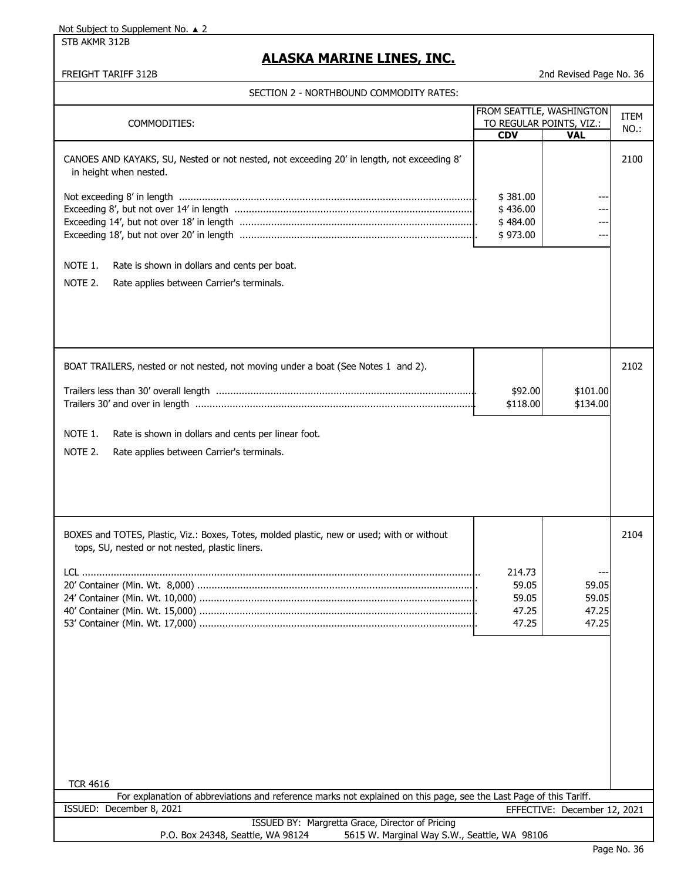Not Subject to Supplement No. ▲ 2

STB AKMR 312B

# ALASKA MARINE LINES, INC.

FREIGHT TARIFF 312B

2nd Revised Page No. 36

## SECTION 2 - NORTHBOUND COMMODITY RATES:

| COMMODITIES: | FROM SEATTLE, WASHINGTON TO REGULAR POINTS, VIZ.: | | ITEM NO.: |
|---|---|---|---|
| | CDV | VAL | |
| CANOES AND KAYAKS, SU, Nested or not nested, not exceeding 20' in length, not exceeding 8' in height when nested. | | | 2100 |
| Not exceeding 8' in length | $ 381.00 | --- | |
| Exceeding 8', but not over 14' in length | $ 436.00 | --- | |
| Exceeding 14', but not over 18' in length | $ 484.00 | --- | |
| Exceeding 18', but not over 20' in length | $ 973.00 | --- | |
| NOTE 1. Rate is shown in dollars and cents per boat. | | | |
| NOTE 2. Rate applies between Carrier's terminals. | | | |
| BOAT TRAILERS, nested or not nested, not moving under a boat (See Notes 1 and 2). | | | 2102 |
| Trailers less than 30' overall length | $92.00 | $101.00 | |
| Trailers 30' and over in length | $118.00 | $134.00 | |
| NOTE 1. Rate is shown in dollars and cents per linear foot. | | | |
| NOTE 2. Rate applies between Carrier's terminals. | | | |
| BOXES and TOTES, Plastic, Viz.: Boxes, Totes, molded plastic, new or used; with or without tops, SU, nested or not nested, plastic liners. | | | 2104 |
| LCL | 214.73 | --- | |
| 20' Container (Min. Wt. 8,000) | 59.05 | 59.05 | |
| 24' Container (Min. Wt. 10,000) | 59.05 | 59.05 | |
| 40' Container (Min. Wt. 15,000) | 47.25 | 47.25 | |
| 53' Container (Min. Wt. 17,000) | 47.25 | 47.25 | |

TCR 4616

For explanation of abbreviations and reference marks not explained on this page, see the Last Page of this Tariff.

ISSUED: December 8, 2021

EFFECTIVE: December 12, 2021

ISSUED BY: Margretta Grace, Director of Pricing

P.O. Box 24348, Seattle, WA 98124 5615 W. Marginal Way S.W., Seattle, WA 98106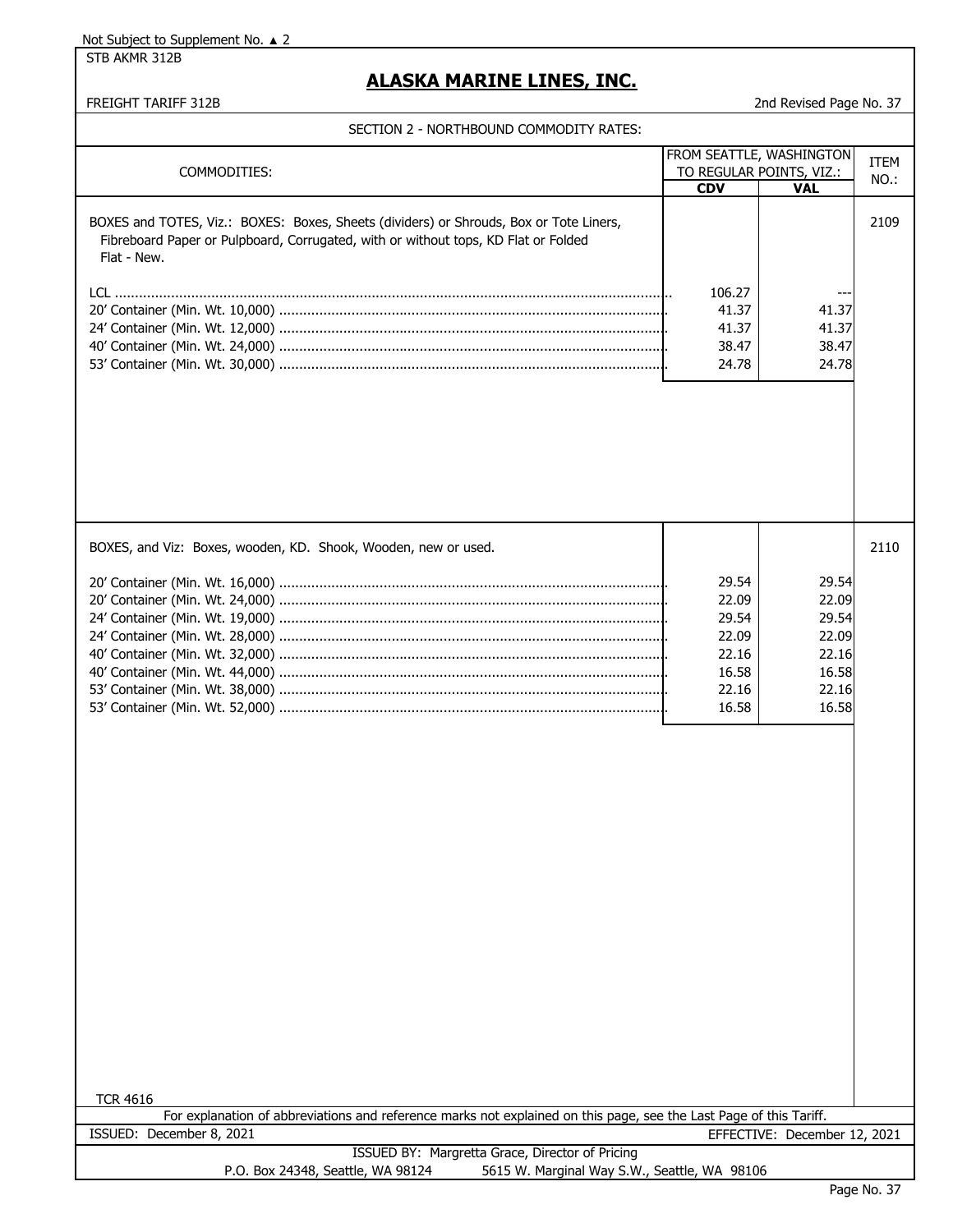Not Subject to Supplement No. ▲ 2

STB AKMR 312B

# ALASKA MARINE LINES, INC.

FREIGHT TARIFF 312B

2nd Revised Page No. 37

## SECTION 2 - NORTHBOUND COMMODITY RATES:

| COMMODITIES: | FROM SEATTLE, WASHINGTON TO REGULAR POINTS, VIZ.: CDV | VAL | ITEM NO.: |
|---|---|---|---|
| BOXES and TOTES, Viz.: BOXES: Boxes, Sheets (dividers) or Shrouds, Box or Tote Liners, Fibreboard Paper or Pulpboard, Corrugated, with or without tops, KD Flat or Folded Flat - New. | | | 2109 |
| LCL | 106.27 | --- | |
| 20' Container (Min. Wt. 10,000) | 41.37 | 41.37 | |
| 24' Container (Min. Wt. 12,000) | 41.37 | 41.37 | |
| 40' Container (Min. Wt. 24,000) | 38.47 | 38.47 | |
| 53' Container (Min. Wt. 30,000) | 24.78 | 24.78 | |
| BOXES, and Viz: Boxes, wooden, KD. Shook, Wooden, new or used. | | | 2110 |
| 20' Container (Min. Wt. 16,000) | 29.54 | 29.54 | |
| 20' Container (Min. Wt. 24,000) | 22.09 | 22.09 | |
| 24' Container (Min. Wt. 19,000) | 29.54 | 29.54 | |
| 24' Container (Min. Wt. 28,000) | 22.09 | 22.09 | |
| 40' Container (Min. Wt. 32,000) | 22.16 | 22.16 | |
| 40' Container (Min. Wt. 44,000) | 16.58 | 16.58 | |
| 53' Container (Min. Wt. 38,000) | 22.16 | 22.16 | |
| 53' Container (Min. Wt. 52,000) | 16.58 | 16.58 | |

TCR 4616

For explanation of abbreviations and reference marks not explained on this page, see the Last Page of this Tariff.

ISSUED: December 8, 2021

EFFECTIVE: December 12, 2021

ISSUED BY: Margretta Grace, Director of Pricing

P.O. Box 24348, Seattle, WA 98124 5615 W. Marginal Way S.W., Seattle, WA 98106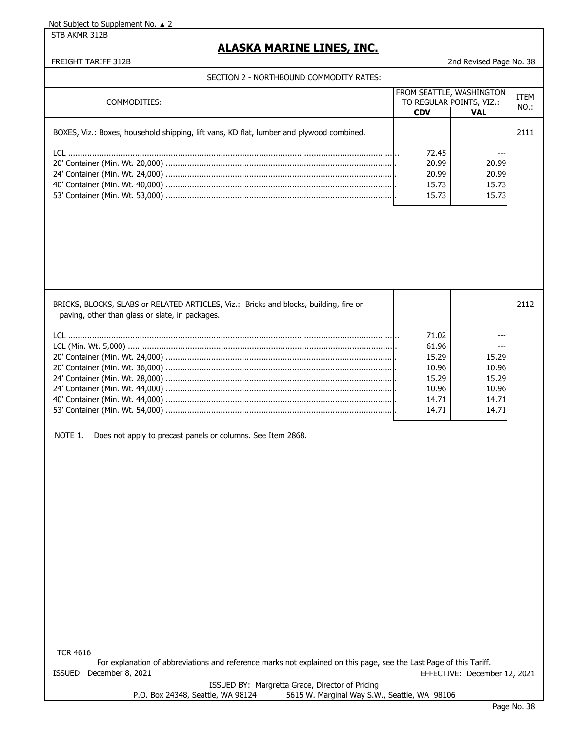Not Subject to Supplement No. ▲ 2

STB AKMR 312B

# ALASKA MARINE LINES, INC.

FREIGHT TARIFF 312B

2nd Revised Page No. 38

## SECTION 2 - NORTHBOUND COMMODITY RATES:

| COMMODITIES: | FROM SEATTLE, WASHINGTON TO REGULAR POINTS, VIZ.: | | ITEM NO.: |
|---|---|---|---|
| | **CDV** | **VAL** | |
| BOXES, Viz.: Boxes, household shipping, lift vans, KD flat, lumber and plywood combined. | | | 2111 |
| LCL | 72.45 | --- | |
| 20' Container (Min. Wt. 20,000) | 20.99 | 20.99 | |
| 24' Container (Min. Wt. 24,000) | 20.99 | 20.99 | |
| 40' Container (Min. Wt. 40,000) | 15.73 | 15.73 | |
| 53' Container (Min. Wt. 53,000) | 15.73 | 15.73 | |
| BRICKS, BLOCKS, SLABS or RELATED ARTICLES, Viz.: Bricks and blocks, building, fire or paving, other than glass or slate, in packages. | | | 2112 |
| LCL | 71.02 | --- | |
| LCL (Min. Wt. 5,000) | 61.96 | --- | |
| 20' Container (Min. Wt. 24,000) | 15.29 | 15.29 | |
| 20' Container (Min. Wt. 36,000) | 10.96 | 10.96 | |
| 24' Container (Min. Wt. 28,000) | 15.29 | 15.29 | |
| 24' Container (Min. Wt. 44,000) | 10.96 | 10.96 | |
| 40' Container (Min. Wt. 44,000) | 14.71 | 14.71 | |
| 53' Container (Min. Wt. 54,000) | 14.71 | 14.71 | |

NOTE 1. Does not apply to precast panels or columns. See Item 2868.

TCR 4616

For explanation of abbreviations and reference marks not explained on this page, see the Last Page of this Tariff.

ISSUED: December 8, 2021

EFFECTIVE: December 12, 2021

ISSUED BY: Margretta Grace, Director of Pricing

P.O. Box 24348, Seattle, WA 98124 5615 W. Marginal Way S.W., Seattle, WA 98106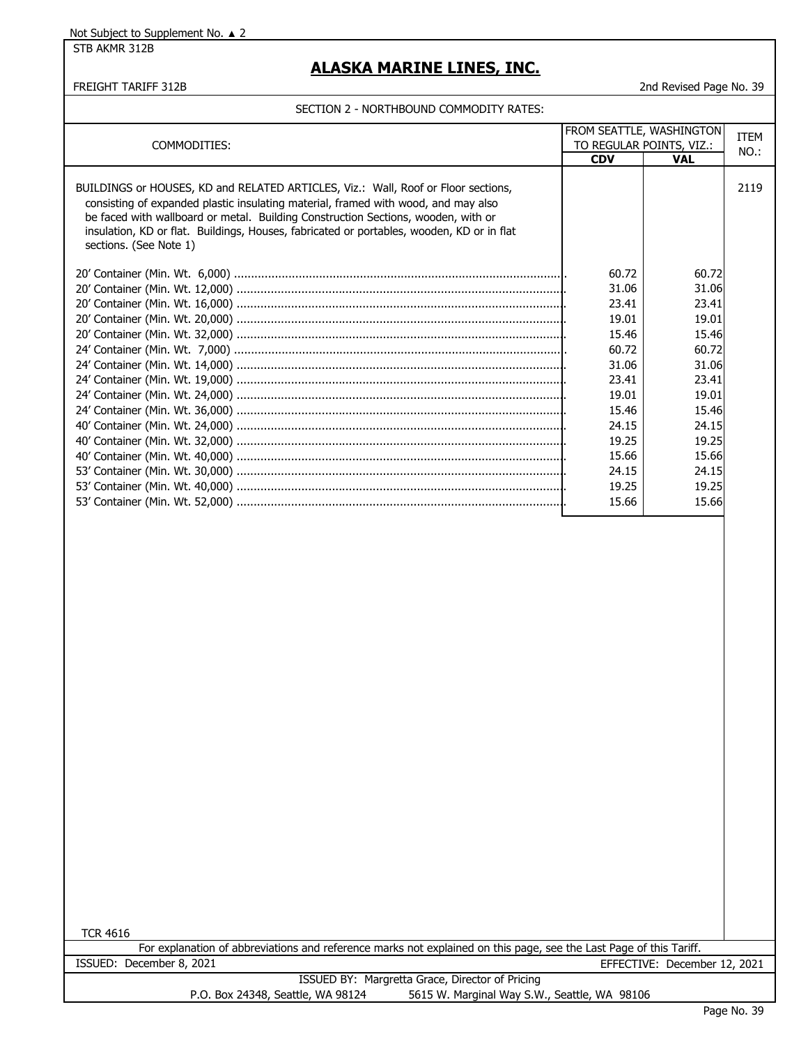Not Subject to Supplement No. ▲ 2

STB AKMR 312B

# ALASKA MARINE LINES, INC.

FREIGHT TARIFF 312B — 2nd Revised Page No. 39

## SECTION 2 - NORTHBOUND COMMODITY RATES:

| COMMODITIES: | FROM SEATTLE, WASHINGTON TO REGULAR POINTS, VIZ.: | | ITEM NO.: |
|---|---|---|---|
| | CDV | VAL | |
| BUILDINGS or HOUSES, KD and RELATED ARTICLES, Viz.: Wall, Roof or Floor sections, consisting of expanded plastic insulating material, framed with wood, and may also be faced with wallboard or metal. Building Construction Sections, wooden, with or insulation, KD or flat. Buildings, Houses, fabricated or portables, wooden, KD or in flat sections. (See Note 1) | | | 2119 |
| 20' Container (Min. Wt. 6,000) | 60.72 | 60.72 | |
| 20' Container (Min. Wt. 12,000) | 31.06 | 31.06 | |
| 20' Container (Min. Wt. 16,000) | 23.41 | 23.41 | |
| 20' Container (Min. Wt. 20,000) | 19.01 | 19.01 | |
| 20' Container (Min. Wt. 32,000) | 15.46 | 15.46 | |
| 24' Container (Min. Wt. 7,000) | 60.72 | 60.72 | |
| 24' Container (Min. Wt. 14,000) | 31.06 | 31.06 | |
| 24' Container (Min. Wt. 19,000) | 23.41 | 23.41 | |
| 24' Container (Min. Wt. 24,000) | 19.01 | 19.01 | |
| 24' Container (Min. Wt. 36,000) | 15.46 | 15.46 | |
| 40' Container (Min. Wt. 24,000) | 24.15 | 24.15 | |
| 40' Container (Min. Wt. 32,000) | 19.25 | 19.25 | |
| 40' Container (Min. Wt. 40,000) | 15.66 | 15.66 | |
| 53' Container (Min. Wt. 30,000) | 24.15 | 24.15 | |
| 53' Container (Min. Wt. 40,000) | 19.25 | 19.25 | |
| 53' Container (Min. Wt. 52,000) | 15.66 | 15.66 | |

TCR 4616

For explanation of abbreviations and reference marks not explained on this page, see the Last Page of this Tariff.

ISSUED: December 8, 2021 — EFFECTIVE: December 12, 2021

ISSUED BY: Margretta Grace, Director of Pricing

P.O. Box 24348, Seattle, WA 98124 — 5615 W. Marginal Way S.W., Seattle, WA 98106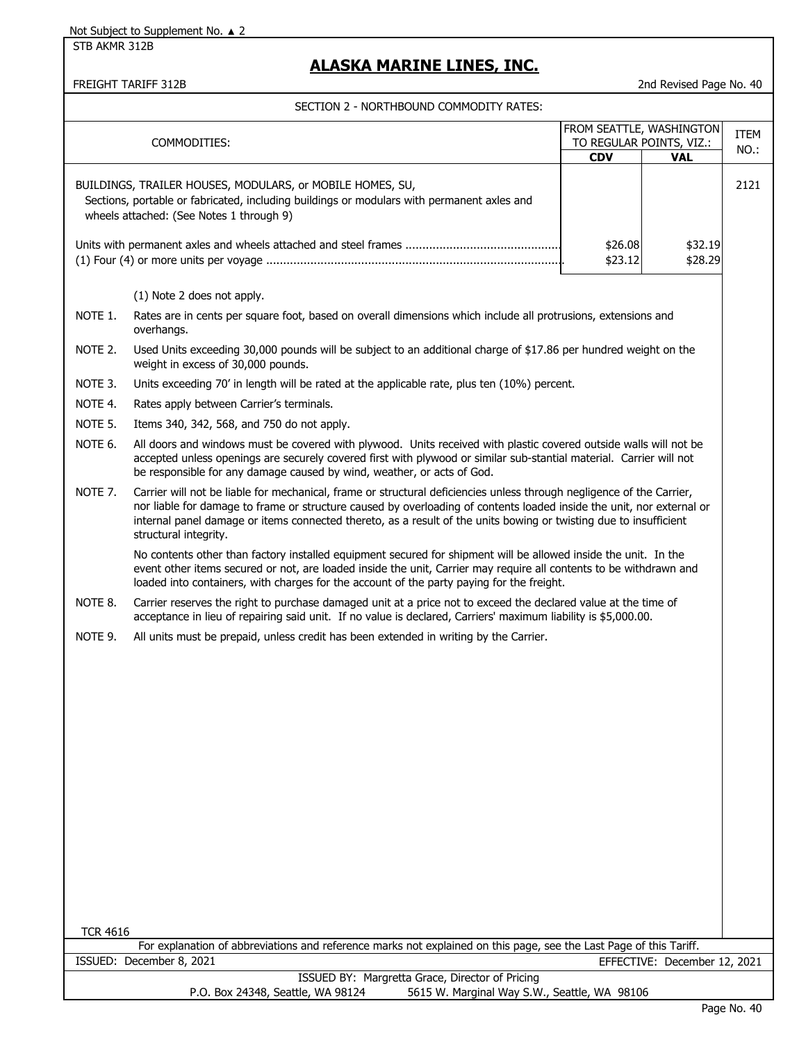Not Subject to Supplement No. ▲ 2

STB AKMR 312B

# ALASKA MARINE LINES, INC.

FREIGHT TARIFF 312B — 2nd Revised Page No. 40

## SECTION 2 - NORTHBOUND COMMODITY RATES:

| COMMODITIES: | FROM SEATTLE, WASHINGTON TO REGULAR POINTS, VIZ.: | | ITEM NO.: |
|---|---|---|---|
| | **CDV** | **VAL** | |
| BUILDINGS, TRAILER HOUSES, MODULARS, or MOBILE HOMES, SU, Sections, portable or fabricated, including buildings or modulars with permanent axles and wheels attached: (See Notes 1 through 9) | | | 2121 |
| Units with permanent axles and wheels attached and steel frames | $26.08 | $32.19 | |
| (1) Four (4) or more units per voyage | $23.12 | $28.29 | |

(1) Note 2 does not apply.

NOTE 1. Rates are in cents per square foot, based on overall dimensions which include all protrusions, extensions and overhangs.

NOTE 2. Used Units exceeding 30,000 pounds will be subject to an additional charge of $17.86 per hundred weight on the weight in excess of 30,000 pounds.

NOTE 3. Units exceeding 70' in length will be rated at the applicable rate, plus ten (10%) percent.

NOTE 4. Rates apply between Carrier's terminals.

NOTE 5. Items 340, 342, 568, and 750 do not apply.

NOTE 6. All doors and windows must be covered with plywood. Units received with plastic covered outside walls will not be accepted unless openings are securely covered first with plywood or similar sub-stantial material. Carrier will not be responsible for any damage caused by wind, weather, or acts of God.

NOTE 7. Carrier will not be liable for mechanical, frame or structural deficiencies unless through negligence of the Carrier, nor liable for damage to frame or structure caused by overloading of contents loaded inside the unit, nor external or internal panel damage or items connected thereto, as a result of the units bowing or twisting due to insufficient structural integrity.

No contents other than factory installed equipment secured for shipment will be allowed inside the unit. In the event other items secured or not, are loaded inside the unit, Carrier may require all contents to be withdrawn and loaded into containers, with charges for the account of the party paying for the freight.

NOTE 8. Carrier reserves the right to purchase damaged unit at a price not to exceed the declared value at the time of acceptance in lieu of repairing said unit. If no value is declared, Carriers' maximum liability is $5,000.00.

NOTE 9. All units must be prepaid, unless credit has been extended in writing by the Carrier.

TCR 4616

For explanation of abbreviations and reference marks not explained on this page, see the Last Page of this Tariff.

ISSUED: December 8, 2021 — EFFECTIVE: December 12, 2021

ISSUED BY: Margretta Grace, Director of Pricing

P.O. Box 24348, Seattle, WA 98124 — 5615 W. Marginal Way S.W., Seattle, WA 98106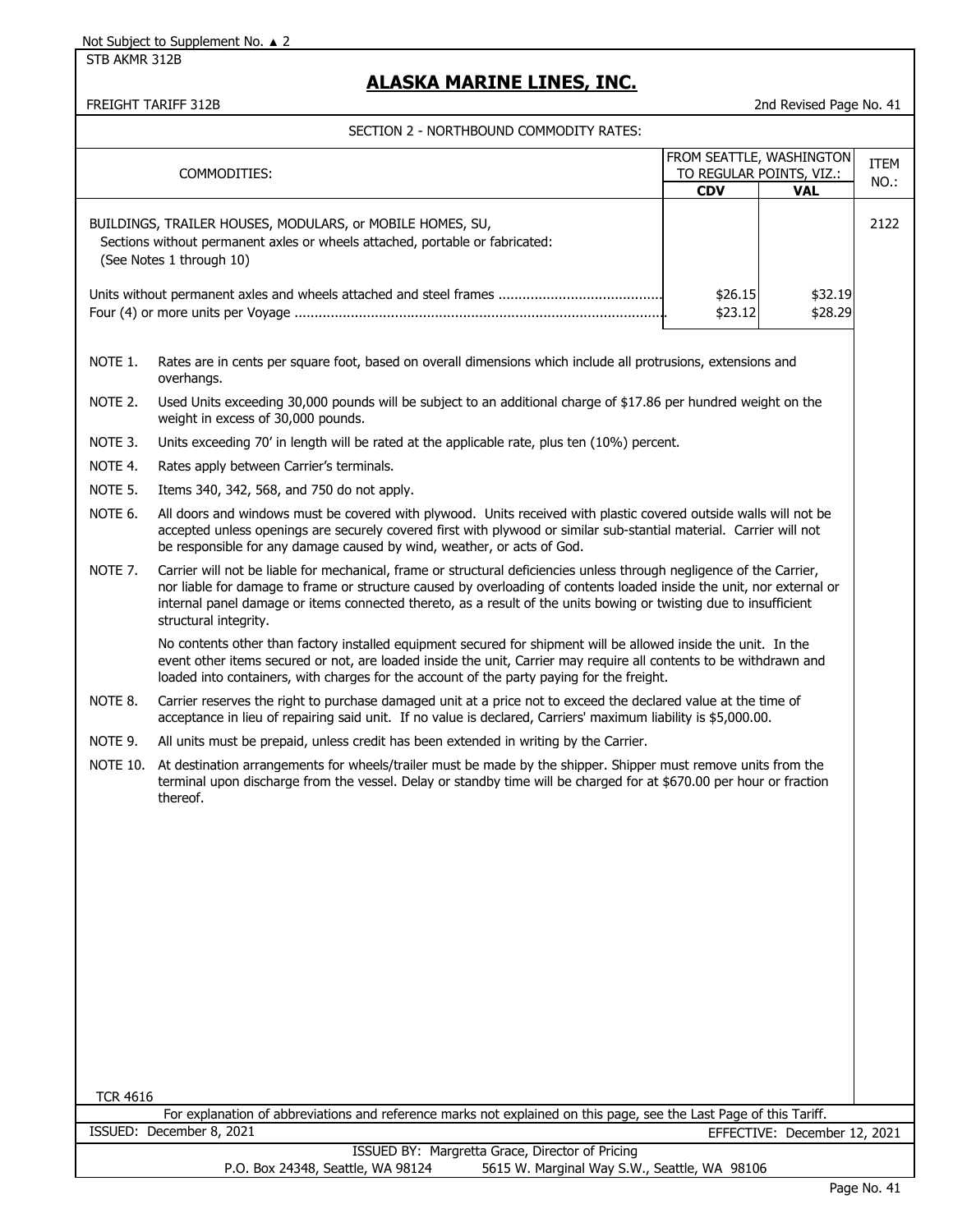Not Subject to Supplement No. ▲ 2

STB AKMR 312B

# ALASKA MARINE LINES, INC.

FREIGHT TARIFF 312B — 2nd Revised Page No. 41

## SECTION 2 - NORTHBOUND COMMODITY RATES:

| COMMODITIES: | FROM SEATTLE, WASHINGTON TO REGULAR POINTS, VIZ.: | | ITEM NO.: |
|---|---|---|---|
| | **CDV** | **VAL** | |
| BUILDINGS, TRAILER HOUSES, MODULARS, or MOBILE HOMES, SU, Sections without permanent axles or wheels attached, portable or fabricated: (See Notes 1 through 10) | | | 2122 |
| Units without permanent axles and wheels attached and steel frames | $26.15 | $32.19 | |
| Four (4) or more units per Voyage | $23.12 | $28.29 | |

NOTE 1. Rates are in cents per square foot, based on overall dimensions which include all protrusions, extensions and overhangs.

NOTE 2. Used Units exceeding 30,000 pounds will be subject to an additional charge of $17.86 per hundred weight on the weight in excess of 30,000 pounds.

NOTE 3. Units exceeding 70' in length will be rated at the applicable rate, plus ten (10%) percent.

NOTE 4. Rates apply between Carrier's terminals.

NOTE 5. Items 340, 342, 568, and 750 do not apply.

NOTE 6. All doors and windows must be covered with plywood. Units received with plastic covered outside walls will not be accepted unless openings are securely covered first with plywood or similar sub-stantial material. Carrier will not be responsible for any damage caused by wind, weather, or acts of God.

NOTE 7. Carrier will not be liable for mechanical, frame or structural deficiencies unless through negligence of the Carrier, nor liable for damage to frame or structure caused by overloading of contents loaded inside the unit, nor external or internal panel damage or items connected thereto, as a result of the units bowing or twisting due to insufficient structural integrity.

No contents other than factory installed equipment secured for shipment will be allowed inside the unit. In the event other items secured or not, are loaded inside the unit, Carrier may require all contents to be withdrawn and loaded into containers, with charges for the account of the party paying for the freight.

NOTE 8. Carrier reserves the right to purchase damaged unit at a price not to exceed the declared value at the time of acceptance in lieu of repairing said unit. If no value is declared, Carriers' maximum liability is $5,000.00.

NOTE 9. All units must be prepaid, unless credit has been extended in writing by the Carrier.

NOTE 10. At destination arrangements for wheels/trailer must be made by the shipper. Shipper must remove units from the terminal upon discharge from the vessel. Delay or standby time will be charged for at $670.00 per hour or fraction thereof.

TCR 4616

For explanation of abbreviations and reference marks not explained on this page, see the Last Page of this Tariff.

ISSUED: December 8, 2021 — EFFECTIVE: December 12, 2021

ISSUED BY: Margretta Grace, Director of Pricing

P.O. Box 24348, Seattle, WA 98124 — 5615 W. Marginal Way S.W., Seattle, WA 98106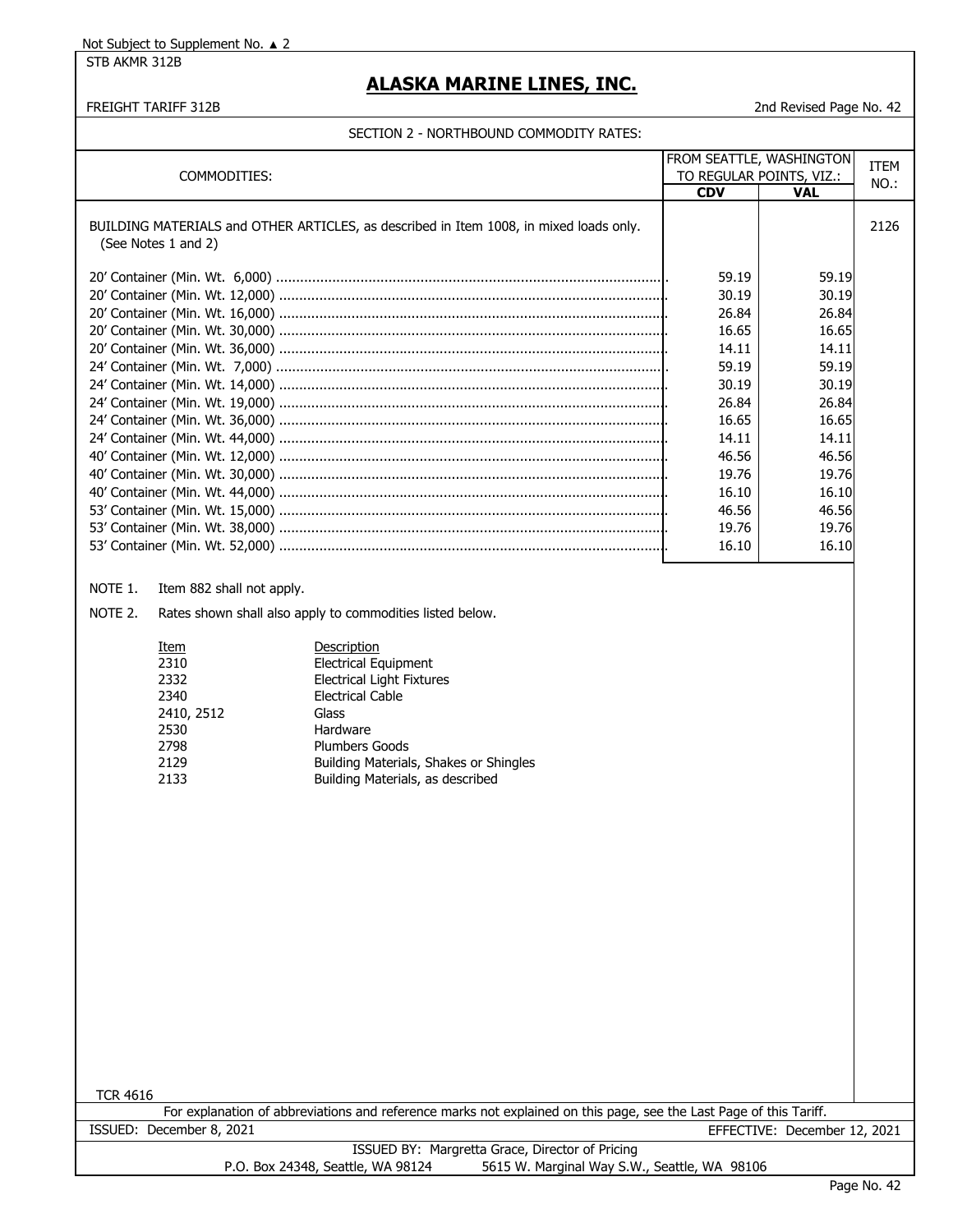## SECTION 2 - NORTHBOUND COMMODITY RATES:

| COMMODITIES: | FROM SEATTLE, WASHINGTON TO REGULAR POINTS, VIZ.: | | ITEM NO.: |
|---|---|---|---|
| | CDV | VAL | |
| BUILDING MATERIALS and OTHER ARTICLES, as described in Item 1008, in mixed loads only. (See Notes 1 and 2) | | | 2126 |
| 20' Container (Min. Wt. 6,000) | 59.19 | 59.19 | |
| 20' Container (Min. Wt. 12,000) | 30.19 | 30.19 | |
| 20' Container (Min. Wt. 16,000) | 26.84 | 26.84 | |
| 20' Container (Min. Wt. 30,000) | 16.65 | 16.65 | |
| 20' Container (Min. Wt. 36,000) | 14.11 | 14.11 | |
| 24' Container (Min. Wt. 7,000) | 59.19 | 59.19 | |
| 24' Container (Min. Wt. 14,000) | 30.19 | 30.19 | |
| 24' Container (Min. Wt. 19,000) | 26.84 | 26.84 | |
| 24' Container (Min. Wt. 36,000) | 16.65 | 16.65 | |
| 24' Container (Min. Wt. 44,000) | 14.11 | 14.11 | |
| 40' Container (Min. Wt. 12,000) | 46.56 | 46.56 | |
| 40' Container (Min. Wt. 30,000) | 19.76 | 19.76 | |
| 40' Container (Min. Wt. 44,000) | 16.10 | 16.10 | |
| 53' Container (Min. Wt. 15,000) | 46.56 | 46.56 | |
| 53' Container (Min. Wt. 38,000) | 19.76 | 19.76 | |
| 53' Container (Min. Wt. 52,000) | 16.10 | 16.10 | |

NOTE 1. Item 882 shall not apply.

NOTE 2. Rates shown shall also apply to commodities listed below.

| Item | Description |
|---|---|
| 2310 | Electrical Equipment |
| 2332 | Electrical Light Fixtures |
| 2340 | Electrical Cable |
| 2410, 2512 | Glass |
| 2530 | Hardware |
| 2798 | Plumbers Goods |
| 2129 | Building Materials, Shakes or Shingles |
| 2133 | Building Materials, as described |

TCR 4616

For explanation of abbreviations and reference marks not explained on this page, see the Last Page of this Tariff.

ISSUED: December 8, 2021 EFFECTIVE: December 12, 2021

ISSUED BY: Margretta Grace, Director of Pricing

P.O. Box 24348, Seattle, WA 98124 5615 W. Marginal Way S.W., Seattle, WA 98106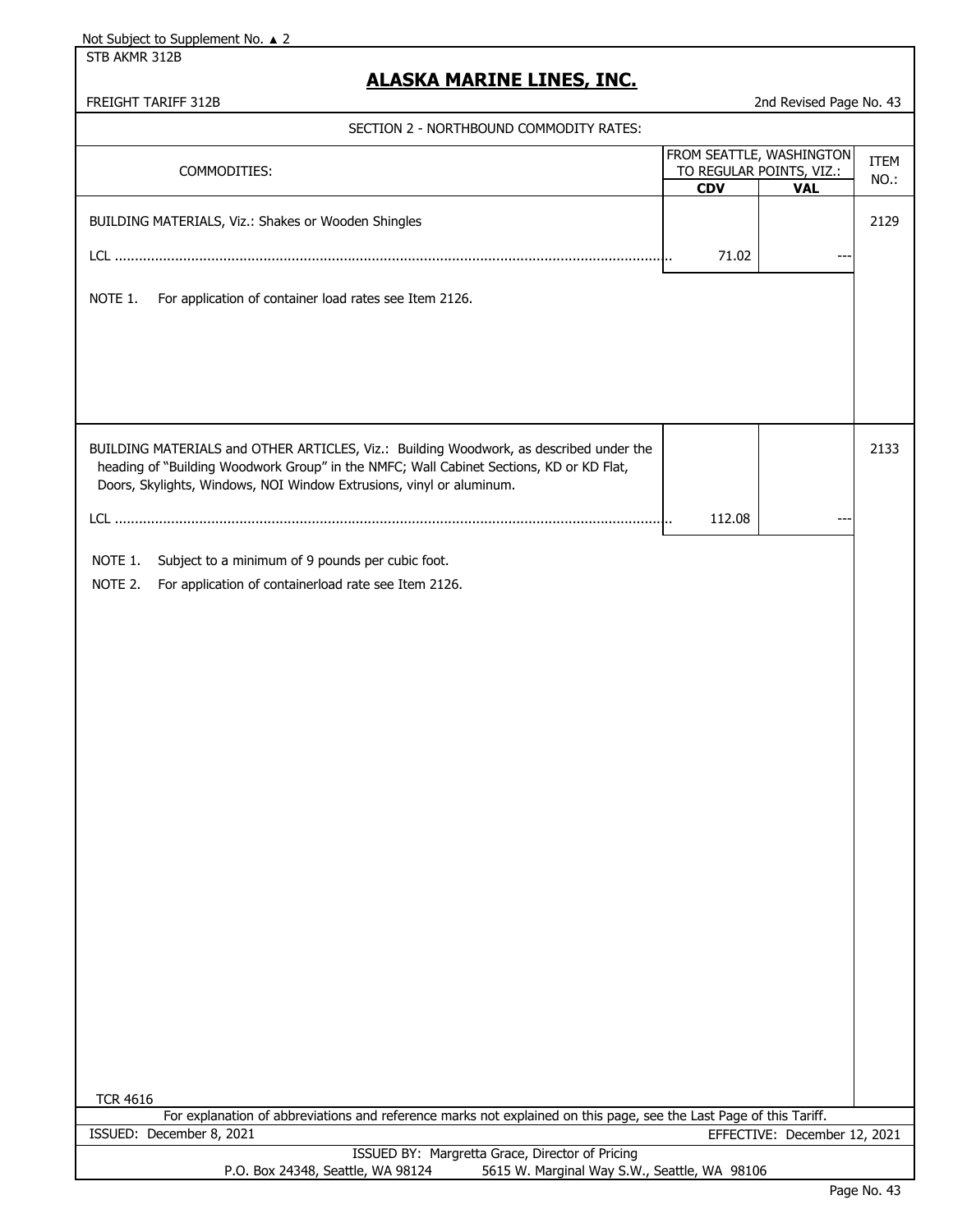Not Subject to Supplement No. ▲ 2

STB AKMR 312B

# ALASKA MARINE LINES, INC.

FREIGHT TARIFF 312B

2nd Revised Page No. 43

## SECTION 2 - NORTHBOUND COMMODITY RATES:

| COMMODITIES: | FROM SEATTLE, WASHINGTON TO REGULAR POINTS, VIZ.: | | ITEM NO.: |
|---|---|---|---|
| | **CDV** | **VAL** | |
| BUILDING MATERIALS, Viz.: Shakes or Wooden Shingles | | | 2129 |
| LCL | 71.02 | --- | |
| NOTE 1. For application of container load rates see Item 2126. | | | |
| BUILDING MATERIALS and OTHER ARTICLES, Viz.: Building Woodwork, as described under the heading of "Building Woodwork Group" in the NMFC; Wall Cabinet Sections, KD or KD Flat, Doors, Skylights, Windows, NOI Window Extrusions, vinyl or aluminum. | | | 2133 |
| LCL | 112.08 | --- | |
| NOTE 1. Subject to a minimum of 9 pounds per cubic foot. | | | |
| NOTE 2. For application of containerload rate see Item 2126. | | | |

TCR 4616

For explanation of abbreviations and reference marks not explained on this page, see the Last Page of this Tariff.

ISSUED: December 8, 2021

EFFECTIVE: December 12, 2021

ISSUED BY: Margretta Grace, Director of Pricing

P.O. Box 24348, Seattle, WA 98124 5615 W. Marginal Way S.W., Seattle, WA 98106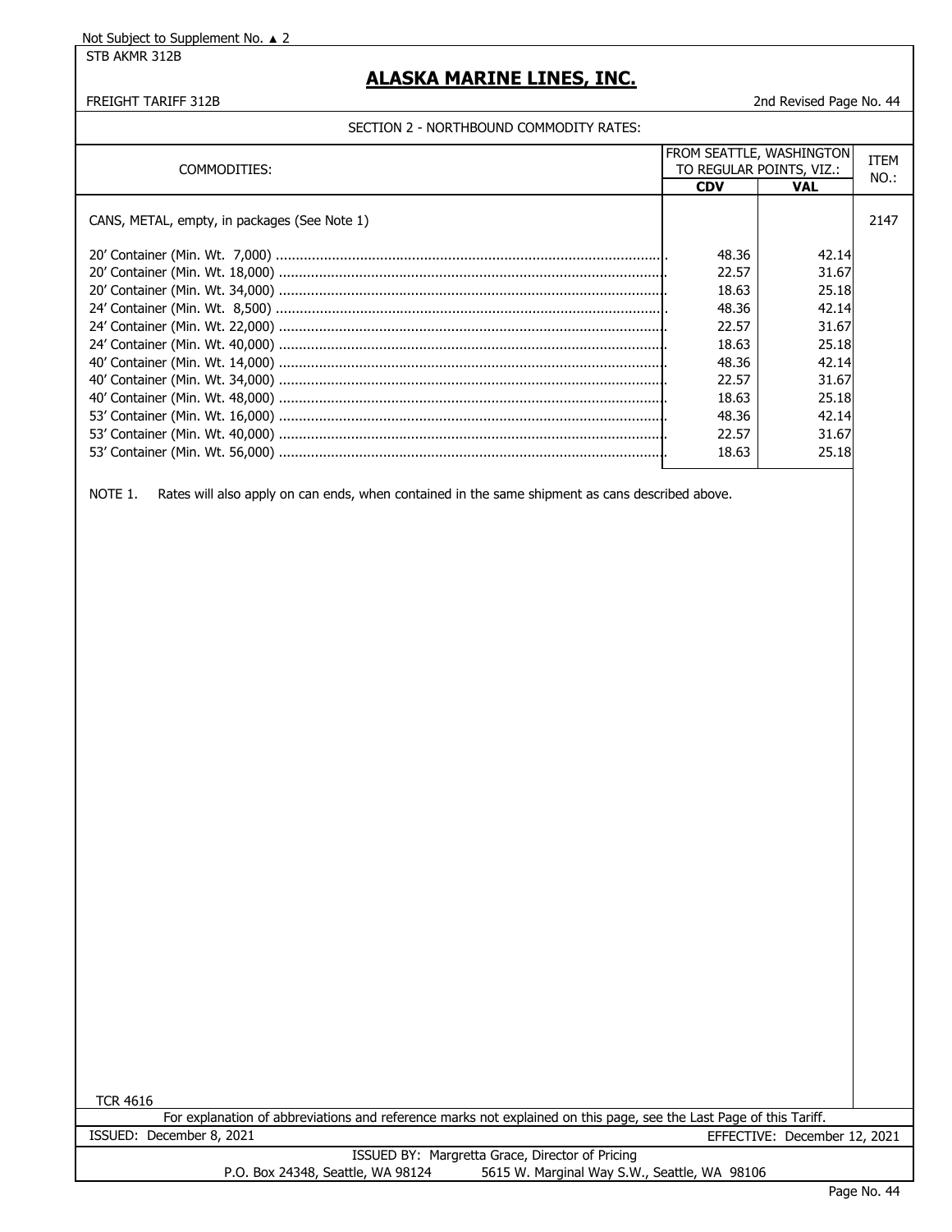Not Subject to Supplement No. ▲ 2

STB AKMR 312B

# ALASKA MARINE LINES, INC.

FREIGHT TARIFF 312B

2nd Revised Page No. 44

## SECTION 2 - NORTHBOUND COMMODITY RATES:

| COMMODITIES: | FROM SEATTLE, WASHINGTON TO REGULAR POINTS, VIZ.: | | ITEM NO.: |
|---|---|---|---|
| | **CDV** | **VAL** | |
| CANS, METAL, empty, in packages (See Note 1) | | | 2147 |
| 20' Container (Min. Wt. 7,000) | 48.36 | 42.14 | |
| 20' Container (Min. Wt. 18,000) | 22.57 | 31.67 | |
| 20' Container (Min. Wt. 34,000) | 18.63 | 25.18 | |
| 24' Container (Min. Wt. 8,500) | 48.36 | 42.14 | |
| 24' Container (Min. Wt. 22,000) | 22.57 | 31.67 | |
| 24' Container (Min. Wt. 40,000) | 18.63 | 25.18 | |
| 40' Container (Min. Wt. 14,000) | 48.36 | 42.14 | |
| 40' Container (Min. Wt. 34,000) | 22.57 | 31.67 | |
| 40' Container (Min. Wt. 48,000) | 18.63 | 25.18 | |
| 53' Container (Min. Wt. 16,000) | 48.36 | 42.14 | |
| 53' Container (Min. Wt. 40,000) | 22.57 | 31.67 | |
| 53' Container (Min. Wt. 56,000) | 18.63 | 25.18 | |

NOTE 1. Rates will also apply on can ends, when contained in the same shipment as cans described above.

TCR 4616

For explanation of abbreviations and reference marks not explained on this page, see the Last Page of this Tariff.

ISSUED: December 8, 2021

EFFECTIVE: December 12, 2021

ISSUED BY: Margretta Grace, Director of Pricing

P.O. Box 24348, Seattle, WA 98124 5615 W. Marginal Way S.W., Seattle, WA 98106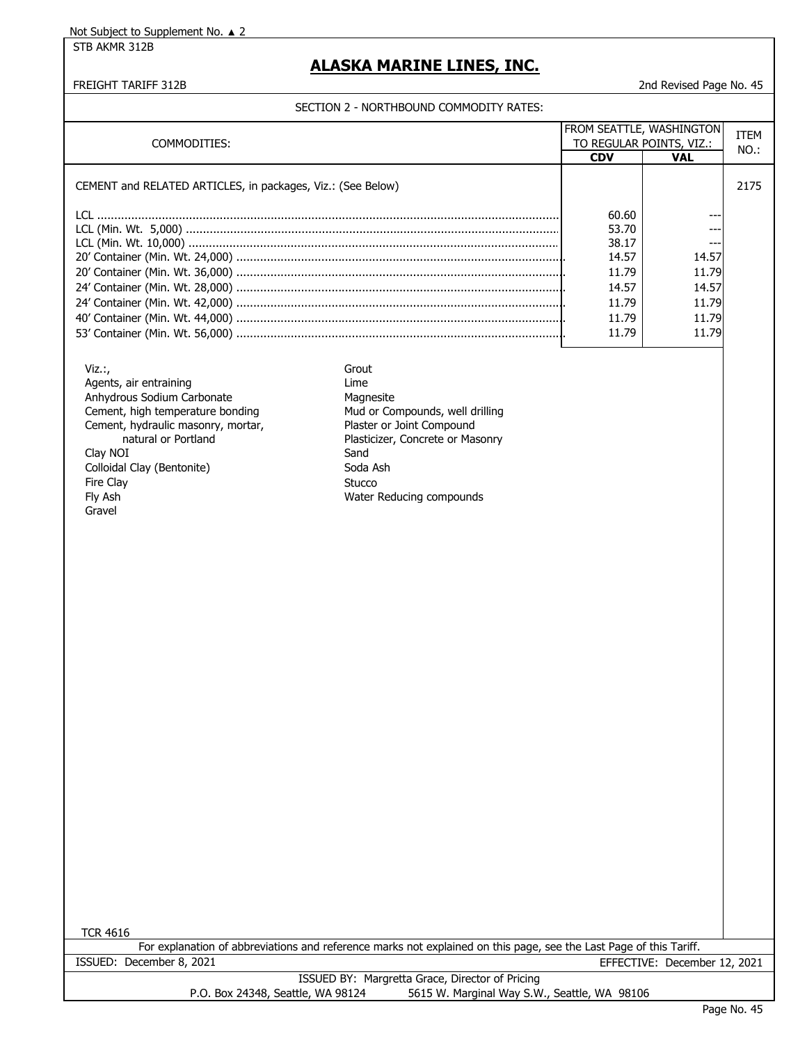Not Subject to Supplement No. ▲ 2

STB AKMR 312B

# ALASKA MARINE LINES, INC.

FREIGHT TARIFF 312B

2nd Revised Page No. 45

## SECTION 2 - NORTHBOUND COMMODITY RATES:

| COMMODITIES: | FROM SEATTLE, WASHINGTON TO REGULAR POINTS, VIZ.: CDV | VAL | ITEM NO.: |
|---|---|---|---|
| CEMENT and RELATED ARTICLES, in packages, Viz.: (See Below) | | | 2175 |
| LCL | 60.60 | --- | |
| LCL (Min. Wt. 5,000) | 53.70 | --- | |
| LCL (Min. Wt. 10,000) | 38.17 | --- | |
| 20' Container (Min. Wt. 24,000) | 14.57 | 14.57 | |
| 20' Container (Min. Wt. 36,000) | 11.79 | 11.79 | |
| 24' Container (Min. Wt. 28,000) | 14.57 | 14.57 | |
| 24' Container (Min. Wt. 42,000) | 11.79 | 11.79 | |
| 40' Container (Min. Wt. 44,000) | 11.79 | 11.79 | |
| 53' Container (Min. Wt. 56,000) | 11.79 | 11.79 | |

Viz.:,

- Agents, air entraining
- Anhydrous Sodium Carbonate
- Cement, high temperature bonding
- Cement, hydraulic masonry, mortar, natural or Portland
- Clay NOI
- Colloidal Clay (Bentonite)
- Fire Clay
- Fly Ash
- Gravel
- Grout
- Lime
- Magnesite
- Mud or Compounds, well drilling
- Plaster or Joint Compound
- Plasticizer, Concrete or Masonry
- Sand
- Soda Ash
- Stucco
- Water Reducing compounds

TCR 4616

For explanation of abbreviations and reference marks not explained on this page, see the Last Page of this Tariff.

ISSUED: December 8, 2021 — EFFECTIVE: December 12, 2021

ISSUED BY: Margretta Grace, Director of Pricing

P.O. Box 24348, Seattle, WA 98124 — 5615 W. Marginal Way S.W., Seattle, WA 98106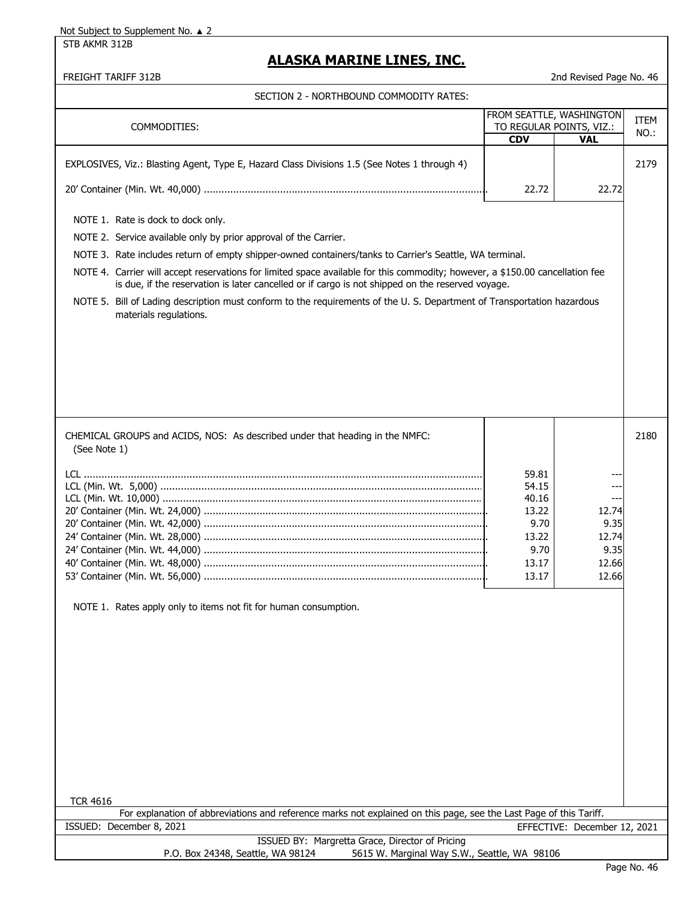Not Subject to Supplement No. ▲ 2

STB AKMR 312B

# ALASKA MARINE LINES, INC.

FREIGHT TARIFF 312B — 2nd Revised Page No. 46

SECTION 2 - NORTHBOUND COMMODITY RATES:

| COMMODITIES: | FROM SEATTLE, WASHINGTON TO REGULAR POINTS, VIZ.: | | ITEM NO.: |
|---|---|---|---|
| | CDV | VAL | |
| EXPLOSIVES, Viz.: Blasting Agent, Type E, Hazard Class Divisions 1.5 (See Notes 1 through 4) | | | 2179 |
| 20' Container (Min. Wt. 40,000) | 22.72 | 22.72 | |

NOTE 1. Rate is dock to dock only.

NOTE 2. Service available only by prior approval of the Carrier.

NOTE 3. Rate includes return of empty shipper-owned containers/tanks to Carrier's Seattle, WA terminal.

NOTE 4. Carrier will accept reservations for limited space available for this commodity; however, a $150.00 cancellation fee is due, if the reservation is later cancelled or if cargo is not shipped on the reserved voyage.

NOTE 5. Bill of Lading description must conform to the requirements of the U. S. Department of Transportation hazardous materials regulations.

| COMMODITIES: | CDV | VAL | ITEM NO.: |
|---|---|---|---|
| CHEMICAL GROUPS and ACIDS, NOS: As described under that heading in the NMFC: (See Note 1) | | | 2180 |
| LCL | 59.81 | --- | |
| LCL (Min. Wt. 5,000) | 54.15 | --- | |
| LCL (Min. Wt. 10,000) | 40.16 | --- | |
| 20' Container (Min. Wt. 24,000) | 13.22 | 12.74 | |
| 20' Container (Min. Wt. 42,000) | 9.70 | 9.35 | |
| 24' Container (Min. Wt. 28,000) | 13.22 | 12.74 | |
| 24' Container (Min. Wt. 44,000) | 9.70 | 9.35 | |
| 40' Container (Min. Wt. 48,000) | 13.17 | 12.66 | |
| 53' Container (Min. Wt. 56,000) | 13.17 | 12.66 | |

NOTE 1. Rates apply only to items not fit for human consumption.

TCR 4616

For explanation of abbreviations and reference marks not explained on this page, see the Last Page of this Tariff.

ISSUED: December 8, 2021 — EFFECTIVE: December 12, 2021

ISSUED BY: Margretta Grace, Director of Pricing

P.O. Box 24348, Seattle, WA 98124 — 5615 W. Marginal Way S.W., Seattle, WA 98106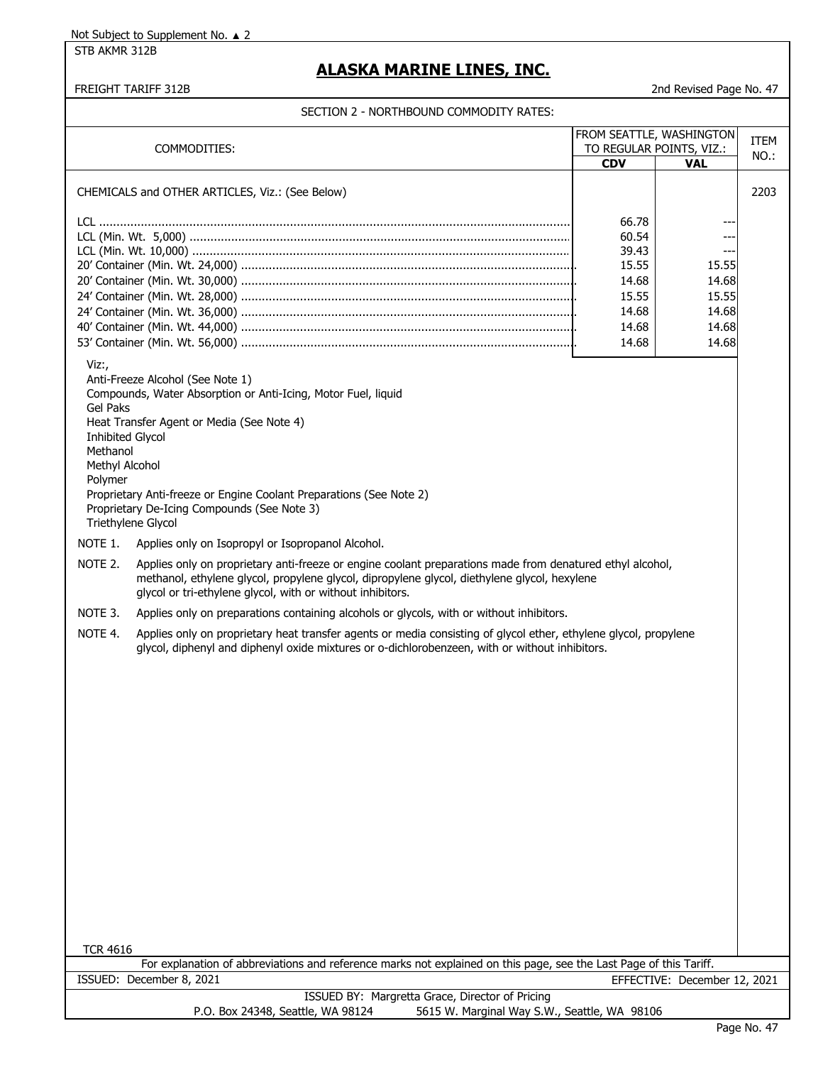Not Subject to Supplement No. ▲ 2

STB AKMR 312B

# ALASKA MARINE LINES, INC.

FREIGHT TARIFF 312B

2nd Revised Page No. 47

## SECTION 2 - NORTHBOUND COMMODITY RATES:

| COMMODITIES: | FROM SEATTLE, WASHINGTON TO REGULAR POINTS, VIZ.: | | ITEM NO.: |
|---|---|---|---|
| | **CDV** | **VAL** | |
| CHEMICALS and OTHER ARTICLES, Viz.: (See Below) | | | 2203 |
| LCL | 66.78 | --- | |
| LCL (Min. Wt. 5,000) | 60.54 | --- | |
| LCL (Min. Wt. 10,000) | 39.43 | --- | |
| 20' Container (Min. Wt. 24,000) | 15.55 | 15.55 | |
| 20' Container (Min. Wt. 30,000) | 14.68 | 14.68 | |
| 24' Container (Min. Wt. 28,000) | 15.55 | 15.55 | |
| 24' Container (Min. Wt. 36,000) | 14.68 | 14.68 | |
| 40' Container (Min. Wt. 44,000) | 14.68 | 14.68 | |
| 53' Container (Min. Wt. 56,000) | 14.68 | 14.68 | |

Viz:,

- Anti-Freeze Alcohol (See Note 1)
- Compounds, Water Absorption or Anti-Icing, Motor Fuel, liquid
- Gel Paks
- Heat Transfer Agent or Media (See Note 4)
- Inhibited Glycol
- Methanol
- Methyl Alcohol
- Polymer
- Proprietary Anti-freeze or Engine Coolant Preparations (See Note 2)
- Proprietary De-Icing Compounds (See Note 3)
- Triethylene Glycol

NOTE 1. Applies only on Isopropyl or Isopropanol Alcohol.

NOTE 2. Applies only on proprietary anti-freeze or engine coolant preparations made from denatured ethyl alcohol, methanol, ethylene glycol, propylene glycol, dipropylene glycol, diethylene glycol, hexylene glycol or tri-ethylene glycol, with or without inhibitors.

NOTE 3. Applies only on preparations containing alcohols or glycols, with or without inhibitors.

NOTE 4. Applies only on proprietary heat transfer agents or media consisting of glycol ether, ethylene glycol, propylene glycol, diphenyl and diphenyl oxide mixtures or o-dichlorobenzeen, with or without inhibitors.

TCR 4616

For explanation of abbreviations and reference marks not explained on this page, see the Last Page of this Tariff.

ISSUED: December 8, 2021 EFFECTIVE: December 12, 2021

ISSUED BY: Margretta Grace, Director of Pricing

P.O. Box 24348, Seattle, WA 98124 5615 W. Marginal Way S.W., Seattle, WA 98106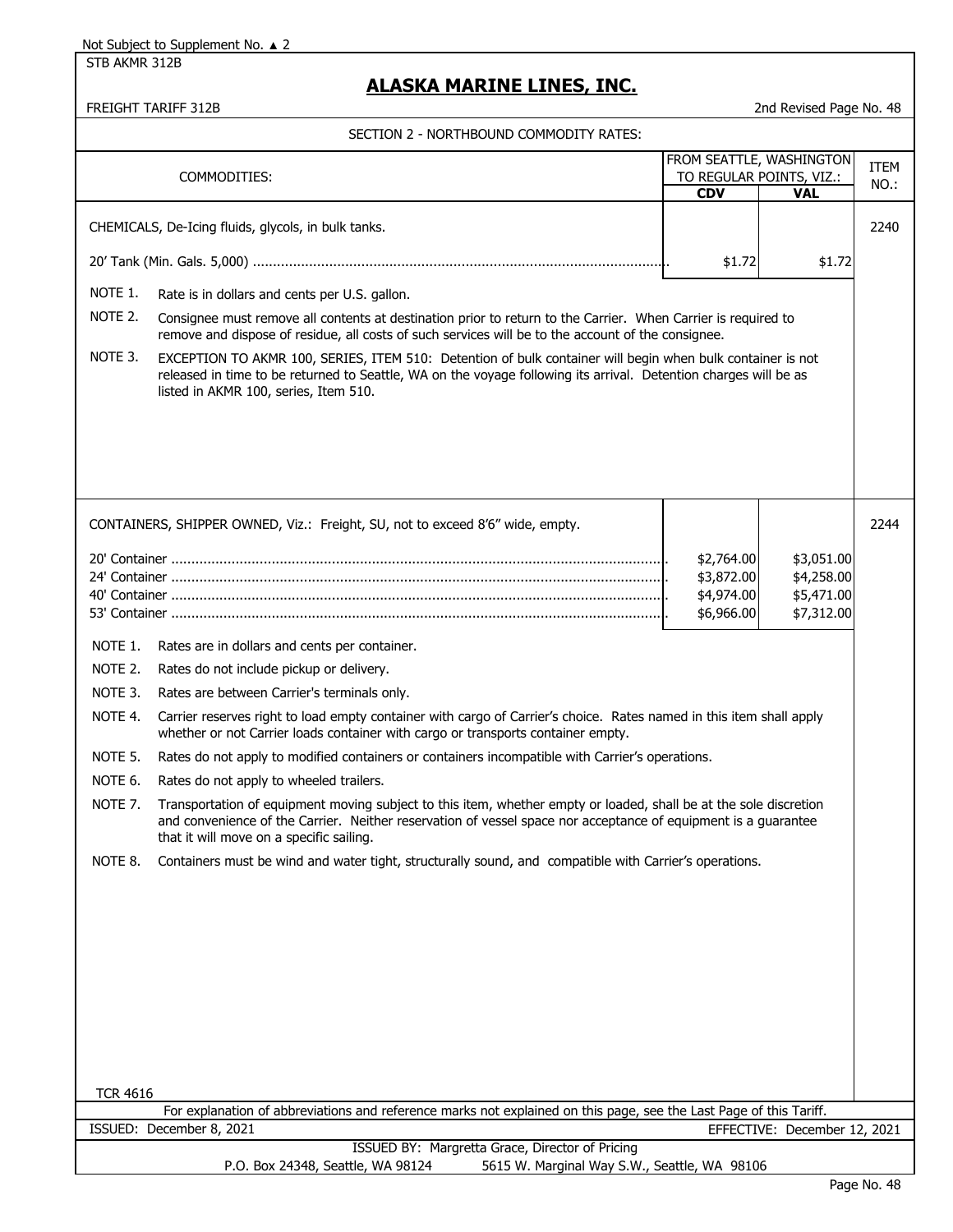Not Subject to Supplement No. ▲ 2

STB AKMR 312B

# ALASKA MARINE LINES, INC.

FREIGHT TARIFF 312B

2nd Revised Page No. 48

## SECTION 2 - NORTHBOUND COMMODITY RATES:

| COMMODITIES: | FROM SEATTLE, WASHINGTON TO REGULAR POINTS, VIZ.: CDV | VAL | ITEM NO.: |
|---|---|---|---|
| CHEMICALS, De-Icing fluids, glycols, in bulk tanks. | | | 2240 |
| 20' Tank (Min. Gals. 5,000) | $1.72 | $1.72 | |

NOTE 1. Rate is in dollars and cents per U.S. gallon.

NOTE 2. Consignee must remove all contents at destination prior to return to the Carrier. When Carrier is required to remove and dispose of residue, all costs of such services will be to the account of the consignee.

NOTE 3. EXCEPTION TO AKMR 100, SERIES, ITEM 510: Detention of bulk container will begin when bulk container is not released in time to be returned to Seattle, WA on the voyage following its arrival. Detention charges will be as listed in AKMR 100, series, Item 510.

| COMMODITIES: | CDV | VAL | ITEM NO.: |
|---|---|---|---|
| CONTAINERS, SHIPPER OWNED, Viz.: Freight, SU, not to exceed 8'6" wide, empty. | | | 2244 |
| 20' Container | $2,764.00 | $3,051.00 | |
| 24' Container | $3,872.00 | $4,258.00 | |
| 40' Container | $4,974.00 | $5,471.00 | |
| 53' Container | $6,966.00 | $7,312.00 | |

NOTE 1. Rates are in dollars and cents per container.

NOTE 2. Rates do not include pickup or delivery.

NOTE 3. Rates are between Carrier's terminals only.

NOTE 4. Carrier reserves right to load empty container with cargo of Carrier's choice. Rates named in this item shall apply whether or not Carrier loads container with cargo or transports container empty.

NOTE 5. Rates do not apply to modified containers or containers incompatible with Carrier's operations.

NOTE 6. Rates do not apply to wheeled trailers.

NOTE 7. Transportation of equipment moving subject to this item, whether empty or loaded, shall be at the sole discretion and convenience of the Carrier. Neither reservation of vessel space nor acceptance of equipment is a guarantee that it will move on a specific sailing.

NOTE 8. Containers must be wind and water tight, structurally sound, and compatible with Carrier's operations.

TCR 4616

For explanation of abbreviations and reference marks not explained on this page, see the Last Page of this Tariff.

ISSUED: December 8, 2021

EFFECTIVE: December 12, 2021

ISSUED BY: Margretta Grace, Director of Pricing

P.O. Box 24348, Seattle, WA 98124 5615 W. Marginal Way S.W., Seattle, WA 98106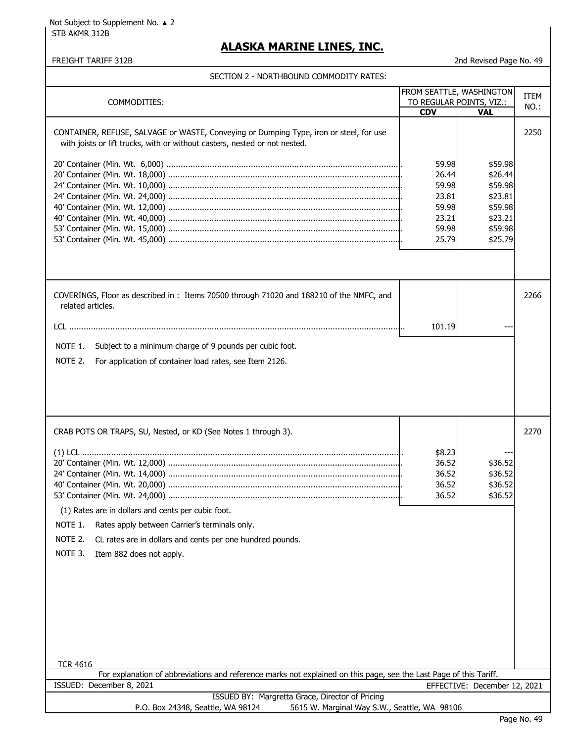Not Subject to Supplement No. ▲ 2

STB AKMR 312B

# ALASKA MARINE LINES, INC.

FREIGHT TARIFF 312B

2nd Revised Page No. 49

## SECTION 2 - NORTHBOUND COMMODITY RATES:

| COMMODITIES: | FROM SEATTLE, WASHINGTON TO REGULAR POINTS, VIZ.: CDV | VAL | ITEM NO.: |
|---|---|---|---|
| CONTAINER, REFUSE, SALVAGE or WASTE, Conveying or Dumping Type, iron or steel, for use with joists or lift trucks, with or without casters, nested or not nested. | | | 2250 |
| 20' Container (Min. Wt. 6,000) | 59.98 | $59.98 | |
| 20' Container (Min. Wt. 18,000) | 26.44 | $26.44 | |
| 24' Container (Min. Wt. 10,000) | 59.98 | $59.98 | |
| 24' Container (Min. Wt. 24,000) | 23.81 | $23.81 | |
| 40' Container (Min. Wt. 12,000) | 59.98 | $59.98 | |
| 40' Container (Min. Wt. 40,000) | 23.21 | $23.21 | |
| 53' Container (Min. Wt. 15,000) | 59.98 | $59.98 | |
| 53' Container (Min. Wt. 45,000) | 25.79 | $25.79 | |
| COVERINGS, Floor as described in : Items 70500 through 71020 and 188210 of the NMFC, and related articles. | | | 2266 |
| LCL | 101.19 | --- | |
| NOTE 1. Subject to a minimum charge of 9 pounds per cubic foot. | | | |
| NOTE 2. For application of container load rates, see Item 2126. | | | |
| CRAB POTS OR TRAPS, SU, Nested, or KD (See Notes 1 through 3). | | | 2270 |
| (1) LCL | $8.23 | --- | |
| 20' Container (Min. Wt. 12,000) | 36.52 | $36.52 | |
| 24' Container (Min. Wt. 14,000) | 36.52 | $36.52 | |
| 40' Container (Min. Wt. 20,000) | 36.52 | $36.52 | |
| 53' Container (Min. Wt. 24,000) | 36.52 | $36.52 | |
| (1) Rates are in dollars and cents per cubic foot. | | | |
| NOTE 1. Rates apply between Carrier's terminals only. | | | |
| NOTE 2. CL rates are in dollars and cents per one hundred pounds. | | | |
| NOTE 3. Item 882 does not apply. | | | |

TCR 4616

For explanation of abbreviations and reference marks not explained on this page, see the Last Page of this Tariff.

ISSUED: December 8, 2021

EFFECTIVE: December 12, 2021

ISSUED BY: Margretta Grace, Director of Pricing

P.O. Box 24348, Seattle, WA 98124    5615 W. Marginal Way S.W., Seattle, WA 98106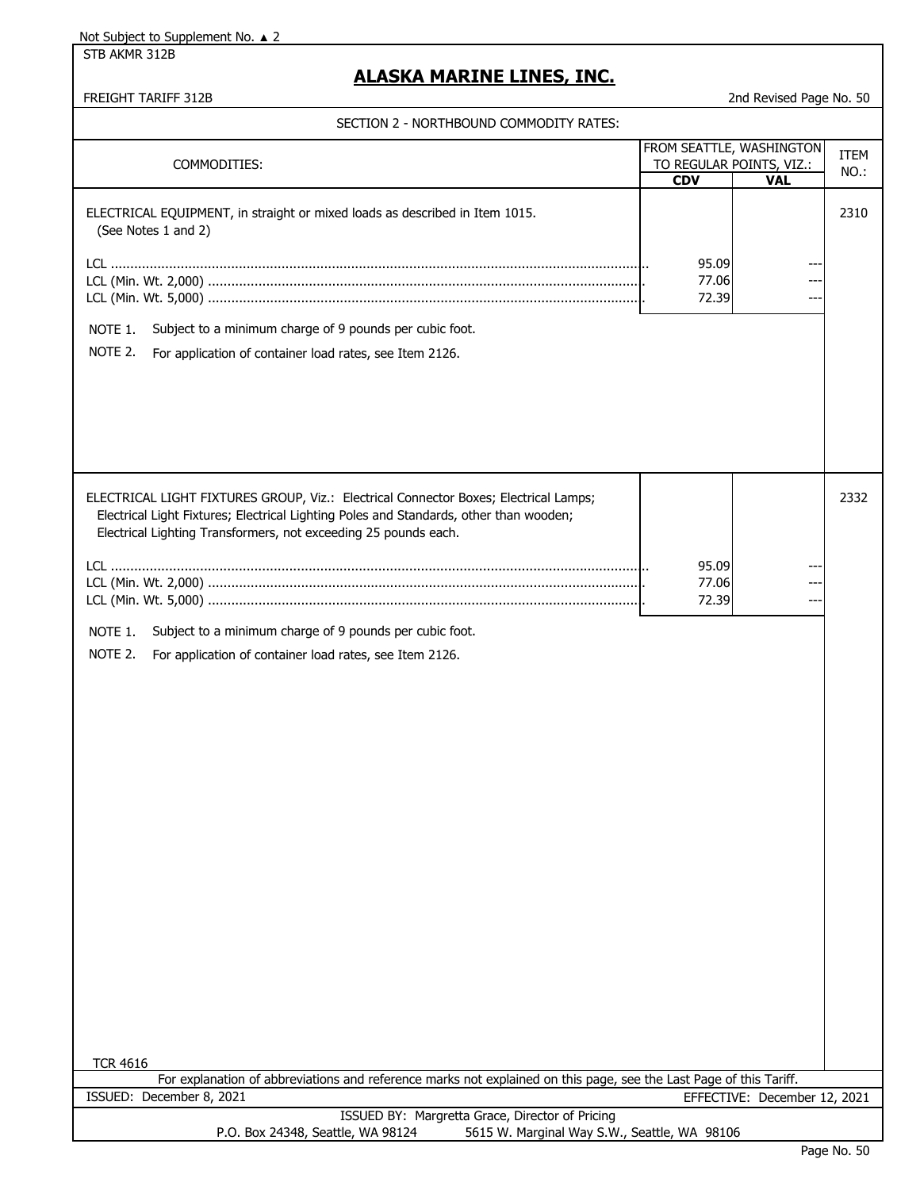Not Subject to Supplement No. ▲ 2

STB AKMR 312B

# ALASKA MARINE LINES, INC.

FREIGHT TARIFF 312B

2nd Revised Page No. 50

## SECTION 2 - NORTHBOUND COMMODITY RATES:

| COMMODITIES: | FROM SEATTLE, WASHINGTON TO REGULAR POINTS, VIZ.: | | ITEM NO.: |
|---|---|---|---|
| | CDV | VAL | |
| ELECTRICAL EQUIPMENT, in straight or mixed loads as described in Item 1015. (See Notes 1 and 2) | | | 2310 |
| LCL | 95.09 | --- | |
| LCL (Min. Wt. 2,000) | 77.06 | --- | |
| LCL (Min. Wt. 5,000) | 72.39 | --- | |

NOTE 1. Subject to a minimum charge of 9 pounds per cubic foot.

NOTE 2. For application of container load rates, see Item 2126.

| COMMODITIES: | CDV | VAL | ITEM NO.: |
|---|---|---|---|
| ELECTRICAL LIGHT FIXTURES GROUP, Viz.: Electrical Connector Boxes; Electrical Lamps; Electrical Light Fixtures; Electrical Lighting Poles and Standards, other than wooden; Electrical Lighting Transformers, not exceeding 25 pounds each. | | | 2332 |
| LCL | 95.09 | --- | |
| LCL (Min. Wt. 2,000) | 77.06 | --- | |
| LCL (Min. Wt. 5,000) | 72.39 | --- | |

NOTE 1. Subject to a minimum charge of 9 pounds per cubic foot.

NOTE 2. For application of container load rates, see Item 2126.

TCR 4616

For explanation of abbreviations and reference marks not explained on this page, see the Last Page of this Tariff.

ISSUED: December 8, 2021

EFFECTIVE: December 12, 2021

ISSUED BY: Margretta Grace, Director of Pricing

P.O. Box 24348, Seattle, WA 98124 5615 W. Marginal Way S.W., Seattle, WA 98106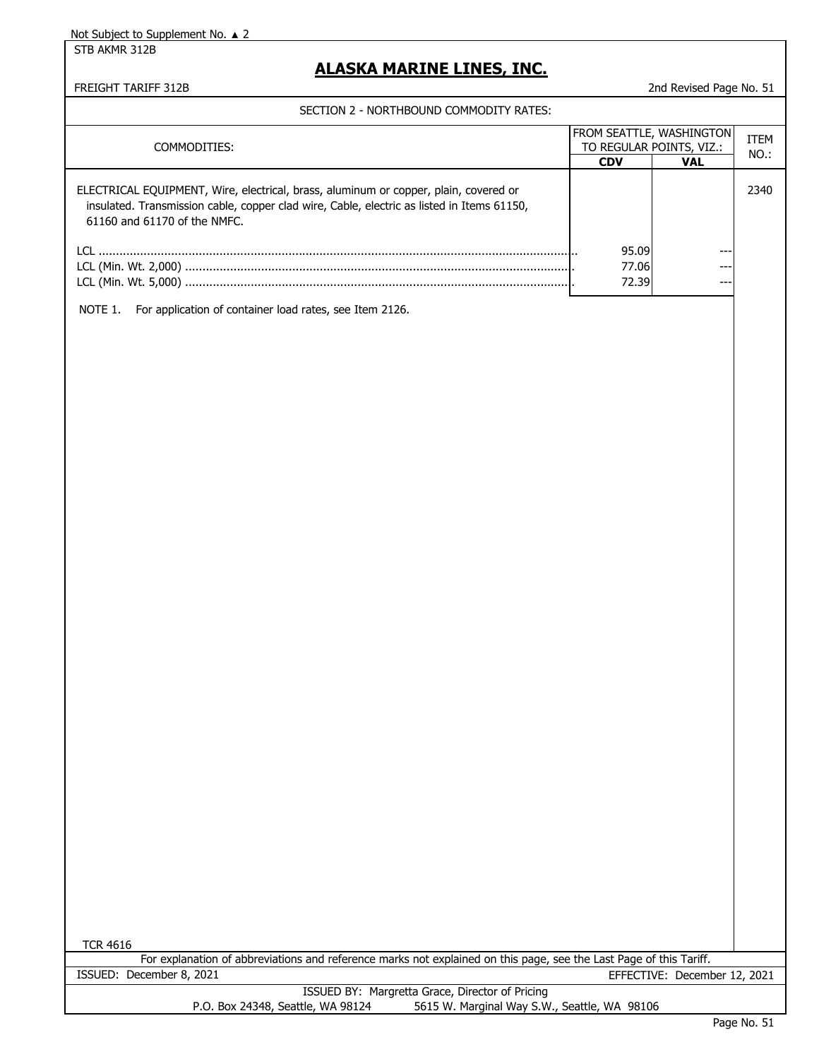Not Subject to Supplement No. ▲ 2

STB AKMR 312B

# ALASKA MARINE LINES, INC.

FREIGHT TARIFF 312B

2nd Revised Page No. 51

SECTION 2 - NORTHBOUND COMMODITY RATES:

| COMMODITIES: | FROM SEATTLE, WASHINGTON TO REGULAR POINTS, VIZ.: | | ITEM NO.: |
|---|---|---|---|
| | **CDV** | **VAL** | |
| ELECTRICAL EQUIPMENT, Wire, electrical, brass, aluminum or copper, plain, covered or insulated. Transmission cable, copper clad wire, Cable, electric as listed in Items 61150, 61160 and 61170 of the NMFC. | | | 2340 |
| LCL | 95.09 | --- | |
| LCL (Min. Wt. 2,000) | 77.06 | --- | |
| LCL (Min. Wt. 5,000) | 72.39 | --- | |

NOTE 1. For application of container load rates, see Item 2126.

TCR 4616

For explanation of abbreviations and reference marks not explained on this page, see the Last Page of this Tariff.

ISSUED: December 8, 2021

EFFECTIVE: December 12, 2021

ISSUED BY: Margretta Grace, Director of Pricing

P.O. Box 24348, Seattle, WA 98124 5615 W. Marginal Way S.W., Seattle, WA 98106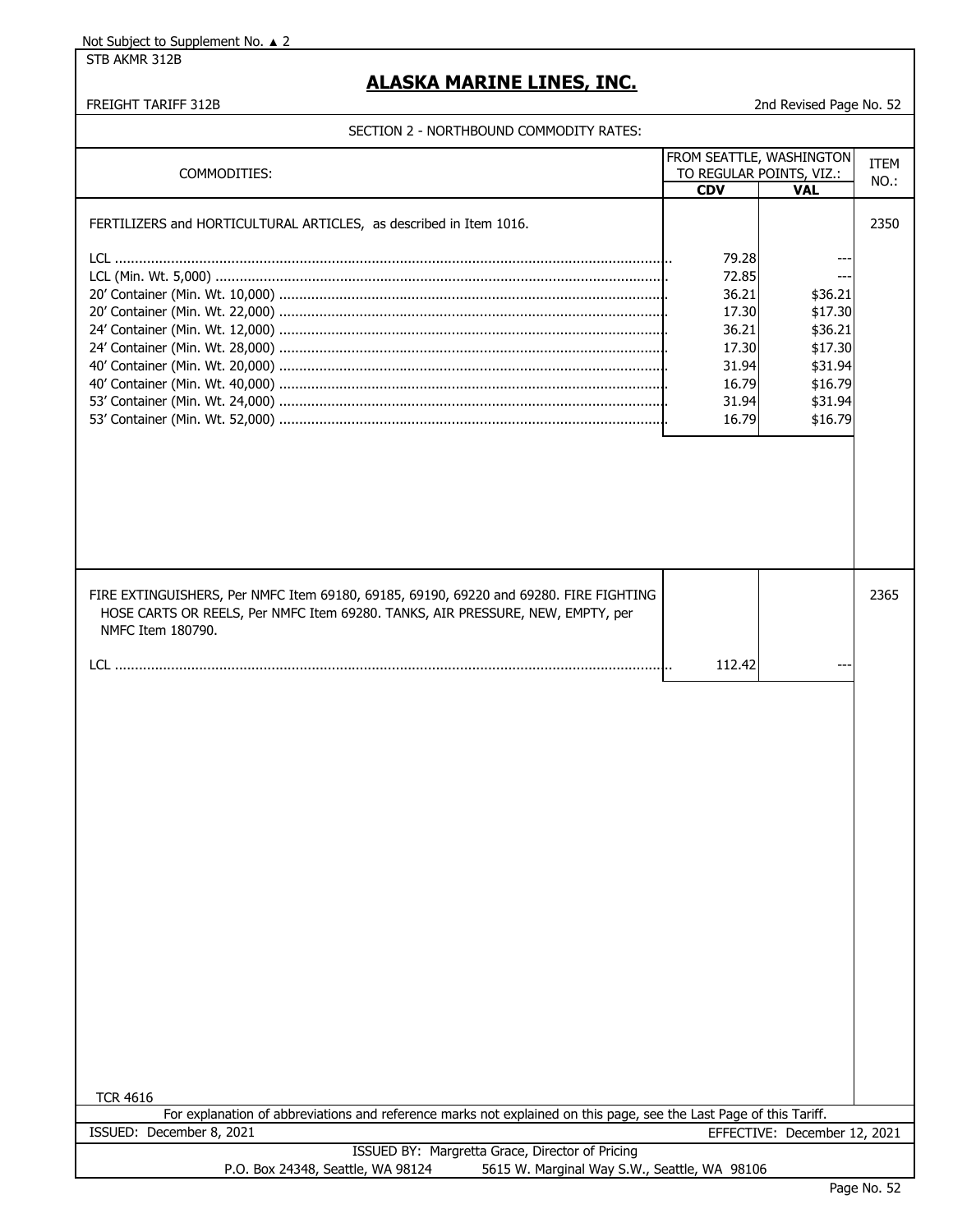Not Subject to Supplement No. ▲ 2

STB AKMR 312B

# ALASKA MARINE LINES, INC.

FREIGHT TARIFF 312B

2nd Revised Page No. 52

SECTION 2 - NORTHBOUND COMMODITY RATES:

| COMMODITIES: | FROM SEATTLE, WASHINGTON TO REGULAR POINTS, VIZ.: | | ITEM NO.: |
|---|---|---|---|
| | **CDV** | **VAL** | |
| FERTILIZERS and HORTICULTURAL ARTICLES, as described in Item 1016. | | | 2350 |
| LCL | 79.28 | --- | |
| LCL (Min. Wt. 5,000) | 72.85 | --- | |
| 20' Container (Min. Wt. 10,000) | 36.21 | $36.21 | |
| 20' Container (Min. Wt. 22,000) | 17.30 | $17.30 | |
| 24' Container (Min. Wt. 12,000) | 36.21 | $36.21 | |
| 24' Container (Min. Wt. 28,000) | 17.30 | $17.30 | |
| 40' Container (Min. Wt. 20,000) | 31.94 | $31.94 | |
| 40' Container (Min. Wt. 40,000) | 16.79 | $16.79 | |
| 53' Container (Min. Wt. 24,000) | 31.94 | $31.94 | |
| 53' Container (Min. Wt. 52,000) | 16.79 | $16.79 | |
| FIRE EXTINGUISHERS, Per NMFC Item 69180, 69185, 69190, 69220 and 69280. FIRE FIGHTING HOSE CARTS OR REELS, Per NMFC Item 69280. TANKS, AIR PRESSURE, NEW, EMPTY, per NMFC Item 180790. | | | 2365 |
| LCL | 112.42 | --- | |

TCR 4616

For explanation of abbreviations and reference marks not explained on this page, see the Last Page of this Tariff.

ISSUED: December 8, 2021

EFFECTIVE: December 12, 2021

ISSUED BY: Margretta Grace, Director of Pricing

P.O. Box 24348, Seattle, WA 98124 5615 W. Marginal Way S.W., Seattle, WA 98106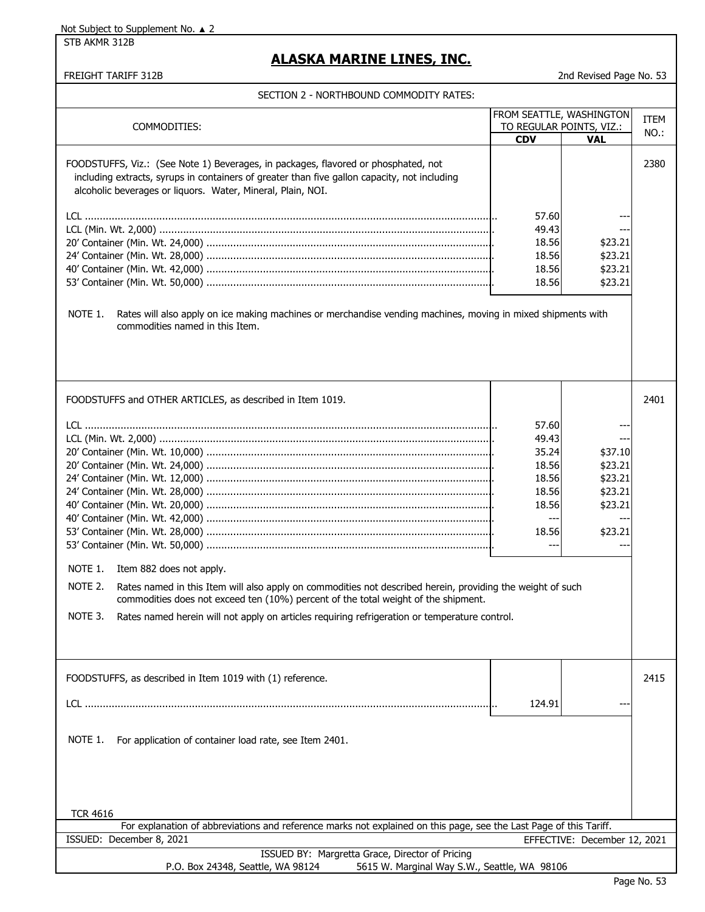Not Subject to Supplement No. ▲ 2

STB AKMR 312B

# ALASKA MARINE LINES, INC.

FREIGHT TARIFF 312B

2nd Revised Page No. 53

SECTION 2 - NORTHBOUND COMMODITY RATES:

| COMMODITIES: | FROM SEATTLE, WASHINGTON TO REGULAR POINTS, VIZ.: CDV | VAL | ITEM NO.: |
|---|---|---|---|
| FOODSTUFFS, Viz.: (See Note 1) Beverages, in packages, flavored or phosphated, not including extracts, syrups in containers of greater than five gallon capacity, not including alcoholic beverages or liquors. Water, Mineral, Plain, NOI. | | | 2380 |
| LCL | 57.60 | --- | |
| LCL (Min. Wt. 2,000) | 49.43 | --- | |
| 20' Container (Min. Wt. 24,000) | 18.56 | $23.21 | |
| 24' Container (Min. Wt. 28,000) | 18.56 | $23.21 | |
| 40' Container (Min. Wt. 42,000) | 18.56 | $23.21 | |
| 53' Container (Min. Wt. 50,000) | 18.56 | $23.21 | |

NOTE 1. Rates will also apply on ice making machines or merchandise vending machines, moving in mixed shipments with commodities named in this Item.

| COMMODITIES: | CDV | VAL | ITEM NO.: |
|---|---|---|---|
| FOODSTUFFS and OTHER ARTICLES, as described in Item 1019. | | | 2401 |
| LCL | 57.60 | --- | |
| LCL (Min. Wt. 2,000) | 49.43 | --- | |
| 20' Container (Min. Wt. 10,000) | 35.24 | $37.10 | |
| 20' Container (Min. Wt. 24,000) | 18.56 | $23.21 | |
| 24' Container (Min. Wt. 12,000) | 18.56 | $23.21 | |
| 24' Container (Min. Wt. 28,000) | 18.56 | $23.21 | |
| 40' Container (Min. Wt. 20,000) | 18.56 | $23.21 | |
| 40' Container (Min. Wt. 42,000) | --- | --- | |
| 53' Container (Min. Wt. 28,000) | 18.56 | $23.21 | |
| 53' Container (Min. Wt. 50,000) | --- | --- | |

NOTE 1. Item 882 does not apply.

NOTE 2. Rates named in this Item will also apply on commodities not described herein, providing the weight of such commodities does not exceed ten (10%) percent of the total weight of the shipment.

NOTE 3. Rates named herein will not apply on articles requiring refrigeration or temperature control.

| COMMODITIES: | CDV | VAL | ITEM NO.: |
|---|---|---|---|
| FOODSTUFFS, as described in Item 1019 with (1) reference. | | | 2415 |
| LCL | 124.91 | --- | |

NOTE 1. For application of container load rate, see Item 2401.

TCR 4616

For explanation of abbreviations and reference marks not explained on this page, see the Last Page of this Tariff.

ISSUED: December 8, 2021

EFFECTIVE: December 12, 2021

ISSUED BY: Margretta Grace, Director of Pricing

P.O. Box 24348, Seattle, WA 98124    5615 W. Marginal Way S.W., Seattle, WA 98106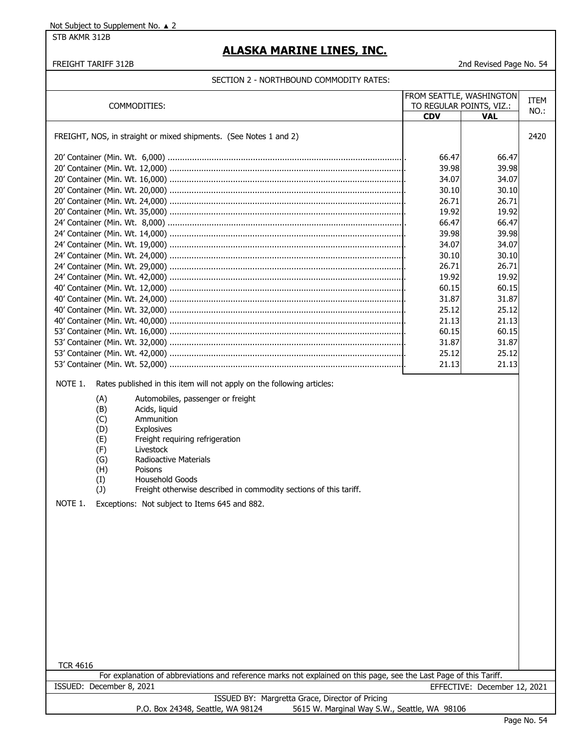Not Subject to Supplement No. ▲ 2

STB AKMR 312B

# ALASKA MARINE LINES, INC.

FREIGHT TARIFF 312B

2nd Revised Page No. 54

SECTION 2 - NORTHBOUND COMMODITY RATES:

| COMMODITIES: | FROM SEATTLE, WASHINGTON TO REGULAR POINTS, VIZ.: | | ITEM NO.: |
|---|---|---|---|
| | **CDV** | **VAL** | |
| FREIGHT, NOS, in straight or mixed shipments. (See Notes 1 and 2) | | | 2420 |
| 20' Container (Min. Wt. 6,000) | 66.47 | 66.47 | |
| 20' Container (Min. Wt. 12,000) | 39.98 | 39.98 | |
| 20' Container (Min. Wt. 16,000) | 34.07 | 34.07 | |
| 20' Container (Min. Wt. 20,000) | 30.10 | 30.10 | |
| 20' Container (Min. Wt. 24,000) | 26.71 | 26.71 | |
| 20' Container (Min. Wt. 35,000) | 19.92 | 19.92 | |
| 24' Container (Min. Wt. 8,000) | 66.47 | 66.47 | |
| 24' Container (Min. Wt. 14,000) | 39.98 | 39.98 | |
| 24' Container (Min. Wt. 19,000) | 34.07 | 34.07 | |
| 24' Container (Min. Wt. 24,000) | 30.10 | 30.10 | |
| 24' Container (Min. Wt. 29,000) | 26.71 | 26.71 | |
| 24' Container (Min. Wt. 42,000) | 19.92 | 19.92 | |
| 40' Container (Min. Wt. 12,000) | 60.15 | 60.15 | |
| 40' Container (Min. Wt. 24,000) | 31.87 | 31.87 | |
| 40' Container (Min. Wt. 32,000) | 25.12 | 25.12 | |
| 40' Container (Min. Wt. 40,000) | 21.13 | 21.13 | |
| 53' Container (Min. Wt. 16,000) | 60.15 | 60.15 | |
| 53' Container (Min. Wt. 32,000) | 31.87 | 31.87 | |
| 53' Container (Min. Wt. 42,000) | 25.12 | 25.12 | |
| 53' Container (Min. Wt. 52,000) | 21.13 | 21.13 | |

NOTE 1. Rates published in this item will not apply on the following articles:

- (A) Automobiles, passenger or freight
- (B) Acids, liquid
- (C) Ammunition
- (D) Explosives
- (E) Freight requiring refrigeration
- (F) Livestock
- (G) Radioactive Materials
- (H) Poisons
- (I) Household Goods
- (J) Freight otherwise described in commodity sections of this tariff.

NOTE 1. Exceptions: Not subject to Items 645 and 882.

TCR 4616

For explanation of abbreviations and reference marks not explained on this page, see the Last Page of this Tariff.

ISSUED: December 8, 2021 — EFFECTIVE: December 12, 2021

ISSUED BY: Margretta Grace, Director of Pricing

P.O. Box 24348, Seattle, WA 98124 — 5615 W. Marginal Way S.W., Seattle, WA 98106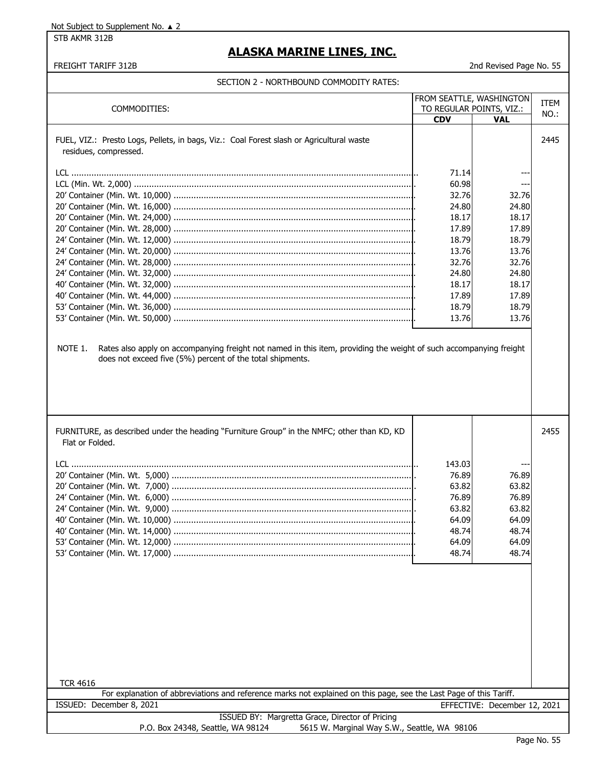Not Subject to Supplement No. ▲ 2

STB AKMR 312B

# ALASKA MARINE LINES, INC.

FREIGHT TARIFF 312B — 2nd Revised Page No. 55

SECTION 2 - NORTHBOUND COMMODITY RATES:

| COMMODITIES: | FROM SEATTLE, WASHINGTON TO REGULAR POINTS, VIZ.: | | ITEM NO.: |
|---|---|---|---|
| | **CDV** | **VAL** | |
| FUEL, VIZ.: Presto Logs, Pellets, in bags, Viz.: Coal Forest slash or Agricultural waste residues, compressed. | | | 2445 |
| LCL | 71.14 | --- | |
| LCL (Min. Wt. 2,000) | 60.98 | --- | |
| 20' Container (Min. Wt. 10,000) | 32.76 | 32.76 | |
| 20' Container (Min. Wt. 16,000) | 24.80 | 24.80 | |
| 20' Container (Min. Wt. 24,000) | 18.17 | 18.17 | |
| 20' Container (Min. Wt. 28,000) | 17.89 | 17.89 | |
| 24' Container (Min. Wt. 12,000) | 18.79 | 18.79 | |
| 24' Container (Min. Wt. 20,000) | 13.76 | 13.76 | |
| 24' Container (Min. Wt. 28,000) | 32.76 | 32.76 | |
| 24' Container (Min. Wt. 32,000) | 24.80 | 24.80 | |
| 40' Container (Min. Wt. 32,000) | 18.17 | 18.17 | |
| 40' Container (Min. Wt. 44,000) | 17.89 | 17.89 | |
| 53' Container (Min. Wt. 36,000) | 18.79 | 18.79 | |
| 53' Container (Min. Wt. 50,000) | 13.76 | 13.76 | |

NOTE 1. Rates also apply on accompanying freight not named in this item, providing the weight of such accompanying freight does not exceed five (5%) percent of the total shipments.

| COMMODITIES: | CDV | VAL | ITEM NO.: |
|---|---|---|---|
| FURNITURE, as described under the heading "Furniture Group" in the NMFC; other than KD, KD Flat or Folded. | | | 2455 |
| LCL | 143.03 | --- | |
| 20' Container (Min. Wt. 5,000) | 76.89 | 76.89 | |
| 20' Container (Min. Wt. 7,000) | 63.82 | 63.82 | |
| 24' Container (Min. Wt. 6,000) | 76.89 | 76.89 | |
| 24' Container (Min. Wt. 9,000) | 63.82 | 63.82 | |
| 40' Container (Min. Wt. 10,000) | 64.09 | 64.09 | |
| 40' Container (Min. Wt. 14,000) | 48.74 | 48.74 | |
| 53' Container (Min. Wt. 12,000) | 64.09 | 64.09 | |
| 53' Container (Min. Wt. 17,000) | 48.74 | 48.74 | |

TCR 4616

For explanation of abbreviations and reference marks not explained on this page, see the Last Page of this Tariff.

ISSUED: December 8, 2021 — EFFECTIVE: December 12, 2021

ISSUED BY: Margretta Grace, Director of Pricing

P.O. Box 24348, Seattle, WA 98124 — 5615 W. Marginal Way S.W., Seattle, WA 98106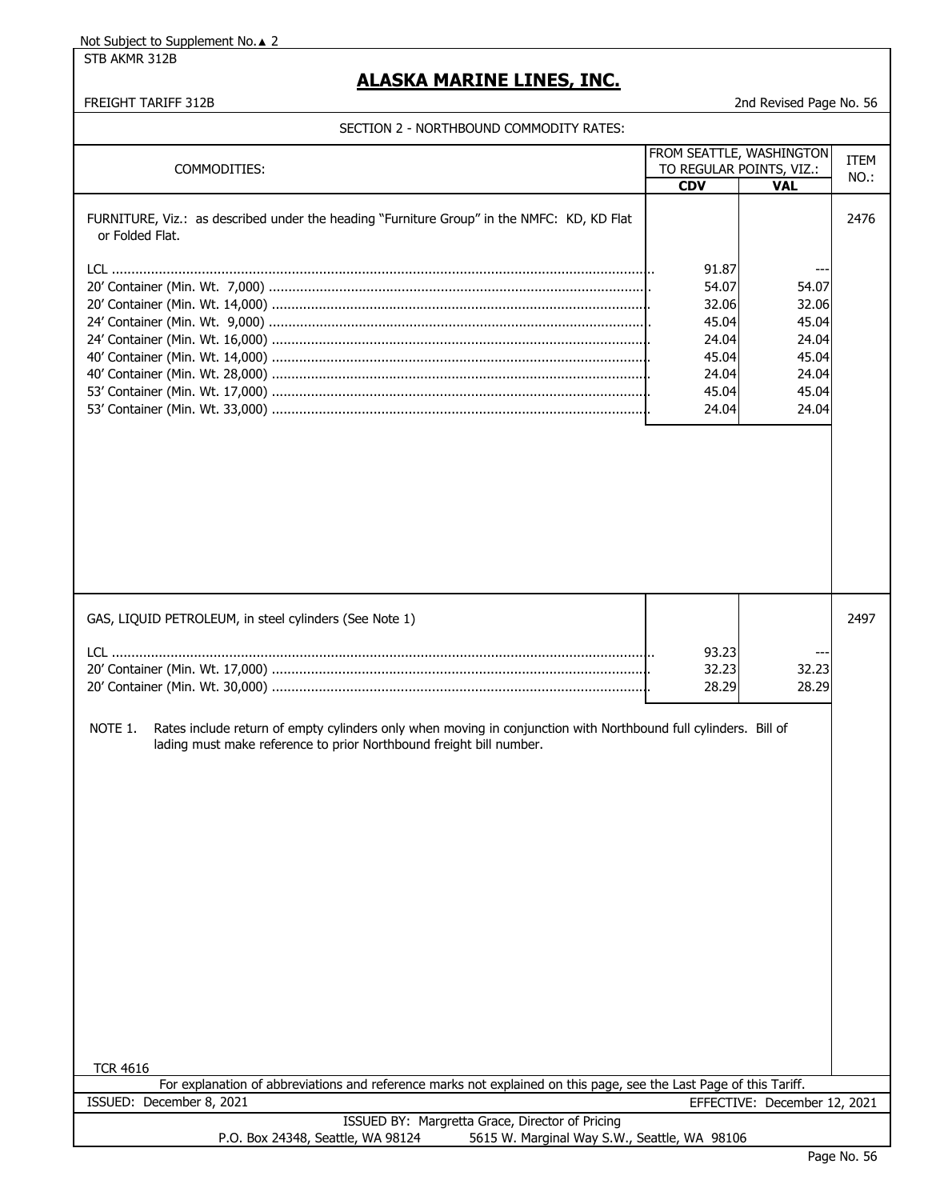Not Subject to Supplement No.▲ 2

STB AKMR 312B

# ALASKA MARINE LINES, INC.

FREIGHT TARIFF 312B

2nd Revised Page No. 56

SECTION 2 - NORTHBOUND COMMODITY RATES:

| COMMODITIES: | FROM SEATTLE, WASHINGTON TO REGULAR POINTS, VIZ.: | | ITEM NO.: |
|---|---|---|---|
| | CDV | VAL | |
| FURNITURE, Viz.: as described under the heading "Furniture Group" in the NMFC: KD, KD Flat or Folded Flat. | | | 2476 |
| LCL | 91.87 | --- | |
| 20' Container (Min. Wt. 7,000) | 54.07 | 54.07 | |
| 20' Container (Min. Wt. 14,000) | 32.06 | 32.06 | |
| 24' Container (Min. Wt. 9,000) | 45.04 | 45.04 | |
| 24' Container (Min. Wt. 16,000) | 24.04 | 24.04 | |
| 40' Container (Min. Wt. 14,000) | 45.04 | 45.04 | |
| 40' Container (Min. Wt. 28,000) | 24.04 | 24.04 | |
| 53' Container (Min. Wt. 17,000) | 45.04 | 45.04 | |
| 53' Container (Min. Wt. 33,000) | 24.04 | 24.04 | |
| GAS, LIQUID PETROLEUM, in steel cylinders (See Note 1) | | | 2497 |
| LCL | 93.23 | --- | |
| 20' Container (Min. Wt. 17,000) | 32.23 | 32.23 | |
| 20' Container (Min. Wt. 30,000) | 28.29 | 28.29 | |

NOTE 1. Rates include return of empty cylinders only when moving in conjunction with Northbound full cylinders. Bill of lading must make reference to prior Northbound freight bill number.

TCR 4616

For explanation of abbreviations and reference marks not explained on this page, see the Last Page of this Tariff.

ISSUED: December 8, 2021 — EFFECTIVE: December 12, 2021

ISSUED BY: Margretta Grace, Director of Pricing

P.O. Box 24348, Seattle, WA 98124 — 5615 W. Marginal Way S.W., Seattle, WA 98106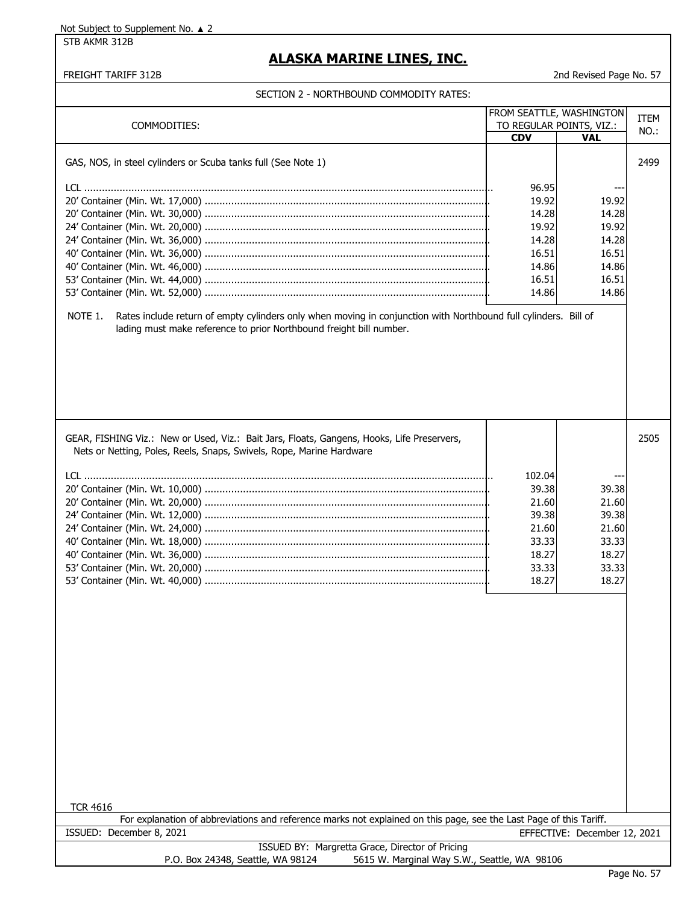Not Subject to Supplement No. ▲ 2

STB AKMR 312B

# ALASKA MARINE LINES, INC.

FREIGHT TARIFF 312B — 2nd Revised Page No. 57

## SECTION 2 - NORTHBOUND COMMODITY RATES:

| COMMODITIES: | FROM SEATTLE, WASHINGTON TO REGULAR POINTS, VIZ.: | | ITEM NO.: |
|---|---|---|---|
| | CDV | VAL | |
| GAS, NOS, in steel cylinders or Scuba tanks full (See Note 1) | | | 2499 |
| LCL | 96.95 | --- | |
| 20' Container (Min. Wt. 17,000) | 19.92 | 19.92 | |
| 20' Container (Min. Wt. 30,000) | 14.28 | 14.28 | |
| 24' Container (Min. Wt. 20,000) | 19.92 | 19.92 | |
| 24' Container (Min. Wt. 36,000) | 14.28 | 14.28 | |
| 40' Container (Min. Wt. 36,000) | 16.51 | 16.51 | |
| 40' Container (Min. Wt. 46,000) | 14.86 | 14.86 | |
| 53' Container (Min. Wt. 44,000) | 16.51 | 16.51 | |
| 53' Container (Min. Wt. 52,000) | 14.86 | 14.86 | |

NOTE 1. Rates include return of empty cylinders only when moving in conjunction with Northbound full cylinders. Bill of lading must make reference to prior Northbound freight bill number.

| COMMODITIES: | CDV | VAL | ITEM NO.: |
|---|---|---|---|
| GEAR, FISHING Viz.: New or Used, Viz.: Bait Jars, Floats, Gangens, Hooks, Life Preservers, Nets or Netting, Poles, Reels, Snaps, Swivels, Rope, Marine Hardware | | | 2505 |
| LCL | 102.04 | --- | |
| 20' Container (Min. Wt. 10,000) | 39.38 | 39.38 | |
| 20' Container (Min. Wt. 20,000) | 21.60 | 21.60 | |
| 24' Container (Min. Wt. 12,000) | 39.38 | 39.38 | |
| 24' Container (Min. Wt. 24,000) | 21.60 | 21.60 | |
| 40' Container (Min. Wt. 18,000) | 33.33 | 33.33 | |
| 40' Container (Min. Wt. 36,000) | 18.27 | 18.27 | |
| 53' Container (Min. Wt. 20,000) | 33.33 | 33.33 | |
| 53' Container (Min. Wt. 40,000) | 18.27 | 18.27 | |

TCR 4616

For explanation of abbreviations and reference marks not explained on this page, see the Last Page of this Tariff.

ISSUED: December 8, 2021 — EFFECTIVE: December 12, 2021

ISSUED BY: Margretta Grace, Director of Pricing

P.O. Box 24348, Seattle, WA 98124 — 5615 W. Marginal Way S.W., Seattle, WA 98106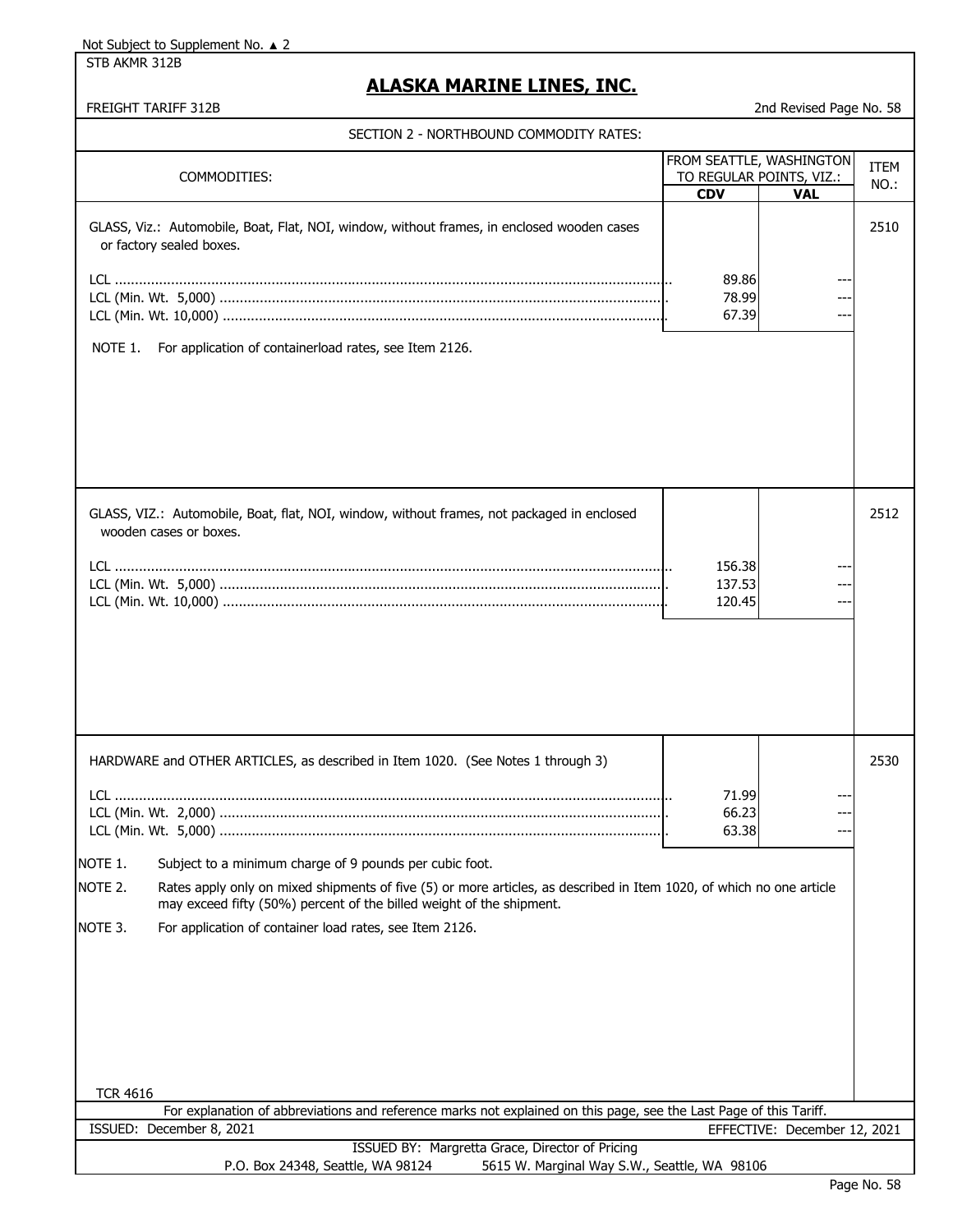Not Subject to Supplement No. ▲ 2

STB AKMR 312B

# ALASKA MARINE LINES, INC.

FREIGHT TARIFF 312B

2nd Revised Page No. 58

## SECTION 2 - NORTHBOUND COMMODITY RATES:

| COMMODITIES: | FROM SEATTLE, WASHINGTON TO REGULAR POINTS, VIZ.: | | ITEM NO.: |
|---|---|---|---|
| | **CDV** | **VAL** | |
| GLASS, Viz.: Automobile, Boat, Flat, NOI, window, without frames, in enclosed wooden cases or factory sealed boxes. | | | 2510 |
| LCL | 89.86 | --- | |
| LCL (Min. Wt. 5,000) | 78.99 | --- | |
| LCL (Min. Wt. 10,000) | 67.39 | --- | |
| NOTE 1. For application of containerload rates, see Item 2126. | | | |
| GLASS, VIZ.: Automobile, Boat, flat, NOI, window, without frames, not packaged in enclosed wooden cases or boxes. | | | 2512 |
| LCL | 156.38 | --- | |
| LCL (Min. Wt. 5,000) | 137.53 | --- | |
| LCL (Min. Wt. 10,000) | 120.45 | --- | |
| HARDWARE and OTHER ARTICLES, as described in Item 1020. (See Notes 1 through 3) | | | 2530 |
| LCL | 71.99 | --- | |
| LCL (Min. Wt. 2,000) | 66.23 | --- | |
| LCL (Min. Wt. 5,000) | 63.38 | --- | |

NOTE 1. Subject to a minimum charge of 9 pounds per cubic foot.

NOTE 2. Rates apply only on mixed shipments of five (5) or more articles, as described in Item 1020, of which no one article may exceed fifty (50%) percent of the billed weight of the shipment.

NOTE 3. For application of container load rates, see Item 2126.

TCR 4616

For explanation of abbreviations and reference marks not explained on this page, see the Last Page of this Tariff.

ISSUED: December 8, 2021

EFFECTIVE: December 12, 2021

ISSUED BY: Margretta Grace, Director of Pricing

P.O. Box 24348, Seattle, WA 98124 5615 W. Marginal Way S.W., Seattle, WA 98106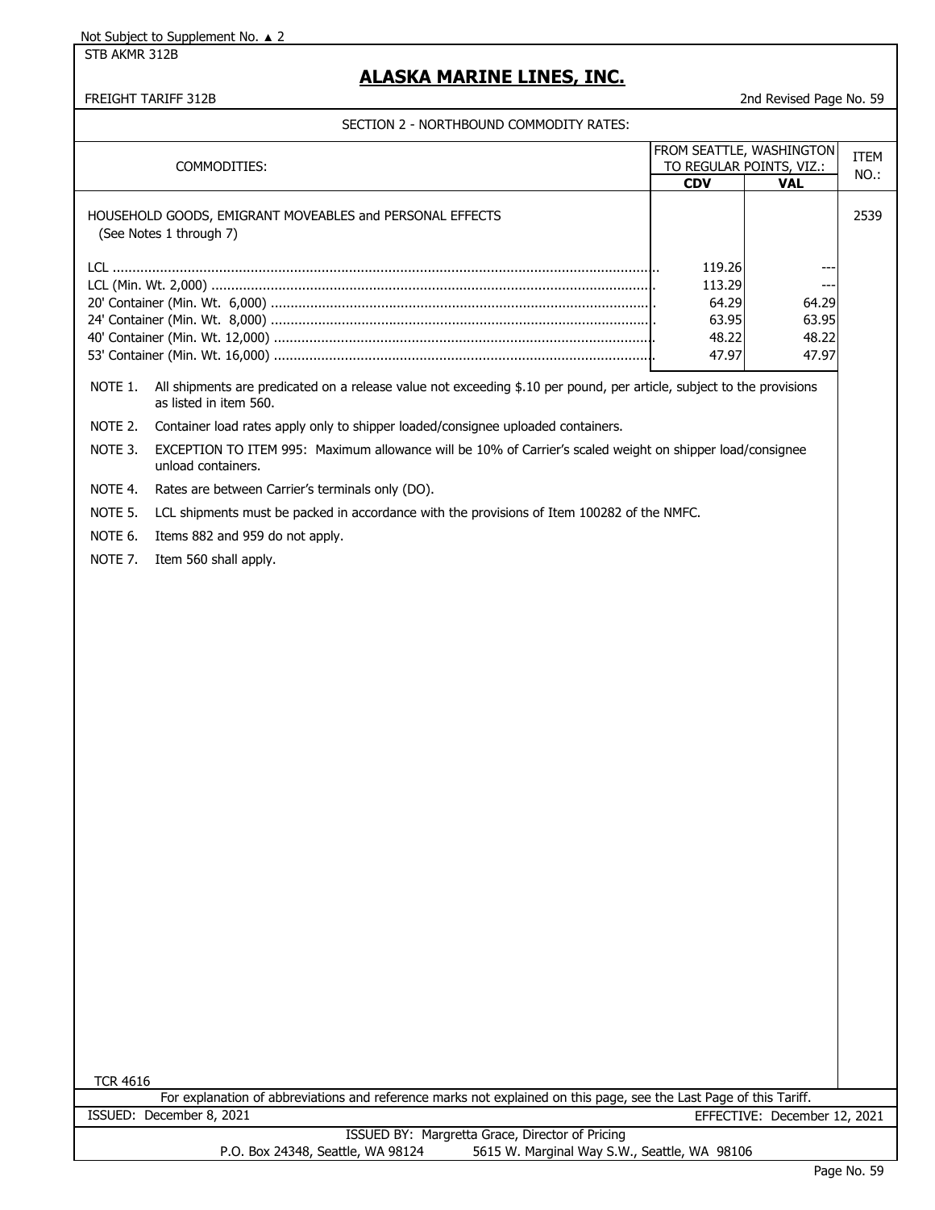Not Subject to Supplement No. ▲ 2

STB AKMR 312B

# ALASKA MARINE LINES, INC.

FREIGHT TARIFF 312B

2nd Revised Page No. 59

## SECTION 2 - NORTHBOUND COMMODITY RATES:

| COMMODITIES: | FROM SEATTLE, WASHINGTON TO REGULAR POINTS, VIZ.: | | ITEM NO.: |
|---|---|---|---|
| | **CDV** | **VAL** | |
| HOUSEHOLD GOODS, EMIGRANT MOVEABLES and PERSONAL EFFECTS (See Notes 1 through 7) | | | 2539 |
| LCL | 119.26 | --- | |
| LCL (Min. Wt. 2,000) | 113.29 | --- | |
| 20' Container (Min. Wt. 6,000) | 64.29 | 64.29 | |
| 24' Container (Min. Wt. 8,000) | 63.95 | 63.95 | |
| 40' Container (Min. Wt. 12,000) | 48.22 | 48.22 | |
| 53' Container (Min. Wt. 16,000) | 47.97 | 47.97 | |

NOTE 1. All shipments are predicated on a release value not exceeding $.10 per pound, per article, subject to the provisions as listed in item 560.

NOTE 2. Container load rates apply only to shipper loaded/consignee uploaded containers.

NOTE 3. EXCEPTION TO ITEM 995: Maximum allowance will be 10% of Carrier's scaled weight on shipper load/consignee unload containers.

NOTE 4. Rates are between Carrier's terminals only (DO).

NOTE 5. LCL shipments must be packed in accordance with the provisions of Item 100282 of the NMFC.

NOTE 6. Items 882 and 959 do not apply.

NOTE 7. Item 560 shall apply.

TCR 4616

For explanation of abbreviations and reference marks not explained on this page, see the Last Page of this Tariff.

ISSUED: December 8, 2021 EFFECTIVE: December 12, 2021

ISSUED BY: Margretta Grace, Director of Pricing

P.O. Box 24348, Seattle, WA 98124 5615 W. Marginal Way S.W., Seattle, WA 98106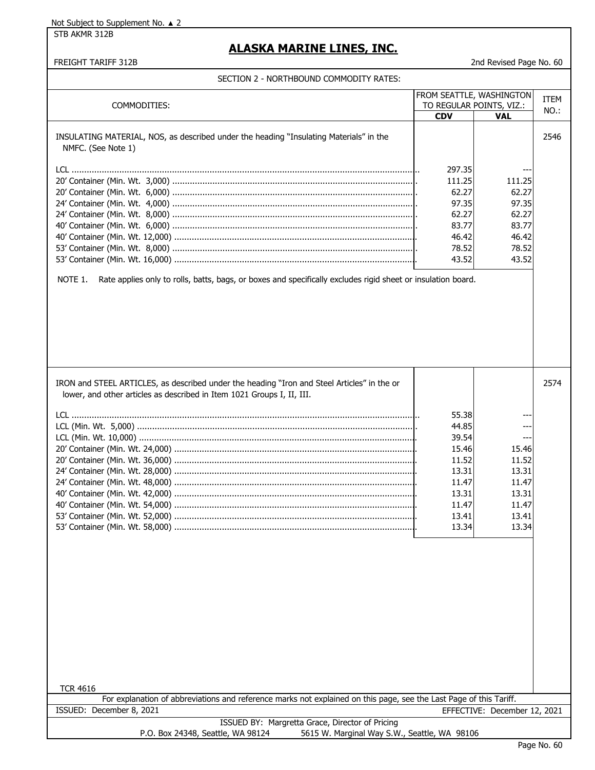Not Subject to Supplement No. ▲ 2

STB AKMR 312B

# ALASKA MARINE LINES, INC.

FREIGHT TARIFF 312B — 2nd Revised Page No. 60

## SECTION 2 - NORTHBOUND COMMODITY RATES:

| COMMODITIES: | FROM SEATTLE, WASHINGTON TO REGULAR POINTS, VIZ.: | | ITEM NO.: |
|---|---|---|---|
| | **CDV** | **VAL** | |
| INSULATING MATERIAL, NOS, as described under the heading "Insulating Materials" in the NMFC. (See Note 1) | | | 2546 |
| LCL | 297.35 | --- | |
| 20' Container (Min. Wt. 3,000) | 111.25 | 111.25 | |
| 20' Container (Min. Wt. 6,000) | 62.27 | 62.27 | |
| 24' Container (Min. Wt. 4,000) | 97.35 | 97.35 | |
| 24' Container (Min. Wt. 8,000) | 62.27 | 62.27 | |
| 40' Container (Min. Wt. 6,000) | 83.77 | 83.77 | |
| 40' Container (Min. Wt. 12,000) | 46.42 | 46.42 | |
| 53' Container (Min. Wt. 8,000) | 78.52 | 78.52 | |
| 53' Container (Min. Wt. 16,000) | 43.52 | 43.52 | |

NOTE 1. Rate applies only to rolls, batts, bags, or boxes and specifically excludes rigid sheet or insulation board.

| COMMODITIES: | CDV | VAL | ITEM NO.: |
|---|---|---|---|
| IRON and STEEL ARTICLES, as described under the heading "Iron and Steel Articles" in the or lower, and other articles as described in Item 1021 Groups I, II, III. | | | 2574 |
| LCL | 55.38 | --- | |
| LCL (Min. Wt. 5,000) | 44.85 | --- | |
| LCL (Min. Wt. 10,000) | 39.54 | --- | |
| 20' Container (Min. Wt. 24,000) | 15.46 | 15.46 | |
| 20' Container (Min. Wt. 36,000) | 11.52 | 11.52 | |
| 24' Container (Min. Wt. 28,000) | 13.31 | 13.31 | |
| 24' Container (Min. Wt. 48,000) | 11.47 | 11.47 | |
| 40' Container (Min. Wt. 42,000) | 13.31 | 13.31 | |
| 40' Container (Min. Wt. 54,000) | 11.47 | 11.47 | |
| 53' Container (Min. Wt. 52,000) | 13.41 | 13.41 | |
| 53' Container (Min. Wt. 58,000) | 13.34 | 13.34 | |

TCR 4616

For explanation of abbreviations and reference marks not explained on this page, see the Last Page of this Tariff.

ISSUED: December 8, 2021 — EFFECTIVE: December 12, 2021

ISSUED BY: Margretta Grace, Director of Pricing

P.O. Box 24348, Seattle, WA 98124 — 5615 W. Marginal Way S.W., Seattle, WA 98106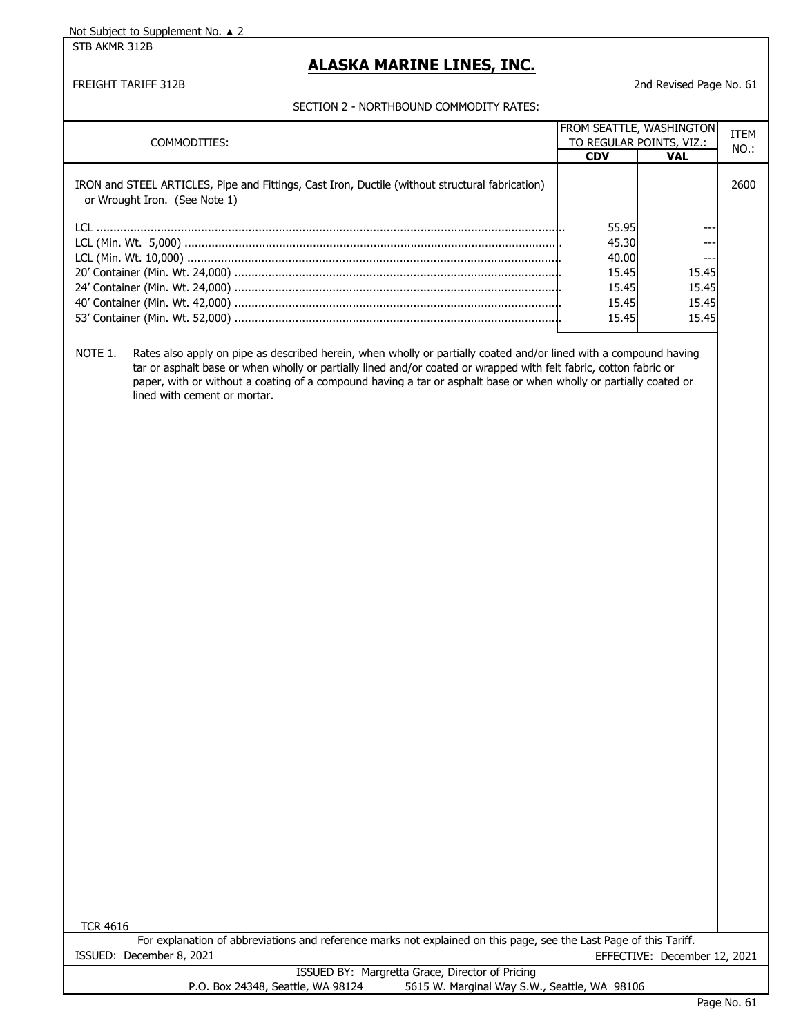Not Subject to Supplement No. ▲ 2

STB AKMR 312B

# ALASKA MARINE LINES, INC.

FREIGHT TARIFF 312B

2nd Revised Page No. 61

## SECTION 2 - NORTHBOUND COMMODITY RATES:

| COMMODITIES: | FROM SEATTLE, WASHINGTON TO REGULAR POINTS, VIZ.: | | ITEM NO.: |
|---|---|---|---|
| | CDV | VAL | |
| IRON and STEEL ARTICLES, Pipe and Fittings, Cast Iron, Ductile (without structural fabrication) or Wrought Iron. (See Note 1) | | | 2600 |
| LCL | 55.95 | --- | |
| LCL (Min. Wt. 5,000) | 45.30 | --- | |
| LCL (Min. Wt. 10,000) | 40.00 | --- | |
| 20' Container (Min. Wt. 24,000) | 15.45 | 15.45 | |
| 24' Container (Min. Wt. 24,000) | 15.45 | 15.45 | |
| 40' Container (Min. Wt. 42,000) | 15.45 | 15.45 | |
| 53' Container (Min. Wt. 52,000) | 15.45 | 15.45 | |

NOTE 1. Rates also apply on pipe as described herein, when wholly or partially coated and/or lined with a compound having tar or asphalt base or when wholly or partially lined and/or coated or wrapped with felt fabric, cotton fabric or paper, with or without a coating of a compound having a tar or asphalt base or when wholly or partially coated or lined with cement or mortar.

TCR 4616

For explanation of abbreviations and reference marks not explained on this page, see the Last Page of this Tariff.

ISSUED: December 8, 2021 EFFECTIVE: December 12, 2021

ISSUED BY: Margretta Grace, Director of Pricing

P.O. Box 24348, Seattle, WA 98124 5615 W. Marginal Way S.W., Seattle, WA 98106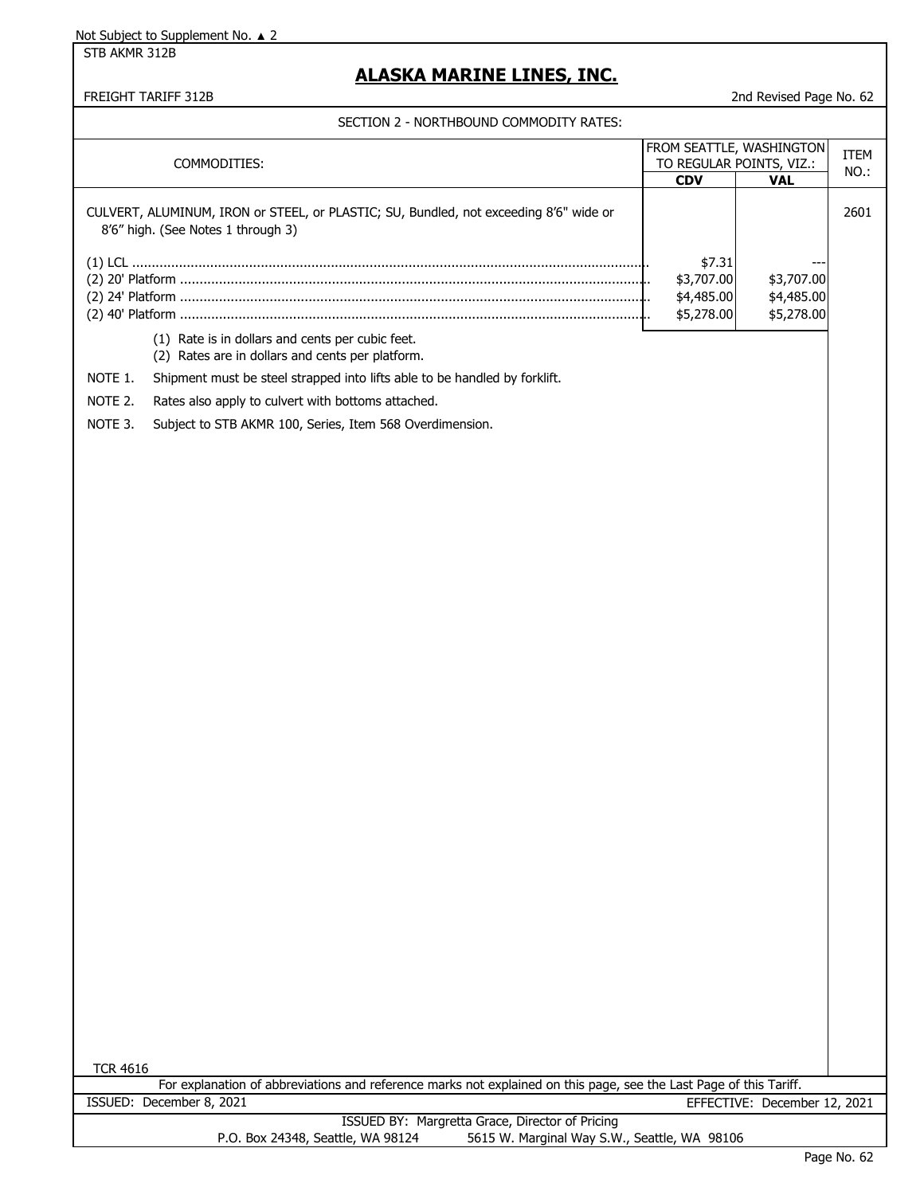Not Subject to Supplement No. ▲ 2

STB AKMR 312B

# ALASKA MARINE LINES, INC.

FREIGHT TARIFF 312B

2nd Revised Page No. 62

## SECTION 2 - NORTHBOUND COMMODITY RATES:

| COMMODITIES: | FROM SEATTLE, WASHINGTON TO REGULAR POINTS, VIZ.: CDV | VAL | ITEM NO.: |
|---|---|---|---|
| CULVERT, ALUMINUM, IRON or STEEL, or PLASTIC; SU, Bundled, not exceeding 8'6" wide or 8'6" high. (See Notes 1 through 3) | | | 2601 |
| (1) LCL | $7.31 | --- | |
| (2) 20' Platform | $3,707.00 | $3,707.00 | |
| (2) 24' Platform | $4,485.00 | $4,485.00 | |
| (2) 40' Platform | $5,278.00 | $5,278.00 | |

(1) Rate is in dollars and cents per cubic feet.
(2) Rates are in dollars and cents per platform.

NOTE 1. Shipment must be steel strapped into lifts able to be handled by forklift.

NOTE 2. Rates also apply to culvert with bottoms attached.

NOTE 3. Subject to STB AKMR 100, Series, Item 568 Overdimension.

TCR 4616

For explanation of abbreviations and reference marks not explained on this page, see the Last Page of this Tariff.

ISSUED: December 8, 2021

EFFECTIVE: December 12, 2021

ISSUED BY: Margretta Grace, Director of Pricing

P.O. Box 24348, Seattle, WA 98124 5615 W. Marginal Way S.W., Seattle, WA 98106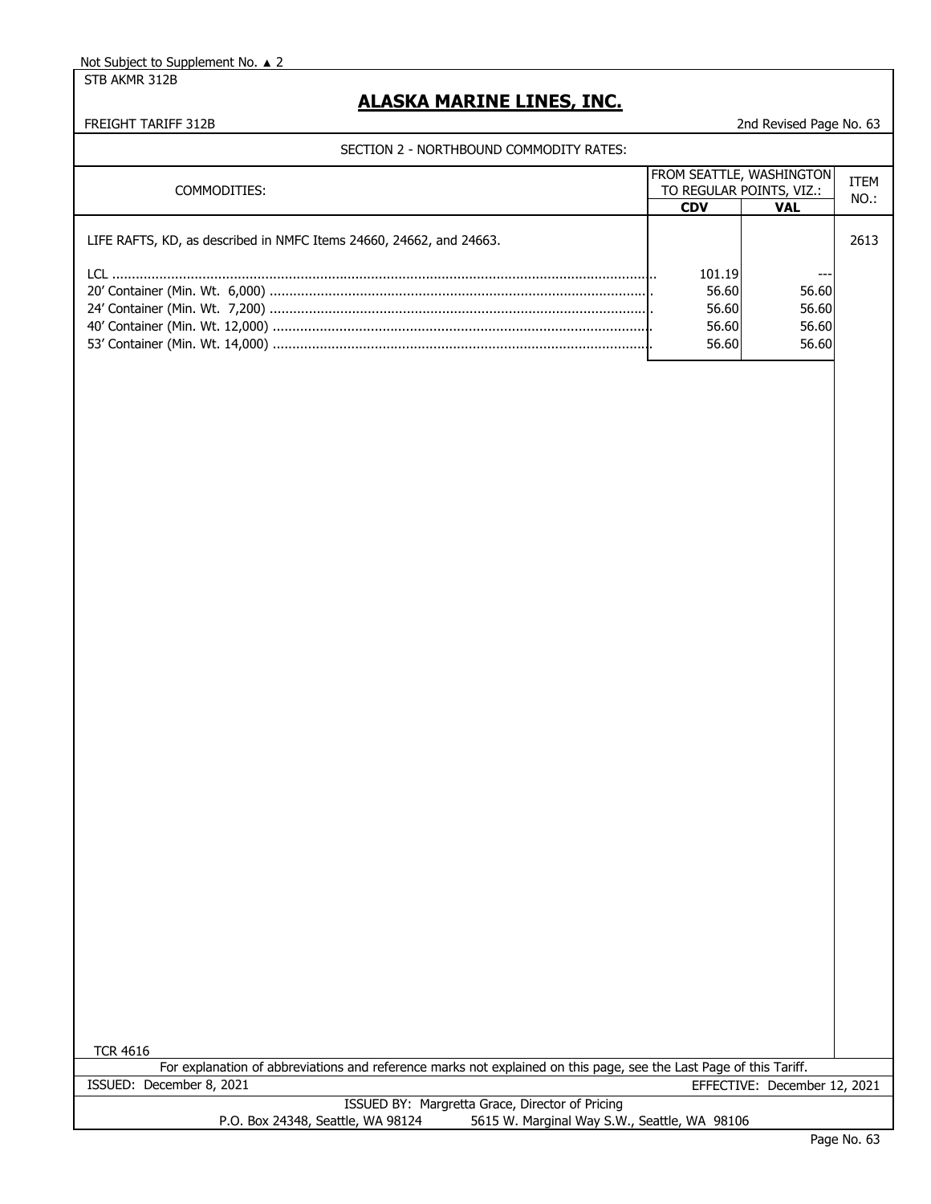Not Subject to Supplement No. ▲ 2

STB AKMR 312B

# ALASKA MARINE LINES, INC.

FREIGHT TARIFF 312B

2nd Revised Page No. 63

## SECTION 2 - NORTHBOUND COMMODITY RATES:

| COMMODITIES: | FROM SEATTLE, WASHINGTON TO REGULAR POINTS, VIZ.: | | ITEM NO.: |
|---|---|---|---|
| | CDV | VAL | |
| LIFE RAFTS, KD, as described in NMFC Items 24660, 24662, and 24663. | | | 2613 |
| LCL | 101.19 | --- | |
| 20' Container (Min. Wt. 6,000) | 56.60 | 56.60 | |
| 24' Container (Min. Wt. 7,200) | 56.60 | 56.60 | |
| 40' Container (Min. Wt. 12,000) | 56.60 | 56.60 | |
| 53' Container (Min. Wt. 14,000) | 56.60 | 56.60 | |

TCR 4616

For explanation of abbreviations and reference marks not explained on this page, see the Last Page of this Tariff.

ISSUED: December 8, 2021

EFFECTIVE: December 12, 2021

ISSUED BY: Margretta Grace, Director of Pricing

P.O. Box 24348, Seattle, WA 98124    5615 W. Marginal Way S.W., Seattle, WA 98106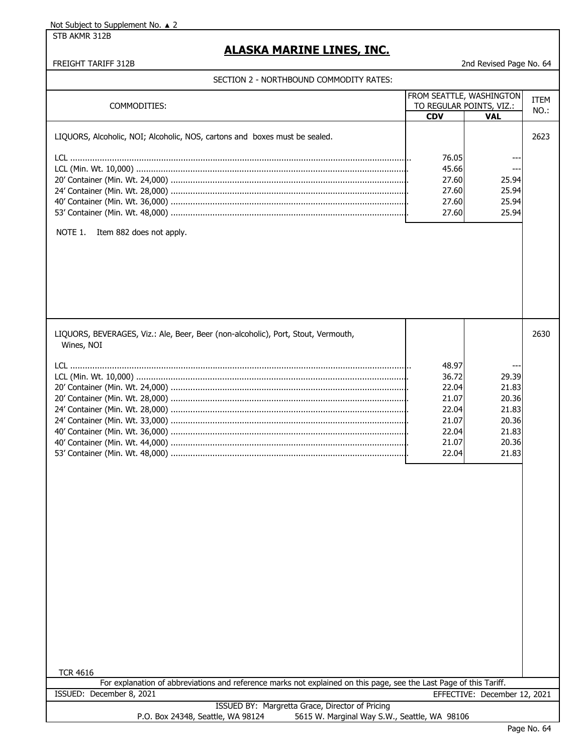Not Subject to Supplement No. ▲ 2

STB AKMR 312B

# ALASKA MARINE LINES, INC.

FREIGHT TARIFF 312B — 2nd Revised Page No. 64

## SECTION 2 - NORTHBOUND COMMODITY RATES:

| COMMODITIES: | FROM SEATTLE, WASHINGTON TO REGULAR POINTS, VIZ.: | | ITEM NO.: |
|---|---|---|---|
| | **CDV** | **VAL** | |
| LIQUORS, Alcoholic, NOI; Alcoholic, NOS, cartons and boxes must be sealed. | | | 2623 |
| LCL | 76.05 | --- | |
| LCL (Min. Wt. 10,000) | 45.66 | --- | |
| 20' Container (Min. Wt. 24,000) | 27.60 | 25.94 | |
| 24' Container (Min. Wt. 28,000) | 27.60 | 25.94 | |
| 40' Container (Min. Wt. 36,000) | 27.60 | 25.94 | |
| 53' Container (Min. Wt. 48,000) | 27.60 | 25.94 | |
| NOTE 1. Item 882 does not apply. | | | |
| LIQUORS, BEVERAGES, Viz.: Ale, Beer, Beer (non-alcoholic), Port, Stout, Vermouth, Wines, NOI | | | 2630 |
| LCL | 48.97 | --- | |
| LCL (Min. Wt. 10,000) | 36.72 | 29.39 | |
| 20' Container (Min. Wt. 24,000) | 22.04 | 21.83 | |
| 20' Container (Min. Wt. 28,000) | 21.07 | 20.36 | |
| 24' Container (Min. Wt. 28,000) | 22.04 | 21.83 | |
| 24' Container (Min. Wt. 33,000) | 21.07 | 20.36 | |
| 40' Container (Min. Wt. 36,000) | 22.04 | 21.83 | |
| 40' Container (Min. Wt. 44,000) | 21.07 | 20.36 | |
| 53' Container (Min. Wt. 48,000) | 22.04 | 21.83 | |

TCR 4616

For explanation of abbreviations and reference marks not explained on this page, see the Last Page of this Tariff.

ISSUED: December 8, 2021 — EFFECTIVE: December 12, 2021

ISSUED BY: Margretta Grace, Director of Pricing

P.O. Box 24348, Seattle, WA 98124 — 5615 W. Marginal Way S.W., Seattle, WA 98106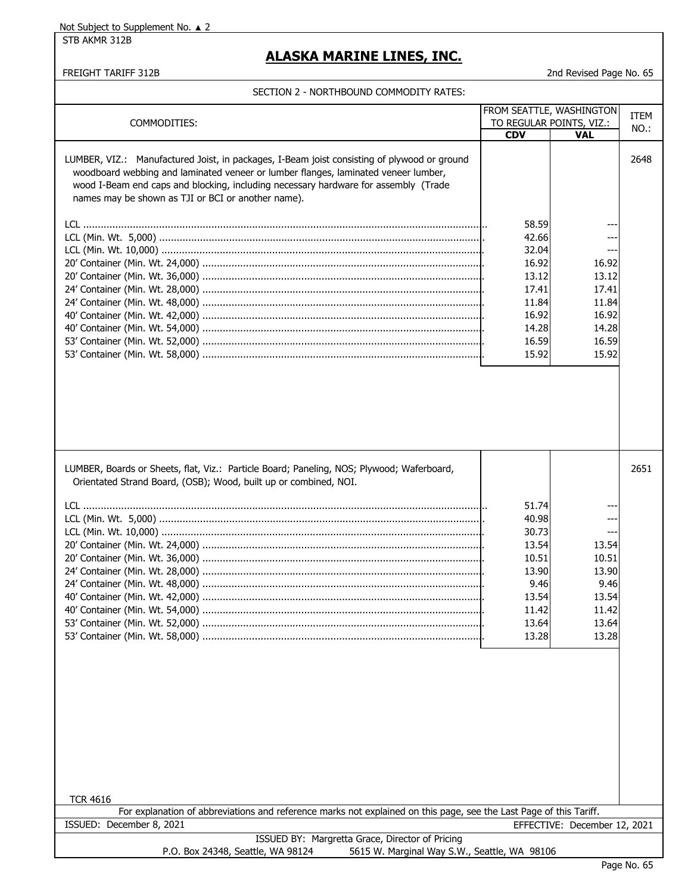Not Subject to Supplement No. ▲ 2

STB AKMR 312B

# ALASKA MARINE LINES, INC.

FREIGHT TARIFF 312B

2nd Revised Page No. 65

## SECTION 2 - NORTHBOUND COMMODITY RATES:

| COMMODITIES: | FROM SEATTLE, WASHINGTON TO REGULAR POINTS, VIZ.: CDV | VAL | ITEM NO.: |
|---|---|---|---|
| LUMBER, VIZ.: Manufactured Joist, in packages, I-Beam joist consisting of plywood or ground woodboard webbing and laminated veneer or lumber flanges, laminated veneer lumber, wood I-Beam end caps and blocking, including necessary hardware for assembly (Trade names may be shown as TJI or BCI or another name). | | | 2648 |
| LCL | 58.59 | --- | |
| LCL (Min. Wt. 5,000) | 42.66 | --- | |
| LCL (Min. Wt. 10,000) | 32.04 | --- | |
| 20' Container (Min. Wt. 24,000) | 16.92 | 16.92 | |
| 20' Container (Min. Wt. 36,000) | 13.12 | 13.12 | |
| 24' Container (Min. Wt. 28,000) | 17.41 | 17.41 | |
| 24' Container (Min. Wt. 48,000) | 11.84 | 11.84 | |
| 40' Container (Min. Wt. 42,000) | 16.92 | 16.92 | |
| 40' Container (Min. Wt. 54,000) | 14.28 | 14.28 | |
| 53' Container (Min. Wt. 52,000) | 16.59 | 16.59 | |
| 53' Container (Min. Wt. 58,000) | 15.92 | 15.92 | |
| LUMBER, Boards or Sheets, flat, Viz.: Particle Board; Paneling, NOS; Plywood; Waferboard, Orientated Strand Board, (OSB); Wood, built up or combined, NOI. | | | 2651 |
| LCL | 51.74 | --- | |
| LCL (Min. Wt. 5,000) | 40.98 | --- | |
| LCL (Min. Wt. 10,000) | 30.73 | --- | |
| 20' Container (Min. Wt. 24,000) | 13.54 | 13.54 | |
| 20' Container (Min. Wt. 36,000) | 10.51 | 10.51 | |
| 24' Container (Min. Wt. 28,000) | 13.90 | 13.90 | |
| 24' Container (Min. Wt. 48,000) | 9.46 | 9.46 | |
| 40' Container (Min. Wt. 42,000) | 13.54 | 13.54 | |
| 40' Container (Min. Wt. 54,000) | 11.42 | 11.42 | |
| 53' Container (Min. Wt. 52,000) | 13.64 | 13.64 | |
| 53' Container (Min. Wt. 58,000) | 13.28 | 13.28 | |

TCR 4616

For explanation of abbreviations and reference marks not explained on this page, see the Last Page of this Tariff.

ISSUED: December 8, 2021

EFFECTIVE: December 12, 2021

ISSUED BY: Margretta Grace, Director of Pricing

P.O. Box 24348, Seattle, WA 98124 5615 W. Marginal Way S.W., Seattle, WA 98106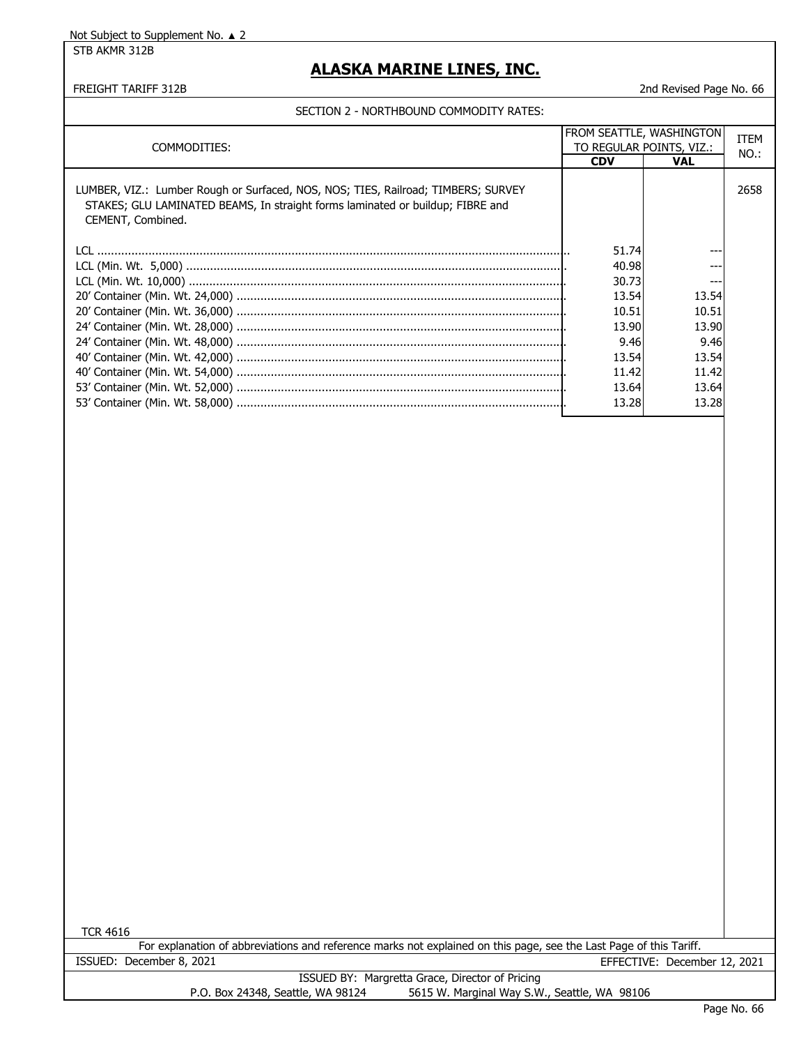Not Subject to Supplement No. ▲ 2

STB AKMR 312B

# ALASKA MARINE LINES, INC.

FREIGHT TARIFF 312B

2nd Revised Page No. 66

## SECTION 2 - NORTHBOUND COMMODITY RATES:

| COMMODITIES: | FROM SEATTLE, WASHINGTON TO REGULAR POINTS, VIZ.: | | ITEM NO.: |
|---|---|---|---|
| | **CDV** | **VAL** | |
| LUMBER, VIZ.: Lumber Rough or Surfaced, NOS, NOS; TIES, Railroad; TIMBERS; SURVEY STAKES; GLU LAMINATED BEAMS, In straight forms laminated or buildup; FIBRE and CEMENT, Combined. | | | 2658 |
| LCL | 51.74 | --- | |
| LCL (Min. Wt. 5,000) | 40.98 | --- | |
| LCL (Min. Wt. 10,000) | 30.73 | --- | |
| 20' Container (Min. Wt. 24,000) | 13.54 | 13.54 | |
| 20' Container (Min. Wt. 36,000) | 10.51 | 10.51 | |
| 24' Container (Min. Wt. 28,000) | 13.90 | 13.90 | |
| 24' Container (Min. Wt. 48,000) | 9.46 | 9.46 | |
| 40' Container (Min. Wt. 42,000) | 13.54 | 13.54 | |
| 40' Container (Min. Wt. 54,000) | 11.42 | 11.42 | |
| 53' Container (Min. Wt. 52,000) | 13.64 | 13.64 | |
| 53' Container (Min. Wt. 58,000) | 13.28 | 13.28 | |

TCR 4616

For explanation of abbreviations and reference marks not explained on this page, see the Last Page of this Tariff.

ISSUED: December 8, 2021

EFFECTIVE: December 12, 2021

ISSUED BY: Margretta Grace, Director of Pricing

P.O. Box 24348, Seattle, WA 98124 5615 W. Marginal Way S.W., Seattle, WA 98106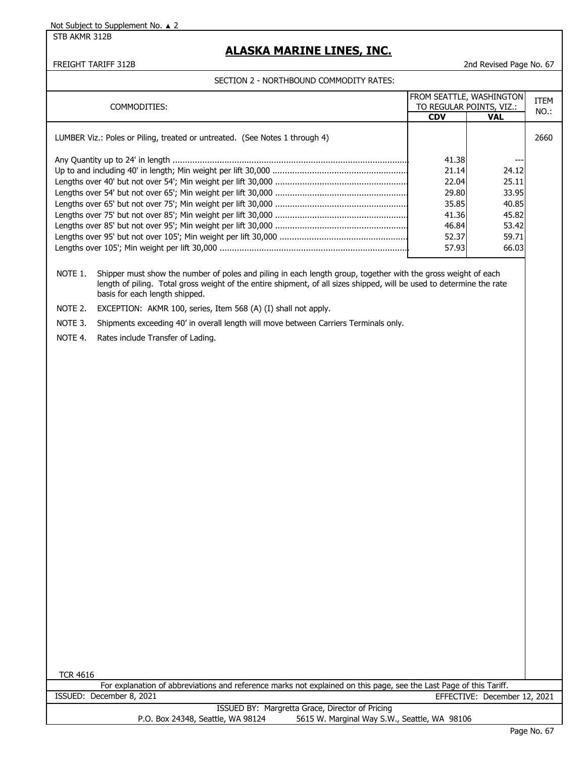Not Subject to Supplement No. ▲ 2

STB AKMR 312B

# ALASKA MARINE LINES, INC.

FREIGHT TARIFF 312B

2nd Revised Page No. 67

## SECTION 2 - NORTHBOUND COMMODITY RATES:

| COMMODITIES: | FROM SEATTLE, WASHINGTON TO REGULAR POINTS, VIZ.: | | ITEM NO.: |
|---|---|---|---|
| | CDV | VAL | |
| LUMBER Viz.: Poles or Piling, treated or untreated. (See Notes 1 through 4) | | | 2660 |
| Any Quantity up to 24' in length | 41.38 | --- | |
| Up to and including 40' in length; Min weight per lift 30,000 | 21.14 | 24.12 | |
| Lengths over 40' but not over 54'; Min weight per lift 30,000 | 22.04 | 25.11 | |
| Lengths over 54' but not over 65'; Min weight per lift 30,000 | 29.80 | 33.95 | |
| Lengths over 65' but not over 75'; Min weight per lift 30,000 | 35.85 | 40.85 | |
| Lengths over 75' but not over 85'; Min weight per lift 30,000 | 41.36 | 45.82 | |
| Lengths over 85' but not over 95'; Min weight per lift 30,000 | 46.84 | 53.42 | |
| Lengths over 95' but not over 105'; Min weight per lift 30,000 | 52.37 | 59.71 | |
| Lengths over 105'; Min weight per lift 30,000 | 57.93 | 66.03 | |

NOTE 1. Shipper must show the number of poles and piling in each length group, together with the gross weight of each length of piling. Total gross weight of the entire shipment, of all sizes shipped, will be used to determine the rate basis for each length shipped.

NOTE 2. EXCEPTION: AKMR 100, series, Item 568 (A) (I) shall not apply.

NOTE 3. Shipments exceeding 40' in overall length will move between Carriers Terminals only.

NOTE 4. Rates include Transfer of Lading.

TCR 4616

For explanation of abbreviations and reference marks not explained on this page, see the Last Page of this Tariff.

ISSUED: December 8, 2021

EFFECTIVE: December 12, 2021

ISSUED BY: Margretta Grace, Director of Pricing

P.O. Box 24348, Seattle, WA 98124 5615 W. Marginal Way S.W., Seattle, WA 98106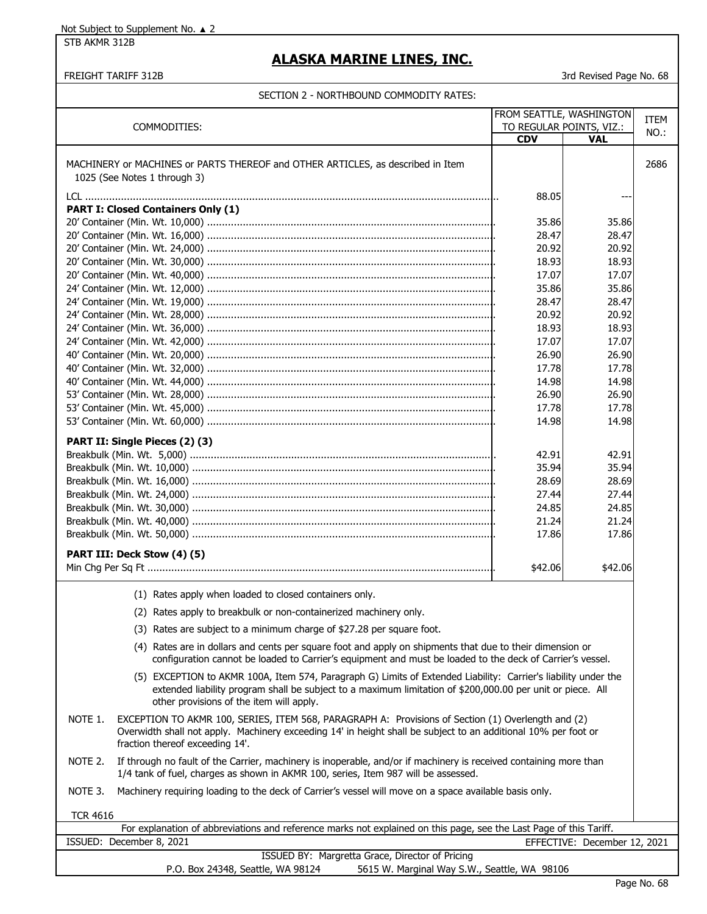Not Subject to Supplement No. ▲ 2

STB AKMR 312B

# ALASKA MARINE LINES, INC.

FREIGHT TARIFF 312B

3rd Revised Page No. 68

SECTION 2 - NORTHBOUND COMMODITY RATES:

| COMMODITIES: | FROM SEATTLE, WASHINGTON TO REGULAR POINTS, VIZ.: | | ITEM NO.: |
|---|---|---|---|
| | CDV | VAL | |
| MACHINERY or MACHINES or PARTS THEREOF and OTHER ARTICLES, as described in Item 1025 (See Notes 1 through 3) | | | 2686 |
| LCL | 88.05 | --- | |
| **PART I: Closed Containers Only (1)** | | | |
| 20' Container (Min. Wt. 10,000) | 35.86 | 35.86 | |
| 20' Container (Min. Wt. 16,000) | 28.47 | 28.47 | |
| 20' Container (Min. Wt. 24,000) | 20.92 | 20.92 | |
| 20' Container (Min. Wt. 30,000) | 18.93 | 18.93 | |
| 20' Container (Min. Wt. 40,000) | 17.07 | 17.07 | |
| 24' Container (Min. Wt. 12,000) | 35.86 | 35.86 | |
| 24' Container (Min. Wt. 19,000) | 28.47 | 28.47 | |
| 24' Container (Min. Wt. 28,000) | 20.92 | 20.92 | |
| 24' Container (Min. Wt. 36,000) | 18.93 | 18.93 | |
| 24' Container (Min. Wt. 42,000) | 17.07 | 17.07 | |
| 40' Container (Min. Wt. 20,000) | 26.90 | 26.90 | |
| 40' Container (Min. Wt. 32,000) | 17.78 | 17.78 | |
| 40' Container (Min. Wt. 44,000) | 14.98 | 14.98 | |
| 53' Container (Min. Wt. 28,000) | 26.90 | 26.90 | |
| 53' Container (Min. Wt. 45,000) | 17.78 | 17.78 | |
| 53' Container (Min. Wt. 60,000) | 14.98 | 14.98 | |
| **PART II: Single Pieces (2) (3)** | | | |
| Breakbulk (Min. Wt. 5,000) | 42.91 | 42.91 | |
| Breakbulk (Min. Wt. 10,000) | 35.94 | 35.94 | |
| Breakbulk (Min. Wt. 16,000) | 28.69 | 28.69 | |
| Breakbulk (Min. Wt. 24,000) | 27.44 | 27.44 | |
| Breakbulk (Min. Wt. 30,000) | 24.85 | 24.85 | |
| Breakbulk (Min. Wt. 40,000) | 21.24 | 21.24 | |
| Breakbulk (Min. Wt. 50,000) | 17.86 | 17.86 | |
| **PART III: Deck Stow (4) (5)** | | | |
| Min Chg Per Sq Ft | $42.06 | $42.06 | |

(1) Rates apply when loaded to closed containers only.

(2) Rates apply to breakbulk or non-containerized machinery only.

(3) Rates are subject to a minimum charge of $27.28 per square foot.

(4) Rates are in dollars and cents per square foot and apply on shipments that due to their dimension or configuration cannot be loaded to Carrier's equipment and must be loaded to the deck of Carrier's vessel.

(5) EXCEPTION to AKMR 100A, Item 574, Paragraph G) Limits of Extended Liability: Carrier's liability under the extended liability program shall be subject to a maximum limitation of $200,000.00 per unit or piece. All other provisions of the item will apply.

NOTE 1. EXCEPTION TO AKMR 100, SERIES, ITEM 568, PARAGRAPH A: Provisions of Section (1) Overlength and (2) Overwidth shall not apply. Machinery exceeding 14' in height shall be subject to an additional 10% per foot or fraction thereof exceeding 14'.

NOTE 2. If through no fault of the Carrier, machinery is inoperable, and/or if machinery is received containing more than 1/4 tank of fuel, charges as shown in AKMR 100, series, Item 987 will be assessed.

NOTE 3. Machinery requiring loading to the deck of Carrier's vessel will move on a space available basis only.

TCR 4616

For explanation of abbreviations and reference marks not explained on this page, see the Last Page of this Tariff.

ISSUED: December 8, 2021 EFFECTIVE: December 12, 2021

ISSUED BY: Margretta Grace, Director of Pricing

P.O. Box 24348, Seattle, WA 98124 5615 W. Marginal Way S.W., Seattle, WA 98106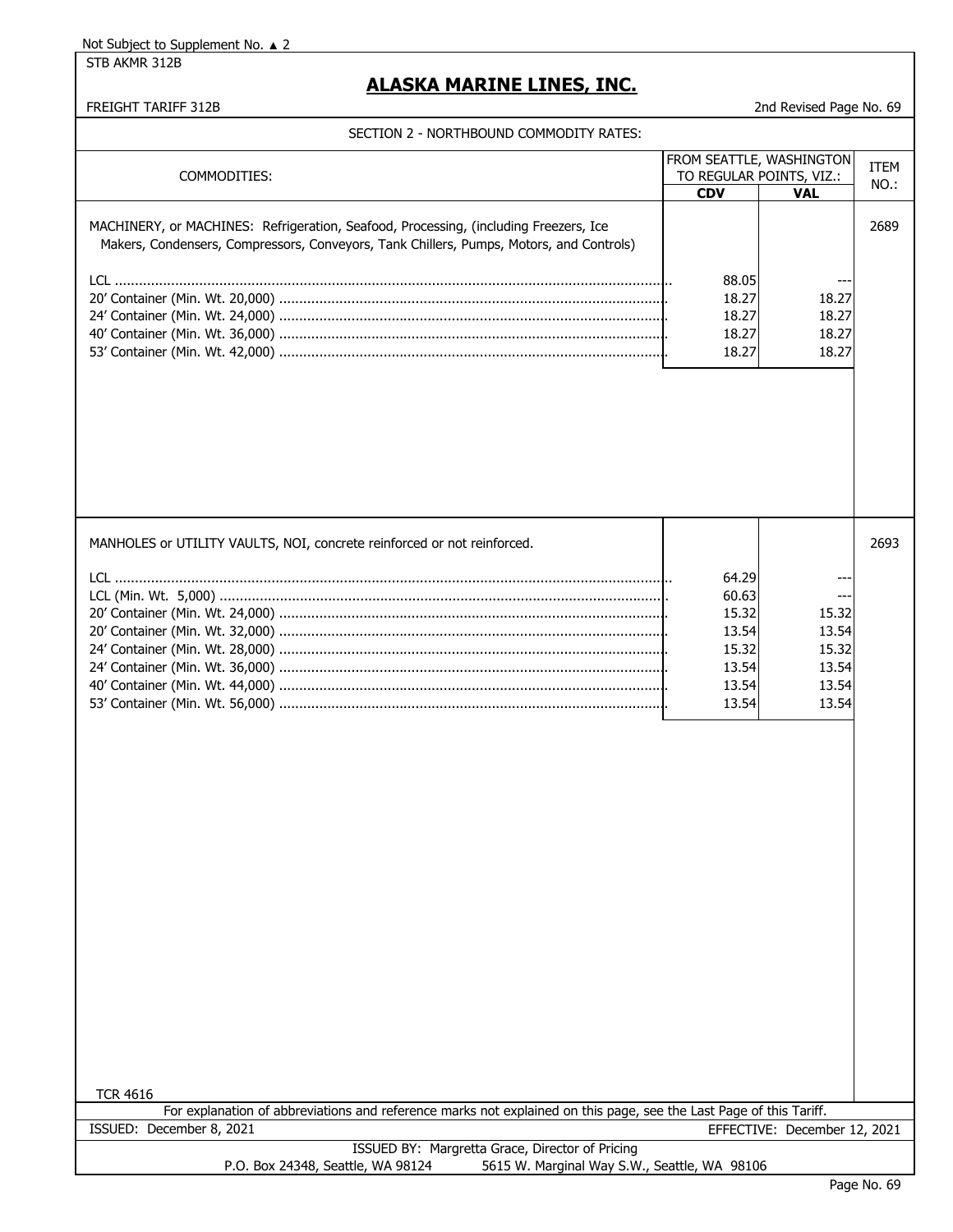Not Subject to Supplement No. ▲ 2

STB AKMR 312B

# ALASKA MARINE LINES, INC.

FREIGHT TARIFF 312B

2nd Revised Page No. 69

## SECTION 2 - NORTHBOUND COMMODITY RATES:

| COMMODITIES: | FROM SEATTLE, WASHINGTON TO REGULAR POINTS, VIZ.: | | ITEM NO.: |
|---|---|---|---|
| | **CDV** | **VAL** | |
| MACHINERY, or MACHINES: Refrigeration, Seafood, Processing, (including Freezers, Ice Makers, Condensers, Compressors, Conveyors, Tank Chillers, Pumps, Motors, and Controls) | | | 2689 |
| LCL | 88.05 | --- | |
| 20' Container (Min. Wt. 20,000) | 18.27 | 18.27 | |
| 24' Container (Min. Wt. 24,000) | 18.27 | 18.27 | |
| 40' Container (Min. Wt. 36,000) | 18.27 | 18.27 | |
| 53' Container (Min. Wt. 42,000) | 18.27 | 18.27 | |
| MANHOLES or UTILITY VAULTS, NOI, concrete reinforced or not reinforced. | | | 2693 |
| LCL | 64.29 | --- | |
| LCL (Min. Wt. 5,000) | 60.63 | --- | |
| 20' Container (Min. Wt. 24,000) | 15.32 | 15.32 | |
| 20' Container (Min. Wt. 32,000) | 13.54 | 13.54 | |
| 24' Container (Min. Wt. 28,000) | 15.32 | 15.32 | |
| 24' Container (Min. Wt. 36,000) | 13.54 | 13.54 | |
| 40' Container (Min. Wt. 44,000) | 13.54 | 13.54 | |
| 53' Container (Min. Wt. 56,000) | 13.54 | 13.54 | |

TCR 4616

For explanation of abbreviations and reference marks not explained on this page, see the Last Page of this Tariff.

ISSUED: December 8, 2021

EFFECTIVE: December 12, 2021

ISSUED BY: Margretta Grace, Director of Pricing

P.O. Box 24348, Seattle, WA 98124 5615 W. Marginal Way S.W., Seattle, WA 98106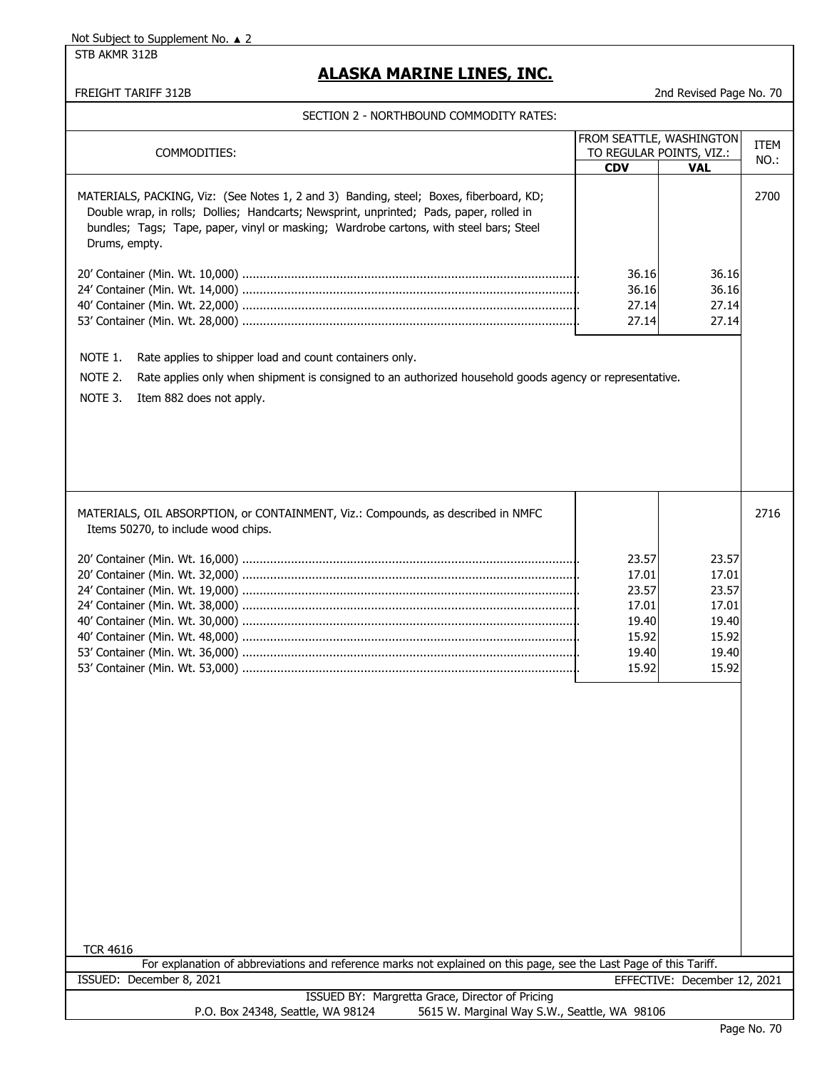Not Subject to Supplement No. ▲ 2

STB AKMR 312B

# ALASKA MARINE LINES, INC.

FREIGHT TARIFF 312B

2nd Revised Page No. 70

## SECTION 2 - NORTHBOUND COMMODITY RATES:

| COMMODITIES: | FROM SEATTLE, WASHINGTON TO REGULAR POINTS, VIZ.: | | ITEM NO.: |
|---|---|---|---|
| | **CDV** | **VAL** | |
| MATERIALS, PACKING, Viz: (See Notes 1, 2 and 3) Banding, steel; Boxes, fiberboard, KD; Double wrap, in rolls; Dollies; Handcarts; Newsprint, unprinted; Pads, paper, rolled in bundles; Tags; Tape, paper, vinyl or masking; Wardrobe cartons, with steel bars; Steel Drums, empty. | | | 2700 |
| 20' Container (Min. Wt. 10,000) | 36.16 | 36.16 | |
| 24' Container (Min. Wt. 14,000) | 36.16 | 36.16 | |
| 40' Container (Min. Wt. 22,000) | 27.14 | 27.14 | |
| 53' Container (Min. Wt. 28,000) | 27.14 | 27.14 | |

NOTE 1. Rate applies to shipper load and count containers only.

NOTE 2. Rate applies only when shipment is consigned to an authorized household goods agency or representative.

NOTE 3. Item 882 does not apply.

| COMMODITIES: | CDV | VAL | ITEM NO.: |
|---|---|---|---|
| MATERIALS, OIL ABSORPTION, or CONTAINMENT, Viz.: Compounds, as described in NMFC Items 50270, to include wood chips. | | | 2716 |
| 20' Container (Min. Wt. 16,000) | 23.57 | 23.57 | |
| 20' Container (Min. Wt. 32,000) | 17.01 | 17.01 | |
| 24' Container (Min. Wt. 19,000) | 23.57 | 23.57 | |
| 24' Container (Min. Wt. 38,000) | 17.01 | 17.01 | |
| 40' Container (Min. Wt. 30,000) | 19.40 | 19.40 | |
| 40' Container (Min. Wt. 48,000) | 15.92 | 15.92 | |
| 53' Container (Min. Wt. 36,000) | 19.40 | 19.40 | |
| 53' Container (Min. Wt. 53,000) | 15.92 | 15.92 | |

TCR 4616

For explanation of abbreviations and reference marks not explained on this page, see the Last Page of this Tariff.

ISSUED: December 8, 2021

EFFECTIVE: December 12, 2021

ISSUED BY: Margretta Grace, Director of Pricing

P.O. Box 24348, Seattle, WA 98124 5615 W. Marginal Way S.W., Seattle, WA 98106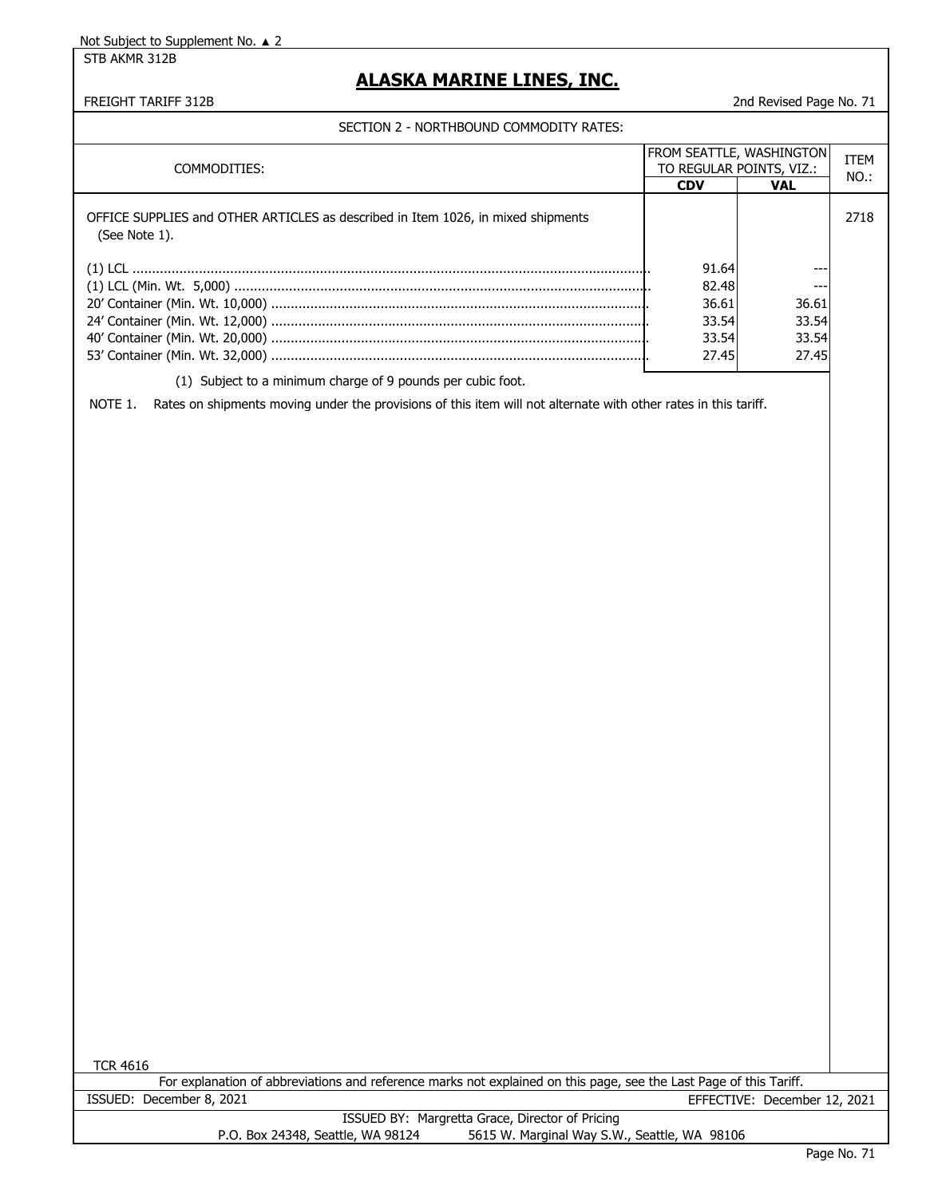Not Subject to Supplement No. ▲ 2

STB AKMR 312B

# ALASKA MARINE LINES, INC.

FREIGHT TARIFF 312B

2nd Revised Page No. 71

## SECTION 2 - NORTHBOUND COMMODITY RATES:

| COMMODITIES: | FROM SEATTLE, WASHINGTON TO REGULAR POINTS, VIZ.: | | ITEM NO.: |
|---|---|---|---|
| | **CDV** | **VAL** | |
| OFFICE SUPPLIES and OTHER ARTICLES as described in Item 1026, in mixed shipments (See Note 1). | | | 2718 |
| (1) LCL | 91.64 | --- | |
| (1) LCL (Min. Wt. 5,000) | 82.48 | --- | |
| 20' Container (Min. Wt. 10,000) | 36.61 | 36.61 | |
| 24' Container (Min. Wt. 12,000) | 33.54 | 33.54 | |
| 40' Container (Min. Wt. 20,000) | 33.54 | 33.54 | |
| 53' Container (Min. Wt. 32,000) | 27.45 | 27.45 | |

(1) Subject to a minimum charge of 9 pounds per cubic foot.

NOTE 1. Rates on shipments moving under the provisions of this item will not alternate with other rates in this tariff.

TCR 4616

For explanation of abbreviations and reference marks not explained on this page, see the Last Page of this Tariff.

ISSUED: December 8, 2021

EFFECTIVE: December 12, 2021

ISSUED BY: Margretta Grace, Director of Pricing

P.O. Box 24348, Seattle, WA 98124 5615 W. Marginal Way S.W., Seattle, WA 98106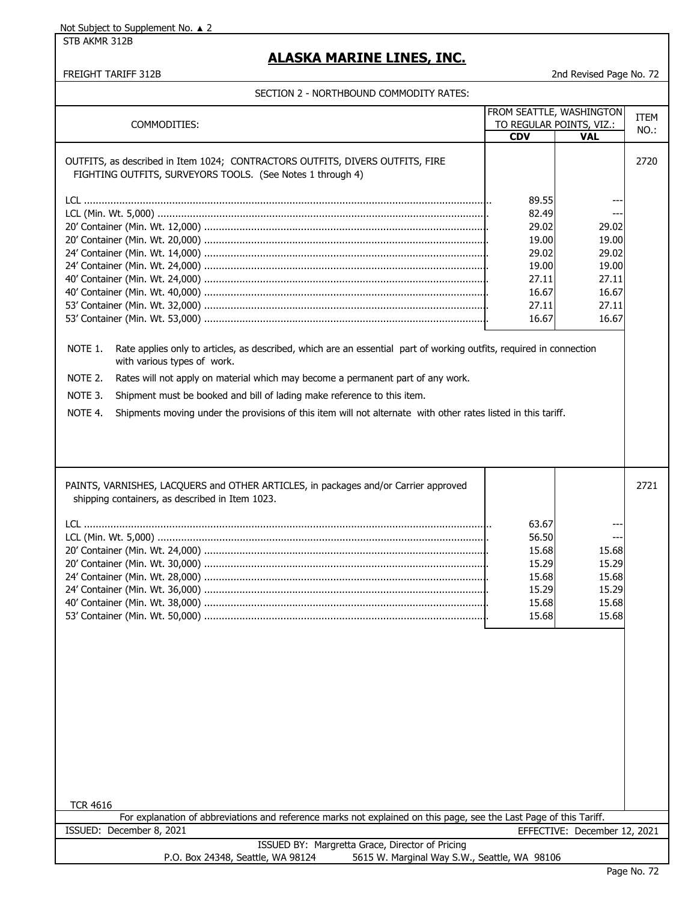Not Subject to Supplement No. ▲ 2

STB AKMR 312B

# ALASKA MARINE LINES, INC.

FREIGHT TARIFF 312B — 2nd Revised Page No. 72

## SECTION 2 - NORTHBOUND COMMODITY RATES:

| COMMODITIES: | FROM SEATTLE, WASHINGTON TO REGULAR POINTS, VIZ.: | | ITEM NO.: |
|---|---|---|---|
| | **CDV** | **VAL** | |
| OUTFITS, as described in Item 1024; CONTRACTORS OUTFITS, DIVERS OUTFITS, FIRE FIGHTING OUTFITS, SURVEYORS TOOLS. (See Notes 1 through 4) | | | 2720 |
| LCL | 89.55 | --- | |
| LCL (Min. Wt. 5,000) | 82.49 | --- | |
| 20' Container (Min. Wt. 12,000) | 29.02 | 29.02 | |
| 20' Container (Min. Wt. 20,000) | 19.00 | 19.00 | |
| 24' Container (Min. Wt. 14,000) | 29.02 | 29.02 | |
| 24' Container (Min. Wt. 24,000) | 19.00 | 19.00 | |
| 40' Container (Min. Wt. 24,000) | 27.11 | 27.11 | |
| 40' Container (Min. Wt. 40,000) | 16.67 | 16.67 | |
| 53' Container (Min. Wt. 32,000) | 27.11 | 27.11 | |
| 53' Container (Min. Wt. 53,000) | 16.67 | 16.67 | |

NOTE 1. Rate applies only to articles, as described, which are an essential part of working outfits, required in connection with various types of work.

NOTE 2. Rates will not apply on material which may become a permanent part of any work.

NOTE 3. Shipment must be booked and bill of lading make reference to this item.

NOTE 4. Shipments moving under the provisions of this item will not alternate with other rates listed in this tariff.

| COMMODITIES: | CDV | VAL | ITEM NO.: |
|---|---|---|---|
| PAINTS, VARNISHES, LACQUERS and OTHER ARTICLES, in packages and/or Carrier approved shipping containers, as described in Item 1023. | | | 2721 |
| LCL | 63.67 | --- | |
| LCL (Min. Wt. 5,000) | 56.50 | --- | |
| 20' Container (Min. Wt. 24,000) | 15.68 | 15.68 | |
| 20' Container (Min. Wt. 30,000) | 15.29 | 15.29 | |
| 24' Container (Min. Wt. 28,000) | 15.68 | 15.68 | |
| 24' Container (Min. Wt. 36,000) | 15.29 | 15.29 | |
| 40' Container (Min. Wt. 38,000) | 15.68 | 15.68 | |
| 53' Container (Min. Wt. 50,000) | 15.68 | 15.68 | |

TCR 4616

For explanation of abbreviations and reference marks not explained on this page, see the Last Page of this Tariff.

ISSUED: December 8, 2021 — EFFECTIVE: December 12, 2021

ISSUED BY: Margretta Grace, Director of Pricing

P.O. Box 24348, Seattle, WA 98124 — 5615 W. Marginal Way S.W., Seattle, WA 98106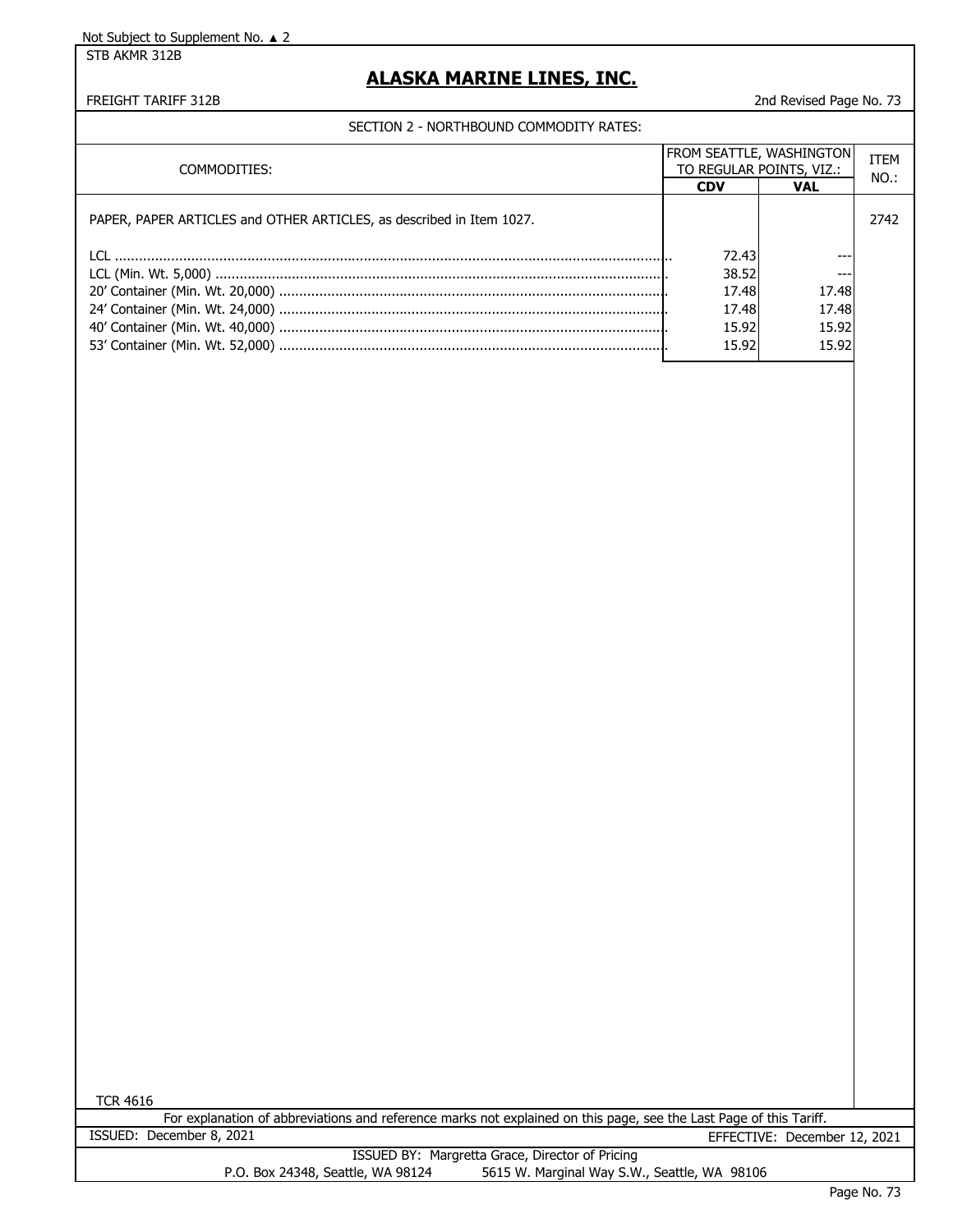Not Subject to Supplement No. ▲ 2

STB AKMR 312B

# ALASKA MARINE LINES, INC.

FREIGHT TARIFF 312B

2nd Revised Page No. 73

## SECTION 2 - NORTHBOUND COMMODITY RATES:

| COMMODITIES: | FROM SEATTLE, WASHINGTON TO REGULAR POINTS, VIZ.: | | ITEM NO.: |
|---|---|---|---|
| | **CDV** | **VAL** | |
| PAPER, PAPER ARTICLES and OTHER ARTICLES, as described in Item 1027. | | | 2742 |
| LCL | 72.43 | --- | |
| LCL (Min. Wt. 5,000) | 38.52 | --- | |
| 20' Container (Min. Wt. 20,000) | 17.48 | 17.48 | |
| 24' Container (Min. Wt. 24,000) | 17.48 | 17.48 | |
| 40' Container (Min. Wt. 40,000) | 15.92 | 15.92 | |
| 53' Container (Min. Wt. 52,000) | 15.92 | 15.92 | |

TCR 4616

For explanation of abbreviations and reference marks not explained on this page, see the Last Page of this Tariff.

ISSUED: December 8, 2021

EFFECTIVE: December 12, 2021

ISSUED BY: Margretta Grace, Director of Pricing

P.O. Box 24348, Seattle, WA 98124 5615 W. Marginal Way S.W., Seattle, WA 98106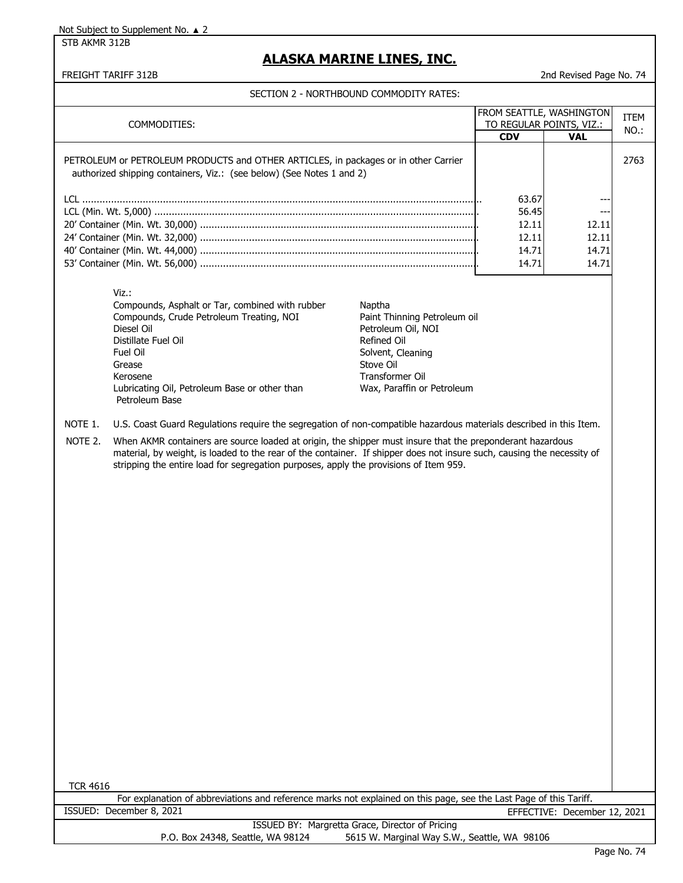Not Subject to Supplement No. ▲ 2

STB AKMR 312B

# ALASKA MARINE LINES, INC.

FREIGHT TARIFF 312B — 2nd Revised Page No. 74

## SECTION 2 - NORTHBOUND COMMODITY RATES:

| COMMODITIES: | FROM SEATTLE, WASHINGTON TO REGULAR POINTS, VIZ.: | | ITEM NO.: |
|---|---|---|---|
| | **CDV** | **VAL** | |
| PETROLEUM or PETROLEUM PRODUCTS and OTHER ARTICLES, in packages or in other Carrier authorized shipping containers, Viz.: (see below) (See Notes 1 and 2) | | | 2763 |
| LCL | 63.67 | --- | |
| LCL (Min. Wt. 5,000) | 56.45 | --- | |
| 20' Container (Min. Wt. 30,000) | 12.11 | 12.11 | |
| 24' Container (Min. Wt. 32,000) | 12.11 | 12.11 | |
| 40' Container (Min. Wt. 44,000) | 14.71 | 14.71 | |
| 53' Container (Min. Wt. 56,000) | 14.71 | 14.71 | |

Viz.:

- Compounds, Asphalt or Tar, combined with rubber
- Compounds, Crude Petroleum Treating, NOI
- Diesel Oil
- Distillate Fuel Oil
- Fuel Oil
- Grease
- Kerosene
- Lubricating Oil, Petroleum Base or other than Petroleum Base
- Naptha
- Paint Thinning Petroleum oil
- Petroleum Oil, NOI
- Refined Oil
- Solvent, Cleaning
- Stove Oil
- Transformer Oil
- Wax, Paraffin or Petroleum

NOTE 1. U.S. Coast Guard Regulations require the segregation of non-compatible hazardous materials described in this Item.

NOTE 2. When AKMR containers are source loaded at origin, the shipper must insure that the preponderant hazardous material, by weight, is loaded to the rear of the container. If shipper does not insure such, causing the necessity of stripping the entire load for segregation purposes, apply the provisions of Item 959.

TCR 4616

For explanation of abbreviations and reference marks not explained on this page, see the Last Page of this Tariff.

ISSUED: December 8, 2021 — EFFECTIVE: December 12, 2021

ISSUED BY: Margretta Grace, Director of Pricing

P.O. Box 24348, Seattle, WA 98124 — 5615 W. Marginal Way S.W., Seattle, WA 98106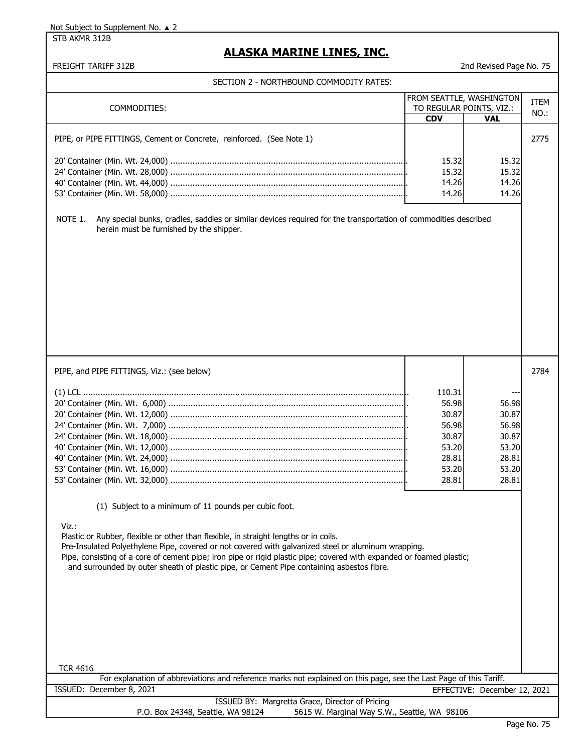Not Subject to Supplement No. ▲ 2

STB AKMR 312B

# ALASKA MARINE LINES, INC.

FREIGHT TARIFF 312B

2nd Revised Page No. 75

## SECTION 2 - NORTHBOUND COMMODITY RATES:

| COMMODITIES: | FROM SEATTLE, WASHINGTON TO REGULAR POINTS, VIZ.: CDV | VAL | ITEM NO.: |
|---|---|---|---|
| PIPE, or PIPE FITTINGS, Cement or Concrete, reinforced. (See Note 1) | | | 2775 |
| 20' Container (Min. Wt. 24,000) | 15.32 | 15.32 | |
| 24' Container (Min. Wt. 28,000) | 15.32 | 15.32 | |
| 40' Container (Min. Wt. 44,000) | 14.26 | 14.26 | |
| 53' Container (Min. Wt. 58,000) | 14.26 | 14.26 | |

NOTE 1. Any special bunks, cradles, saddles or similar devices required for the transportation of commodities described herein must be furnished by the shipper.

| COMMODITIES: | CDV | VAL | ITEM NO.: |
|---|---|---|---|
| PIPE, and PIPE FITTINGS, Viz.: (see below) | | | 2784 |
| (1) LCL | 110.31 | --- | |
| 20' Container (Min. Wt. 6,000) | 56.98 | 56.98 | |
| 20' Container (Min. Wt. 12,000) | 30.87 | 30.87 | |
| 24' Container (Min. Wt. 7,000) | 56.98 | 56.98 | |
| 24' Container (Min. Wt. 18,000) | 30.87 | 30.87 | |
| 40' Container (Min. Wt. 12,000) | 53.20 | 53.20 | |
| 40' Container (Min. Wt. 24,000) | 28.81 | 28.81 | |
| 53' Container (Min. Wt. 16,000) | 53.20 | 53.20 | |
| 53' Container (Min. Wt. 32,000) | 28.81 | 28.81 | |

(1) Subject to a minimum of 11 pounds per cubic foot.

Viz.:

Plastic or Rubber, flexible or other than flexible, in straight lengths or in coils.

Pre-Insulated Polyethylene Pipe, covered or not covered with galvanized steel or aluminum wrapping.

Pipe, consisting of a core of cement pipe; iron pipe or rigid plastic pipe; covered with expanded or foamed plastic; and surrounded by outer sheath of plastic pipe, or Cement Pipe containing asbestos fibre.

TCR 4616

For explanation of abbreviations and reference marks not explained on this page, see the Last Page of this Tariff.

ISSUED: December 8, 2021

EFFECTIVE: December 12, 2021

ISSUED BY: Margretta Grace, Director of Pricing

P.O. Box 24348, Seattle, WA 98124 5615 W. Marginal Way S.W., Seattle, WA 98106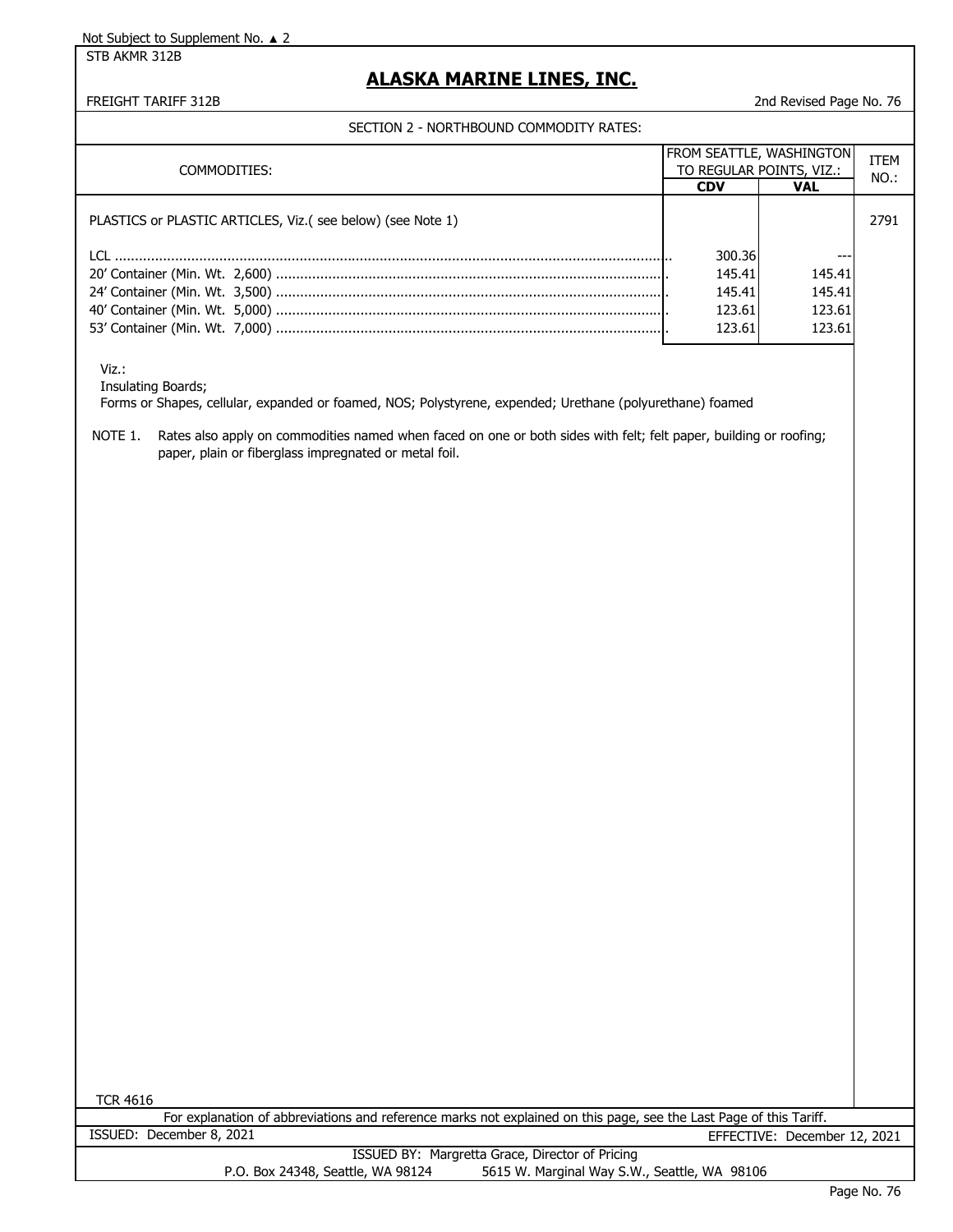Not Subject to Supplement No. ▲ 2

STB AKMR 312B

# ALASKA MARINE LINES, INC.

FREIGHT TARIFF 312B

2nd Revised Page No. 76

## SECTION 2 - NORTHBOUND COMMODITY RATES:

| COMMODITIES: | FROM SEATTLE, WASHINGTON TO REGULAR POINTS, VIZ.: CDV | VAL | ITEM NO.: |
|---|---|---|---|
| PLASTICS or PLASTIC ARTICLES, Viz.( see below) (see Note 1) | | | 2791 |
| LCL | 300.36 | --- | |
| 20' Container (Min. Wt. 2,600) | 145.41 | 145.41 | |
| 24' Container (Min. Wt. 3,500) | 145.41 | 145.41 | |
| 40' Container (Min. Wt. 5,000) | 123.61 | 123.61 | |
| 53' Container (Min. Wt. 7,000) | 123.61 | 123.61 | |

Viz.:
Insulating Boards;
Forms or Shapes, cellular, expanded or foamed, NOS; Polystyrene, expended; Urethane (polyurethane) foamed

NOTE 1. Rates also apply on commodities named when faced on one or both sides with felt; felt paper, building or roofing; paper, plain or fiberglass impregnated or metal foil.

TCR 4616

For explanation of abbreviations and reference marks not explained on this page, see the Last Page of this Tariff.

ISSUED: December 8, 2021

EFFECTIVE: December 12, 2021

ISSUED BY: Margretta Grace, Director of Pricing

P.O. Box 24348, Seattle, WA 98124 5615 W. Marginal Way S.W., Seattle, WA 98106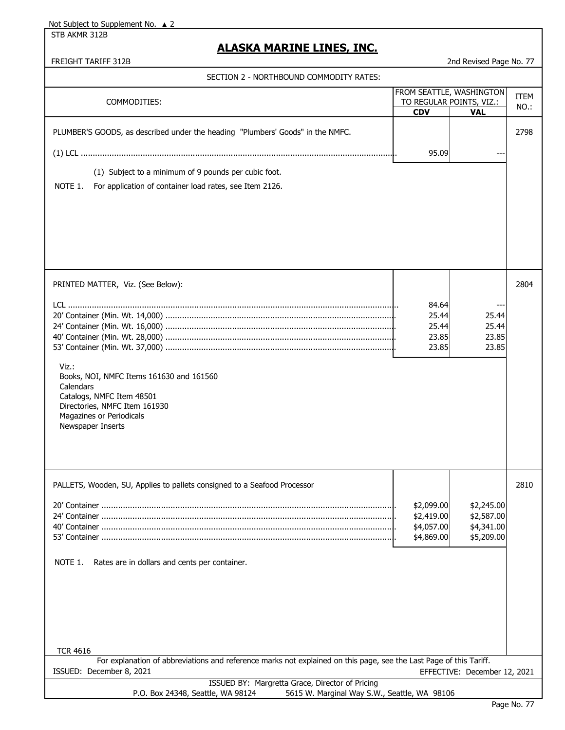Not Subject to Supplement No. ▲ 2

STB AKMR 312B

## ALASKA MARINE LINES, INC.

FREIGHT TARIFF 312B — 2nd Revised Page No. 77

### SECTION 2 - NORTHBOUND COMMODITY RATES:

| COMMODITIES: | FROM SEATTLE, WASHINGTON TO REGULAR POINTS, VIZ.: CDV | VAL | ITEM NO.: |
|---|---|---|---|
| PLUMBER'S GOODS, as described under the heading "Plumbers' Goods" in the NMFC. | | | 2798 |
| (1) LCL | 95.09 | --- | |
| (1) Subject to a minimum of 9 pounds per cubic foot. | | | |
| NOTE 1. For application of container load rates, see Item 2126. | | | |
| PRINTED MATTER, Viz. (See Below): | | | 2804 |
| LCL | 84.64 | --- | |
| 20' Container (Min. Wt. 14,000) | 25.44 | 25.44 | |
| 24' Container (Min. Wt. 16,000) | 25.44 | 25.44 | |
| 40' Container (Min. Wt. 28,000) | 23.85 | 23.85 | |
| 53' Container (Min. Wt. 37,000) | 23.85 | 23.85 | |
| Viz.: Books, NOI, NMFC Items 161630 and 161560; Calendars; Catalogs, NMFC Item 48501; Directories, NMFC Item 161930; Magazines or Periodicals; Newspaper Inserts | | | |
| PALLETS, Wooden, SU, Applies to pallets consigned to a Seafood Processor | | | 2810 |
| 20' Container | $2,099.00 | $2,245.00 | |
| 24' Container | $2,419.00 | $2,587.00 | |
| 40' Container | $4,057.00 | $4,341.00 | |
| 53' Container | $4,869.00 | $5,209.00 | |
| NOTE 1. Rates are in dollars and cents per container. | | | |

TCR 4616

For explanation of abbreviations and reference marks not explained on this page, see the Last Page of this Tariff.

ISSUED: December 8, 2021 — EFFECTIVE: December 12, 2021

ISSUED BY: Margretta Grace, Director of Pricing

P.O. Box 24348, Seattle, WA 98124 — 5615 W. Marginal Way S.W., Seattle, WA 98106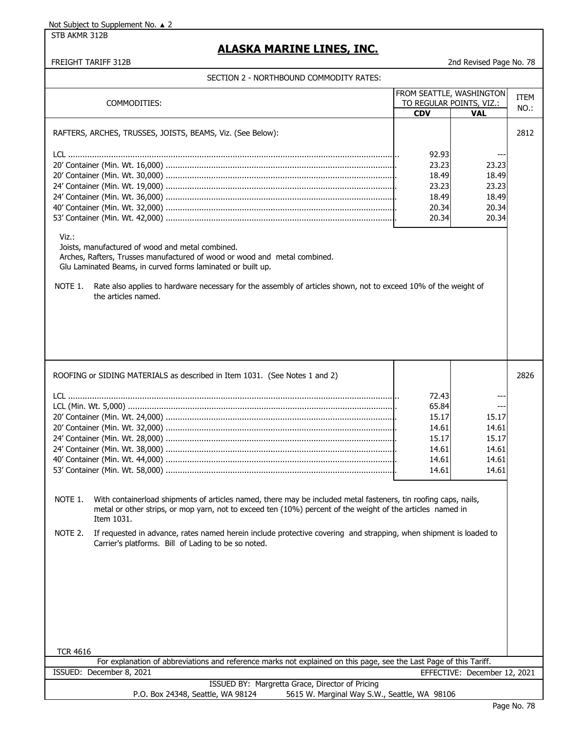Not Subject to Supplement No. ▲ 2

STB AKMR 312B

# ALASKA MARINE LINES, INC.

FREIGHT TARIFF 312B — 2nd Revised Page No. 78

## SECTION 2 - NORTHBOUND COMMODITY RATES:

| COMMODITIES: | FROM SEATTLE, WASHINGTON TO REGULAR POINTS, VIZ.: | | ITEM NO.: |
|---|---|---|---|
| | **CDV** | **VAL** | |
| RAFTERS, ARCHES, TRUSSES, JOISTS, BEAMS, Viz. (See Below): | | | 2812 |
| LCL | 92.93 | --- | |
| 20' Container (Min. Wt. 16,000) | 23.23 | 23.23 | |
| 20' Container (Min. Wt. 30,000) | 18.49 | 18.49 | |
| 24' Container (Min. Wt. 19,000) | 23.23 | 23.23 | |
| 24' Container (Min. Wt. 36,000) | 18.49 | 18.49 | |
| 40' Container (Min. Wt. 32,000) | 20.34 | 20.34 | |
| 53' Container (Min. Wt. 42,000) | 20.34 | 20.34 | |

Viz.:

Joists, manufactured of wood and metal combined.
Arches, Rafters, Trusses manufactured of wood or wood and metal combined.
Glu Laminated Beams, in curved forms laminated or built up.

NOTE 1. Rate also applies to hardware necessary for the assembly of articles shown, not to exceed 10% of the weight of the articles named.

| COMMODITIES: | CDV | VAL | ITEM NO.: |
|---|---|---|---|
| ROOFING or SIDING MATERIALS as described in Item 1031. (See Notes 1 and 2) | | | 2826 |
| LCL | 72.43 | --- | |
| LCL (Min. Wt. 5,000) | 65.84 | --- | |
| 20' Container (Min. Wt. 24,000) | 15.17 | 15.17 | |
| 20' Container (Min. Wt. 32,000) | 14.61 | 14.61 | |
| 24' Container (Min. Wt. 28,000) | 15.17 | 15.17 | |
| 24' Container (Min. Wt. 38,000) | 14.61 | 14.61 | |
| 40' Container (Min. Wt. 44,000) | 14.61 | 14.61 | |
| 53' Container (Min. Wt. 58,000) | 14.61 | 14.61 | |

NOTE 1. With containerload shipments of articles named, there may be included metal fasteners, tin roofing caps, nails, metal or other strips, or mop yarn, not to exceed ten (10%) percent of the weight of the articles named in Item 1031.

NOTE 2. If requested in advance, rates named herein include protective covering and strapping, when shipment is loaded to Carrier's platforms. Bill of Lading to be so noted.

TCR 4616

For explanation of abbreviations and reference marks not explained on this page, see the Last Page of this Tariff.

ISSUED: December 8, 2021 — EFFECTIVE: December 12, 2021

ISSUED BY: Margretta Grace, Director of Pricing
P.O. Box 24348, Seattle, WA 98124 — 5615 W. Marginal Way S.W., Seattle, WA 98106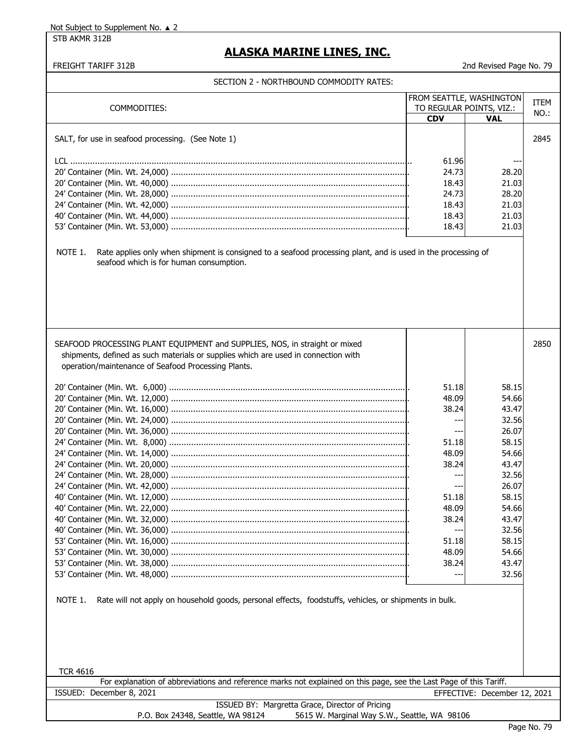Not Subject to Supplement No. ▲ 2

STB AKMR 312B

# ALASKA MARINE LINES, INC.

FREIGHT TARIFF 312B

2nd Revised Page No. 79

## SECTION 2 - NORTHBOUND COMMODITY RATES:

| COMMODITIES: | FROM SEATTLE, WASHINGTON TO REGULAR POINTS, VIZ.: | | ITEM NO.: |
|---|---|---|---|
| | **CDV** | **VAL** | |
| SALT, for use in seafood processing. (See Note 1) | | | 2845 |
| LCL | 61.96 | --- | |
| 20' Container (Min. Wt. 24,000) | 24.73 | 28.20 | |
| 20' Container (Min. Wt. 40,000) | 18.43 | 21.03 | |
| 24' Container (Min. Wt. 28,000) | 24.73 | 28.20 | |
| 24' Container (Min. Wt. 42,000) | 18.43 | 21.03 | |
| 40' Container (Min. Wt. 44,000) | 18.43 | 21.03 | |
| 53' Container (Min. Wt. 53,000) | 18.43 | 21.03 | |

NOTE 1. Rate applies only when shipment is consigned to a seafood processing plant, and is used in the processing of seafood which is for human consumption.

| COMMODITIES: | CDV | VAL | ITEM NO.: |
|---|---|---|---|
| SEAFOOD PROCESSING PLANT EQUIPMENT and SUPPLIES, NOS, in straight or mixed shipments, defined as such materials or supplies which are used in connection with operation/maintenance of Seafood Processing Plants. | | | 2850 |
| 20' Container (Min. Wt. 6,000) | 51.18 | 58.15 | |
| 20' Container (Min. Wt. 12,000) | 48.09 | 54.66 | |
| 20' Container (Min. Wt. 16,000) | 38.24 | 43.47 | |
| 20' Container (Min. Wt. 24,000) | --- | 32.56 | |
| 20' Container (Min. Wt. 36,000) | --- | 26.07 | |
| 24' Container (Min. Wt. 8,000) | 51.18 | 58.15 | |
| 24' Container (Min. Wt. 14,000) | 48.09 | 54.66 | |
| 24' Container (Min. Wt. 20,000) | 38.24 | 43.47 | |
| 24' Container (Min. Wt. 28,000) | --- | 32.56 | |
| 24' Container (Min. Wt. 42,000) | --- | 26.07 | |
| 40' Container (Min. Wt. 12,000) | 51.18 | 58.15 | |
| 40' Container (Min. Wt. 22,000) | 48.09 | 54.66 | |
| 40' Container (Min. Wt. 32,000) | 38.24 | 43.47 | |
| 40' Container (Min. Wt. 36,000) | --- | 32.56 | |
| 53' Container (Min. Wt. 16,000) | 51.18 | 58.15 | |
| 53' Container (Min. Wt. 30,000) | 48.09 | 54.66 | |
| 53' Container (Min. Wt. 38,000) | 38.24 | 43.47 | |
| 53' Container (Min. Wt. 48,000) | --- | 32.56 | |

NOTE 1. Rate will not apply on household goods, personal effects, foodstuffs, vehicles, or shipments in bulk.

TCR 4616

For explanation of abbreviations and reference marks not explained on this page, see the Last Page of this Tariff.

ISSUED: December 8, 2021

EFFECTIVE: December 12, 2021

ISSUED BY: Margretta Grace, Director of Pricing

P.O. Box 24348, Seattle, WA 98124 5615 W. Marginal Way S.W., Seattle, WA 98106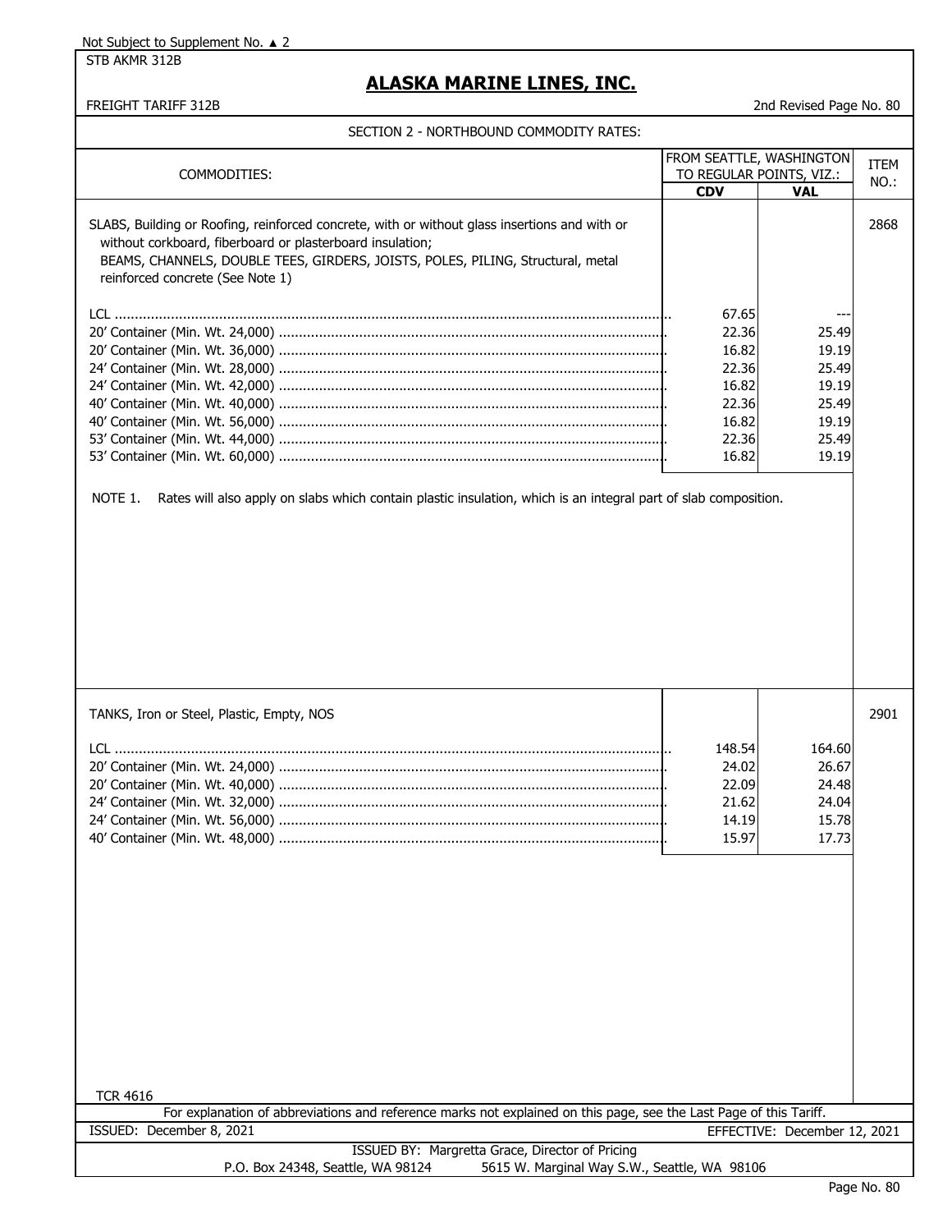Not Subject to Supplement No. ▲ 2

STB AKMR 312B

# ALASKA MARINE LINES, INC.

FREIGHT TARIFF 312B

2nd Revised Page No. 80

## SECTION 2 - NORTHBOUND COMMODITY RATES:

| COMMODITIES: | FROM SEATTLE, WASHINGTON TO REGULAR POINTS, VIZ.: | | ITEM NO.: |
|---|---|---|---|
| | **CDV** | **VAL** | |
| SLABS, Building or Roofing, reinforced concrete, with or without glass insertions and with or without corkboard, fiberboard or plasterboard insulation; BEAMS, CHANNELS, DOUBLE TEES, GIRDERS, JOISTS, POLES, PILING, Structural, metal reinforced concrete (See Note 1) | | | 2868 |
| LCL | 67.65 | --- | |
| 20' Container (Min. Wt. 24,000) | 22.36 | 25.49 | |
| 20' Container (Min. Wt. 36,000) | 16.82 | 19.19 | |
| 24' Container (Min. Wt. 28,000) | 22.36 | 25.49 | |
| 24' Container (Min. Wt. 42,000) | 16.82 | 19.19 | |
| 40' Container (Min. Wt. 40,000) | 22.36 | 25.49 | |
| 40' Container (Min. Wt. 56,000) | 16.82 | 19.19 | |
| 53' Container (Min. Wt. 44,000) | 22.36 | 25.49 | |
| 53' Container (Min. Wt. 60,000) | 16.82 | 19.19 | |

NOTE 1. Rates will also apply on slabs which contain plastic insulation, which is an integral part of slab composition.

| COMMODITIES: | CDV | VAL | ITEM NO.: |
|---|---|---|---|
| TANKS, Iron or Steel, Plastic, Empty, NOS | | | 2901 |
| LCL | 148.54 | 164.60 | |
| 20' Container (Min. Wt. 24,000) | 24.02 | 26.67 | |
| 20' Container (Min. Wt. 40,000) | 22.09 | 24.48 | |
| 24' Container (Min. Wt. 32,000) | 21.62 | 24.04 | |
| 24' Container (Min. Wt. 56,000) | 14.19 | 15.78 | |
| 40' Container (Min. Wt. 48,000) | 15.97 | 17.73 | |

TCR 4616

For explanation of abbreviations and reference marks not explained on this page, see the Last Page of this Tariff.

ISSUED: December 8, 2021

EFFECTIVE: December 12, 2021

ISSUED BY: Margretta Grace, Director of Pricing

P.O. Box 24348, Seattle, WA 98124 5615 W. Marginal Way S.W., Seattle, WA 98106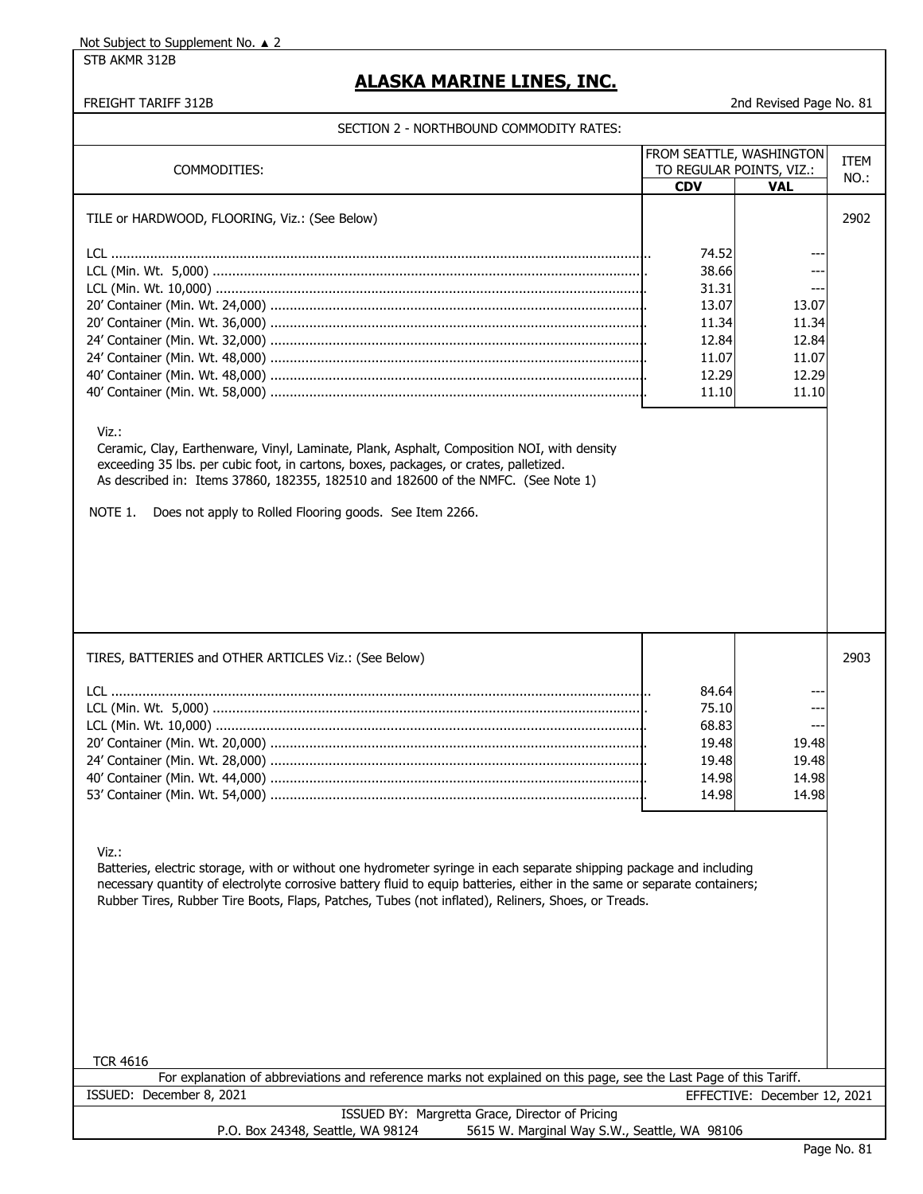Not Subject to Supplement No. ▲ 2

STB AKMR 312B

# ALASKA MARINE LINES, INC.

FREIGHT TARIFF 312B

2nd Revised Page No. 81

## SECTION 2 - NORTHBOUND COMMODITY RATES:

| COMMODITIES: | FROM SEATTLE, WASHINGTON TO REGULAR POINTS, VIZ.: | | ITEM NO.: |
|---|---|---|---|
| | CDV | VAL | |
| TILE or HARDWOOD, FLOORING, Viz.: (See Below) | | | 2902 |
| LCL | 74.52 | --- | |
| LCL (Min. Wt. 5,000) | 38.66 | --- | |
| LCL (Min. Wt. 10,000) | 31.31 | --- | |
| 20' Container (Min. Wt. 24,000) | 13.07 | 13.07 | |
| 20' Container (Min. Wt. 36,000) | 11.34 | 11.34 | |
| 24' Container (Min. Wt. 32,000) | 12.84 | 12.84 | |
| 24' Container (Min. Wt. 48,000) | 11.07 | 11.07 | |
| 40' Container (Min. Wt. 48,000) | 12.29 | 12.29 | |
| 40' Container (Min. Wt. 58,000) | 11.10 | 11.10 | |

Viz.:
Ceramic, Clay, Earthenware, Vinyl, Laminate, Plank, Asphalt, Composition NOI, with density exceeding 35 lbs. per cubic foot, in cartons, boxes, packages, or crates, palletized.
As described in: Items 37860, 182355, 182510 and 182600 of the NMFC. (See Note 1)

NOTE 1. Does not apply to Rolled Flooring goods. See Item 2266.

| COMMODITIES: | CDV | VAL | ITEM NO.: |
|---|---|---|---|
| TIRES, BATTERIES and OTHER ARTICLES Viz.: (See Below) | | | 2903 |
| LCL | 84.64 | --- | |
| LCL (Min. Wt. 5,000) | 75.10 | --- | |
| LCL (Min. Wt. 10,000) | 68.83 | --- | |
| 20' Container (Min. Wt. 20,000) | 19.48 | 19.48 | |
| 24' Container (Min. Wt. 28,000) | 19.48 | 19.48 | |
| 40' Container (Min. Wt. 44,000) | 14.98 | 14.98 | |
| 53' Container (Min. Wt. 54,000) | 14.98 | 14.98 | |

Viz.:
Batteries, electric storage, with or without one hydrometer syringe in each separate shipping package and including necessary quantity of electrolyte corrosive battery fluid to equip batteries, either in the same or separate containers;
Rubber Tires, Rubber Tire Boots, Flaps, Patches, Tubes (not inflated), Reliners, Shoes, or Treads.

TCR 4616

For explanation of abbreviations and reference marks not explained on this page, see the Last Page of this Tariff.

ISSUED: December 8, 2021 EFFECTIVE: December 12, 2021

ISSUED BY: Margretta Grace, Director of Pricing
P.O. Box 24348, Seattle, WA 98124 5615 W. Marginal Way S.W., Seattle, WA 98106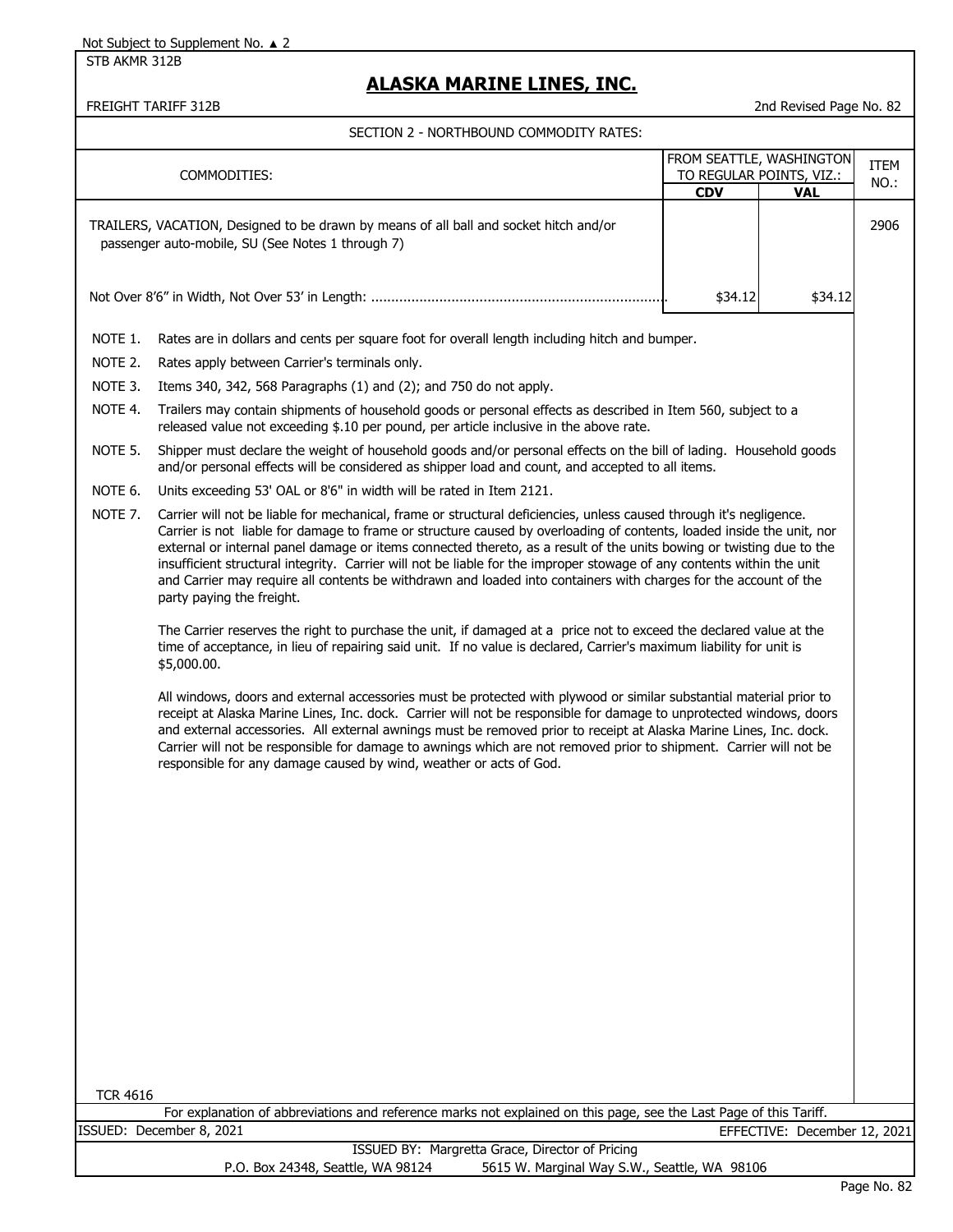Not Subject to Supplement No. ▲ 2

STB AKMR 312B

# ALASKA MARINE LINES, INC.

FREIGHT TARIFF 312B

2nd Revised Page No. 82

## SECTION 2 - NORTHBOUND COMMODITY RATES:

| COMMODITIES: | FROM SEATTLE, WASHINGTON TO REGULAR POINTS, VIZ.: | | ITEM NO.: |
|---|---|---|---|
| | **CDV** | **VAL** | |
| TRAILERS, VACATION, Designed to be drawn by means of all ball and socket hitch and/or passenger auto-mobile, SU (See Notes 1 through 7) | | | 2906 |
| Not Over 8'6" in Width, Not Over 53' in Length: | $34.12 | $34.12 | |

NOTE 1. Rates are in dollars and cents per square foot for overall length including hitch and bumper.

NOTE 2. Rates apply between Carrier's terminals only.

NOTE 3. Items 340, 342, 568 Paragraphs (1) and (2); and 750 do not apply.

NOTE 4. Trailers may contain shipments of household goods or personal effects as described in Item 560, subject to a released value not exceeding $.10 per pound, per article inclusive in the above rate.

NOTE 5. Shipper must declare the weight of household goods and/or personal effects on the bill of lading. Household goods and/or personal effects will be considered as shipper load and count, and accepted to all items.

NOTE 6. Units exceeding 53' OAL or 8'6" in width will be rated in Item 2121.

NOTE 7. Carrier will not be liable for mechanical, frame or structural deficiencies, unless caused through it's negligence. Carrier is not liable for damage to frame or structure caused by overloading of contents, loaded inside the unit, nor external or internal panel damage or items connected thereto, as a result of the units bowing or twisting due to the insufficient structural integrity. Carrier will not be liable for the improper stowage of any contents within the unit and Carrier may require all contents be withdrawn and loaded into containers with charges for the account of the party paying the freight.

The Carrier reserves the right to purchase the unit, if damaged at a price not to exceed the declared value at the time of acceptance, in lieu of repairing said unit. If no value is declared, Carrier's maximum liability for unit is $5,000.00.

All windows, doors and external accessories must be protected with plywood or similar substantial material prior to receipt at Alaska Marine Lines, Inc. dock. Carrier will not be responsible for damage to unprotected windows, doors and external accessories. All external awnings must be removed prior to receipt at Alaska Marine Lines, Inc. dock. Carrier will not be responsible for damage to awnings which are not removed prior to shipment. Carrier will not be responsible for any damage caused by wind, weather or acts of God.

TCR 4616

For explanation of abbreviations and reference marks not explained on this page, see the Last Page of this Tariff.

ISSUED: December 8, 2021 EFFECTIVE: December 12, 2021

ISSUED BY: Margretta Grace, Director of Pricing

P.O. Box 24348, Seattle, WA 98124 5615 W. Marginal Way S.W., Seattle, WA 98106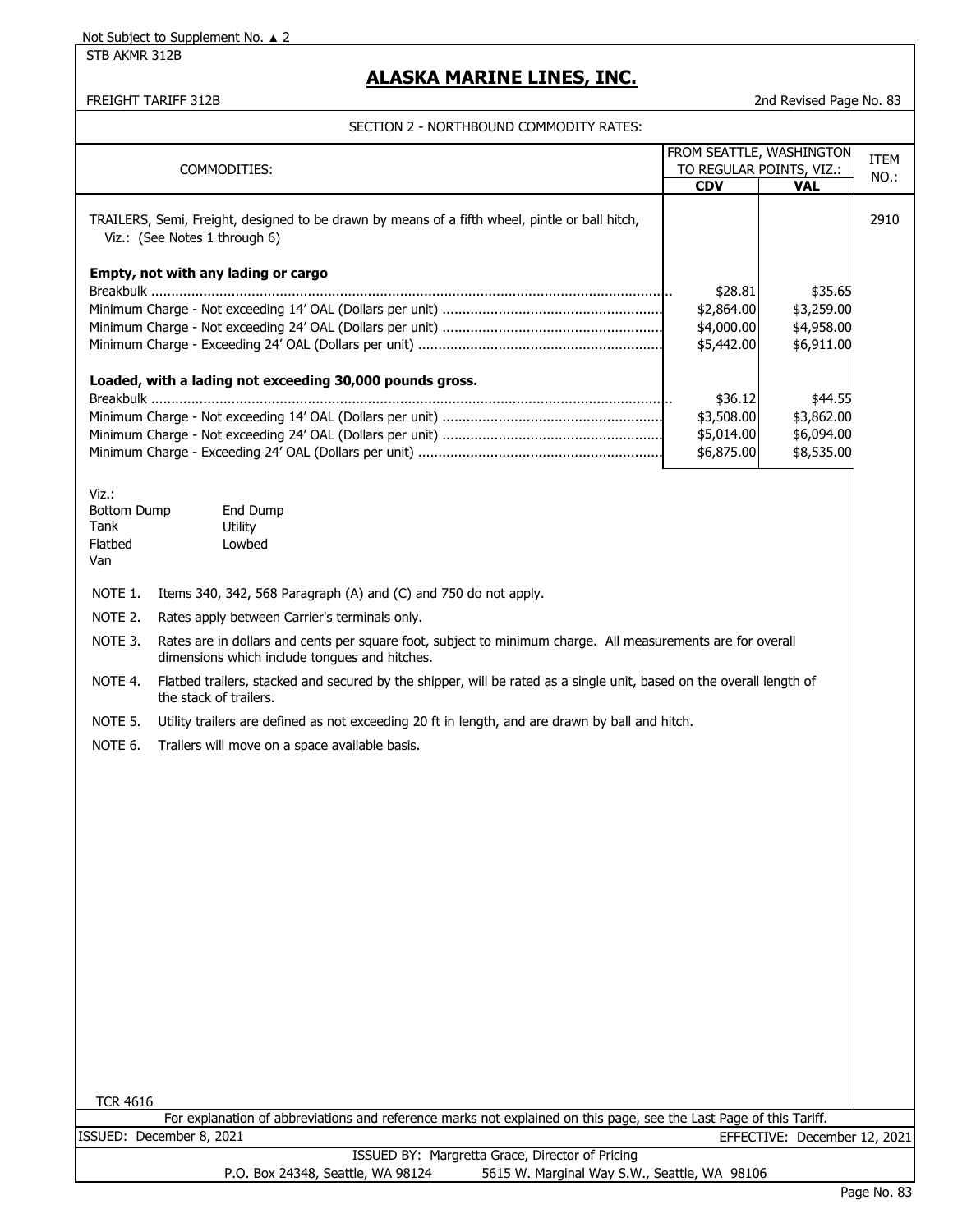Not Subject to Supplement No. ▲ 2

STB AKMR 312B

# ALASKA MARINE LINES, INC.

FREIGHT TARIFF 312B

2nd Revised Page No. 83

## SECTION 2 - NORTHBOUND COMMODITY RATES:

| COMMODITIES: | FROM SEATTLE, WASHINGTON TO REGULAR POINTS, VIZ.: | | ITEM NO.: |
|---|---|---|---|
| | CDV | VAL | |
| TRAILERS, Semi, Freight, designed to be drawn by means of a fifth wheel, pintle or ball hitch, Viz.: (See Notes 1 through 6) | | | 2910 |
| **Empty, not with any lading or cargo** | | | |
| Breakbulk | $28.81 | $35.65 | |
| Minimum Charge - Not exceeding 14' OAL (Dollars per unit) | $2,864.00 | $3,259.00 | |
| Minimum Charge - Not exceeding 24' OAL (Dollars per unit) | $4,000.00 | $4,958.00 | |
| Minimum Charge - Exceeding 24' OAL (Dollars per unit) | $5,442.00 | $6,911.00 | |
| **Loaded, with a lading not exceeding 30,000 pounds gross.** | | | |
| Breakbulk | $36.12 | $44.55 | |
| Minimum Charge - Not exceeding 14' OAL (Dollars per unit) | $3,508.00 | $3,862.00 | |
| Minimum Charge - Not exceeding 24' OAL (Dollars per unit) | $5,014.00 | $6,094.00 | |
| Minimum Charge - Exceeding 24' OAL (Dollars per unit) | $6,875.00 | $8,535.00 | |

Viz.:

| | |
|---|---|
| Bottom Dump | End Dump |
| Tank | Utility |
| Flatbed | Lowbed |
| Van | |

NOTE 1. Items 340, 342, 568 Paragraph (A) and (C) and 750 do not apply.

NOTE 2. Rates apply between Carrier's terminals only.

NOTE 3. Rates are in dollars and cents per square foot, subject to minimum charge. All measurements are for overall dimensions which include tongues and hitches.

NOTE 4. Flatbed trailers, stacked and secured by the shipper, will be rated as a single unit, based on the overall length of the stack of trailers.

NOTE 5. Utility trailers are defined as not exceeding 20 ft in length, and are drawn by ball and hitch.

NOTE 6. Trailers will move on a space available basis.

TCR 4616

For explanation of abbreviations and reference marks not explained on this page, see the Last Page of this Tariff.

ISSUED: December 8, 2021

EFFECTIVE: December 12, 2021

ISSUED BY: Margretta Grace, Director of Pricing

P.O. Box 24348, Seattle, WA 98124 5615 W. Marginal Way S.W., Seattle, WA 98106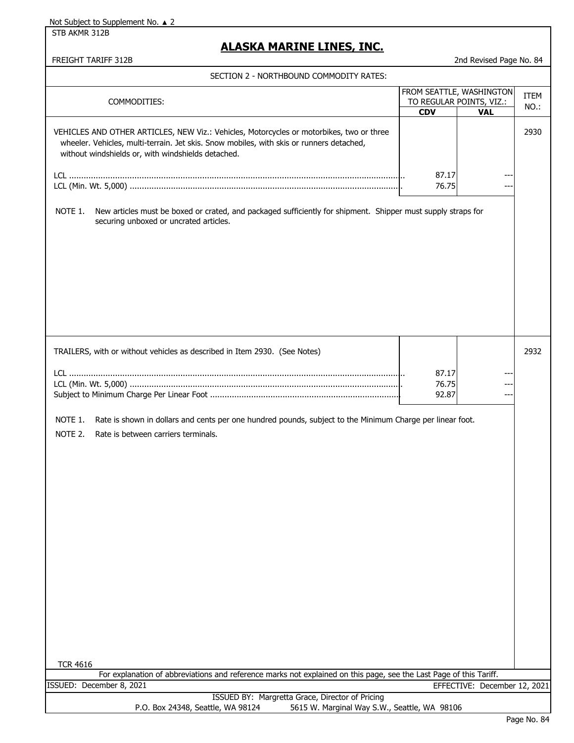Not Subject to Supplement No. ▲ 2

STB AKMR 312B

# ALASKA MARINE LINES, INC.

FREIGHT TARIFF 312B

2nd Revised Page No. 84

## SECTION 2 - NORTHBOUND COMMODITY RATES:

| COMMODITIES: | FROM SEATTLE, WASHINGTON TO REGULAR POINTS, VIZ.: CDV | VAL | ITEM NO.: |
|---|---|---|---|
| VEHICLES AND OTHER ARTICLES, NEW Viz.: Vehicles, Motorcycles or motorbikes, two or three wheeler. Vehicles, multi-terrain. Jet skis. Snow mobiles, with skis or runners detached, without windshields or, with windshields detached. | | | 2930 |
| LCL | 87.17 | --- | |
| LCL (Min. Wt. 5,000) | 76.75 | --- | |

NOTE 1. New articles must be boxed or crated, and packaged sufficiently for shipment. Shipper must supply straps for securing unboxed or uncrated articles.

| COMMODITIES: | CDV | VAL | ITEM NO.: |
|---|---|---|---|
| TRAILERS, with or without vehicles as described in Item 2930. (See Notes) | | | 2932 |
| LCL | 87.17 | --- | |
| LCL (Min. Wt. 5,000) | 76.75 | --- | |
| Subject to Minimum Charge Per Linear Foot | 92.87 | --- | |

NOTE 1. Rate is shown in dollars and cents per one hundred pounds, subject to the Minimum Charge per linear foot.

NOTE 2. Rate is between carriers terminals.

TCR 4616

For explanation of abbreviations and reference marks not explained on this page, see the Last Page of this Tariff.

ISSUED: December 8, 2021

EFFECTIVE: December 12, 2021

ISSUED BY: Margretta Grace, Director of Pricing

P.O. Box 24348, Seattle, WA 98124 5615 W. Marginal Way S.W., Seattle, WA 98106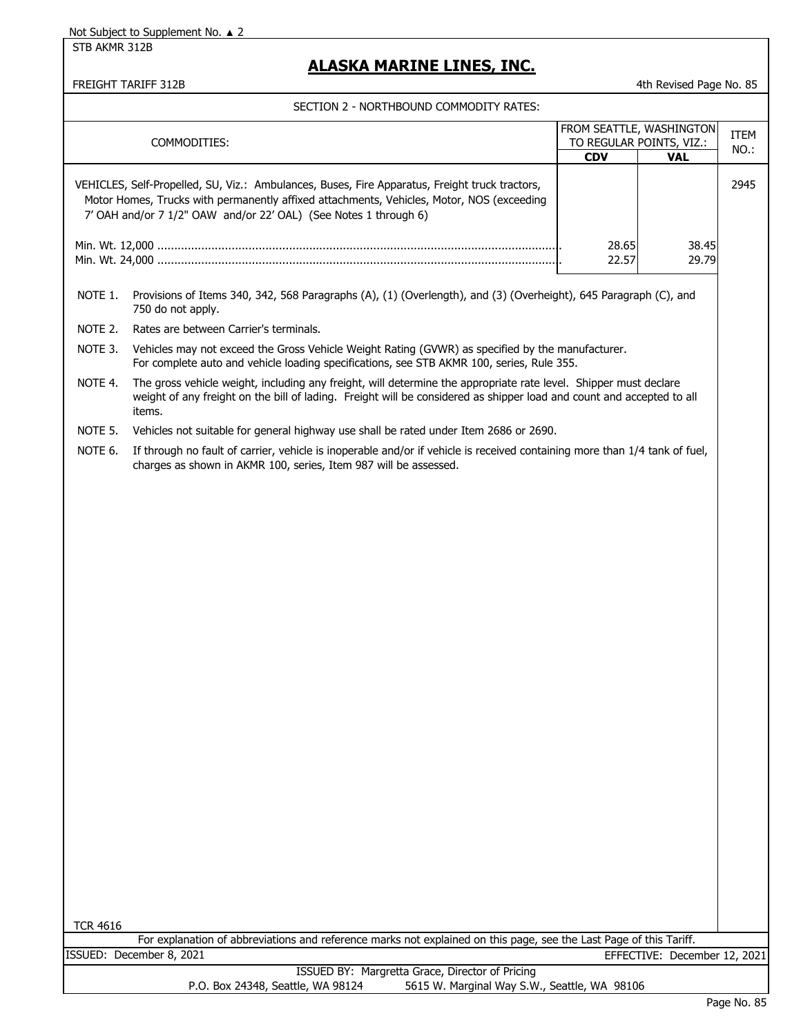Not Subject to Supplement No. ▲ 2

STB AKMR 312B

# ALASKA MARINE LINES, INC.

FREIGHT TARIFF 312B

4th Revised Page No. 85

## SECTION 2 - NORTHBOUND COMMODITY RATES:

| COMMODITIES: | FROM SEATTLE, WASHINGTON TO REGULAR POINTS, VIZ.: | | ITEM NO.: |
|---|---|---|---|
| | CDV | VAL | |
| VEHICLES, Self-Propelled, SU, Viz.: Ambulances, Buses, Fire Apparatus, Freight truck tractors, Motor Homes, Trucks with permanently affixed attachments, Vehicles, Motor, NOS (exceeding 7' OAH and/or 7 1/2" OAW and/or 22' OAL) (See Notes 1 through 6) | | | 2945 |
| Min. Wt. 12,000 | 28.65 | 38.45 | |
| Min. Wt. 24,000 | 22.57 | 29.79 | |

NOTE 1. Provisions of Items 340, 342, 568 Paragraphs (A), (1) (Overlength), and (3) (Overheight), 645 Paragraph (C), and 750 do not apply.

NOTE 2. Rates are between Carrier's terminals.

NOTE 3. Vehicles may not exceed the Gross Vehicle Weight Rating (GVWR) as specified by the manufacturer. For complete auto and vehicle loading specifications, see STB AKMR 100, series, Rule 355.

NOTE 4. The gross vehicle weight, including any freight, will determine the appropriate rate level. Shipper must declare weight of any freight on the bill of lading. Freight will be considered as shipper load and count and accepted to all items.

NOTE 5. Vehicles not suitable for general highway use shall be rated under Item 2686 or 2690.

NOTE 6. If through no fault of carrier, vehicle is inoperable and/or if vehicle is received containing more than 1/4 tank of fuel, charges as shown in AKMR 100, series, Item 987 will be assessed.

TCR 4616

For explanation of abbreviations and reference marks not explained on this page, see the Last Page of this Tariff.

ISSUED: December 8, 2021 EFFECTIVE: December 12, 2021

ISSUED BY: Margretta Grace, Director of Pricing

P.O. Box 24348, Seattle, WA 98124 5615 W. Marginal Way S.W., Seattle, WA 98106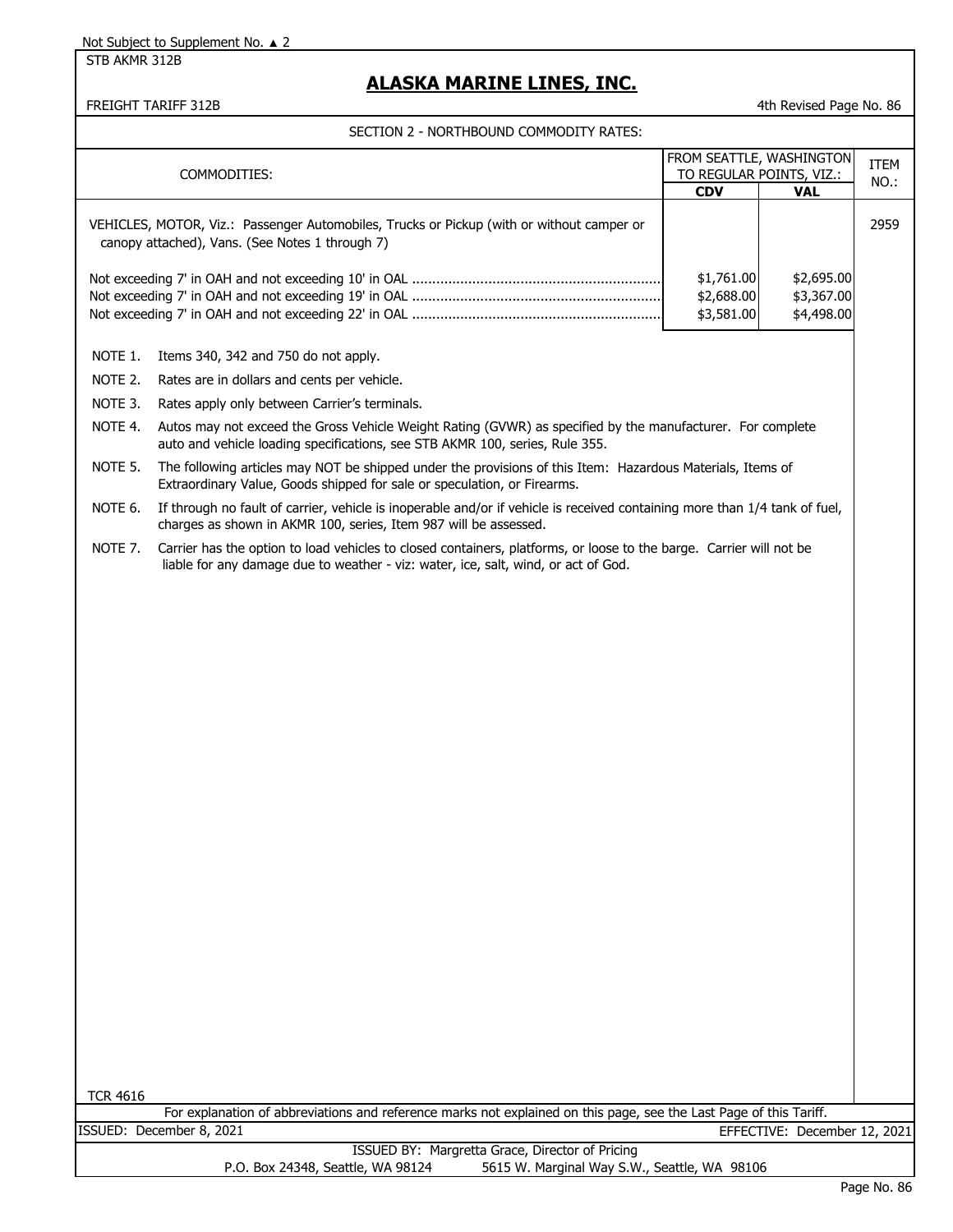Not Subject to Supplement No. ▲ 2

STB AKMR 312B

# ALASKA MARINE LINES, INC.

FREIGHT TARIFF 312B

4th Revised Page No. 86

## SECTION 2 - NORTHBOUND COMMODITY RATES:

| COMMODITIES: | FROM SEATTLE, WASHINGTON TO REGULAR POINTS, VIZ.: | | ITEM NO.: |
|---|---|---|---|
| | **CDV** | **VAL** | |
| VEHICLES, MOTOR, Viz.: Passenger Automobiles, Trucks or Pickup (with or without camper or canopy attached), Vans. (See Notes 1 through 7) | | | 2959 |
| Not exceeding 7' in OAH and not exceeding 10' in OAL | $1,761.00 | $2,695.00 | |
| Not exceeding 7' in OAH and not exceeding 19' in OAL | $2,688.00 | $3,367.00 | |
| Not exceeding 7' in OAH and not exceeding 22' in OAL | $3,581.00 | $4,498.00 | |

NOTE 1. Items 340, 342 and 750 do not apply.

NOTE 2. Rates are in dollars and cents per vehicle.

NOTE 3. Rates apply only between Carrier's terminals.

NOTE 4. Autos may not exceed the Gross Vehicle Weight Rating (GVWR) as specified by the manufacturer. For complete auto and vehicle loading specifications, see STB AKMR 100, series, Rule 355.

NOTE 5. The following articles may NOT be shipped under the provisions of this Item: Hazardous Materials, Items of Extraordinary Value, Goods shipped for sale or speculation, or Firearms.

NOTE 6. If through no fault of carrier, vehicle is inoperable and/or if vehicle is received containing more than 1/4 tank of fuel, charges as shown in AKMR 100, series, Item 987 will be assessed.

NOTE 7. Carrier has the option to load vehicles to closed containers, platforms, or loose to the barge. Carrier will not be liable for any damage due to weather - viz: water, ice, salt, wind, or act of God.

TCR 4616

For explanation of abbreviations and reference marks not explained on this page, see the Last Page of this Tariff.

ISSUED: December 8, 2021

EFFECTIVE: December 12, 2021

ISSUED BY: Margretta Grace, Director of Pricing

P.O. Box 24348, Seattle, WA 98124 5615 W. Marginal Way S.W., Seattle, WA 98106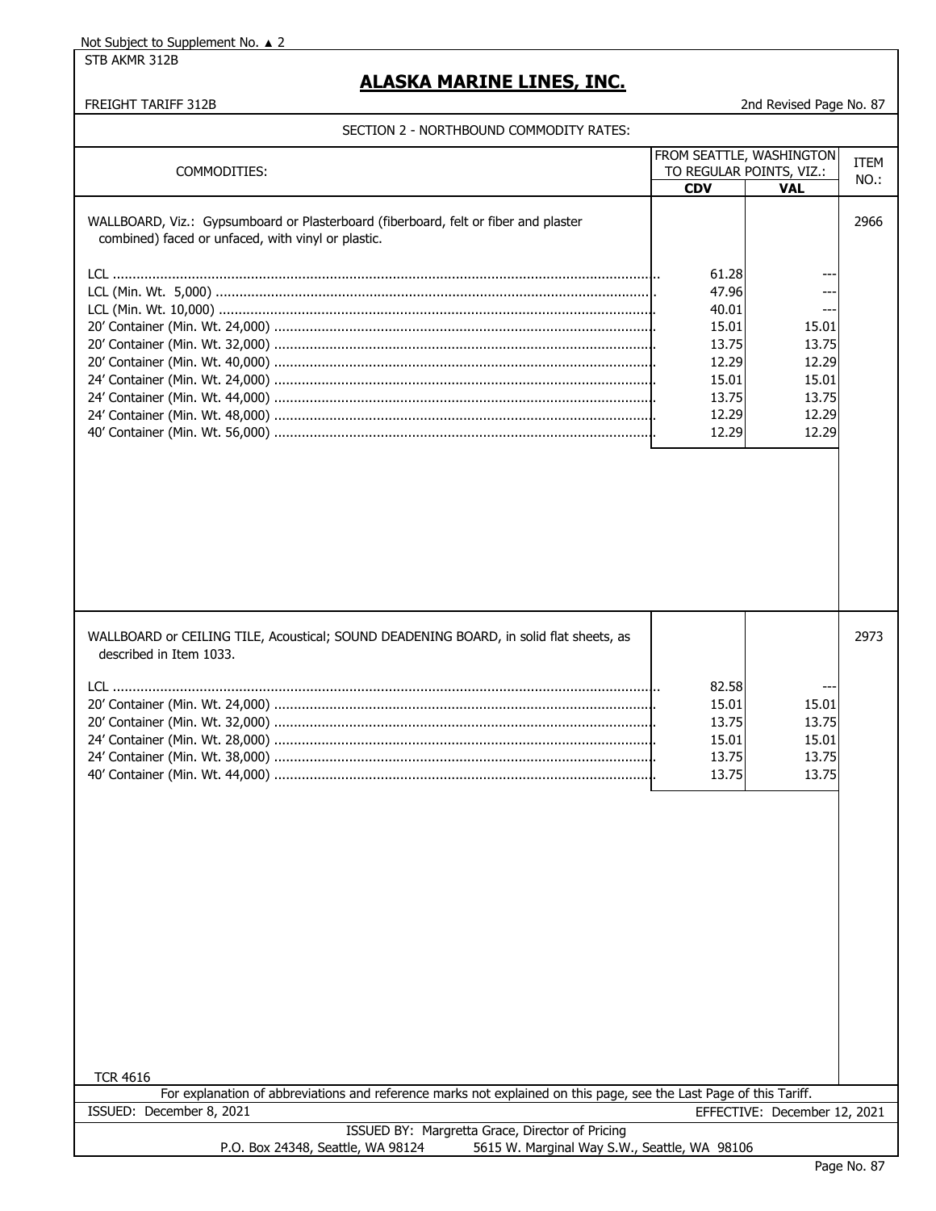Not Subject to Supplement No. ▲ 2

STB AKMR 312B

# ALASKA MARINE LINES, INC.

FREIGHT TARIFF 312B

2nd Revised Page No. 87

## SECTION 2 - NORTHBOUND COMMODITY RATES:

| COMMODITIES: | FROM SEATTLE, WASHINGTON TO REGULAR POINTS, VIZ.: | | ITEM NO.: |
|---|---|---|---|
| | CDV | VAL | |
| WALLBOARD, Viz.: Gypsumboard or Plasterboard (fiberboard, felt or fiber and plaster combined) faced or unfaced, with vinyl or plastic. | | | 2966 |
| LCL | 61.28 | --- | |
| LCL (Min. Wt. 5,000) | 47.96 | --- | |
| LCL (Min. Wt. 10,000) | 40.01 | --- | |
| 20' Container (Min. Wt. 24,000) | 15.01 | 15.01 | |
| 20' Container (Min. Wt. 32,000) | 13.75 | 13.75 | |
| 20' Container (Min. Wt. 40,000) | 12.29 | 12.29 | |
| 24' Container (Min. Wt. 24,000) | 15.01 | 15.01 | |
| 24' Container (Min. Wt. 44,000) | 13.75 | 13.75 | |
| 24' Container (Min. Wt. 48,000) | 12.29 | 12.29 | |
| 40' Container (Min. Wt. 56,000) | 12.29 | 12.29 | |
| WALLBOARD or CEILING TILE, Acoustical; SOUND DEADENING BOARD, in solid flat sheets, as described in Item 1033. | | | 2973 |
| LCL | 82.58 | --- | |
| 20' Container (Min. Wt. 24,000) | 15.01 | 15.01 | |
| 20' Container (Min. Wt. 32,000) | 13.75 | 13.75 | |
| 24' Container (Min. Wt. 28,000) | 15.01 | 15.01 | |
| 24' Container (Min. Wt. 38,000) | 13.75 | 13.75 | |
| 40' Container (Min. Wt. 44,000) | 13.75 | 13.75 | |

TCR 4616

For explanation of abbreviations and reference marks not explained on this page, see the Last Page of this Tariff.

ISSUED: December 8, 2021

EFFECTIVE: December 12, 2021

ISSUED BY: Margretta Grace, Director of Pricing

P.O. Box 24348, Seattle, WA 98124 5615 W. Marginal Way S.W., Seattle, WA 98106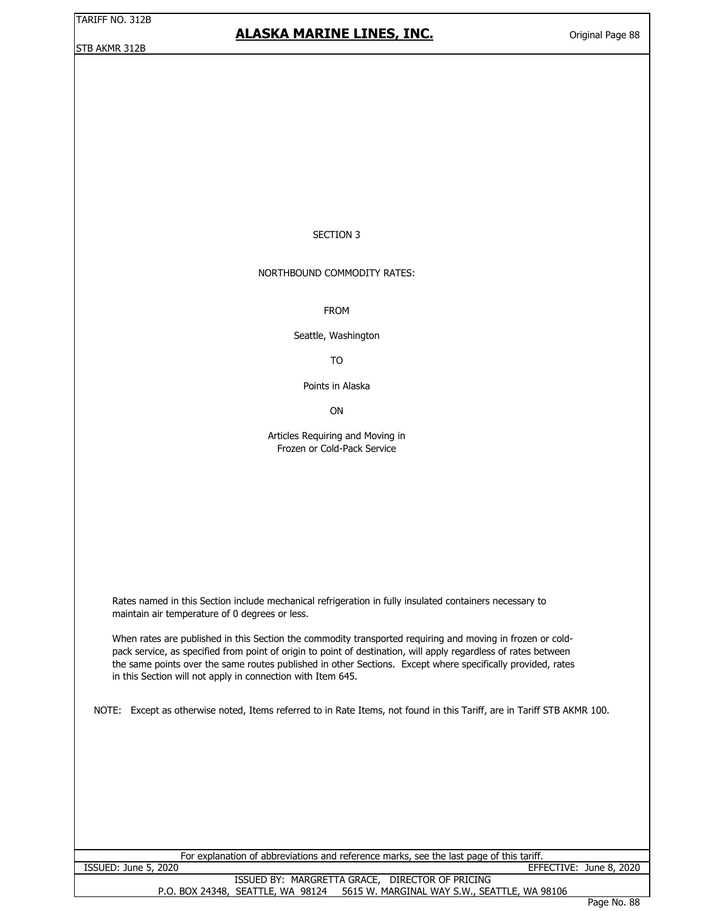# SECTION 3

## NORTHBOUND COMMODITY RATES:

FROM

Seattle, Washington

TO

Points in Alaska

ON

Articles Requiring and Moving in
Frozen or Cold-Pack Service

Rates named in this Section include mechanical refrigeration in fully insulated containers necessary to maintain air temperature of 0 degrees or less.

When rates are published in this Section the commodity transported requiring and moving in frozen or cold-pack service, as specified from point of origin to point of destination, will apply regardless of rates between the same points over the same routes published in other Sections. Except where specifically provided, rates in this Section will not apply in connection with Item 645.

NOTE: Except as otherwise noted, Items referred to in Rate Items, not found in this Tariff, are in Tariff STB AKMR 100.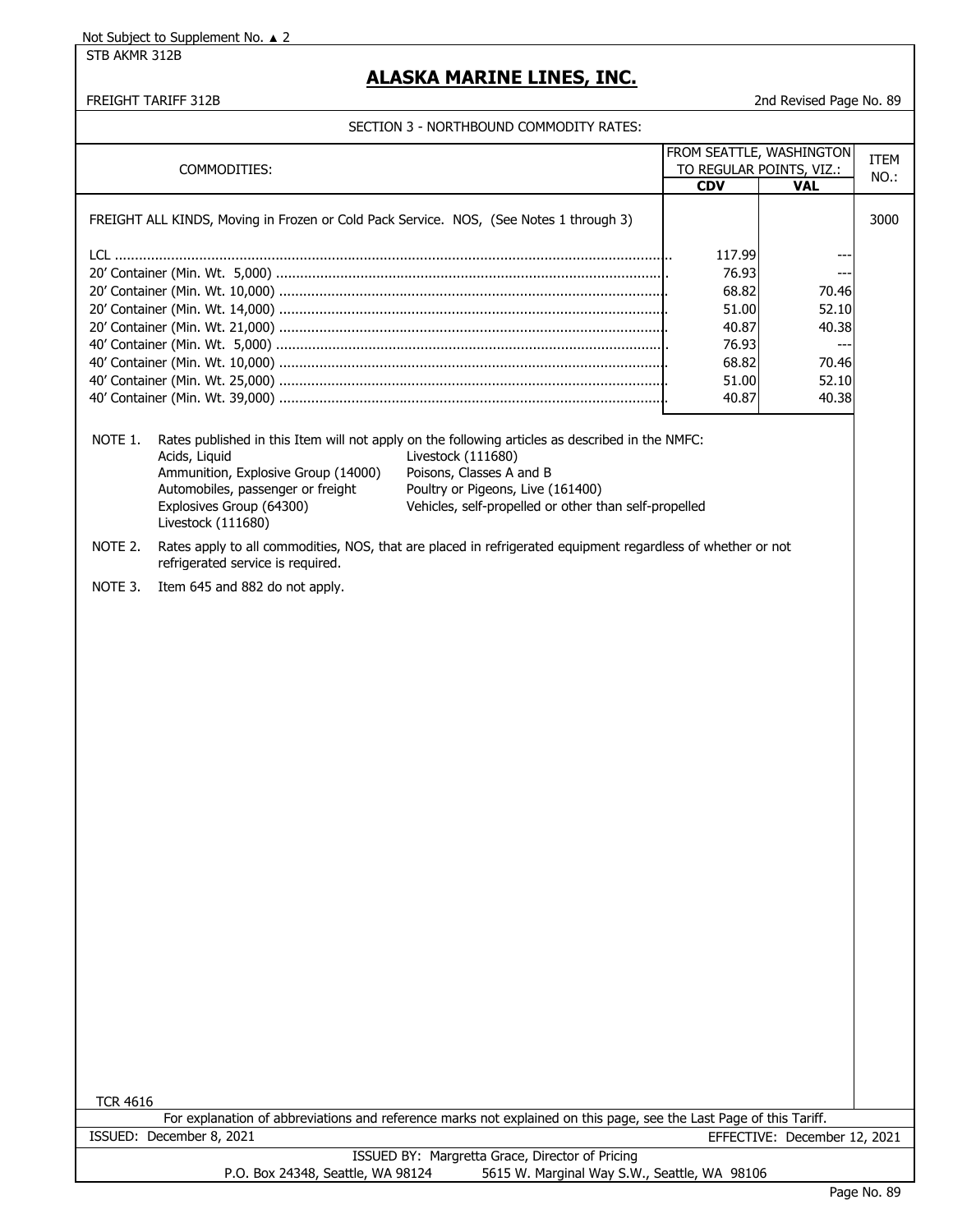Not Subject to Supplement No. ▲ 2

STB AKMR 312B

# ALASKA MARINE LINES, INC.

FREIGHT TARIFF 312B

2nd Revised Page No. 89

## SECTION 3 - NORTHBOUND COMMODITY RATES:

| COMMODITIES: | FROM SEATTLE, WASHINGTON TO REGULAR POINTS, VIZ.: | | ITEM NO.: |
|---|---|---|---|
| | **CDV** | **VAL** | |
| FREIGHT ALL KINDS, Moving in Frozen or Cold Pack Service. NOS, (See Notes 1 through 3) | | | 3000 |
| LCL | 117.99 | --- | |
| 20' Container (Min. Wt. 5,000) | 76.93 | --- | |
| 20' Container (Min. Wt. 10,000) | 68.82 | 70.46 | |
| 20' Container (Min. Wt. 14,000) | 51.00 | 52.10 | |
| 20' Container (Min. Wt. 21,000) | 40.87 | 40.38 | |
| 40' Container (Min. Wt. 5,000) | 76.93 | --- | |
| 40' Container (Min. Wt. 10,000) | 68.82 | 70.46 | |
| 40' Container (Min. Wt. 25,000) | 51.00 | 52.10 | |
| 40' Container (Min. Wt. 39,000) | 40.87 | 40.38 | |

NOTE 1. Rates published in this Item will not apply on the following articles as described in the NMFC:

- Acids, Liquid
- Ammunition, Explosive Group (14000)
- Automobiles, passenger or freight
- Explosives Group (64300)
- Livestock (111680)
- Livestock (111680)
- Poisons, Classes A and B
- Poultry or Pigeons, Live (161400)
- Vehicles, self-propelled or other than self-propelled

NOTE 2. Rates apply to all commodities, NOS, that are placed in refrigerated equipment regardless of whether or not refrigerated service is required.

NOTE 3. Item 645 and 882 do not apply.

TCR 4616

For explanation of abbreviations and reference marks not explained on this page, see the Last Page of this Tariff.

ISSUED: December 8, 2021

EFFECTIVE: December 12, 2021

ISSUED BY: Margretta Grace, Director of Pricing

P.O. Box 24348, Seattle, WA 98124 5615 W. Marginal Way S.W., Seattle, WA 98106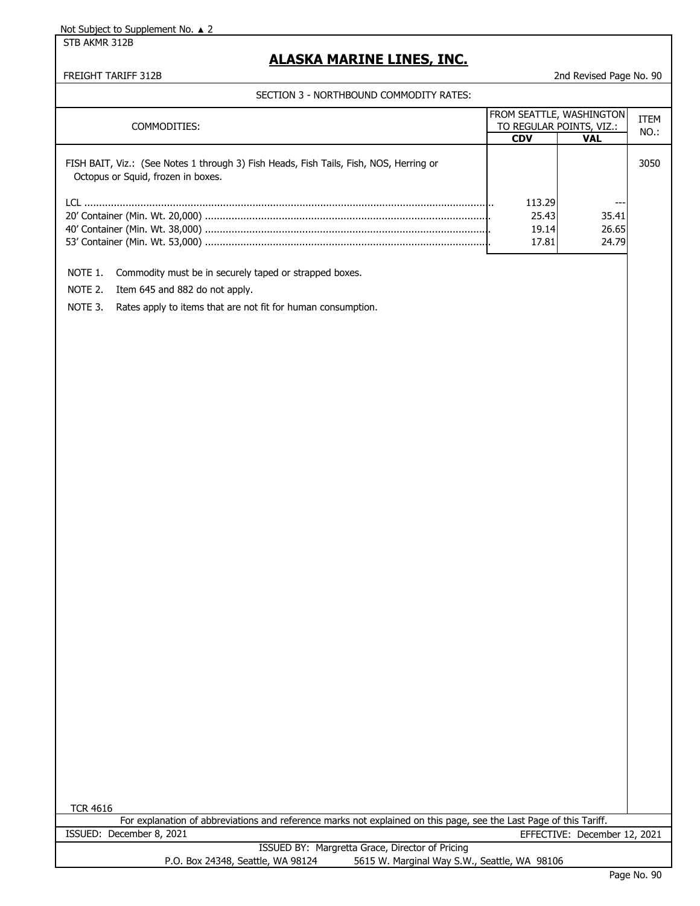Not Subject to Supplement No. ▲ 2

STB AKMR 312B

# ALASKA MARINE LINES, INC.

FREIGHT TARIFF 312B

2nd Revised Page No. 90

## SECTION 3 - NORTHBOUND COMMODITY RATES:

| COMMODITIES: | FROM SEATTLE, WASHINGTON TO REGULAR POINTS, VIZ.: CDV | VAL | ITEM NO.: |
|---|---|---|---|
| FISH BAIT, Viz.: (See Notes 1 through 3) Fish Heads, Fish Tails, Fish, NOS, Herring or Octopus or Squid, frozen in boxes. | | | 3050 |
| LCL | 113.29 | --- | |
| 20' Container (Min. Wt. 20,000) | 25.43 | 35.41 | |
| 40' Container (Min. Wt. 38,000) | 19.14 | 26.65 | |
| 53' Container (Min. Wt. 53,000) | 17.81 | 24.79 | |

NOTE 1. Commodity must be in securely taped or strapped boxes.

NOTE 2. Item 645 and 882 do not apply.

NOTE 3. Rates apply to items that are not fit for human consumption.

TCR 4616

For explanation of abbreviations and reference marks not explained on this page, see the Last Page of this Tariff.

ISSUED: December 8, 2021

EFFECTIVE: December 12, 2021

ISSUED BY: Margretta Grace, Director of Pricing

P.O. Box 24348, Seattle, WA 98124 5615 W. Marginal Way S.W., Seattle, WA 98106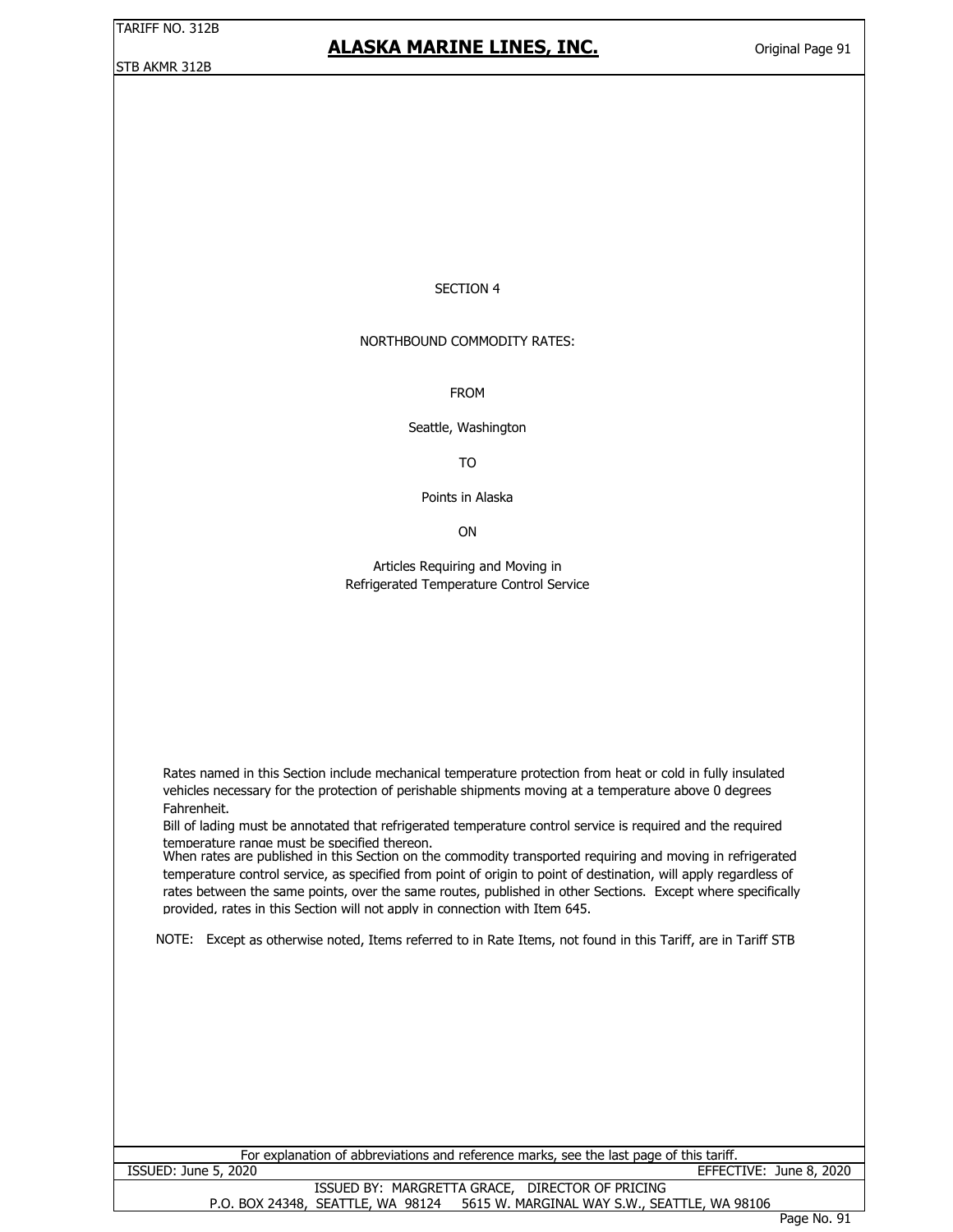# SECTION 4

## NORTHBOUND COMMODITY RATES:

FROM

Seattle, Washington

TO

Points in Alaska

ON

Articles Requiring and Moving in
Refrigerated Temperature Control Service

Rates named in this Section include mechanical temperature protection from heat or cold in fully insulated vehicles necessary for the protection of perishable shipments moving at a temperature above 0 degrees Fahrenheit.

Bill of lading must be annotated that refrigerated temperature control service is required and the required temperature range must be specified thereon.

When rates are published in this Section on the commodity transported requiring and moving in refrigerated temperature control service, as specified from point of origin to point of destination, will apply regardless of rates between the same points, over the same routes, published in other Sections. Except where specifically provided, rates in this Section will not apply in connection with Item 645.

NOTE: Except as otherwise noted, Items referred to in Rate Items, not found in this Tariff, are in Tariff STB

For explanation of abbreviations and reference marks, see the last page of this tariff.

ISSUED: June 5, 2020 EFFECTIVE: June 8, 2020

ISSUED BY: MARGRETTA GRACE, DIRECTOR OF PRICING
P.O. BOX 24348, SEATTLE, WA 98124 5615 W. MARGINAL WAY S.W., SEATTLE, WA 98106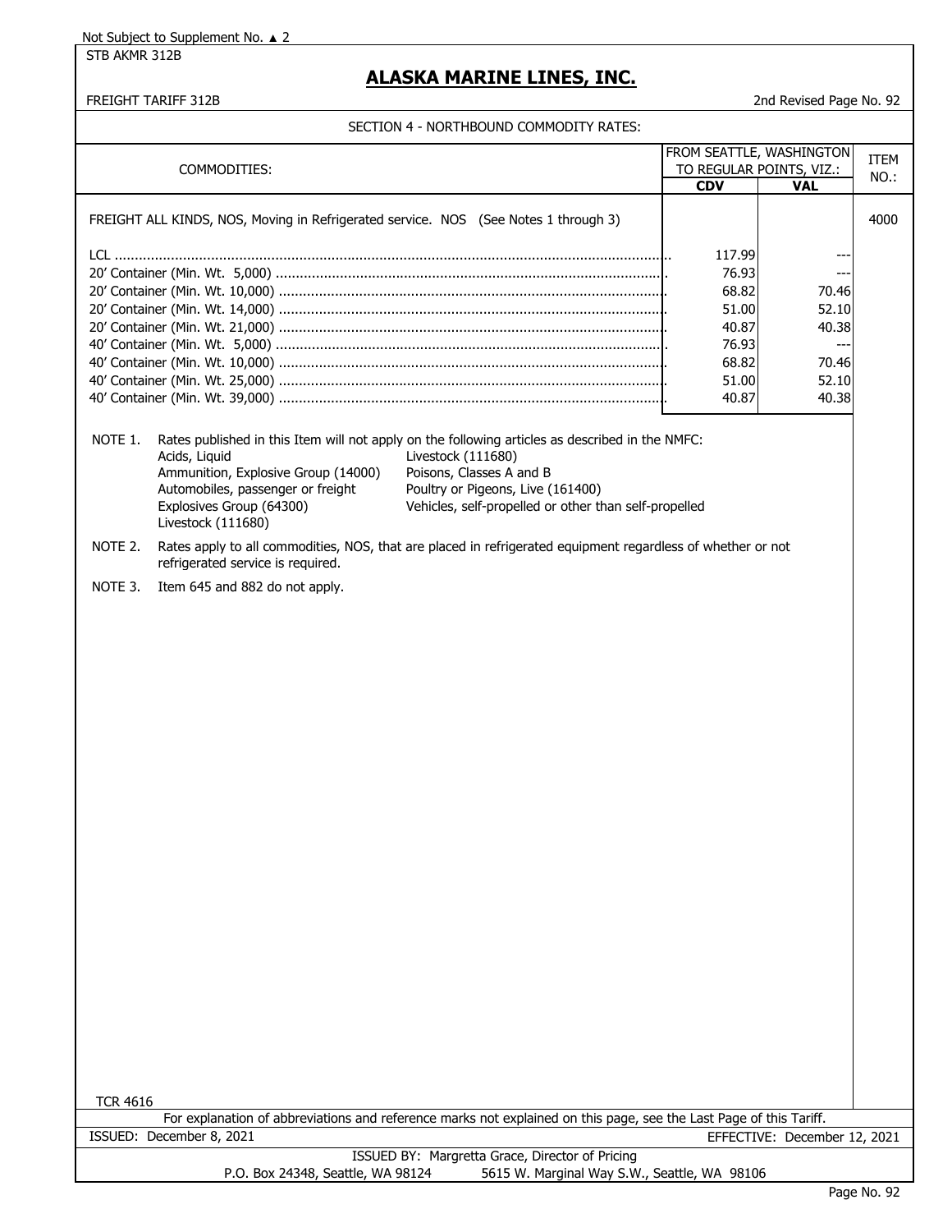Not Subject to Supplement No. ▲ 2

STB AKMR 312B

# ALASKA MARINE LINES, INC.

FREIGHT TARIFF 312B

2nd Revised Page No. 92

SECTION 4 - NORTHBOUND COMMODITY RATES:

| COMMODITIES: | FROM SEATTLE, WASHINGTON TO REGULAR POINTS, VIZ.: CDV | VAL | ITEM NO.: |
|---|---|---|---|
| FREIGHT ALL KINDS, NOS, Moving in Refrigerated service. NOS (See Notes 1 through 3) | | | 4000 |
| LCL | 117.99 | --- | |
| 20' Container (Min. Wt. 5,000) | 76.93 | --- | |
| 20' Container (Min. Wt. 10,000) | 68.82 | 70.46 | |
| 20' Container (Min. Wt. 14,000) | 51.00 | 52.10 | |
| 20' Container (Min. Wt. 21,000) | 40.87 | 40.38 | |
| 40' Container (Min. Wt. 5,000) | 76.93 | --- | |
| 40' Container (Min. Wt. 10,000) | 68.82 | 70.46 | |
| 40' Container (Min. Wt. 25,000) | 51.00 | 52.10 | |
| 40' Container (Min. Wt. 39,000) | 40.87 | 40.38 | |

NOTE 1. Rates published in this Item will not apply on the following articles as described in the NMFC:

- Acids, Liquid
- Ammunition, Explosive Group (14000)
- Automobiles, passenger or freight
- Explosives Group (64300)
- Livestock (111680)
- Livestock (111680)
- Poisons, Classes A and B
- Poultry or Pigeons, Live (161400)
- Vehicles, self-propelled or other than self-propelled

NOTE 2. Rates apply to all commodities, NOS, that are placed in refrigerated equipment regardless of whether or not refrigerated service is required.

NOTE 3. Item 645 and 882 do not apply.

TCR 4616

For explanation of abbreviations and reference marks not explained on this page, see the Last Page of this Tariff.

ISSUED: December 8, 2021 EFFECTIVE: December 12, 2021

ISSUED BY: Margretta Grace, Director of Pricing

P.O. Box 24348, Seattle, WA 98124 5615 W. Marginal Way S.W., Seattle, WA 98106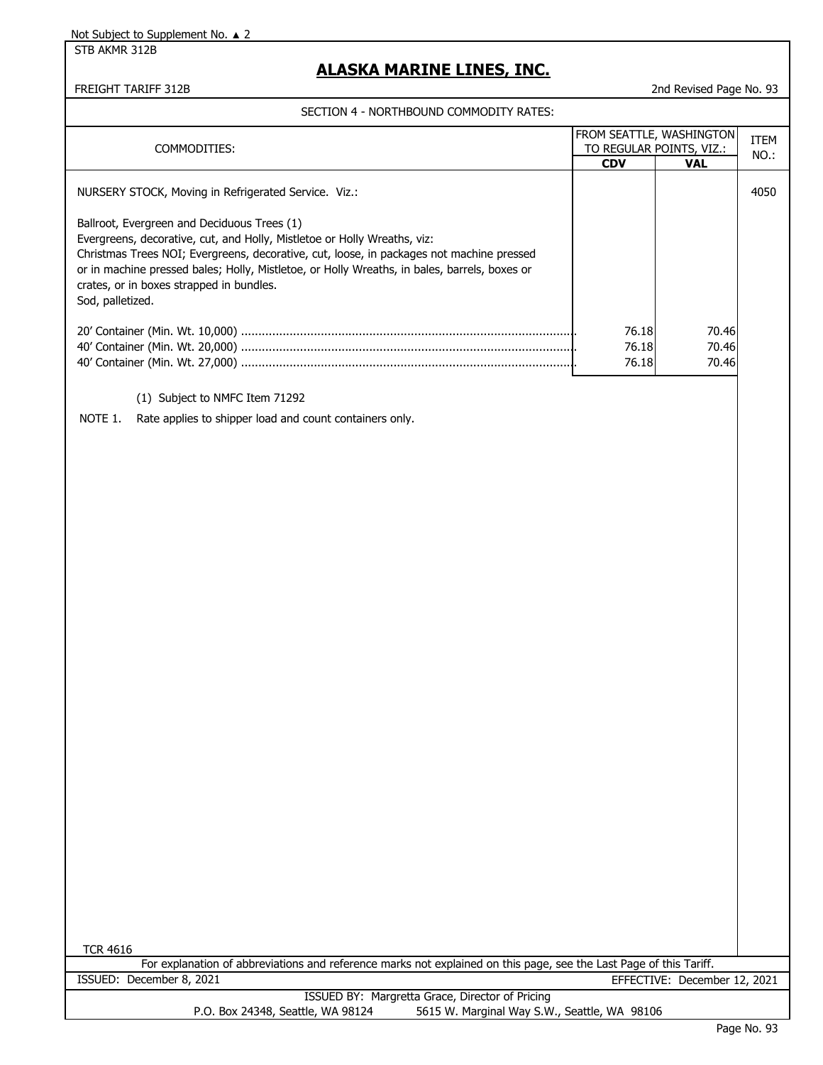Not Subject to Supplement No. ▲ 2

STB AKMR 312B

# ALASKA MARINE LINES, INC.

FREIGHT TARIFF 312B

2nd Revised Page No. 93

## SECTION 4 - NORTHBOUND COMMODITY RATES:

| COMMODITIES: | FROM SEATTLE, WASHINGTON TO REGULAR POINTS, VIZ.: | | ITEM NO.: |
|---|---|---|---|
| | **CDV** | **VAL** | |
| NURSERY STOCK, Moving in Refrigerated Service. Viz.: | | | 4050 |
| Ballroot, Evergreen and Deciduous Trees (1)<br>Evergreens, decorative, cut, and Holly, Mistletoe or Holly Wreaths, viz:<br>Christmas Trees NOI; Evergreens, decorative, cut, loose, in packages not machine pressed or in machine pressed bales; Holly, Mistletoe, or Holly Wreaths, in bales, barrels, boxes or crates, or in boxes strapped in bundles.<br>Sod, palletized. | | | |
| 20' Container (Min. Wt. 10,000) | 76.18 | 70.46 | |
| 40' Container (Min. Wt. 20,000) | 76.18 | 70.46 | |
| 40' Container (Min. Wt. 27,000) | 76.18 | 70.46 | |

(1) Subject to NMFC Item 71292

NOTE 1. Rate applies to shipper load and count containers only.

TCR 4616

For explanation of abbreviations and reference marks not explained on this page, see the Last Page of this Tariff.

ISSUED: December 8, 2021

EFFECTIVE: December 12, 2021

ISSUED BY: Margretta Grace, Director of Pricing

P.O. Box 24348, Seattle, WA 98124 5615 W. Marginal Way S.W., Seattle, WA 98106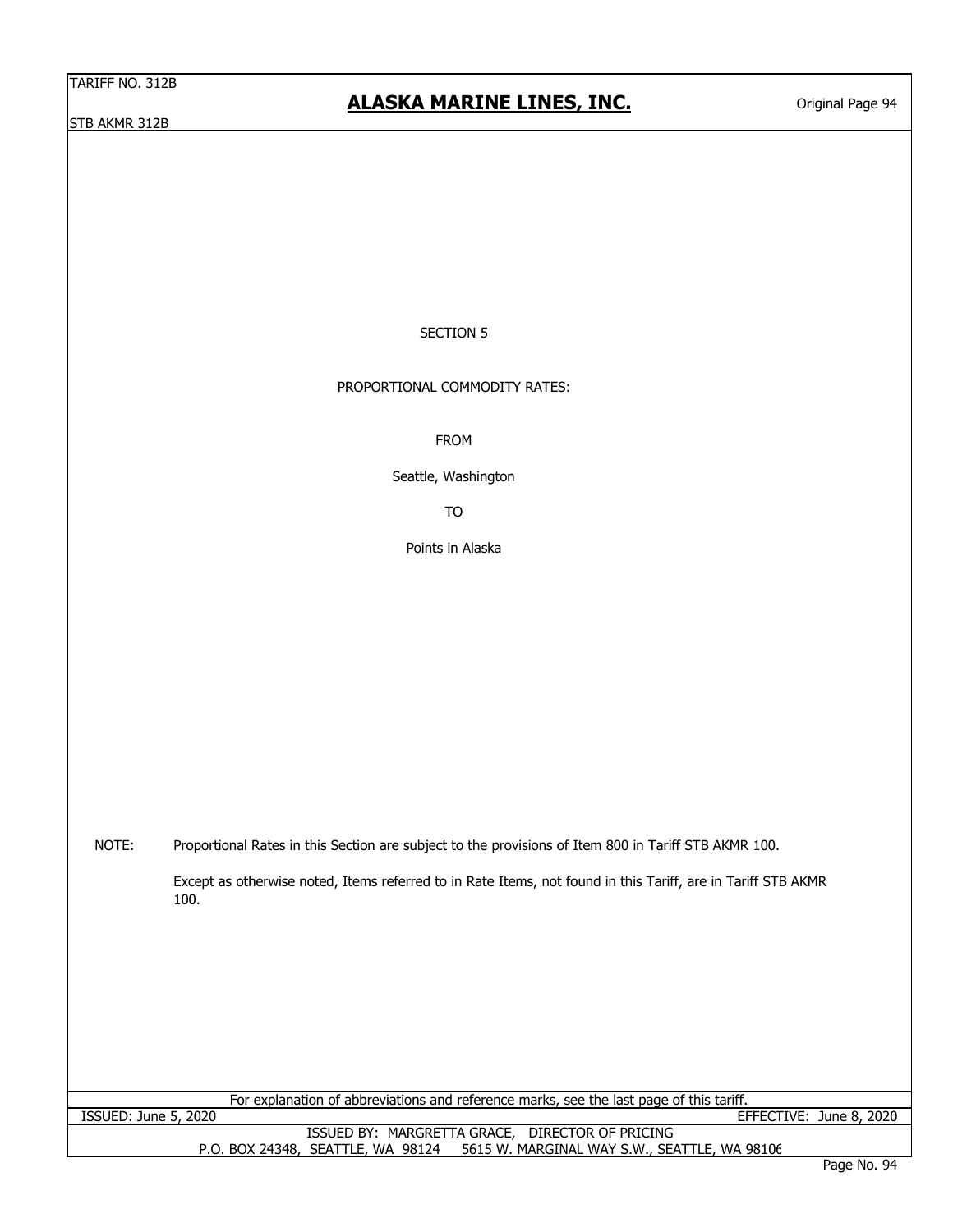# SECTION 5

## PROPORTIONAL COMMODITY RATES:

FROM

Seattle, Washington

TO

Points in Alaska

NOTE: Proportional Rates in this Section are subject to the provisions of Item 800 in Tariff STB AKMR 100.

Except as otherwise noted, Items referred to in Rate Items, not found in this Tariff, are in Tariff STB AKMR 100.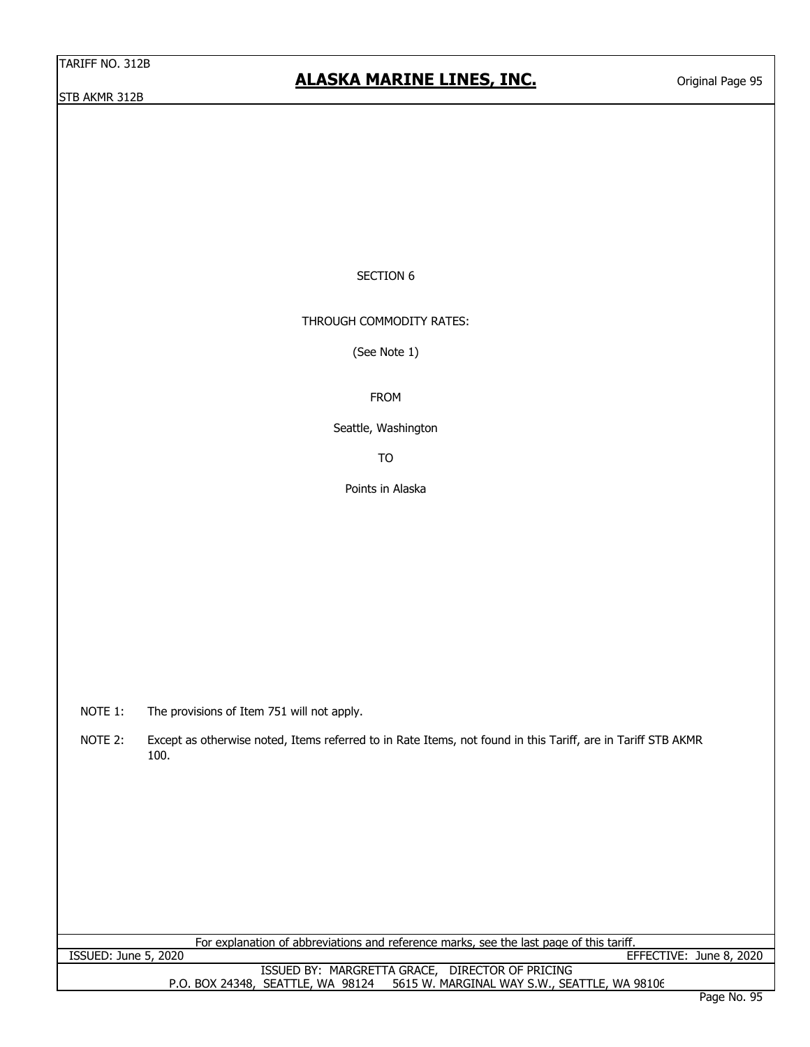SECTION 6

THROUGH COMMODITY RATES:

(See Note 1)

FROM

Seattle, Washington

TO

Points in Alaska

NOTE 1: The provisions of Item 751 will not apply.

NOTE 2: Except as otherwise noted, Items referred to in Rate Items, not found in this Tariff, are in Tariff STB AKMR 100.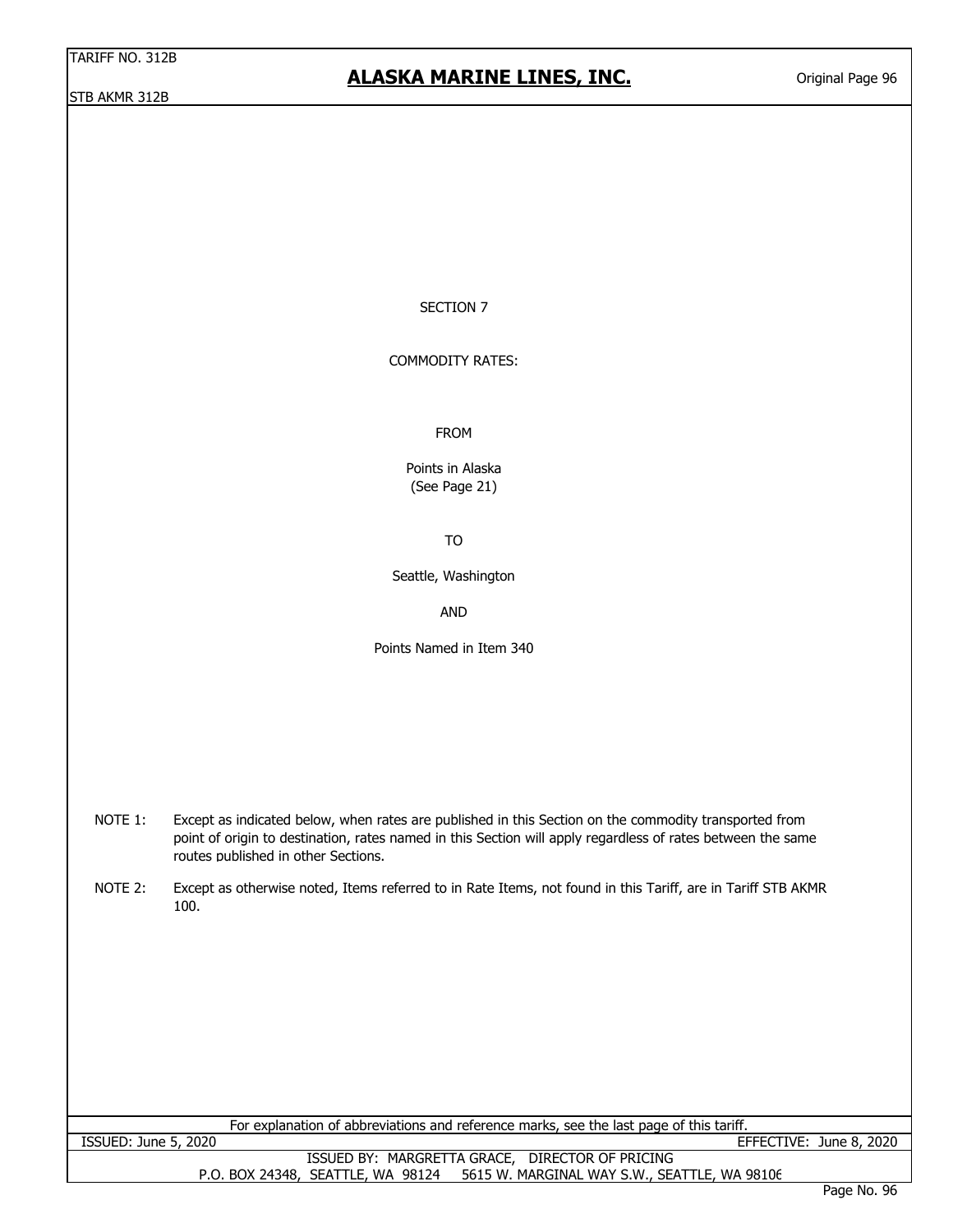# SECTION 7

## COMMODITY RATES:

FROM

Points in Alaska
(See Page 21)

TO

Seattle, Washington

AND

Points Named in Item 340

NOTE 1: Except as indicated below, when rates are published in this Section on the commodity transported from point of origin to destination, rates named in this Section will apply regardless of rates between the same routes published in other Sections.

NOTE 2: Except as otherwise noted, Items referred to in Rate Items, not found in this Tariff, are in Tariff STB AKMR 100.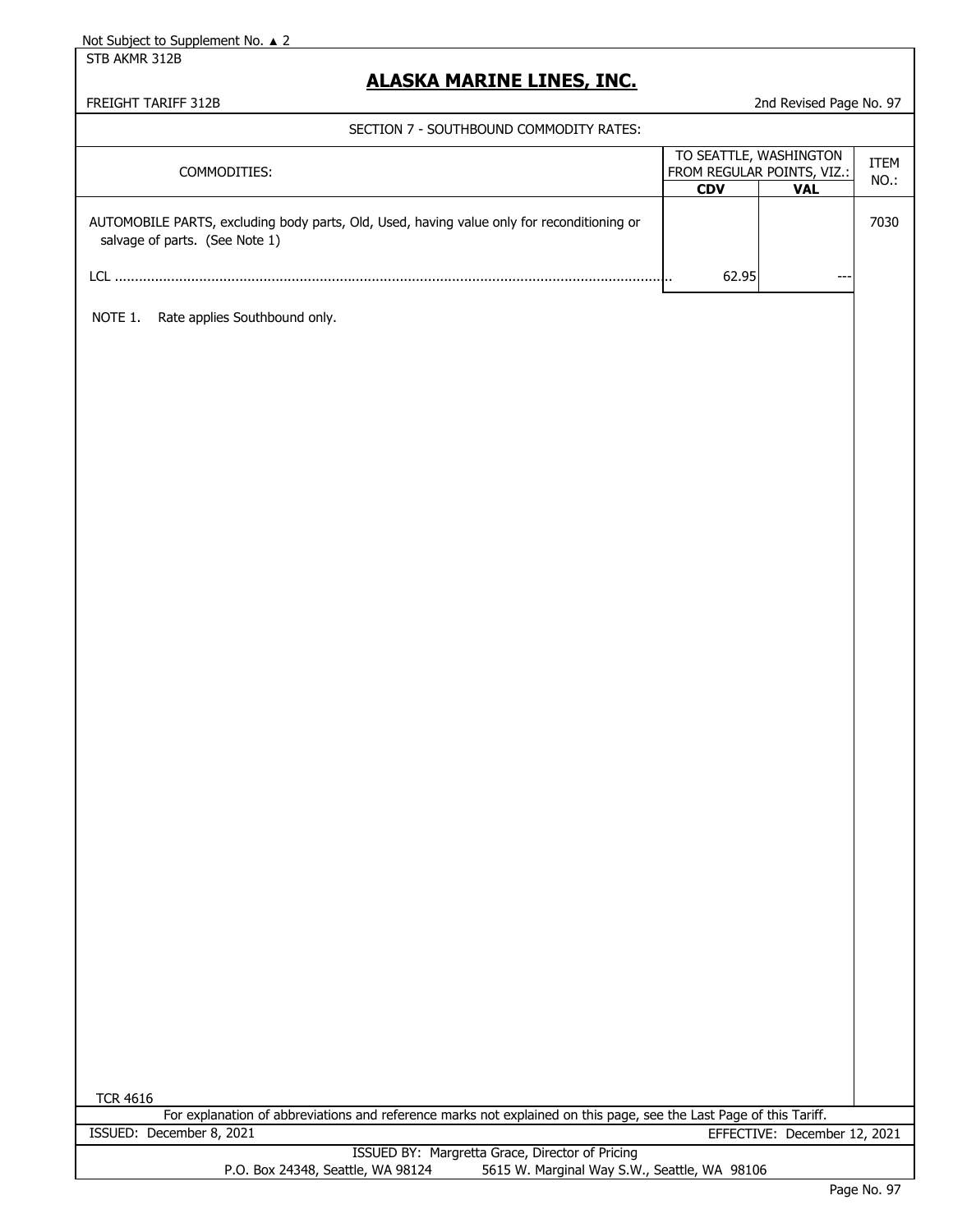Not Subject to Supplement No. ▲ 2

STB AKMR 312B

# ALASKA MARINE LINES, INC.

FREIGHT TARIFF 312B

2nd Revised Page No. 97

## SECTION 7 - SOUTHBOUND COMMODITY RATES:

| COMMODITIES: | TO SEATTLE, WASHINGTON FROM REGULAR POINTS, VIZ.: | | ITEM NO.: |
|---|---|---|---|
| | **CDV** | **VAL** | |
| AUTOMOBILE PARTS, excluding body parts, Old, Used, having value only for reconditioning or salvage of parts. (See Note 1) | | | 7030 |
| LCL | 62.95 | --- | |

NOTE 1. Rate applies Southbound only.

TCR 4616

For explanation of abbreviations and reference marks not explained on this page, see the Last Page of this Tariff.

ISSUED: December 8, 2021

EFFECTIVE: December 12, 2021

ISSUED BY: Margretta Grace, Director of Pricing

P.O. Box 24348, Seattle, WA 98124 5615 W. Marginal Way S.W., Seattle, WA 98106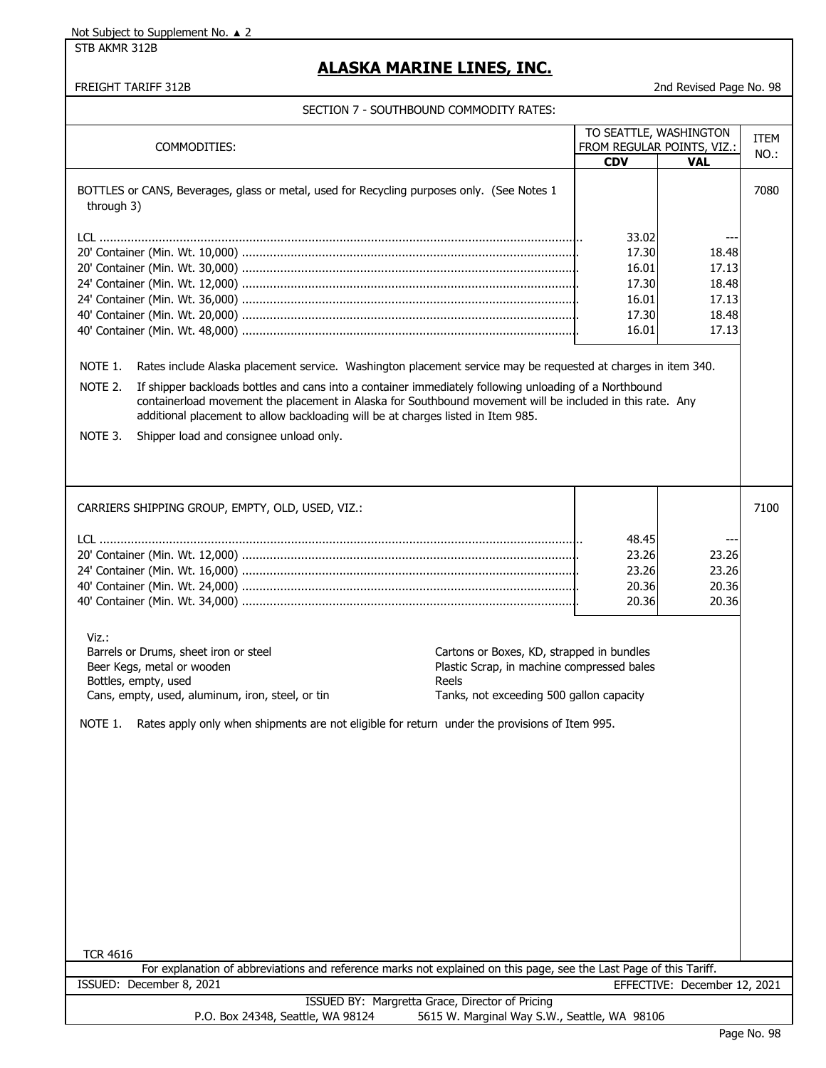Not Subject to Supplement No. ▲ 2

STB AKMR 312B

# ALASKA MARINE LINES, INC.

FREIGHT TARIFF 312B

2nd Revised Page No. 98

## SECTION 7 - SOUTHBOUND COMMODITY RATES:

| COMMODITIES: | TO SEATTLE, WASHINGTON FROM REGULAR POINTS, VIZ.: CDV | VAL | ITEM NO.: |
|---|---|---|---|
| BOTTLES or CANS, Beverages, glass or metal, used for Recycling purposes only. (See Notes 1 through 3) | | | 7080 |
| LCL | 33.02 | --- | |
| 20' Container (Min. Wt. 10,000) | 17.30 | 18.48 | |
| 20' Container (Min. Wt. 30,000) | 16.01 | 17.13 | |
| 24' Container (Min. Wt. 12,000) | 17.30 | 18.48 | |
| 24' Container (Min. Wt. 36,000) | 16.01 | 17.13 | |
| 40' Container (Min. Wt. 20,000) | 17.30 | 18.48 | |
| 40' Container (Min. Wt. 48,000) | 16.01 | 17.13 | |

NOTE 1. Rates include Alaska placement service. Washington placement service may be requested at charges in item 340.

NOTE 2. If shipper backloads bottles and cans into a container immediately following unloading of a Northbound containerload movement the placement in Alaska for Southbound movement will be included in this rate. Any additional placement to allow backloading will be at charges listed in Item 985.

NOTE 3. Shipper load and consignee unload only.

| COMMODITIES: | CDV | VAL | ITEM NO.: |
|---|---|---|---|
| CARRIERS SHIPPING GROUP, EMPTY, OLD, USED, VIZ.: | | | 7100 |
| LCL | 48.45 | --- | |
| 20' Container (Min. Wt. 12,000) | 23.26 | 23.26 | |
| 24' Container (Min. Wt. 16,000) | 23.26 | 23.26 | |
| 40' Container (Min. Wt. 24,000) | 20.36 | 20.36 | |
| 40' Container (Min. Wt. 34,000) | 20.36 | 20.36 | |

Viz.:

- Barrels or Drums, sheet iron or steel
- Beer Kegs, metal or wooden
- Bottles, empty, used
- Cans, empty, used, aluminum, iron, steel, or tin
- Cartons or Boxes, KD, strapped in bundles
- Plastic Scrap, in machine compressed bales
- Reels
- Tanks, not exceeding 500 gallon capacity

NOTE 1. Rates apply only when shipments are not eligible for return under the provisions of Item 995.

TCR 4616

For explanation of abbreviations and reference marks not explained on this page, see the Last Page of this Tariff.

ISSUED: December 8, 2021

EFFECTIVE: December 12, 2021

ISSUED BY: Margretta Grace, Director of Pricing

P.O. Box 24348, Seattle, WA 98124 5615 W. Marginal Way S.W., Seattle, WA 98106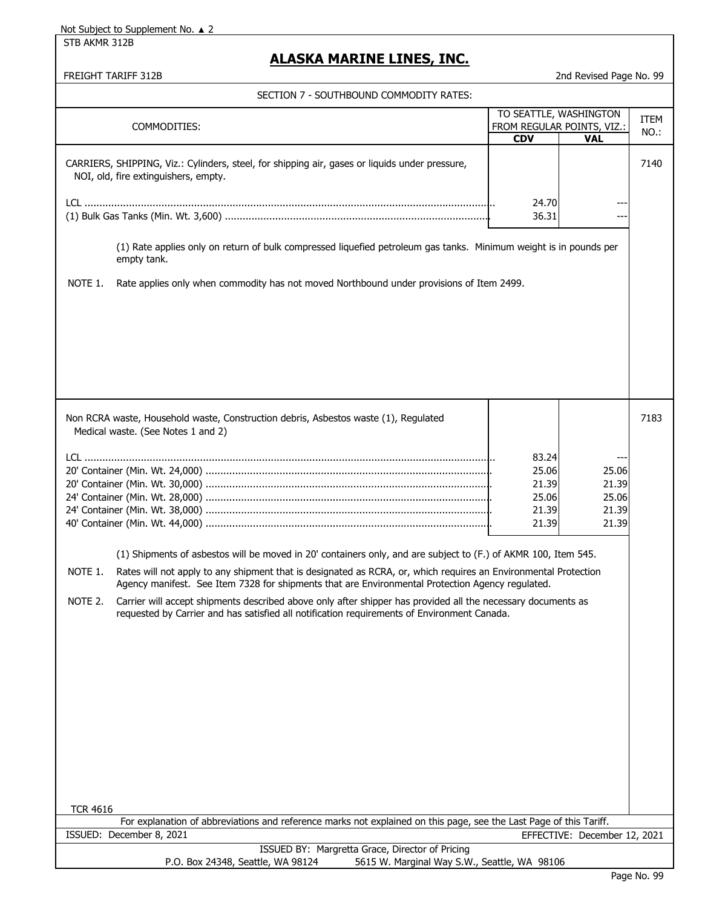Not Subject to Supplement No. ▲ 2

STB AKMR 312B

# ALASKA MARINE LINES, INC.

FREIGHT TARIFF 312B

2nd Revised Page No. 99

## SECTION 7 - SOUTHBOUND COMMODITY RATES:

| COMMODITIES: | TO SEATTLE, WASHINGTON FROM REGULAR POINTS, VIZ.: | | ITEM NO.: |
|---|---|---|---|
| | CDV | VAL | |
| CARRIERS, SHIPPING, Viz.: Cylinders, steel, for shipping air, gases or liquids under pressure, NOI, old, fire extinguishers, empty. | | | 7140 |
| LCL | 24.70 | --- | |
| (1) Bulk Gas Tanks (Min. Wt. 3,600) | 36.31 | --- | |

(1) Rate applies only on return of bulk compressed liquefied petroleum gas tanks. Minimum weight is in pounds per empty tank.

NOTE 1. Rate applies only when commodity has not moved Northbound under provisions of Item 2499.

| COMMODITIES: | CDV | VAL | ITEM NO.: |
|---|---|---|---|
| Non RCRA waste, Household waste, Construction debris, Asbestos waste (1), Regulated Medical waste. (See Notes 1 and 2) | | | 7183 |
| LCL | 83.24 | --- | |
| 20' Container (Min. Wt. 24,000) | 25.06 | 25.06 | |
| 20' Container (Min. Wt. 30,000) | 21.39 | 21.39 | |
| 24' Container (Min. Wt. 28,000) | 25.06 | 25.06 | |
| 24' Container (Min. Wt. 38,000) | 21.39 | 21.39 | |
| 40' Container (Min. Wt. 44,000) | 21.39 | 21.39 | |

(1) Shipments of asbestos will be moved in 20' containers only, and are subject to (F.) of AKMR 100, Item 545.

NOTE 1. Rates will not apply to any shipment that is designated as RCRA, or, which requires an Environmental Protection Agency manifest. See Item 7328 for shipments that are Environmental Protection Agency regulated.

NOTE 2. Carrier will accept shipments described above only after shipper has provided all the necessary documents as requested by Carrier and has satisfied all notification requirements of Environment Canada.

TCR 4616

For explanation of abbreviations and reference marks not explained on this page, see the Last Page of this Tariff.

ISSUED: December 8, 2021 — EFFECTIVE: December 12, 2021

ISSUED BY: Margretta Grace, Director of Pricing

P.O. Box 24348, Seattle, WA 98124 — 5615 W. Marginal Way S.W., Seattle, WA 98106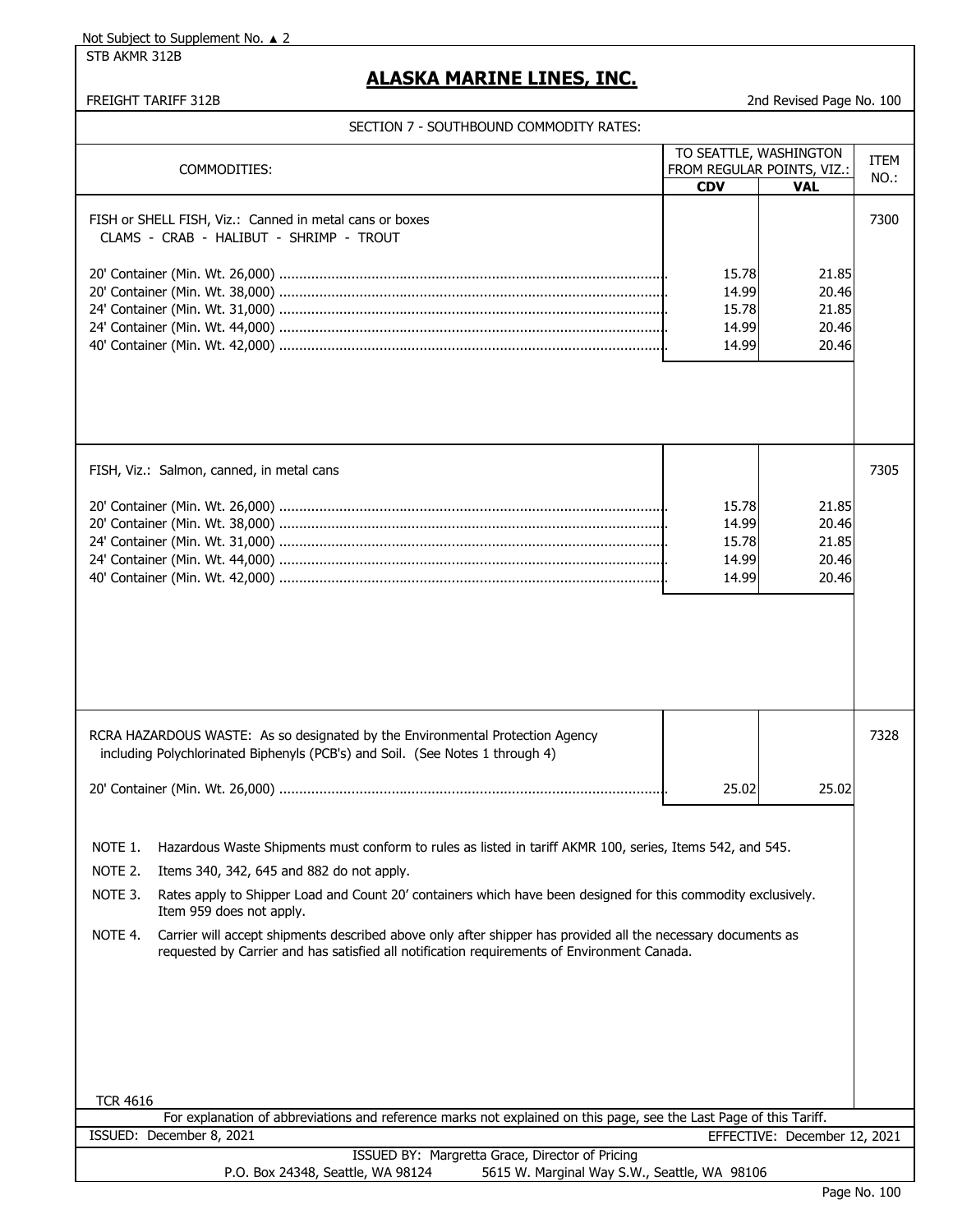Not Subject to Supplement No. ▲ 2

STB AKMR 312B

# ALASKA MARINE LINES, INC.

FREIGHT TARIFF 312B — 2nd Revised Page No. 100

## SECTION 7 - SOUTHBOUND COMMODITY RATES:

| COMMODITIES: | TO SEATTLE, WASHINGTON FROM REGULAR POINTS, VIZ.: | | ITEM NO.: |
|---|---|---|---|
| | **CDV** | **VAL** | |
| FISH or SHELL FISH, Viz.: Canned in metal cans or boxes<br>CLAMS - CRAB - HALIBUT - SHRIMP - TROUT | | | 7300 |
| 20' Container (Min. Wt. 26,000) | 15.78 | 21.85 | |
| 20' Container (Min. Wt. 38,000) | 14.99 | 20.46 | |
| 24' Container (Min. Wt. 31,000) | 15.78 | 21.85 | |
| 24' Container (Min. Wt. 44,000) | 14.99 | 20.46 | |
| 40' Container (Min. Wt. 42,000) | 14.99 | 20.46 | |
| FISH, Viz.: Salmon, canned, in metal cans | | | 7305 |
| 20' Container (Min. Wt. 26,000) | 15.78 | 21.85 | |
| 20' Container (Min. Wt. 38,000) | 14.99 | 20.46 | |
| 24' Container (Min. Wt. 31,000) | 15.78 | 21.85 | |
| 24' Container (Min. Wt. 44,000) | 14.99 | 20.46 | |
| 40' Container (Min. Wt. 42,000) | 14.99 | 20.46 | |
| RCRA HAZARDOUS WASTE: As so designated by the Environmental Protection Agency including Polychlorinated Biphenyls (PCB's) and Soil. (See Notes 1 through 4) | | | 7328 |
| 20' Container (Min. Wt. 26,000) | 25.02 | 25.02 | |

NOTE 1. Hazardous Waste Shipments must conform to rules as listed in tariff AKMR 100, series, Items 542, and 545.

NOTE 2. Items 340, 342, 645 and 882 do not apply.

NOTE 3. Rates apply to Shipper Load and Count 20' containers which have been designed for this commodity exclusively. Item 959 does not apply.

NOTE 4. Carrier will accept shipments described above only after shipper has provided all the necessary documents as requested by Carrier and has satisfied all notification requirements of Environment Canada.

TCR 4616

For explanation of abbreviations and reference marks not explained on this page, see the Last Page of this Tariff.

ISSUED: December 8, 2021 — EFFECTIVE: December 12, 2021

ISSUED BY: Margretta Grace, Director of Pricing

P.O. Box 24348, Seattle, WA 98124 — 5615 W. Marginal Way S.W., Seattle, WA 98106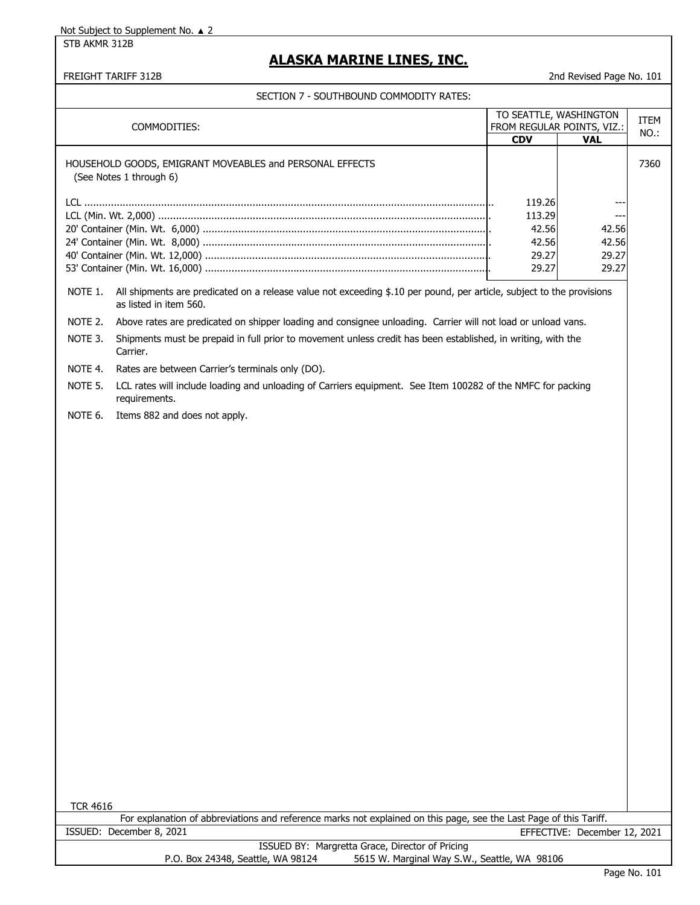Not Subject to Supplement No. ▲ 2

STB AKMR 312B

# ALASKA MARINE LINES, INC.

FREIGHT TARIFF 312B

2nd Revised Page No. 101

## SECTION 7 - SOUTHBOUND COMMODITY RATES:

| COMMODITIES: | TO SEATTLE, WASHINGTON FROM REGULAR POINTS, VIZ.: | | ITEM NO.: |
|---|---|---|---|
| | CDV | VAL | |
| HOUSEHOLD GOODS, EMIGRANT MOVEABLES and PERSONAL EFFECTS (See Notes 1 through 6) | | | 7360 |
| LCL | 119.26 | --- | |
| LCL (Min. Wt. 2,000) | 113.29 | --- | |
| 20' Container (Min. Wt. 6,000) | 42.56 | 42.56 | |
| 24' Container (Min. Wt. 8,000) | 42.56 | 42.56 | |
| 40' Container (Min. Wt. 12,000) | 29.27 | 29.27 | |
| 53' Container (Min. Wt. 16,000) | 29.27 | 29.27 | |

NOTE 1. All shipments are predicated on a release value not exceeding $.10 per pound, per article, subject to the provisions as listed in item 560.

NOTE 2. Above rates are predicated on shipper loading and consignee unloading. Carrier will not load or unload vans.

NOTE 3. Shipments must be prepaid in full prior to movement unless credit has been established, in writing, with the Carrier.

NOTE 4. Rates are between Carrier's terminals only (DO).

NOTE 5. LCL rates will include loading and unloading of Carriers equipment. See Item 100282 of the NMFC for packing requirements.

NOTE 6. Items 882 and does not apply.

TCR 4616

For explanation of abbreviations and reference marks not explained on this page, see the Last Page of this Tariff.

ISSUED: December 8, 2021

EFFECTIVE: December 12, 2021

ISSUED BY: Margretta Grace, Director of Pricing

P.O. Box 24348, Seattle, WA 98124 5615 W. Marginal Way S.W., Seattle, WA 98106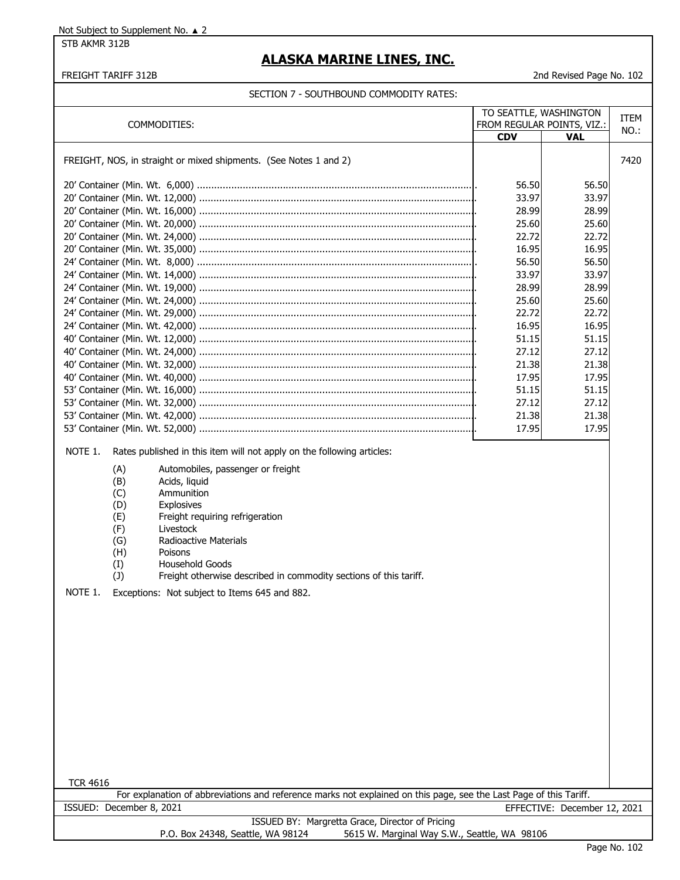Not Subject to Supplement No. ▲ 2

STB AKMR 312B

# ALASKA MARINE LINES, INC.

FREIGHT TARIFF 312B

2nd Revised Page No. 102

## SECTION 7 - SOUTHBOUND COMMODITY RATES:

| COMMODITIES: | TO SEATTLE, WASHINGTON FROM REGULAR POINTS, VIZ.: CDV | VAL | ITEM NO.: |
|---|---|---|---|
| FREIGHT, NOS, in straight or mixed shipments. (See Notes 1 and 2) | | | 7420 |
| 20' Container (Min. Wt. 6,000) | 56.50 | 56.50 | |
| 20' Container (Min. Wt. 12,000) | 33.97 | 33.97 | |
| 20' Container (Min. Wt. 16,000) | 28.99 | 28.99 | |
| 20' Container (Min. Wt. 20,000) | 25.60 | 25.60 | |
| 20' Container (Min. Wt. 24,000) | 22.72 | 22.72 | |
| 20' Container (Min. Wt. 35,000) | 16.95 | 16.95 | |
| 24' Container (Min. Wt. 8,000) | 56.50 | 56.50 | |
| 24' Container (Min. Wt. 14,000) | 33.97 | 33.97 | |
| 24' Container (Min. Wt. 19,000) | 28.99 | 28.99 | |
| 24' Container (Min. Wt. 24,000) | 25.60 | 25.60 | |
| 24' Container (Min. Wt. 29,000) | 22.72 | 22.72 | |
| 24' Container (Min. Wt. 42,000) | 16.95 | 16.95 | |
| 40' Container (Min. Wt. 12,000) | 51.15 | 51.15 | |
| 40' Container (Min. Wt. 24,000) | 27.12 | 27.12 | |
| 40' Container (Min. Wt. 32,000) | 21.38 | 21.38 | |
| 40' Container (Min. Wt. 40,000) | 17.95 | 17.95 | |
| 53' Container (Min. Wt. 16,000) | 51.15 | 51.15 | |
| 53' Container (Min. Wt. 32,000) | 27.12 | 27.12 | |
| 53' Container (Min. Wt. 42,000) | 21.38 | 21.38 | |
| 53' Container (Min. Wt. 52,000) | 17.95 | 17.95 | |

NOTE 1. Rates published in this item will not apply on the following articles:

- (A) Automobiles, passenger or freight
- (B) Acids, liquid
- (C) Ammunition
- (D) Explosives
- (E) Freight requiring refrigeration
- (F) Livestock
- (G) Radioactive Materials
- (H) Poisons
- (I) Household Goods
- (J) Freight otherwise described in commodity sections of this tariff.

NOTE 1. Exceptions: Not subject to Items 645 and 882.

TCR 4616

For explanation of abbreviations and reference marks not explained on this page, see the Last Page of this Tariff.

ISSUED: December 8, 2021

EFFECTIVE: December 12, 2021

ISSUED BY: Margretta Grace, Director of Pricing

P.O. Box 24348, Seattle, WA 98124 5615 W. Marginal Way S.W., Seattle, WA 98106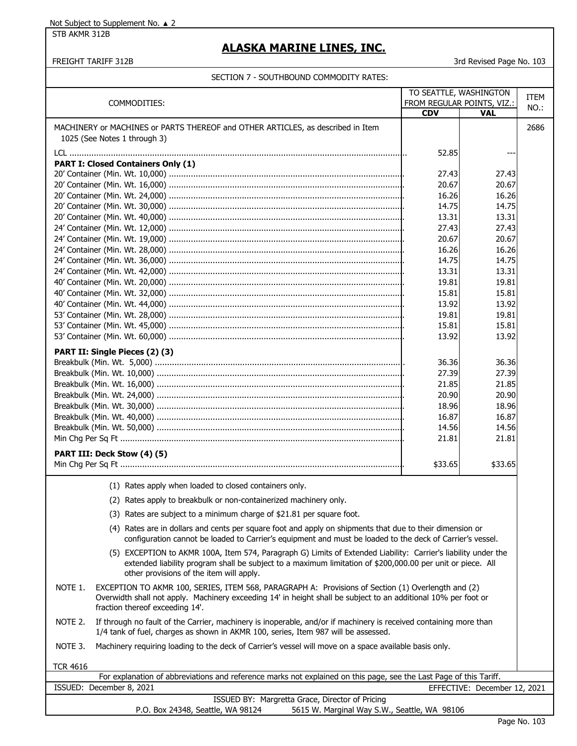Not Subject to Supplement No. ▲ 2

STB AKMR 312B

# ALASKA MARINE LINES, INC.

FREIGHT TARIFF 312B

3rd Revised Page No. 103

SECTION 7 - SOUTHBOUND COMMODITY RATES:

| COMMODITIES: | TO SEATTLE, WASHINGTON FROM REGULAR POINTS, VIZ.: | | ITEM NO.: |
|---|---|---|---|
| | **CDV** | **VAL** | |
| MACHINERY or MACHINES or PARTS THEREOF and OTHER ARTICLES, as described in Item 1025 (See Notes 1 through 3) | | | 2686 |
| LCL | 52.85 | --- | |
| **PART I: Closed Containers Only (1)** | | | |
| 20' Container (Min. Wt. 10,000) | 27.43 | 27.43 | |
| 20' Container (Min. Wt. 16,000) | 20.67 | 20.67 | |
| 20' Container (Min. Wt. 24,000) | 16.26 | 16.26 | |
| 20' Container (Min. Wt. 30,000) | 14.75 | 14.75 | |
| 20' Container (Min. Wt. 40,000) | 13.31 | 13.31 | |
| 24' Container (Min. Wt. 12,000) | 27.43 | 27.43 | |
| 24' Container (Min. Wt. 19,000) | 20.67 | 20.67 | |
| 24' Container (Min. Wt. 28,000) | 16.26 | 16.26 | |
| 24' Container (Min. Wt. 36,000) | 14.75 | 14.75 | |
| 24' Container (Min. Wt. 42,000) | 13.31 | 13.31 | |
| 40' Container (Min. Wt. 20,000) | 19.81 | 19.81 | |
| 40' Container (Min. Wt. 32,000) | 15.81 | 15.81 | |
| 40' Container (Min. Wt. 44,000) | 13.92 | 13.92 | |
| 53' Container (Min. Wt. 28,000) | 19.81 | 19.81 | |
| 53' Container (Min. Wt. 45,000) | 15.81 | 15.81 | |
| 53' Container (Min. Wt. 60,000) | 13.92 | 13.92 | |
| **PART II: Single Pieces (2) (3)** | | | |
| Breakbulk (Min. Wt. 5,000) | 36.36 | 36.36 | |
| Breakbulk (Min. Wt. 10,000) | 27.39 | 27.39 | |
| Breakbulk (Min. Wt. 16,000) | 21.85 | 21.85 | |
| Breakbulk (Min. Wt. 24,000) | 20.90 | 20.90 | |
| Breakbulk (Min. Wt. 30,000) | 18.96 | 18.96 | |
| Breakbulk (Min. Wt. 40,000) | 16.87 | 16.87 | |
| Breakbulk (Min. Wt. 50,000) | 14.56 | 14.56 | |
| Min Chg Per Sq Ft | 21.81 | 21.81 | |
| **PART III: Deck Stow (4) (5)** | | | |
| Min Chg Per Sq Ft | $33.65 | $33.65 | |

(1) Rates apply when loaded to closed containers only.

(2) Rates apply to breakbulk or non-containerized machinery only.

(3) Rates are subject to a minimum charge of $21.81 per square foot.

(4) Rates are in dollars and cents per square foot and apply on shipments that due to their dimension or configuration cannot be loaded to Carrier's equipment and must be loaded to the deck of Carrier's vessel.

(5) EXCEPTION to AKMR 100A, Item 574, Paragraph G) Limits of Extended Liability: Carrier's liability under the extended liability program shall be subject to a maximum limitation of $200,000.00 per unit or piece. All other provisions of the item will apply.

NOTE 1. EXCEPTION TO AKMR 100, SERIES, ITEM 568, PARAGRAPH A: Provisions of Section (1) Overlength and (2) Overwidth shall not apply. Machinery exceeding 14' in height shall be subject to an additional 10% per foot or fraction thereof exceeding 14'.

NOTE 2. If through no fault of the Carrier, machinery is inoperable, and/or if machinery is received containing more than 1/4 tank of fuel, charges as shown in AKMR 100, series, Item 987 will be assessed.

NOTE 3. Machinery requiring loading to the deck of Carrier's vessel will move on a space available basis only.

TCR 4616

For explanation of abbreviations and reference marks not explained on this page, see the Last Page of this Tariff.

ISSUED: December 8, 2021 EFFECTIVE: December 12, 2021

ISSUED BY: Margretta Grace, Director of Pricing

P.O. Box 24348, Seattle, WA 98124 5615 W. Marginal Way S.W., Seattle, WA 98106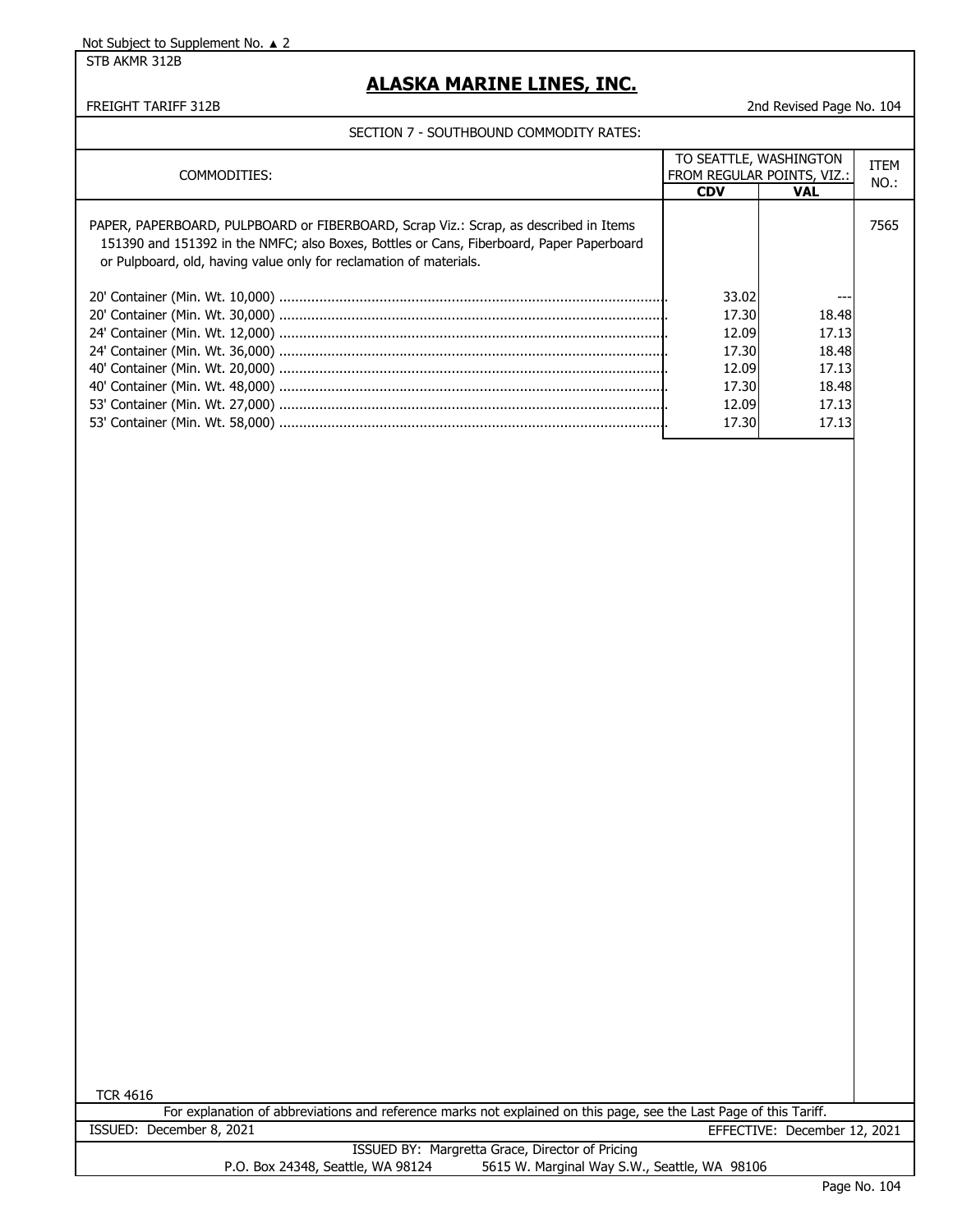Not Subject to Supplement No. ▲ 2

STB AKMR 312B

# ALASKA MARINE LINES, INC.

FREIGHT TARIFF 312B

2nd Revised Page No. 104

## SECTION 7 - SOUTHBOUND COMMODITY RATES:

| COMMODITIES: | TO SEATTLE, WASHINGTON FROM REGULAR POINTS, VIZ.: | | ITEM NO.: |
|---|---|---|---|
| | CDV | VAL | |
| PAPER, PAPERBOARD, PULPBOARD or FIBERBOARD, Scrap Viz.: Scrap, as described in Items 151390 and 151392 in the NMFC; also Boxes, Bottles or Cans, Fiberboard, Paper Paperboard or Pulpboard, old, having value only for reclamation of materials. | | | 7565 |
| 20' Container (Min. Wt. 10,000) | 33.02 | --- | |
| 20' Container (Min. Wt. 30,000) | 17.30 | 18.48 | |
| 24' Container (Min. Wt. 12,000) | 12.09 | 17.13 | |
| 24' Container (Min. Wt. 36,000) | 17.30 | 18.48 | |
| 40' Container (Min. Wt. 20,000) | 12.09 | 17.13 | |
| 40' Container (Min. Wt. 48,000) | 17.30 | 18.48 | |
| 53' Container (Min. Wt. 27,000) | 12.09 | 17.13 | |
| 53' Container (Min. Wt. 58,000) | 17.30 | 17.13 | |

TCR 4616

For explanation of abbreviations and reference marks not explained on this page, see the Last Page of this Tariff.

ISSUED: December 8, 2021

EFFECTIVE: December 12, 2021

ISSUED BY: Margretta Grace, Director of Pricing

P.O. Box 24348, Seattle, WA 98124 5615 W. Marginal Way S.W., Seattle, WA 98106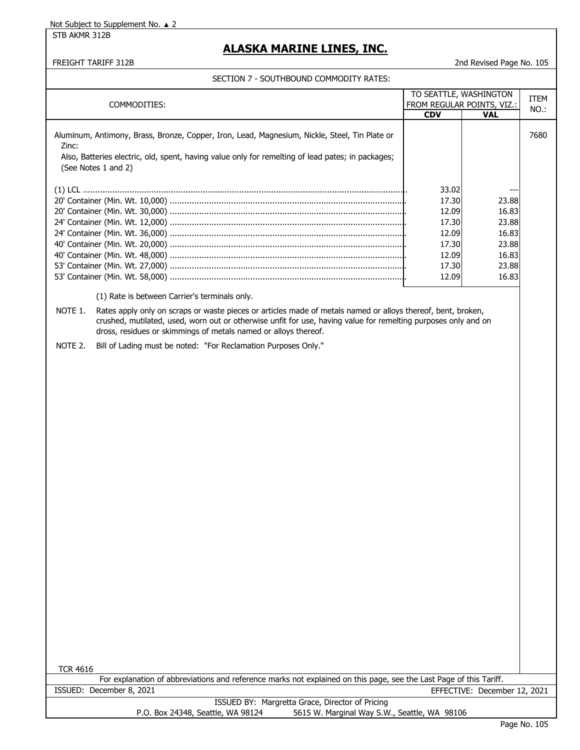Not Subject to Supplement No. ▲ 2

STB AKMR 312B

# ALASKA MARINE LINES, INC.

FREIGHT TARIFF 312B

2nd Revised Page No. 105

## SECTION 7 - SOUTHBOUND COMMODITY RATES:

| COMMODITIES: | TO SEATTLE, WASHINGTON FROM REGULAR POINTS, VIZ.: | | ITEM NO.: |
|---|---|---|---|
| | **CDV** | **VAL** | |
| Aluminum, Antimony, Brass, Bronze, Copper, Iron, Lead, Magnesium, Nickle, Steel, Tin Plate or Zinc: Also, Batteries electric, old, spent, having value only for remelting of lead pates; in packages; (See Notes 1 and 2) | | | 7680 |
| (1) LCL | 33.02 | --- | |
| 20' Container (Min. Wt. 10,000) | 17.30 | 23.88 | |
| 20' Container (Min. Wt. 30,000) | 12.09 | 16.83 | |
| 24' Container (Min. Wt. 12,000) | 17.30 | 23.88 | |
| 24' Container (Min. Wt. 36,000) | 12.09 | 16.83 | |
| 40' Container (Min. Wt. 20,000) | 17.30 | 23.88 | |
| 40' Container (Min. Wt. 48,000) | 12.09 | 16.83 | |
| 53' Container (Min. Wt. 27,000) | 17.30 | 23.88 | |
| 53' Container (Min. Wt. 58,000) | 12.09 | 16.83 | |

(1) Rate is between Carrier's terminals only.

NOTE 1. Rates apply only on scraps or waste pieces or articles made of metals named or alloys thereof, bent, broken, crushed, mutilated, used, worn out or otherwise unfit for use, having value for remelting purposes only and on dross, residues or skimmings of metals named or alloys thereof.

NOTE 2. Bill of Lading must be noted: "For Reclamation Purposes Only."

TCR 4616

For explanation of abbreviations and reference marks not explained on this page, see the Last Page of this Tariff.

ISSUED: December 8, 2021 EFFECTIVE: December 12, 2021

ISSUED BY: Margretta Grace, Director of Pricing

P.O. Box 24348, Seattle, WA 98124 5615 W. Marginal Way S.W., Seattle, WA 98106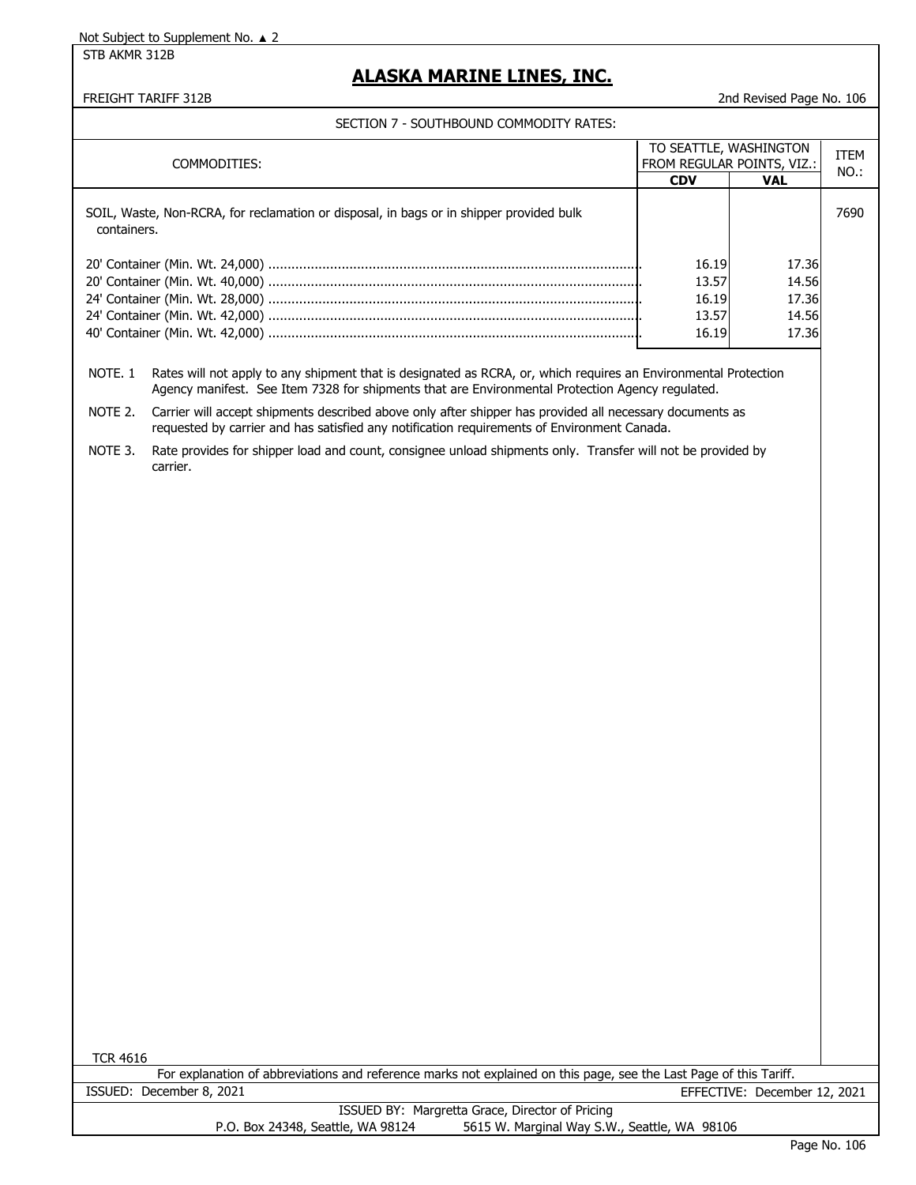Not Subject to Supplement No. ▲ 2

STB AKMR 312B

# ALASKA MARINE LINES, INC.

FREIGHT TARIFF 312B

2nd Revised Page No. 106

## SECTION 7 - SOUTHBOUND COMMODITY RATES:

| COMMODITIES: | TO SEATTLE, WASHINGTON FROM REGULAR POINTS, VIZ.: | | ITEM NO.: |
|---|---|---|---|
| | **CDV** | **VAL** | |
| SOIL, Waste, Non-RCRA, for reclamation or disposal, in bags or in shipper provided bulk containers. | | | 7690 |
| 20' Container (Min. Wt. 24,000) | 16.19 | 17.36 | |
| 20' Container (Min. Wt. 40,000) | 13.57 | 14.56 | |
| 24' Container (Min. Wt. 28,000) | 16.19 | 17.36 | |
| 24' Container (Min. Wt. 42,000) | 13.57 | 14.56 | |
| 40' Container (Min. Wt. 42,000) | 16.19 | 17.36 | |

NOTE. 1 Rates will not apply to any shipment that is designated as RCRA, or, which requires an Environmental Protection Agency manifest. See Item 7328 for shipments that are Environmental Protection Agency regulated.

NOTE 2. Carrier will accept shipments described above only after shipper has provided all necessary documents as requested by carrier and has satisfied any notification requirements of Environment Canada.

NOTE 3. Rate provides for shipper load and count, consignee unload shipments only. Transfer will not be provided by carrier.

TCR 4616

For explanation of abbreviations and reference marks not explained on this page, see the Last Page of this Tariff.

ISSUED: December 8, 2021

EFFECTIVE: December 12, 2021

ISSUED BY: Margretta Grace, Director of Pricing

P.O. Box 24348, Seattle, WA 98124 5615 W. Marginal Way S.W., Seattle, WA 98106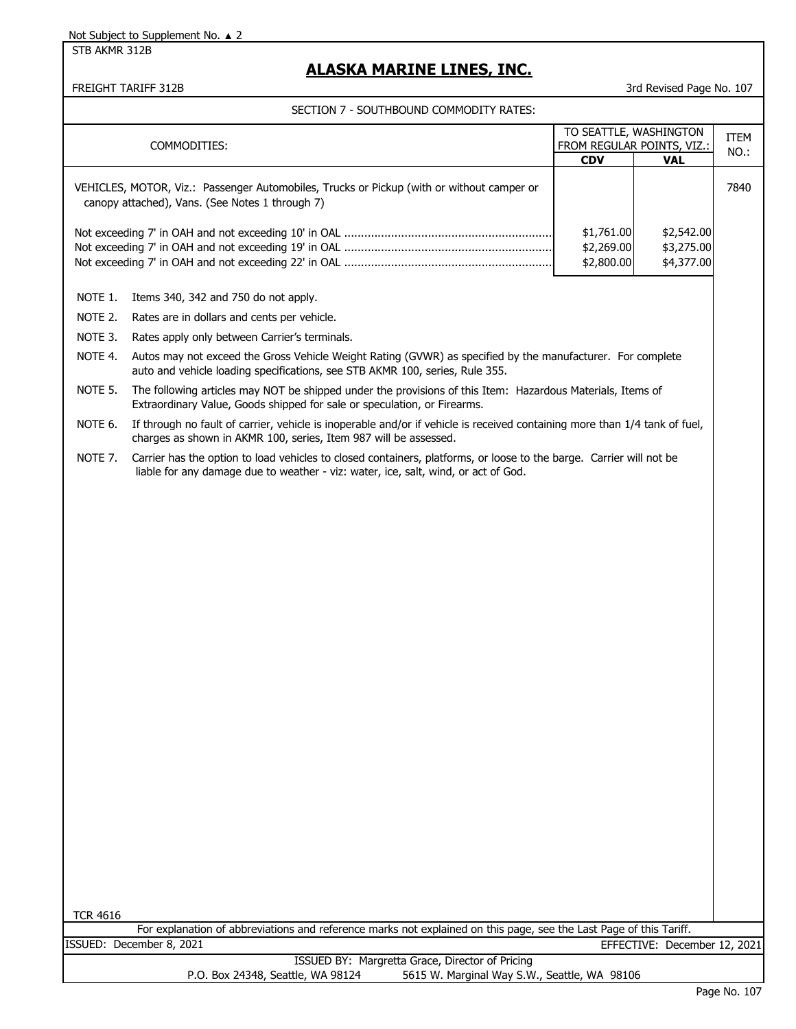Not Subject to Supplement No. ▲ 2

STB AKMR 312B

# ALASKA MARINE LINES, INC.

FREIGHT TARIFF 312B — 3rd Revised Page No. 107

## SECTION 7 - SOUTHBOUND COMMODITY RATES:

| COMMODITIES: | TO SEATTLE, WASHINGTON FROM REGULAR POINTS, VIZ.: CDV | VAL | ITEM NO.: |
|---|---|---|---|
| VEHICLES, MOTOR, Viz.: Passenger Automobiles, Trucks or Pickup (with or without camper or canopy attached), Vans. (See Notes 1 through 7) | | | 7840 |
| Not exceeding 7' in OAH and not exceeding 10' in OAL | $1,761.00 | $2,542.00 | |
| Not exceeding 7' in OAH and not exceeding 19' in OAL | $2,269.00 | $3,275.00 | |
| Not exceeding 7' in OAH and not exceeding 22' in OAL | $2,800.00 | $4,377.00 | |

NOTE 1. Items 340, 342 and 750 do not apply.

NOTE 2. Rates are in dollars and cents per vehicle.

NOTE 3. Rates apply only between Carrier's terminals.

NOTE 4. Autos may not exceed the Gross Vehicle Weight Rating (GVWR) as specified by the manufacturer. For complete auto and vehicle loading specifications, see STB AKMR 100, series, Rule 355.

NOTE 5. The following articles may NOT be shipped under the provisions of this Item: Hazardous Materials, Items of Extraordinary Value, Goods shipped for sale or speculation, or Firearms.

NOTE 6. If through no fault of carrier, vehicle is inoperable and/or if vehicle is received containing more than 1/4 tank of fuel, charges as shown in AKMR 100, series, Item 987 will be assessed.

NOTE 7. Carrier has the option to load vehicles to closed containers, platforms, or loose to the barge. Carrier will not be liable for any damage due to weather - viz: water, ice, salt, wind, or act of God.

TCR 4616

For explanation of abbreviations and reference marks not explained on this page, see the Last Page of this Tariff.

ISSUED: December 8, 2021 — EFFECTIVE: December 12, 2021

ISSUED BY: Margretta Grace, Director of Pricing

P.O. Box 24348, Seattle, WA 98124 — 5615 W. Marginal Way S.W., Seattle, WA 98106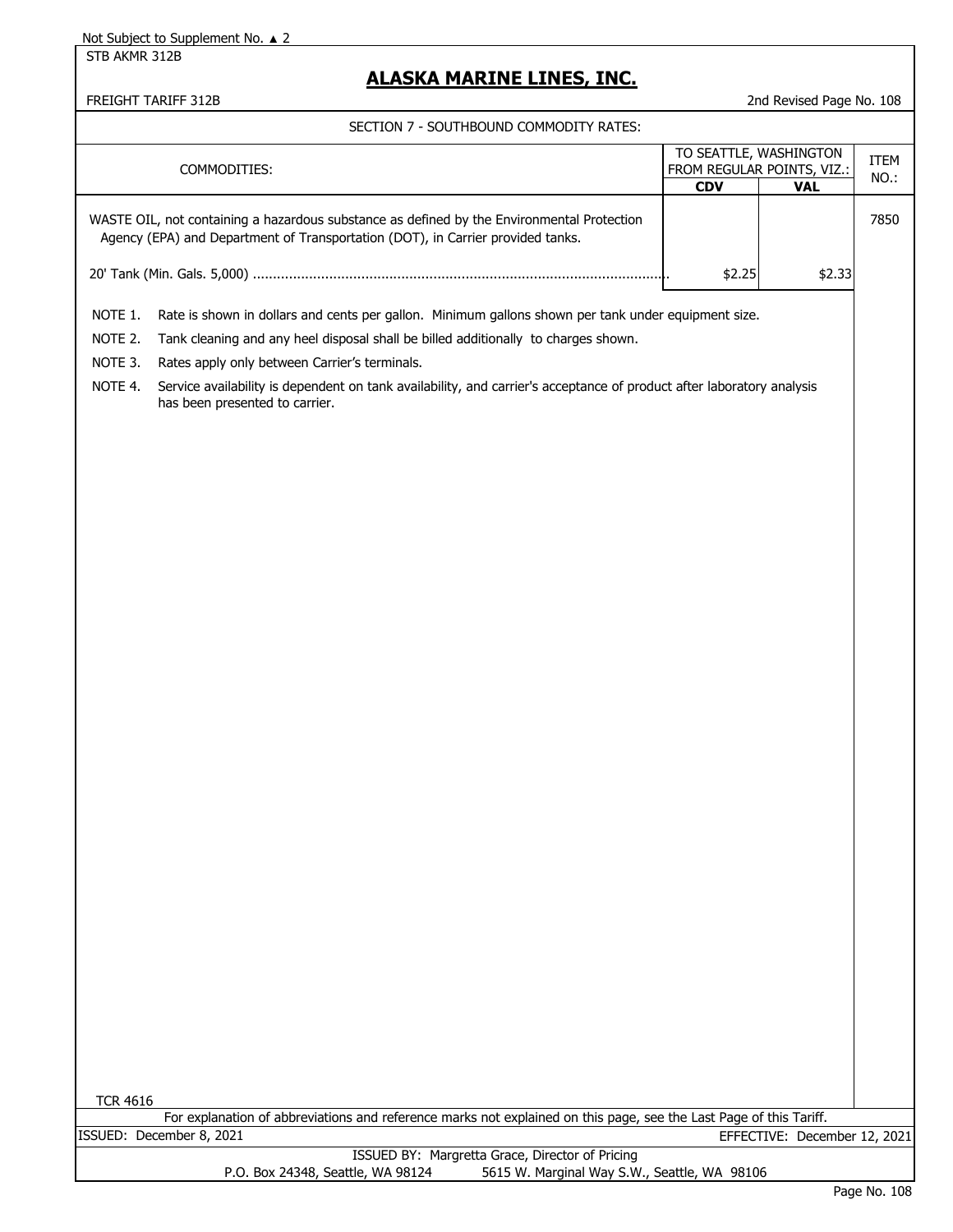Not Subject to Supplement No. ▲ 2

STB AKMR 312B

# ALASKA MARINE LINES, INC.

FREIGHT TARIFF 312B

2nd Revised Page No. 108

## SECTION 7 - SOUTHBOUND COMMODITY RATES:

| COMMODITIES: | TO SEATTLE, WASHINGTON FROM REGULAR POINTS, VIZ.: | | ITEM NO.: |
|---|---|---|---|
| | **CDV** | **VAL** | |
| WASTE OIL, not containing a hazardous substance as defined by the Environmental Protection Agency (EPA) and Department of Transportation (DOT), in Carrier provided tanks. | | | 7850 |
| 20' Tank (Min. Gals. 5,000) | $2.25 | $2.33 | |

NOTE 1. Rate is shown in dollars and cents per gallon. Minimum gallons shown per tank under equipment size.

NOTE 2. Tank cleaning and any heel disposal shall be billed additionally to charges shown.

NOTE 3. Rates apply only between Carrier's terminals.

NOTE 4. Service availability is dependent on tank availability, and carrier's acceptance of product after laboratory analysis has been presented to carrier.

TCR 4616

For explanation of abbreviations and reference marks not explained on this page, see the Last Page of this Tariff.

ISSUED: December 8, 2021

EFFECTIVE: December 12, 2021

ISSUED BY: Margretta Grace, Director of Pricing

P.O. Box 24348, Seattle, WA 98124 5615 W. Marginal Way S.W., Seattle, WA 98106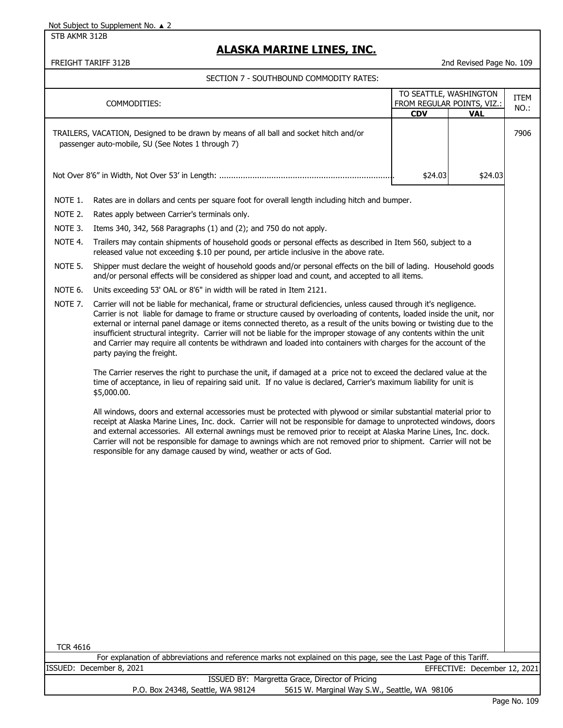Not Subject to Supplement No. ▲ 2

STB AKMR 312B

# ALASKA MARINE LINES, INC.

FREIGHT TARIFF 312B

2nd Revised Page No. 109

## SECTION 7 - SOUTHBOUND COMMODITY RATES:

| COMMODITIES: | TO SEATTLE, WASHINGTON FROM REGULAR POINTS, VIZ.: | | ITEM NO.: |
|---|---|---|---|
| | CDV | VAL | |
| TRAILERS, VACATION, Designed to be drawn by means of all ball and socket hitch and/or passenger auto-mobile, SU (See Notes 1 through 7) | | | 7906 |
| Not Over 8'6" in Width, Not Over 53' in Length: | $24.03 | $24.03 | |

NOTE 1. Rates are in dollars and cents per square foot for overall length including hitch and bumper.

NOTE 2. Rates apply between Carrier's terminals only.

NOTE 3. Items 340, 342, 568 Paragraphs (1) and (2); and 750 do not apply.

NOTE 4. Trailers may contain shipments of household goods or personal effects as described in Item 560, subject to a released value not exceeding $.10 per pound, per article inclusive in the above rate.

NOTE 5. Shipper must declare the weight of household goods and/or personal effects on the bill of lading. Household goods and/or personal effects will be considered as shipper load and count, and accepted to all items.

NOTE 6. Units exceeding 53' OAL or 8'6" in width will be rated in Item 2121.

NOTE 7. Carrier will not be liable for mechanical, frame or structural deficiencies, unless caused through it's negligence. Carrier is not liable for damage to frame or structure caused by overloading of contents, loaded inside the unit, nor external or internal panel damage or items connected thereto, as a result of the units bowing or twisting due to the insufficient structural integrity. Carrier will not be liable for the improper stowage of any contents within the unit and Carrier may require all contents be withdrawn and loaded into containers with charges for the account of the party paying the freight.

The Carrier reserves the right to purchase the unit, if damaged at a price not to exceed the declared value at the time of acceptance, in lieu of repairing said unit. If no value is declared, Carrier's maximum liability for unit is $5,000.00.

All windows, doors and external accessories must be protected with plywood or similar substantial material prior to receipt at Alaska Marine Lines, Inc. dock. Carrier will not be responsible for damage to unprotected windows, doors and external accessories. All external awnings must be removed prior to receipt at Alaska Marine Lines, Inc. dock. Carrier will not be responsible for damage to awnings which are not removed prior to shipment. Carrier will not be responsible for any damage caused by wind, weather or acts of God.

TCR 4616

For explanation of abbreviations and reference marks not explained on this page, see the Last Page of this Tariff.

ISSUED: December 8, 2021 EFFECTIVE: December 12, 2021

ISSUED BY: Margretta Grace, Director of Pricing

P.O. Box 24348, Seattle, WA 98124 5615 W. Marginal Way S.W., Seattle, WA 98106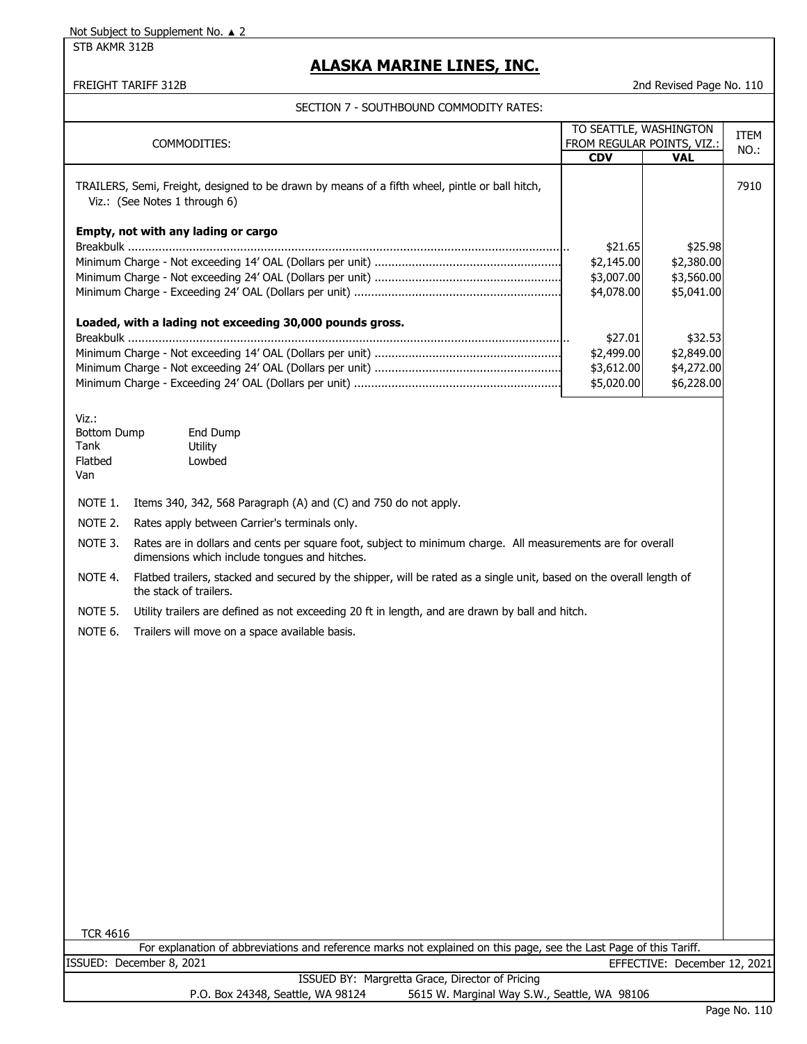Not Subject to Supplement No. ▲ 2

STB AKMR 312B

# ALASKA MARINE LINES, INC.

FREIGHT TARIFF 312B — 2nd Revised Page No. 110

## SECTION 7 - SOUTHBOUND COMMODITY RATES:

| COMMODITIES: | TO SEATTLE, WASHINGTON FROM REGULAR POINTS, VIZ.: CDV | VAL | ITEM NO.: |
|---|---|---|---|
| TRAILERS, Semi, Freight, designed to be drawn by means of a fifth wheel, pintle or ball hitch, Viz.: (See Notes 1 through 6) | | | 7910 |
| **Empty, not with any lading or cargo** | | | |
| Breakbulk | $21.65 | $25.98 | |
| Minimum Charge - Not exceeding 14' OAL (Dollars per unit) | $2,145.00 | $2,380.00 | |
| Minimum Charge - Not exceeding 24' OAL (Dollars per unit) | $3,007.00 | $3,560.00 | |
| Minimum Charge - Exceeding 24' OAL (Dollars per unit) | $4,078.00 | $5,041.00 | |
| **Loaded, with a lading not exceeding 30,000 pounds gross.** | | | |
| Breakbulk | $27.01 | $32.53 | |
| Minimum Charge - Not exceeding 14' OAL (Dollars per unit) | $2,499.00 | $2,849.00 | |
| Minimum Charge - Not exceeding 24' OAL (Dollars per unit) | $3,612.00 | $4,272.00 | |
| Minimum Charge - Exceeding 24' OAL (Dollars per unit) | $5,020.00 | $6,228.00 | |

Viz.:

| | |
|---|---|
| Bottom Dump | End Dump |
| Tank | Utility |
| Flatbed | Lowbed |
| Van | |

NOTE 1. Items 340, 342, 568 Paragraph (A) and (C) and 750 do not apply.

NOTE 2. Rates apply between Carrier's terminals only.

NOTE 3. Rates are in dollars and cents per square foot, subject to minimum charge. All measurements are for overall dimensions which include tongues and hitches.

NOTE 4. Flatbed trailers, stacked and secured by the shipper, will be rated as a single unit, based on the overall length of the stack of trailers.

NOTE 5. Utility trailers are defined as not exceeding 20 ft in length, and are drawn by ball and hitch.

NOTE 6. Trailers will move on a space available basis.

TCR 4616

For explanation of abbreviations and reference marks not explained on this page, see the Last Page of this Tariff.

ISSUED: December 8, 2021 — EFFECTIVE: December 12, 2021

ISSUED BY: Margretta Grace, Director of Pricing

P.O. Box 24348, Seattle, WA 98124 — 5615 W. Marginal Way S.W., Seattle, WA 98106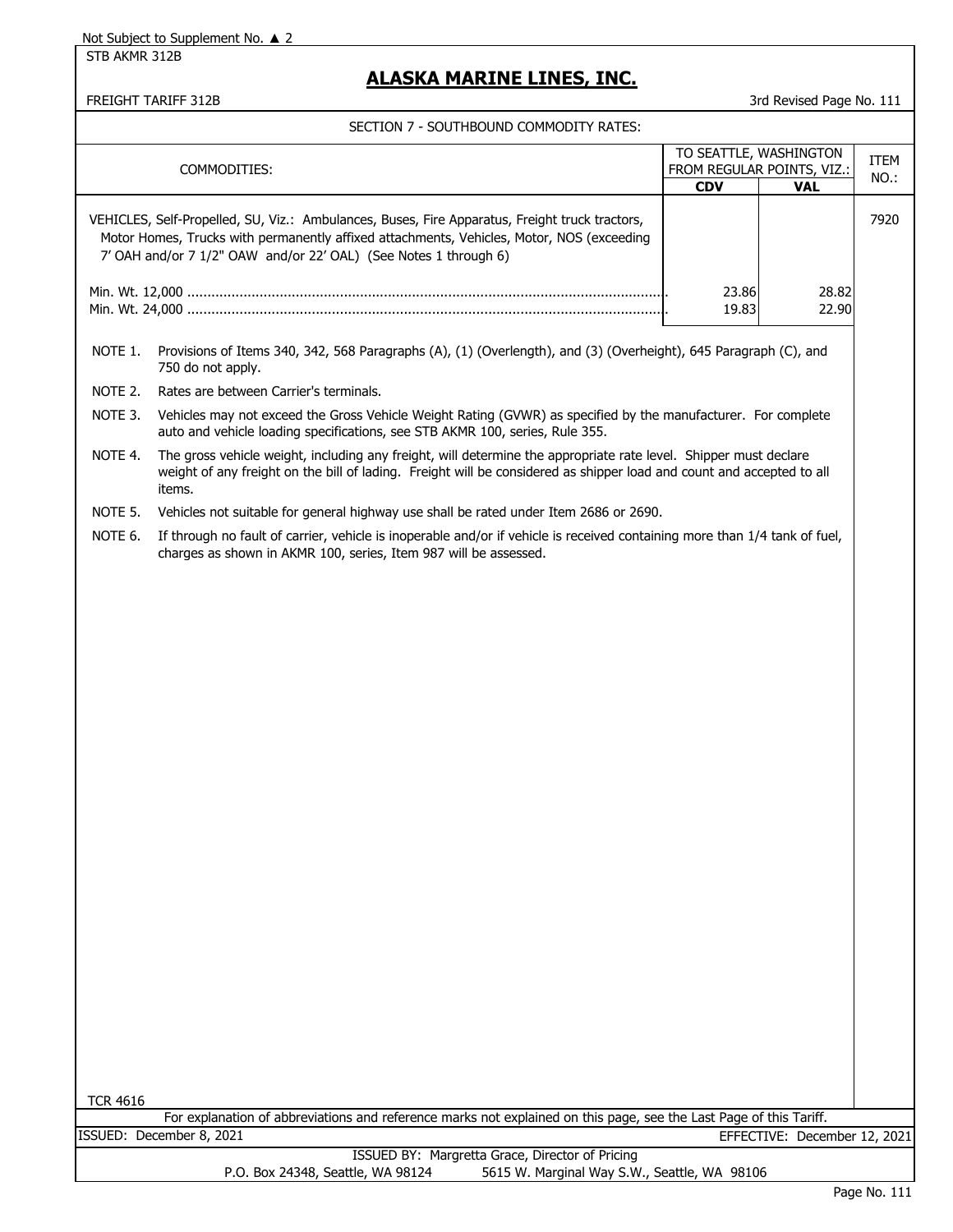Not Subject to Supplement No. ▲ 2

STB AKMR 312B

# ALASKA MARINE LINES, INC.

FREIGHT TARIFF 312B

3rd Revised Page No. 111

## SECTION 7 - SOUTHBOUND COMMODITY RATES:

| COMMODITIES: | TO SEATTLE, WASHINGTON FROM REGULAR POINTS, VIZ.: | | ITEM NO.: |
|---|---|---|---|
| | CDV | VAL | |
| VEHICLES, Self-Propelled, SU, Viz.: Ambulances, Buses, Fire Apparatus, Freight truck tractors, Motor Homes, Trucks with permanently affixed attachments, Vehicles, Motor, NOS (exceeding 7' OAH and/or 7 1/2" OAW and/or 22' OAL) (See Notes 1 through 6) | | | 7920 |
| Min. Wt. 12,000 | 23.86 | 28.82 | |
| Min. Wt. 24,000 | 19.83 | 22.90 | |

NOTE 1. Provisions of Items 340, 342, 568 Paragraphs (A), (1) (Overlength), and (3) (Overheight), 645 Paragraph (C), and 750 do not apply.

NOTE 2. Rates are between Carrier's terminals.

NOTE 3. Vehicles may not exceed the Gross Vehicle Weight Rating (GVWR) as specified by the manufacturer. For complete auto and vehicle loading specifications, see STB AKMR 100, series, Rule 355.

NOTE 4. The gross vehicle weight, including any freight, will determine the appropriate rate level. Shipper must declare weight of any freight on the bill of lading. Freight will be considered as shipper load and count and accepted to all items.

NOTE 5. Vehicles not suitable for general highway use shall be rated under Item 2686 or 2690.

NOTE 6. If through no fault of carrier, vehicle is inoperable and/or if vehicle is received containing more than 1/4 tank of fuel, charges as shown in AKMR 100, series, Item 987 will be assessed.

TCR 4616

For explanation of abbreviations and reference marks not explained on this page, see the Last Page of this Tariff.

ISSUED: December 8, 2021

EFFECTIVE: December 12, 2021

ISSUED BY: Margretta Grace, Director of Pricing

P.O. Box 24348, Seattle, WA 98124    5615 W. Marginal Way S.W., Seattle, WA 98106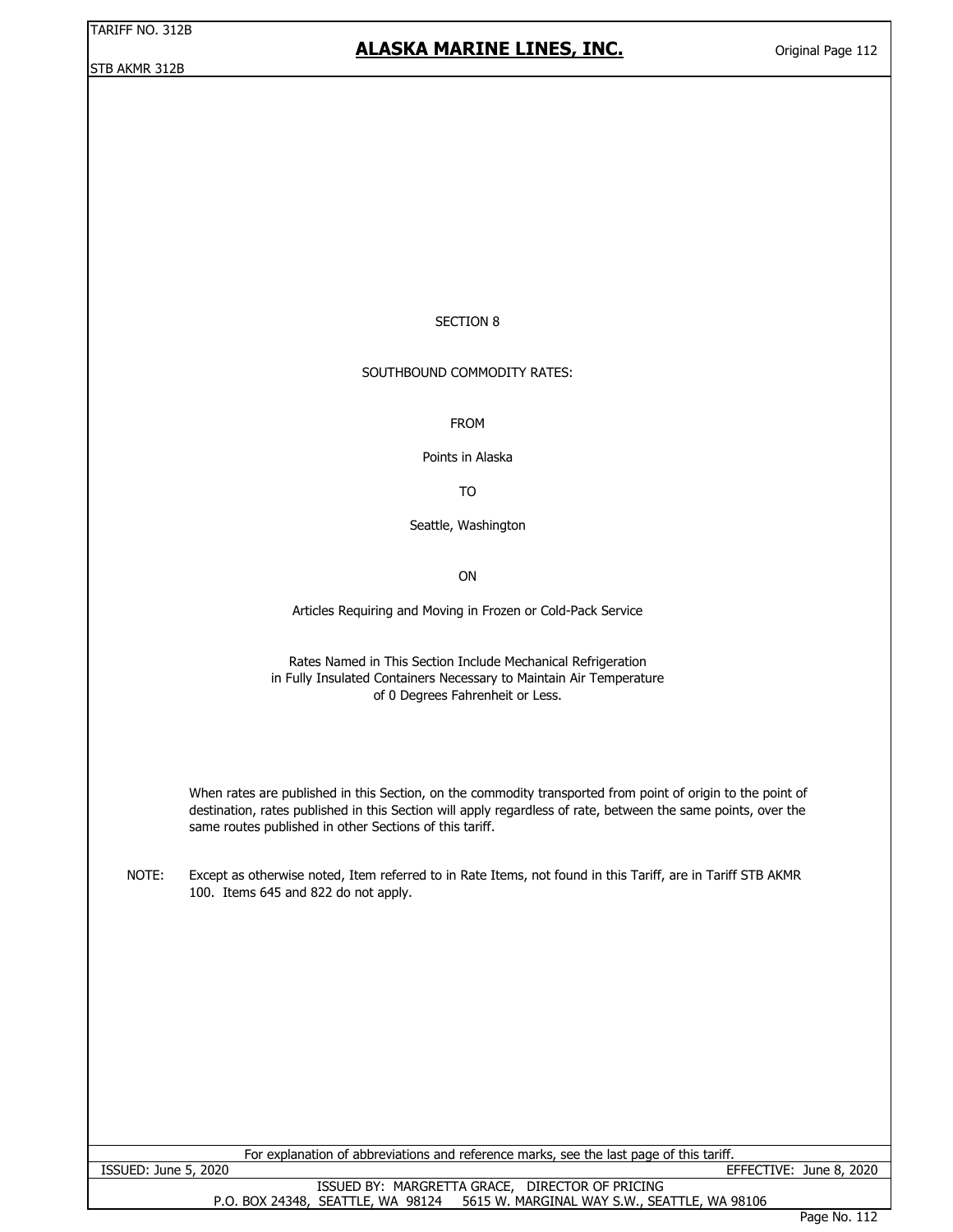# SECTION 8

## SOUTHBOUND COMMODITY RATES:

FROM

Points in Alaska

TO

Seattle, Washington

ON

Articles Requiring and Moving in Frozen or Cold-Pack Service

Rates Named in This Section Include Mechanical Refrigeration in Fully Insulated Containers Necessary to Maintain Air Temperature of 0 Degrees Fahrenheit or Less.

When rates are published in this Section, on the commodity transported from point of origin to the point of destination, rates published in this Section will apply regardless of rate, between the same points, over the same routes published in other Sections of this tariff.

NOTE: Except as otherwise noted, Item referred to in Rate Items, not found in this Tariff, are in Tariff STB AKMR 100. Items 645 and 822 do not apply.

For explanation of abbreviations and reference marks, see the last page of this tariff.

ISSUED: June 5, 2020 EFFECTIVE: June 8, 2020

ISSUED BY: MARGRETTA GRACE, DIRECTOR OF PRICING
P.O. BOX 24348, SEATTLE, WA 98124 5615 W. MARGINAL WAY S.W., SEATTLE, WA 98106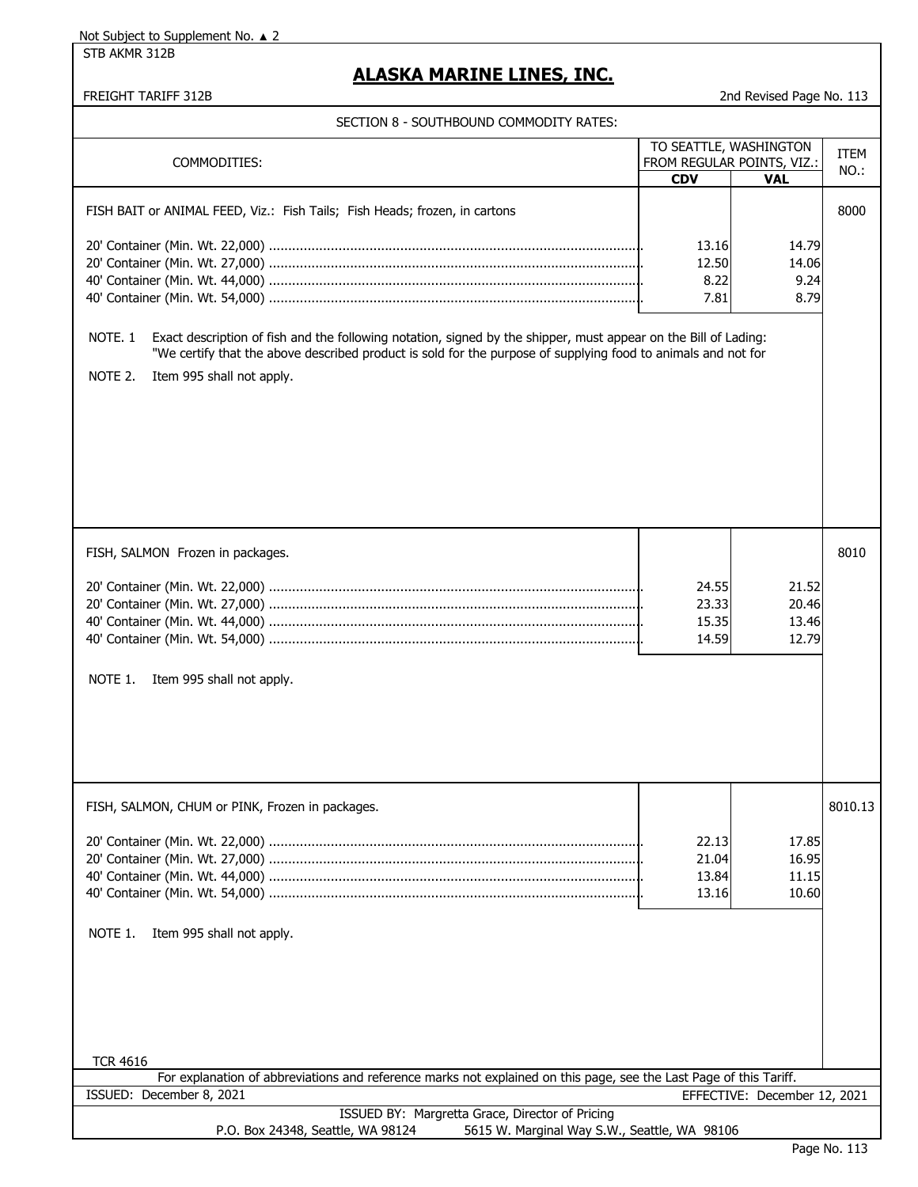Not Subject to Supplement No. ▲ 2

STB AKMR 312B

# ALASKA MARINE LINES, INC.

FREIGHT TARIFF 312B — 2nd Revised Page No. 113

## SECTION 8 - SOUTHBOUND COMMODITY RATES:

| COMMODITIES: | TO SEATTLE, WASHINGTON FROM REGULAR POINTS, VIZ.: CDV | VAL | ITEM NO.: |
|---|---|---|---|
| FISH BAIT or ANIMAL FEED, Viz.: Fish Tails; Fish Heads; frozen, in cartons | | | 8000 |
| 20' Container (Min. Wt. 22,000) | 13.16 | 14.79 | |
| 20' Container (Min. Wt. 27,000) | 12.50 | 14.06 | |
| 40' Container (Min. Wt. 44,000) | 8.22 | 9.24 | |
| 40' Container (Min. Wt. 54,000) | 7.81 | 8.79 | |
| NOTE. 1 Exact description of fish and the following notation, signed by the shipper, must appear on the Bill of Lading: "We certify that the above described product is sold for the purpose of supplying food to animals and not for | | | |
| NOTE 2. Item 995 shall not apply. | | | |
| FISH, SALMON Frozen in packages. | | | 8010 |
| 20' Container (Min. Wt. 22,000) | 24.55 | 21.52 | |
| 20' Container (Min. Wt. 27,000) | 23.33 | 20.46 | |
| 40' Container (Min. Wt. 44,000) | 15.35 | 13.46 | |
| 40' Container (Min. Wt. 54,000) | 14.59 | 12.79 | |
| NOTE 1. Item 995 shall not apply. | | | |
| FISH, SALMON, CHUM or PINK, Frozen in packages. | | | 8010.13 |
| 20' Container (Min. Wt. 22,000) | 22.13 | 17.85 | |
| 20' Container (Min. Wt. 27,000) | 21.04 | 16.95 | |
| 40' Container (Min. Wt. 44,000) | 13.84 | 11.15 | |
| 40' Container (Min. Wt. 54,000) | 13.16 | 10.60 | |
| NOTE 1. Item 995 shall not apply. | | | |

TCR 4616

For explanation of abbreviations and reference marks not explained on this page, see the Last Page of this Tariff.

ISSUED: December 8, 2021 — EFFECTIVE: December 12, 2021

ISSUED BY: Margretta Grace, Director of Pricing

P.O. Box 24348, Seattle, WA 98124 — 5615 W. Marginal Way S.W., Seattle, WA 98106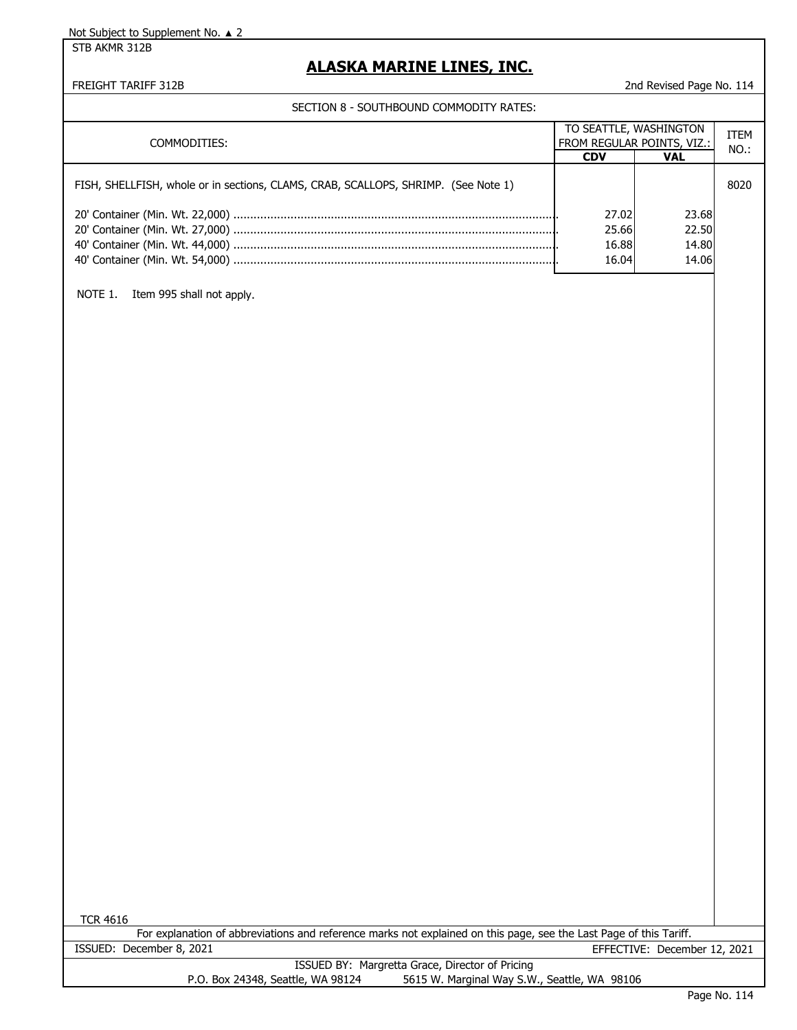Not Subject to Supplement No. ▲ 2

STB AKMR 312B

# ALASKA MARINE LINES, INC.

FREIGHT TARIFF 312B

2nd Revised Page No. 114

SECTION 8 - SOUTHBOUND COMMODITY RATES:

| COMMODITIES: | TO SEATTLE, WASHINGTON FROM REGULAR POINTS, VIZ.: | | ITEM NO.: |
|---|---|---|---|
| | CDV | VAL | |
| FISH, SHELLFISH, whole or in sections, CLAMS, CRAB, SCALLOPS, SHRIMP. (See Note 1) | | | 8020 |
| 20' Container (Min. Wt. 22,000) | 27.02 | 23.68 | |
| 20' Container (Min. Wt. 27,000) | 25.66 | 22.50 | |
| 40' Container (Min. Wt. 44,000) | 16.88 | 14.80 | |
| 40' Container (Min. Wt. 54,000) | 16.04 | 14.06 | |

NOTE 1. Item 995 shall not apply.

TCR 4616

For explanation of abbreviations and reference marks not explained on this page, see the Last Page of this Tariff.

ISSUED: December 8, 2021

EFFECTIVE: December 12, 2021

ISSUED BY: Margretta Grace, Director of Pricing

P.O. Box 24348, Seattle, WA 98124 5615 W. Marginal Way S.W., Seattle, WA 98106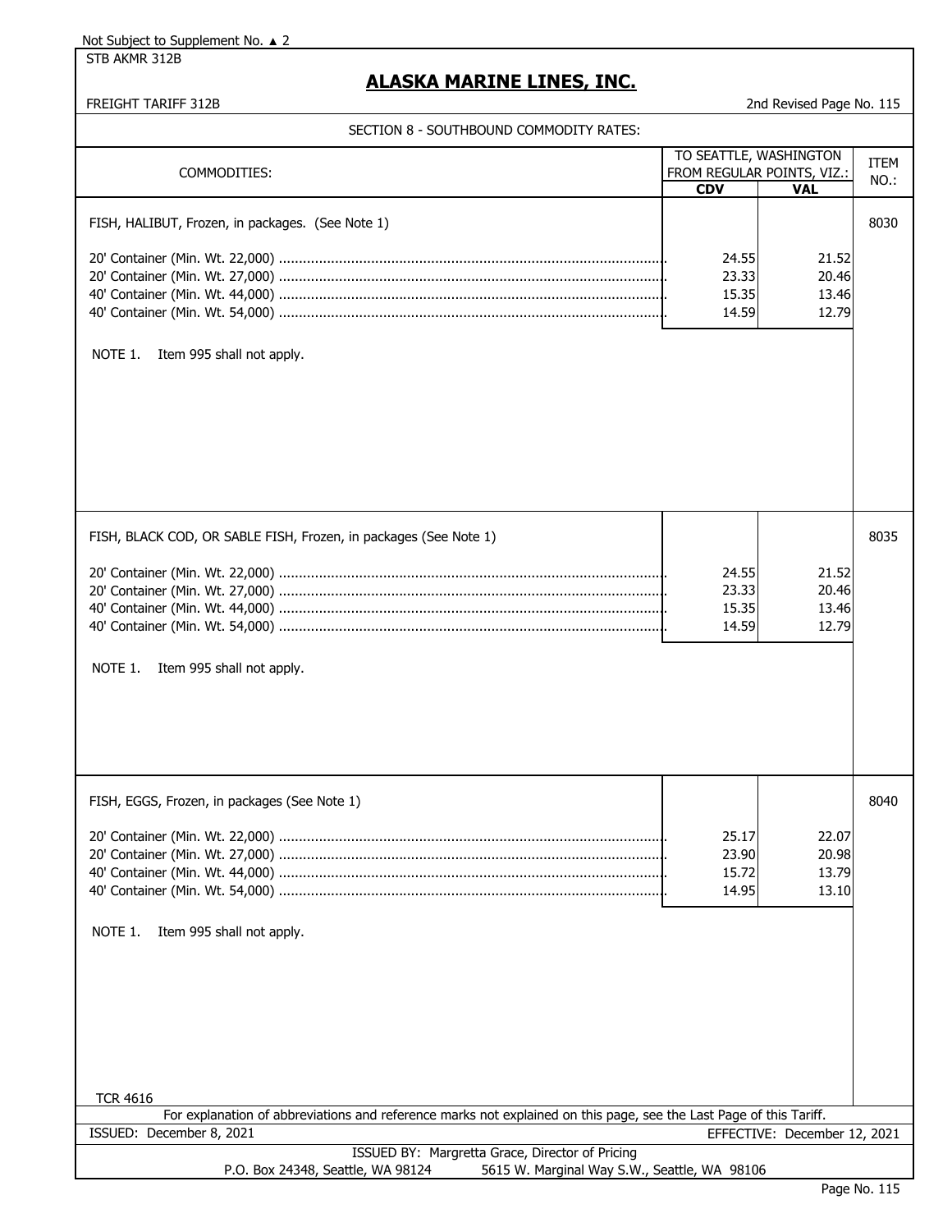Not Subject to Supplement No. ▲ 2

STB AKMR 312B

# ALASKA MARINE LINES, INC.

FREIGHT TARIFF 312B — 2nd Revised Page No. 115

SECTION 8 - SOUTHBOUND COMMODITY RATES:

| COMMODITIES: | TO SEATTLE, WASHINGTON FROM REGULAR POINTS, VIZ.: | | ITEM NO.: |
|---|---|---|---|
| | CDV | VAL | |
| FISH, HALIBUT, Frozen, in packages. (See Note 1) | | | 8030 |
| 20' Container (Min. Wt. 22,000) | 24.55 | 21.52 | |
| 20' Container (Min. Wt. 27,000) | 23.33 | 20.46 | |
| 40' Container (Min. Wt. 44,000) | 15.35 | 13.46 | |
| 40' Container (Min. Wt. 54,000) | 14.59 | 12.79 | |
| NOTE 1. Item 995 shall not apply. | | | |
| FISH, BLACK COD, OR SABLE FISH, Frozen, in packages (See Note 1) | | | 8035 |
| 20' Container (Min. Wt. 22,000) | 24.55 | 21.52 | |
| 20' Container (Min. Wt. 27,000) | 23.33 | 20.46 | |
| 40' Container (Min. Wt. 44,000) | 15.35 | 13.46 | |
| 40' Container (Min. Wt. 54,000) | 14.59 | 12.79 | |
| NOTE 1. Item 995 shall not apply. | | | |
| FISH, EGGS, Frozen, in packages (See Note 1) | | | 8040 |
| 20' Container (Min. Wt. 22,000) | 25.17 | 22.07 | |
| 20' Container (Min. Wt. 27,000) | 23.90 | 20.98 | |
| 40' Container (Min. Wt. 44,000) | 15.72 | 13.79 | |
| 40' Container (Min. Wt. 54,000) | 14.95 | 13.10 | |
| NOTE 1. Item 995 shall not apply. | | | |

TCR 4616

For explanation of abbreviations and reference marks not explained on this page, see the Last Page of this Tariff.

ISSUED: December 8, 2021 — EFFECTIVE: December 12, 2021

ISSUED BY: Margretta Grace, Director of Pricing

P.O. Box 24348, Seattle, WA 98124 — 5615 W. Marginal Way S.W., Seattle, WA 98106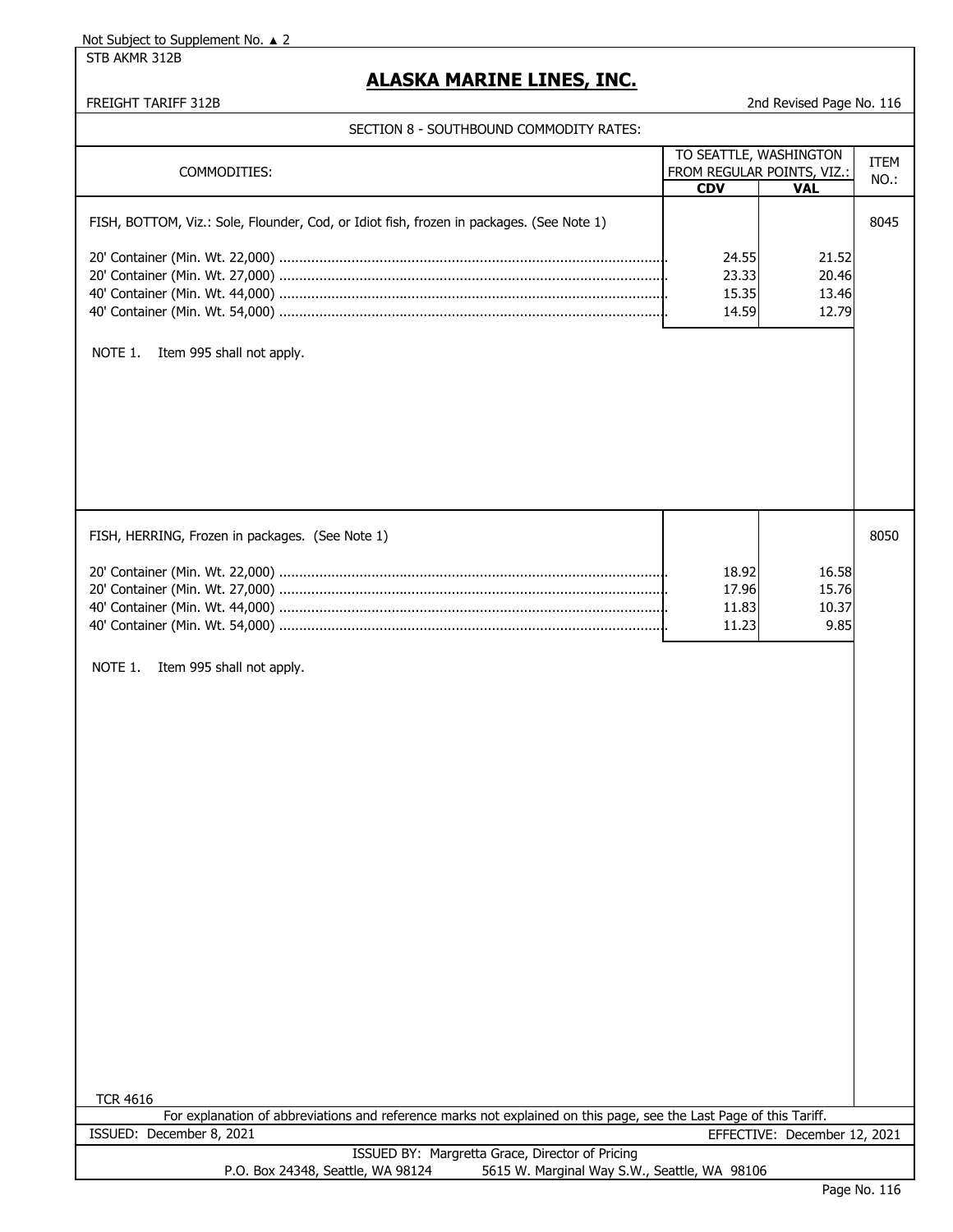Not Subject to Supplement No. ▲ 2

STB AKMR 312B

# ALASKA MARINE LINES, INC.

FREIGHT TARIFF 312B

2nd Revised Page No. 116

## SECTION 8 - SOUTHBOUND COMMODITY RATES:

| COMMODITIES: | TO SEATTLE, WASHINGTON FROM REGULAR POINTS, VIZ.: | | ITEM NO.: |
|---|---|---|---|
| | **CDV** | **VAL** | |
| FISH, BOTTOM, Viz.: Sole, Flounder, Cod, or Idiot fish, frozen in packages. (See Note 1) | | | 8045 |
| 20' Container (Min. Wt. 22,000) | 24.55 | 21.52 | |
| 20' Container (Min. Wt. 27,000) | 23.33 | 20.46 | |
| 40' Container (Min. Wt. 44,000) | 15.35 | 13.46 | |
| 40' Container (Min. Wt. 54,000) | 14.59 | 12.79 | |
| NOTE 1. Item 995 shall not apply. | | | |
| FISH, HERRING, Frozen in packages. (See Note 1) | | | 8050 |
| 20' Container (Min. Wt. 22,000) | 18.92 | 16.58 | |
| 20' Container (Min. Wt. 27,000) | 17.96 | 15.76 | |
| 40' Container (Min. Wt. 44,000) | 11.83 | 10.37 | |
| 40' Container (Min. Wt. 54,000) | 11.23 | 9.85 | |
| NOTE 1. Item 995 shall not apply. | | | |

TCR 4616

For explanation of abbreviations and reference marks not explained on this page, see the Last Page of this Tariff.

ISSUED: December 8, 2021 EFFECTIVE: December 12, 2021

ISSUED BY: Margretta Grace, Director of Pricing

P.O. Box 24348, Seattle, WA 98124 5615 W. Marginal Way S.W., Seattle, WA 98106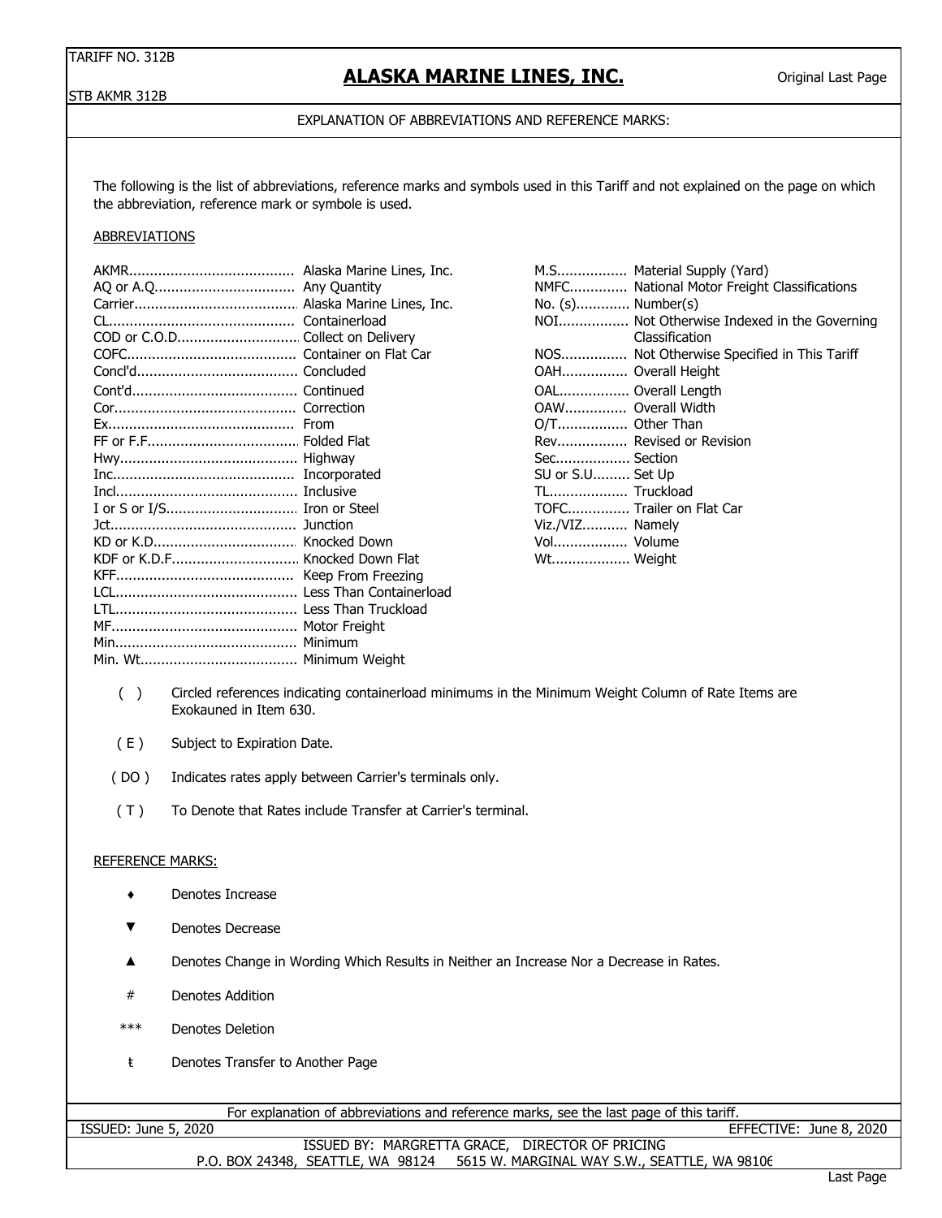EXPLANATION OF ABBREVIATIONS AND REFERENCE MARKS:

The following is the list of abbreviations, reference marks and symbols used in this Tariff and not explained on the page on which the abbreviation, reference mark or symbole is used.

ABBREVIATIONS

| | |
|---|---|
| AKMR | Alaska Marine Lines, Inc. |
| AQ or A.Q. | Any Quantity |
| Carrier | Alaska Marine Lines, Inc. |
| CL | Containerload |
| COD or C.O.D. | Collect on Delivery |
| COFC | Container on Flat Car |
| Concl'd | Concluded |
| Cont'd | Continued |
| Cor | Correction |
| Ex | From |
| FF or F.F. | Folded Flat |
| Hwy | Highway |
| Inc | Incorporated |
| Incl | Inclusive |
| I or S or I/S | Iron or Steel |
| Jct | Junction |
| KD or K.D. | Knocked Down |
| KDF or K.D.F. | Knocked Down Flat |
| KFF | Keep From Freezing |
| LCL | Less Than Containerload |
| LTL | Less Than Truckload |
| MF | Motor Freight |
| Min | Minimum |
| Min. Wt. | Minimum Weight |
| M.S. | Material Supply (Yard) |
| NMFC | National Motor Freight Classifications |
| No. (s) | Number(s) |
| NOI | Not Otherwise Indexed in the Governing Classification |
| NOS | Not Otherwise Specified in This Tariff |
| OAH | Overall Height |
| OAL | Overall Length |
| OAW | Overall Width |
| O/T | Other Than |
| Rev | Revised or Revision |
| Sec | Section |
| SU or S.U. | Set Up |
| TL | Truckload |
| TOFC | Trailer on Flat Car |
| Viz./VIZ. | Namely |
| Vol | Volume |
| Wt. | Weight |

( ) Circled references indicating containerload minimums in the Minimum Weight Column of Rate Items are Exokauned in Item 630.

( E ) Subject to Expiration Date.

( DO ) Indicates rates apply between Carrier's terminals only.

( T ) To Denote that Rates include Transfer at Carrier's terminal.

REFERENCE MARKS:

♦ Denotes Increase

▼ Denotes Decrease

▲ Denotes Change in Wording Which Results in Neither an Increase Nor a Decrease in Rates.

# Denotes Addition

*** Denotes Deletion

ŧ Denotes Transfer to Another Page

For explanation of abbreviations and reference marks, see the last page of this tariff.

ISSUED: June 5, 2020 EFFECTIVE: June 8, 2020

ISSUED BY: MARGRETTA GRACE, DIRECTOR OF PRICING

P.O. BOX 24348, SEATTLE, WA 98124 5615 W. MARGINAL WAY S.W., SEATTLE, WA 98106